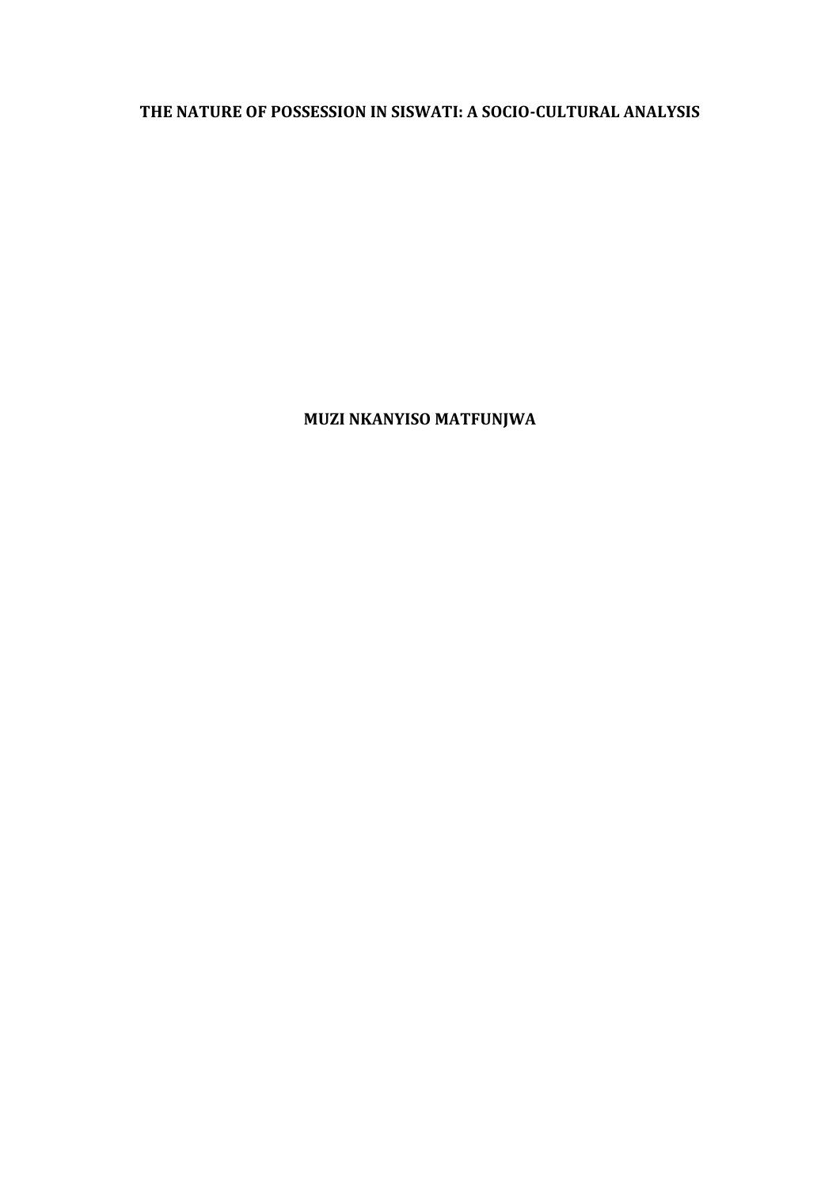# THE NATURE OF POSSESSION IN SISWATI: A SOCIO-CULTURAL ANALYSIS

**MUZI NKANYISO MATFUNJWA**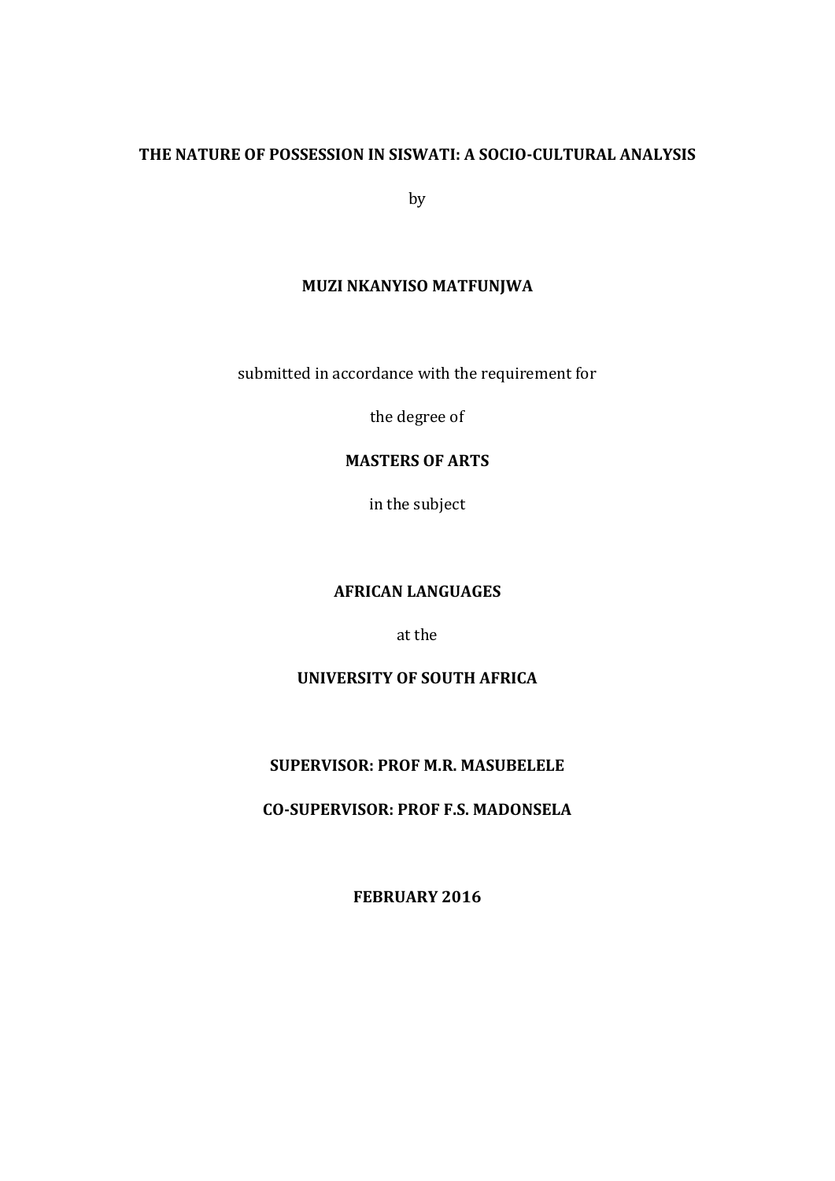**THE NATURE OF POSSESSION IN SISWATI: A SOCIO-CULTURAL ANALYSIS**

by

**MUZI NKANYISO MATFUNJWA**

submitted in accordance with the requirement for

the degree of

**MASTERS OF ARTS**

in the subject

**AFRICAN LANGUAGES**

at the

**UNIVERSITY OF SOUTH AFRICA**

**SUPERVISOR: PROF M.R. MASUBELELE**

**CO-SUPERVISOR: PROF F.S. MADONSELA**

**FEBRUARY 2016**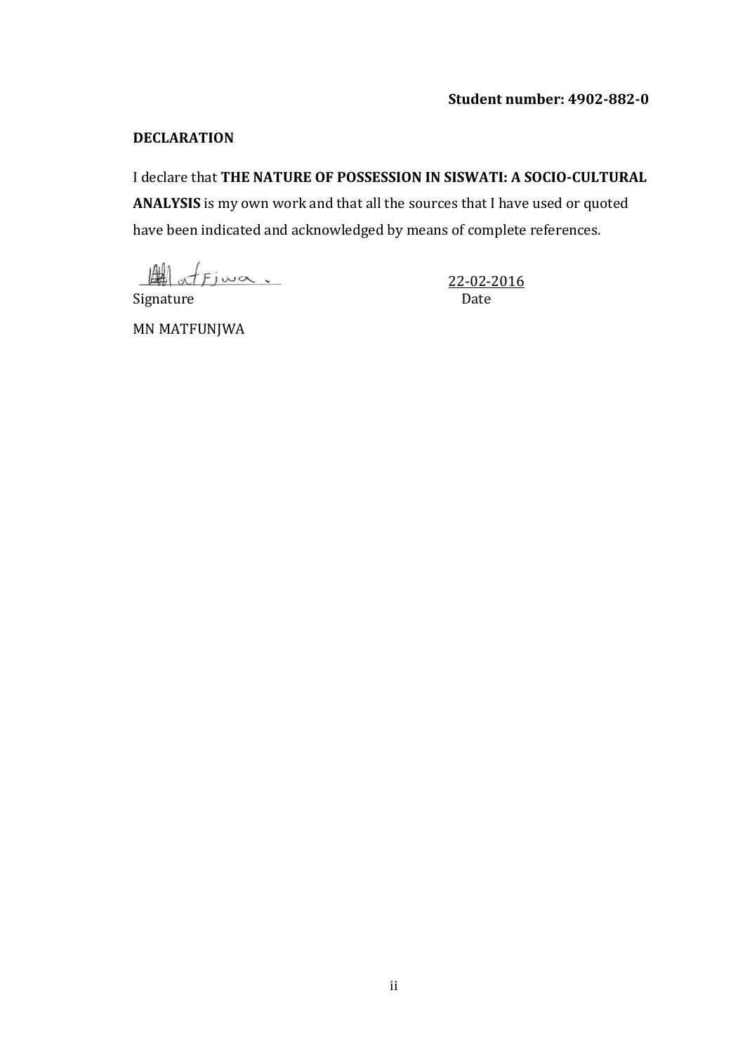**Student number: 4902-882-0**

**DECLARATION**

I declare that **THE NATURE OF POSSESSION IN SISWATI: A SOCIO-CULTURAL ANALYSIS** is my own work and that all the sources that I have used or quoted have been indicated and acknowledged by means of complete references.

Signature　　　　　　　　　　　　　　　22-02-2016

　　　　　　　　　　　　　　　　　　　Date

MN MATFUNJWA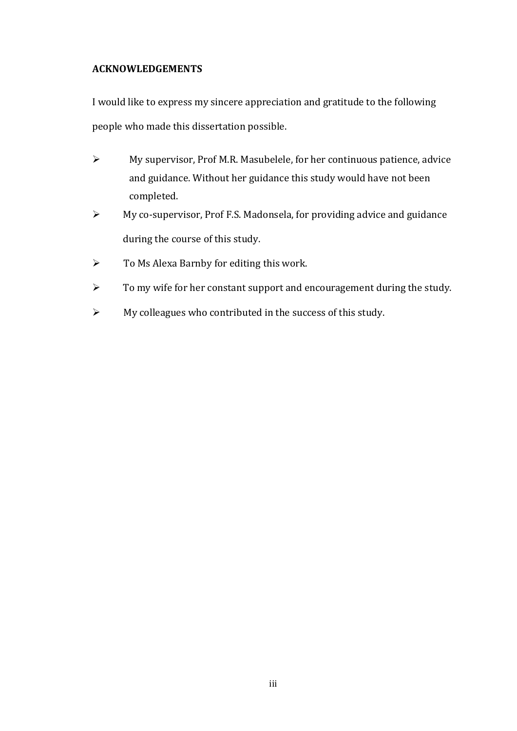## ACKNOWLEDGEMENTS

I would like to express my sincere appreciation and gratitude to the following people who made this dissertation possible.

- My supervisor, Prof M.R. Masubelele, for her continuous patience, advice and guidance. Without her guidance this study would have not been completed.
- My co-supervisor, Prof F.S. Madonsela, for providing advice and guidance during the course of this study.
- To Ms Alexa Barnby for editing this work.
- To my wife for her constant support and encouragement during the study.
- My colleagues who contributed in the success of this study.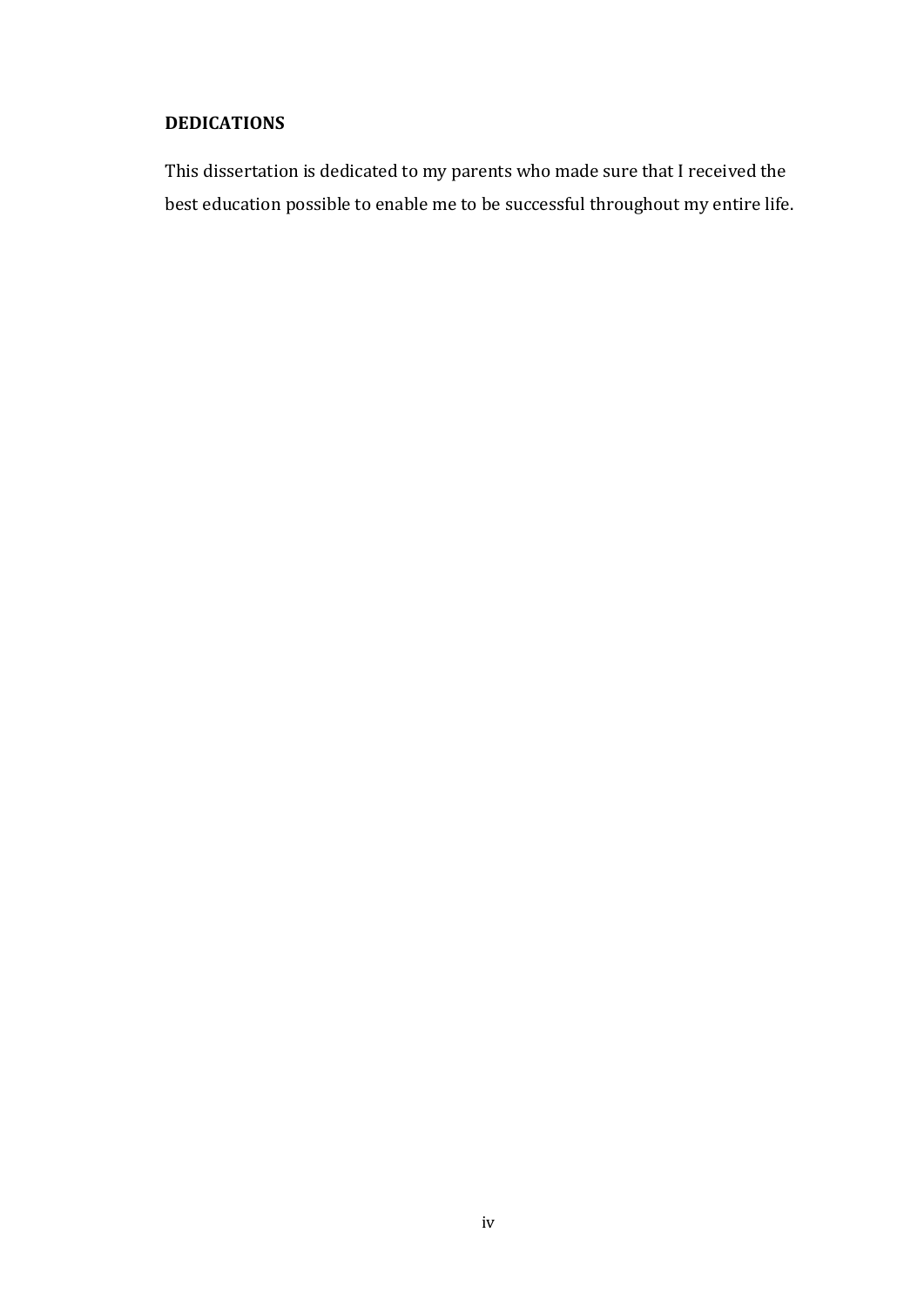## DEDICATIONS

This dissertation is dedicated to my parents who made sure that I received the best education possible to enable me to be successful throughout my entire life.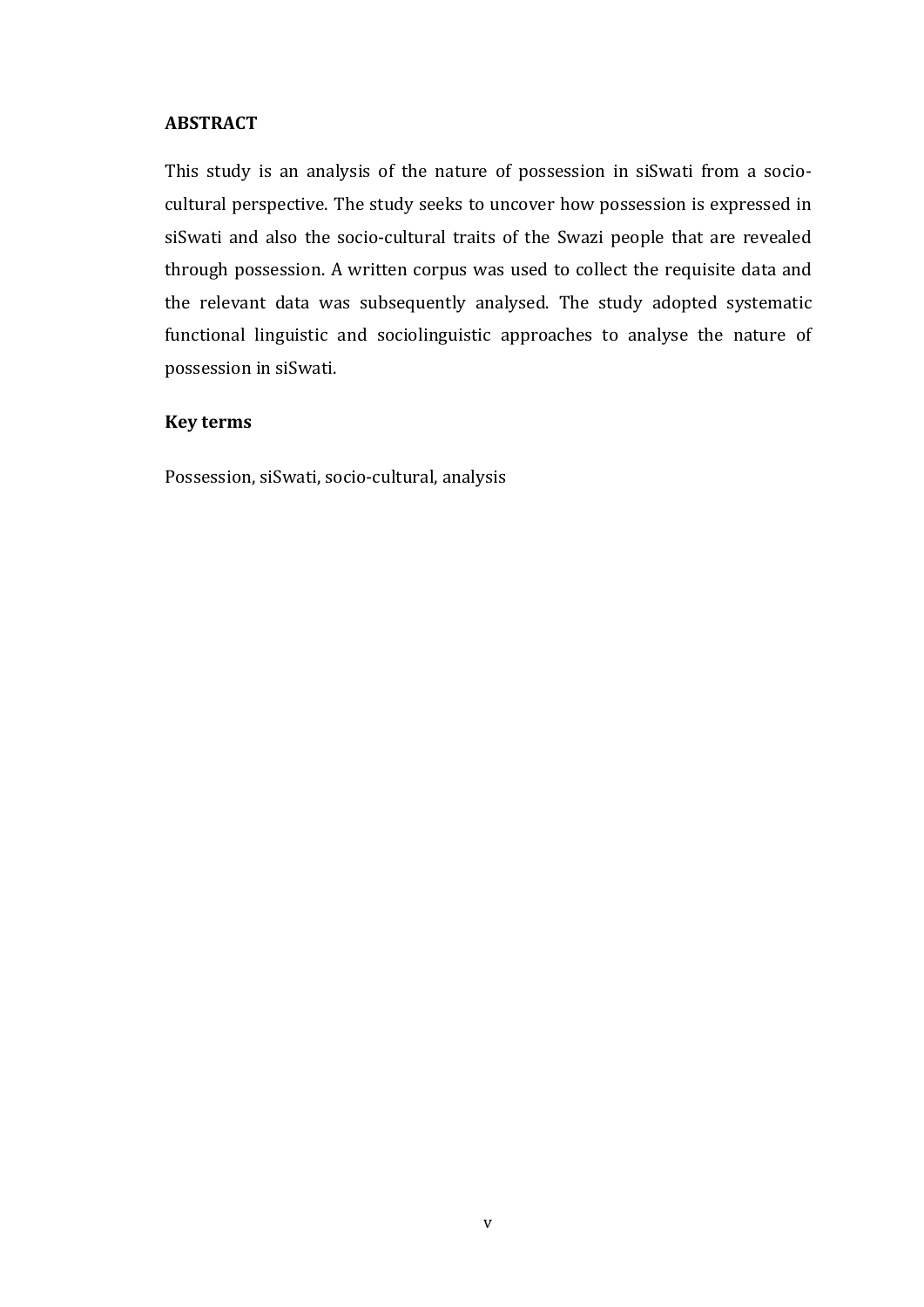## ABSTRACT

This study is an analysis of the nature of possession in siSwati from a socio-cultural perspective. The study seeks to uncover how possession is expressed in siSwati and also the socio-cultural traits of the Swazi people that are revealed through possession. A written corpus was used to collect the requisite data and the relevant data was subsequently analysed. The study adopted systematic functional linguistic and sociolinguistic approaches to analyse the nature of possession in siSwati.

### Key terms

Possession, siSwati, socio-cultural, analysis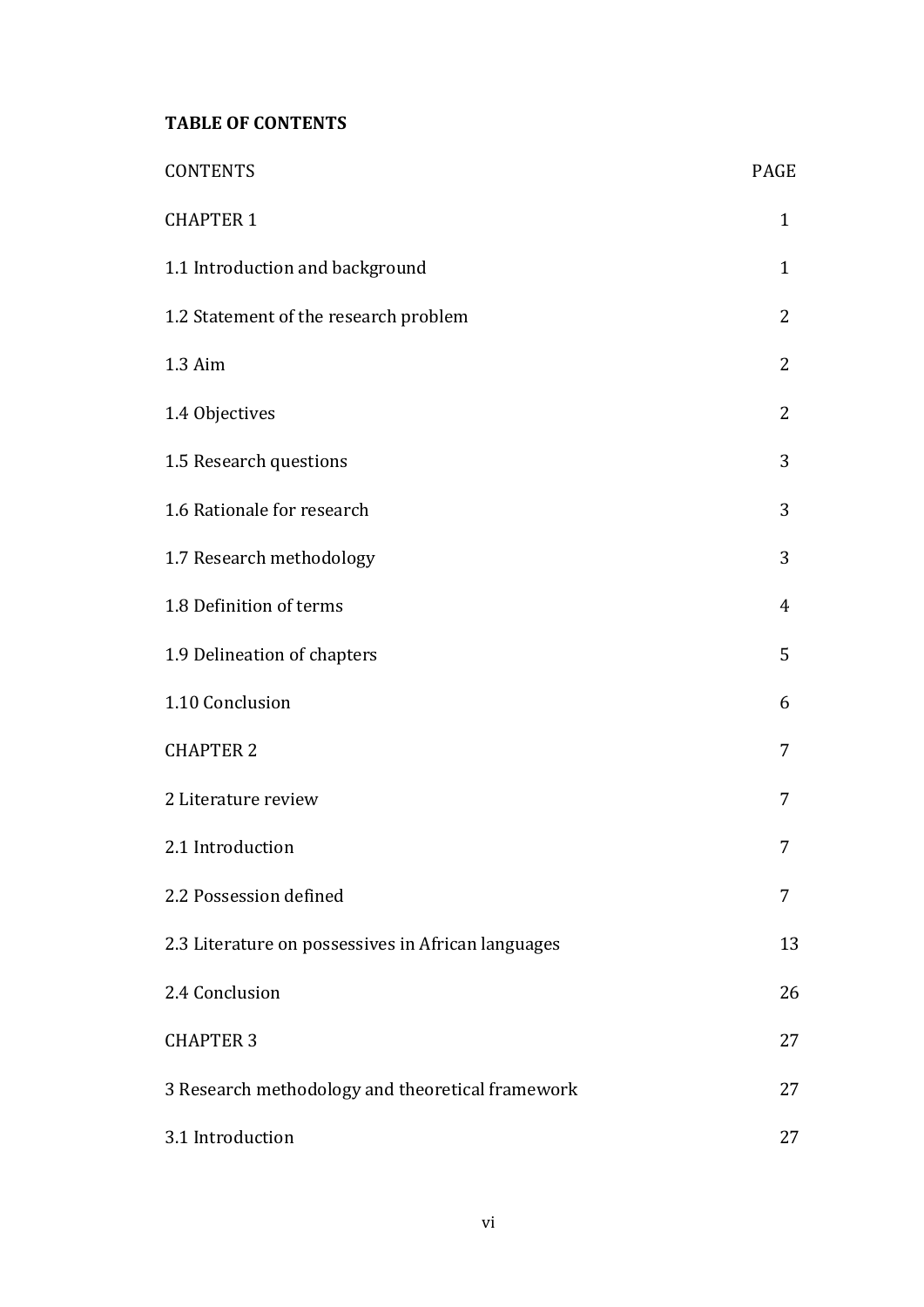**TABLE OF CONTENTS**

| CONTENTS | PAGE |
| --- | --- |
| CHAPTER 1 | 1 |
| 1.1 Introduction and background | 1 |
| 1.2 Statement of the research problem | 2 |
| 1.3 Aim | 2 |
| 1.4 Objectives | 2 |
| 1.5 Research questions | 3 |
| 1.6 Rationale for research | 3 |
| 1.7 Research methodology | 3 |
| 1.8 Definition of terms | 4 |
| 1.9 Delineation of chapters | 5 |
| 1.10 Conclusion | 6 |
| CHAPTER 2 | 7 |
| 2 Literature review | 7 |
| 2.1 Introduction | 7 |
| 2.2 Possession defined | 7 |
| 2.3 Literature on possessives in African languages | 13 |
| 2.4 Conclusion | 26 |
| CHAPTER 3 | 27 |
| 3 Research methodology and theoretical framework | 27 |
| 3.1 Introduction | 27 |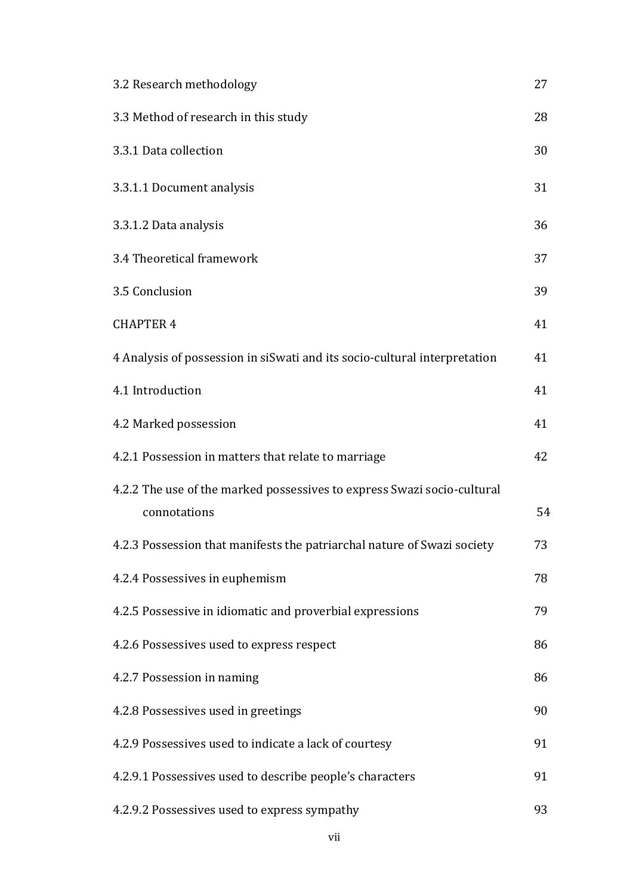| | |
|---|---|
| 3.2 Research methodology | 27 |
| 3.3 Method of research in this study | 28 |
| 3.3.1 Data collection | 30 |
| 3.3.1.1 Document analysis | 31 |
| 3.3.1.2 Data analysis | 36 |
| 3.4 Theoretical framework | 37 |
| 3.5 Conclusion | 39 |
| CHAPTER 4 | 41 |
| 4 Analysis of possession in siSwati and its socio-cultural interpretation | 41 |
| 4.1 Introduction | 41 |
| 4.2 Marked possession | 41 |
| 4.2.1 Possession in matters that relate to marriage | 42 |
| 4.2.2 The use of the marked possessives to express Swazi socio-cultural connotations | 54 |
| 4.2.3 Possession that manifests the patriarchal nature of Swazi society | 73 |
| 4.2.4 Possessives in euphemism | 78 |
| 4.2.5 Possessive in idiomatic and proverbial expressions | 79 |
| 4.2.6 Possessives used to express respect | 86 |
| 4.2.7 Possession in naming | 86 |
| 4.2.8 Possessives used in greetings | 90 |
| 4.2.9 Possessives used to indicate a lack of courtesy | 91 |
| 4.2.9.1 Possessives used to describe people's characters | 91 |
| 4.2.9.2 Possessives used to express sympathy | 93 |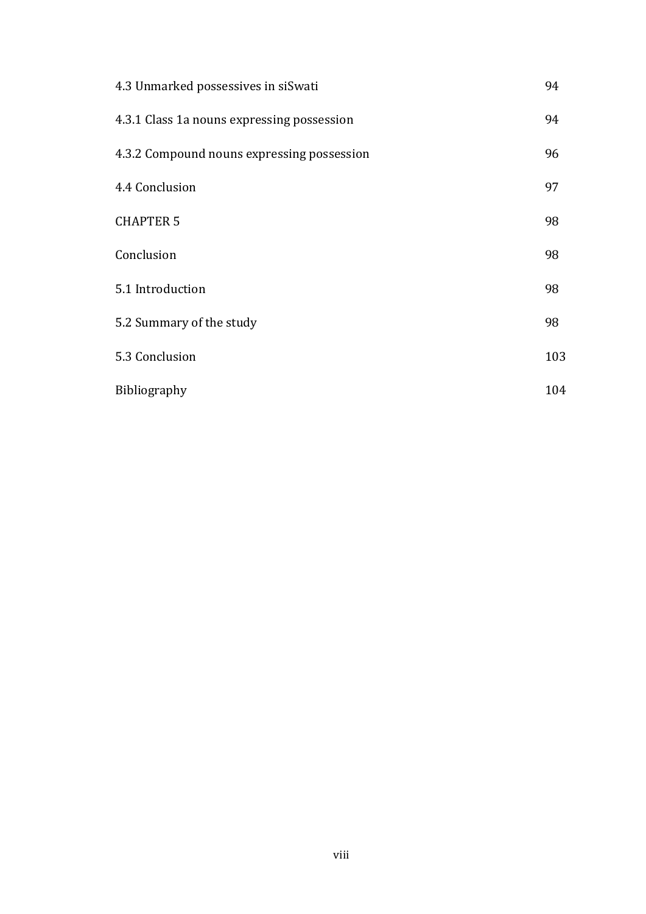| | |
|---|---|
| 4.3 Unmarked possessives in siSwati | 94 |
| 4.3.1 Class 1a nouns expressing possession | 94 |
| 4.3.2 Compound nouns expressing possession | 96 |
| 4.4 Conclusion | 97 |
| CHAPTER 5 | 98 |
| Conclusion | 98 |
| 5.1 Introduction | 98 |
| 5.2 Summary of the study | 98 |
| 5.3 Conclusion | 103 |
| Bibliography | 104 |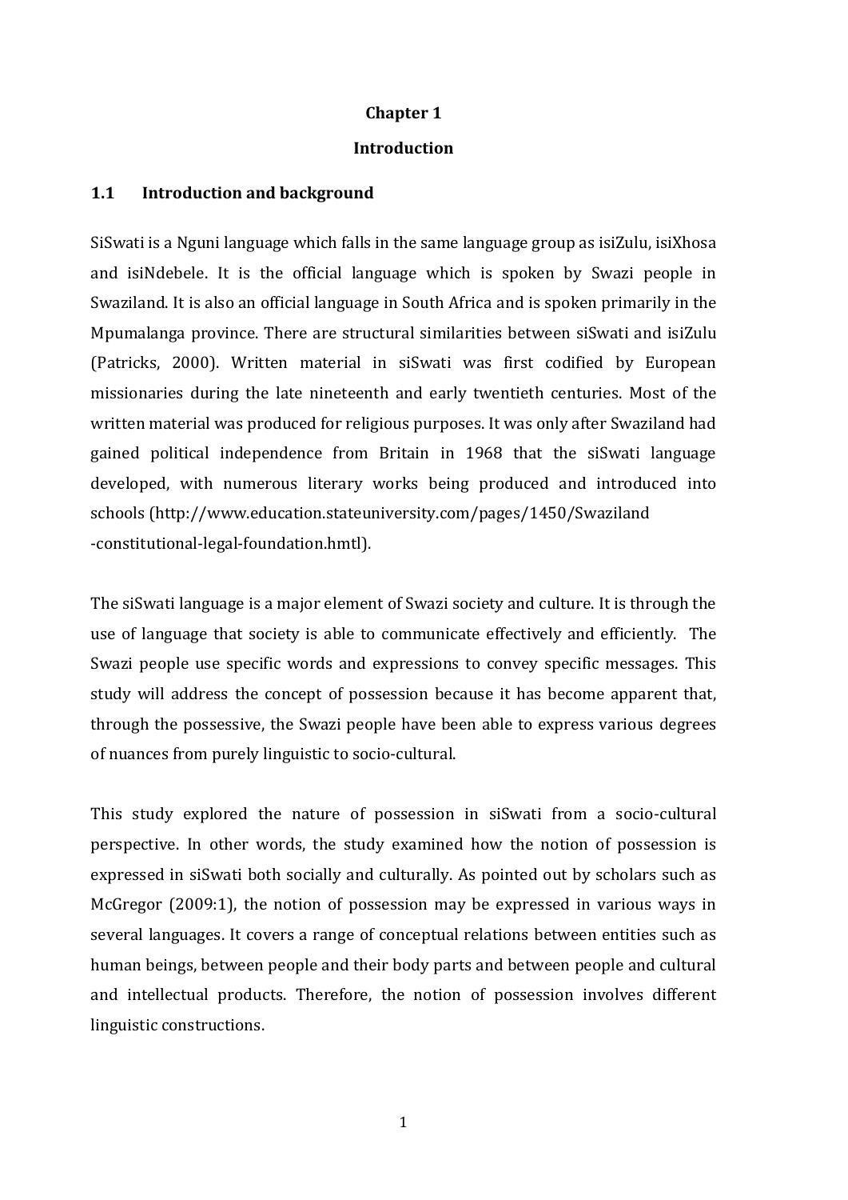# Chapter 1

# Introduction

## 1.1 Introduction and background

SiSwati is a Nguni language which falls in the same language group as isiZulu, isiXhosa and isiNdebele. It is the official language which is spoken by Swazi people in Swaziland. It is also an official language in South Africa and is spoken primarily in the Mpumalanga province. There are structural similarities between siSwati and isiZulu (Patricks, 2000). Written material in siSwati was first codified by European missionaries during the late nineteenth and early twentieth centuries. Most of the written material was produced for religious purposes. It was only after Swaziland had gained political independence from Britain in 1968 that the siSwati language developed, with numerous literary works being produced and introduced into schools (http://www.education.stateuniversity.com/pages/1450/Swaziland -constitutional-legal-foundation.hmtl).

The siSwati language is a major element of Swazi society and culture. It is through the use of language that society is able to communicate effectively and efficiently. The Swazi people use specific words and expressions to convey specific messages. This study will address the concept of possession because it has become apparent that, through the possessive, the Swazi people have been able to express various degrees of nuances from purely linguistic to socio-cultural.

This study explored the nature of possession in siSwati from a socio-cultural perspective. In other words, the study examined how the notion of possession is expressed in siSwati both socially and culturally. As pointed out by scholars such as McGregor (2009:1), the notion of possession may be expressed in various ways in several languages. It covers a range of conceptual relations between entities such as human beings, between people and their body parts and between people and cultural and intellectual products. Therefore, the notion of possession involves different linguistic constructions.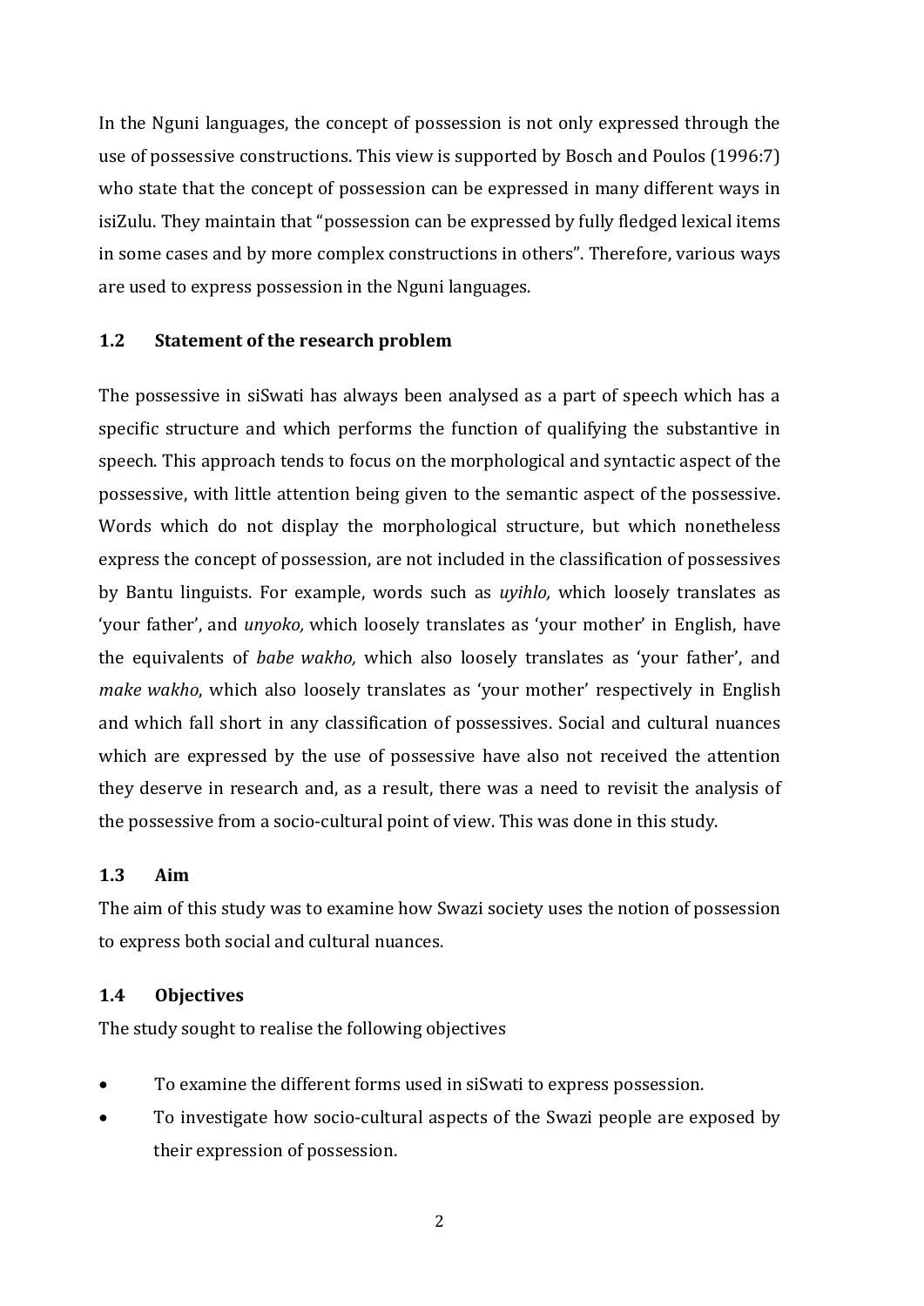In the Nguni languages, the concept of possession is not only expressed through the use of possessive constructions. This view is supported by Bosch and Poulos (1996:7) who state that the concept of possession can be expressed in many different ways in isiZulu. They maintain that "possession can be expressed by fully fledged lexical items in some cases and by more complex constructions in others". Therefore, various ways are used to express possession in the Nguni languages.

## 1.2 Statement of the research problem

The possessive in siSwati has always been analysed as a part of speech which has a specific structure and which performs the function of qualifying the substantive in speech. This approach tends to focus on the morphological and syntactic aspect of the possessive, with little attention being given to the semantic aspect of the possessive. Words which do not display the morphological structure, but which nonetheless express the concept of possession, are not included in the classification of possessives by Bantu linguists. For example, words such as *uyihlo,* which loosely translates as 'your father', and *unyoko,* which loosely translates as 'your mother' in English, have the equivalents of *babe wakho,* which also loosely translates as 'your father', and *make wakho*, which also loosely translates as 'your mother' respectively in English and which fall short in any classification of possessives. Social and cultural nuances which are expressed by the use of possessive have also not received the attention they deserve in research and, as a result, there was a need to revisit the analysis of the possessive from a socio-cultural point of view. This was done in this study.

## 1.3 Aim

The aim of this study was to examine how Swazi society uses the notion of possession to express both social and cultural nuances.

## 1.4 Objectives

The study sought to realise the following objectives

- To examine the different forms used in siSwati to express possession.
- To investigate how socio-cultural aspects of the Swazi people are exposed by their expression of possession.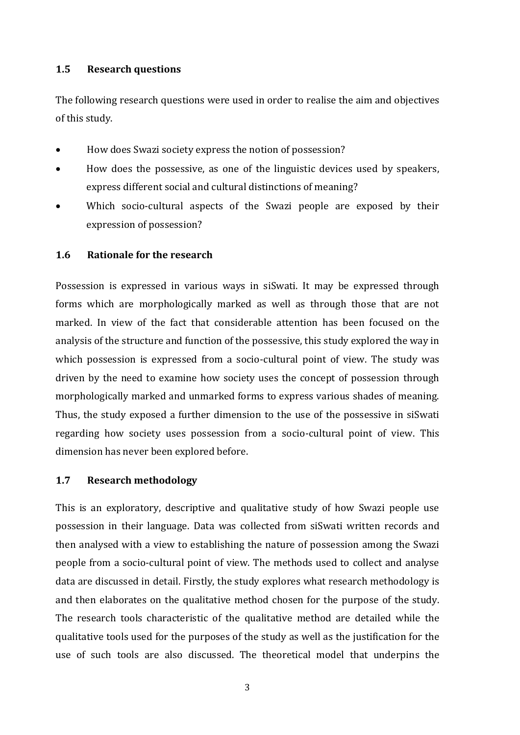## 1.5 Research questions

The following research questions were used in order to realise the aim and objectives of this study.

- How does Swazi society express the notion of possession?
- How does the possessive, as one of the linguistic devices used by speakers, express different social and cultural distinctions of meaning?
- Which socio-cultural aspects of the Swazi people are exposed by their expression of possession?

## 1.6 Rationale for the research

Possession is expressed in various ways in siSwati. It may be expressed through forms which are morphologically marked as well as through those that are not marked. In view of the fact that considerable attention has been focused on the analysis of the structure and function of the possessive, this study explored the way in which possession is expressed from a socio-cultural point of view. The study was driven by the need to examine how society uses the concept of possession through morphologically marked and unmarked forms to express various shades of meaning. Thus, the study exposed a further dimension to the use of the possessive in siSwati regarding how society uses possession from a socio-cultural point of view. This dimension has never been explored before.

## 1.7 Research methodology

This is an exploratory, descriptive and qualitative study of how Swazi people use possession in their language. Data was collected from siSwati written records and then analysed with a view to establishing the nature of possession among the Swazi people from a socio-cultural point of view. The methods used to collect and analyse data are discussed in detail. Firstly, the study explores what research methodology is and then elaborates on the qualitative method chosen for the purpose of the study. The research tools characteristic of the qualitative method are detailed while the qualitative tools used for the purposes of the study as well as the justification for the use of such tools are also discussed. The theoretical model that underpins the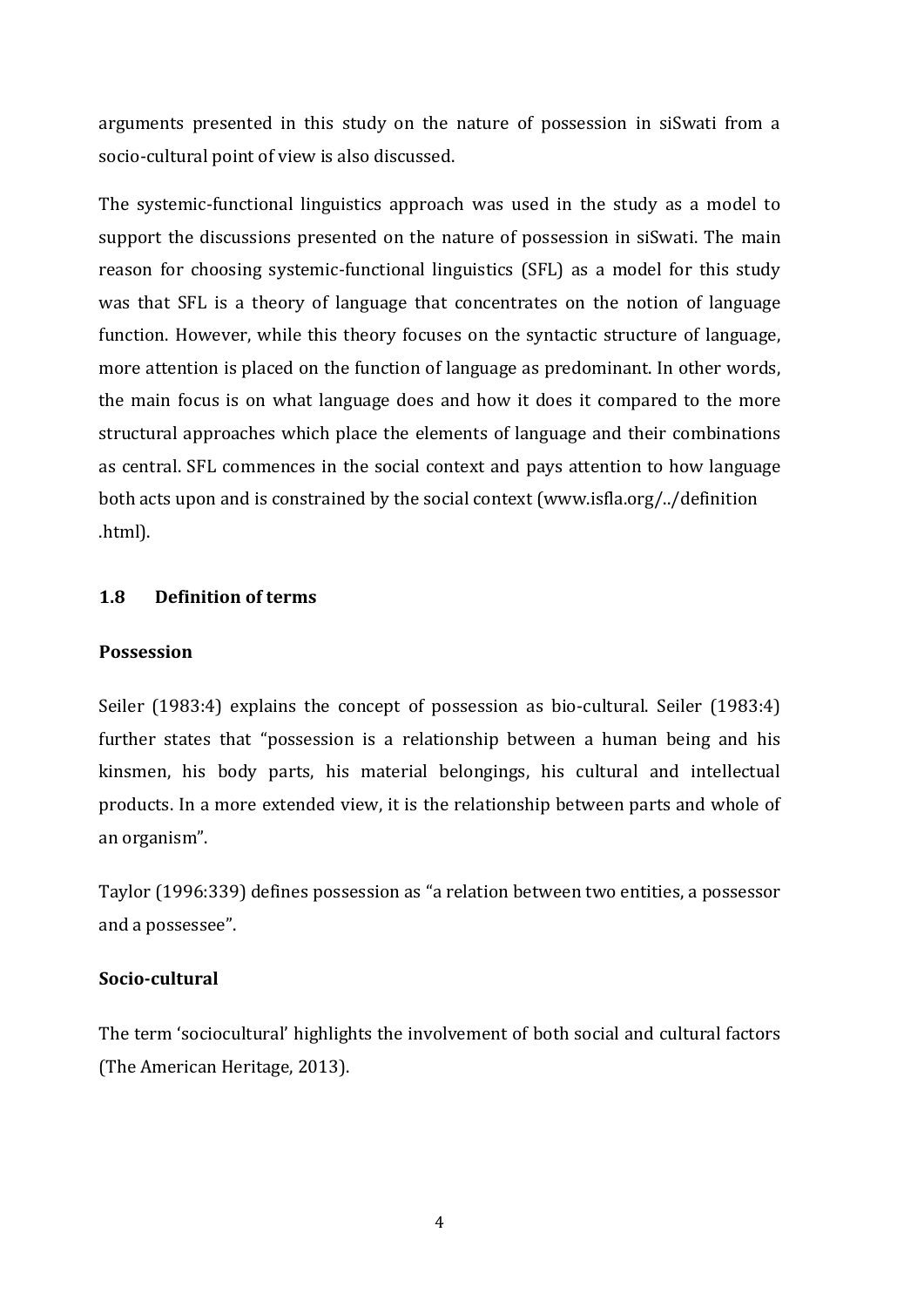arguments presented in this study on the nature of possession in siSwati from a socio-cultural point of view is also discussed.

The systemic-functional linguistics approach was used in the study as a model to support the discussions presented on the nature of possession in siSwati. The main reason for choosing systemic-functional linguistics (SFL) as a model for this study was that SFL is a theory of language that concentrates on the notion of language function. However, while this theory focuses on the syntactic structure of language, more attention is placed on the function of language as predominant. In other words, the main focus is on what language does and how it does it compared to the more structural approaches which place the elements of language and their combinations as central. SFL commences in the social context and pays attention to how language both acts upon and is constrained by the social context (www.isfla.org/../definition .html).

## 1.8 Definition of terms

### Possession

Seiler (1983:4) explains the concept of possession as bio-cultural. Seiler (1983:4) further states that "possession is a relationship between a human being and his kinsmen, his body parts, his material belongings, his cultural and intellectual products. In a more extended view, it is the relationship between parts and whole of an organism".

Taylor (1996:339) defines possession as "a relation between two entities, a possessor and a possessee".

### Socio-cultural

The term 'sociocultural' highlights the involvement of both social and cultural factors (The American Heritage, 2013).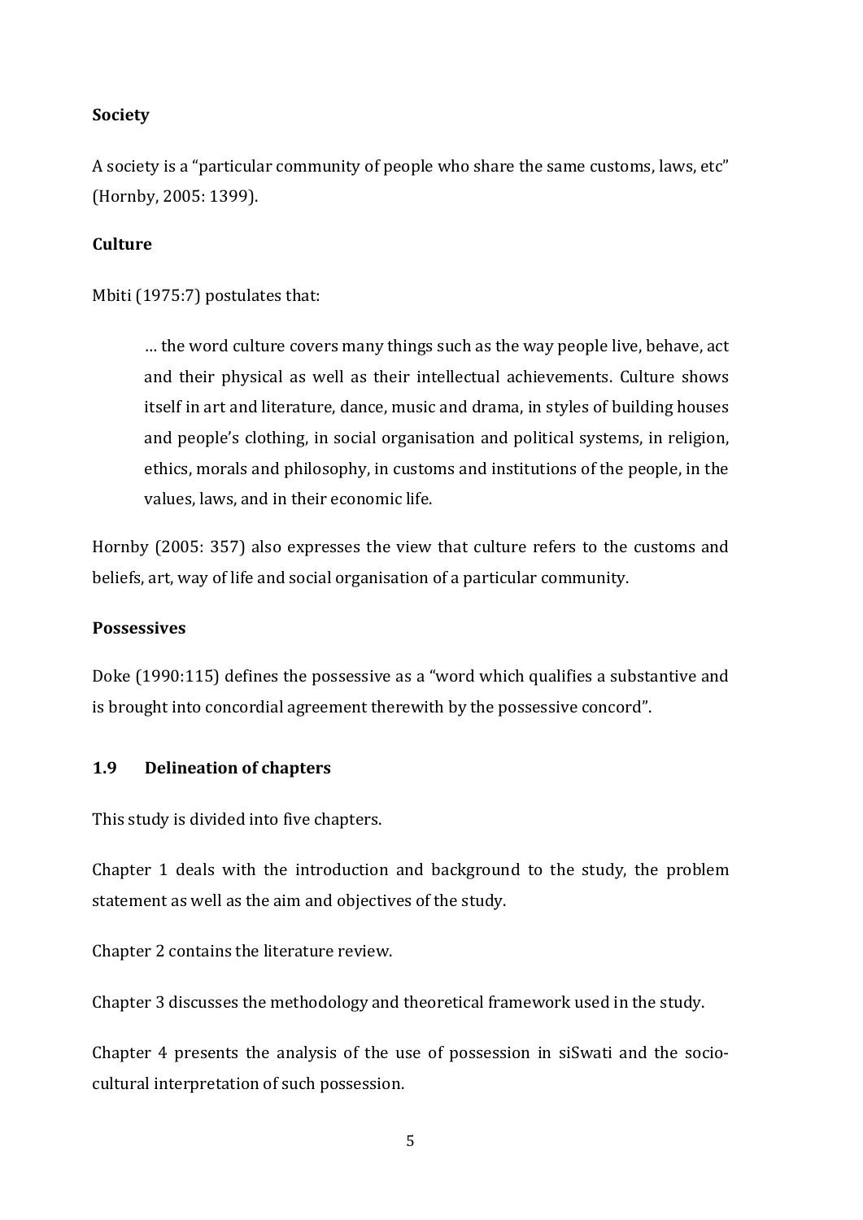**Society**

A society is a "particular community of people who share the same customs, laws, etc" (Hornby, 2005: 1399).

**Culture**

Mbiti (1975:7) postulates that:

> … the word culture covers many things such as the way people live, behave, act and their physical as well as their intellectual achievements. Culture shows itself in art and literature, dance, music and drama, in styles of building houses and people's clothing, in social organisation and political systems, in religion, ethics, morals and philosophy, in customs and institutions of the people, in the values, laws, and in their economic life.

Hornby (2005: 357) also expresses the view that culture refers to the customs and beliefs, art, way of life and social organisation of a particular community.

**Possessives**

Doke (1990:115) defines the possessive as a "word which qualifies a substantive and is brought into concordial agreement therewith by the possessive concord".

## 1.9 Delineation of chapters

This study is divided into five chapters.

Chapter 1 deals with the introduction and background to the study, the problem statement as well as the aim and objectives of the study.

Chapter 2 contains the literature review.

Chapter 3 discusses the methodology and theoretical framework used in the study.

Chapter 4 presents the analysis of the use of possession in siSwati and the socio-cultural interpretation of such possession.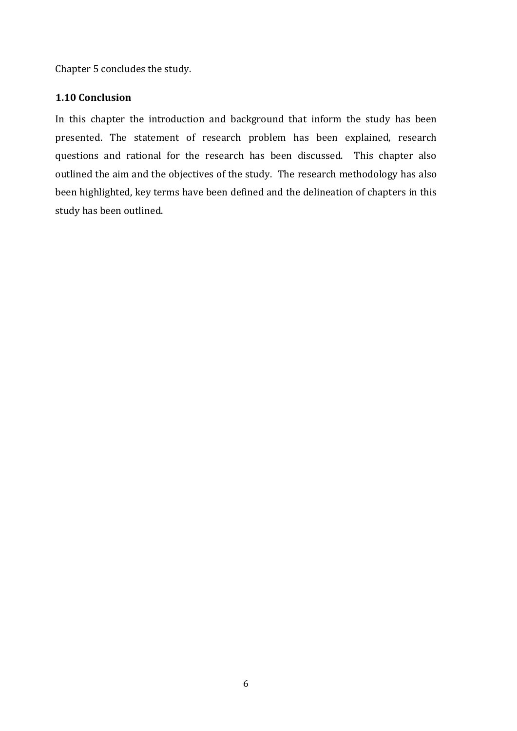Chapter 5 concludes the study.

### 1.10 Conclusion

In this chapter the introduction and background that inform the study has been presented. The statement of research problem has been explained, research questions and rational for the research has been discussed. This chapter also outlined the aim and the objectives of the study. The research methodology has also been highlighted, key terms have been defined and the delineation of chapters in this study has been outlined.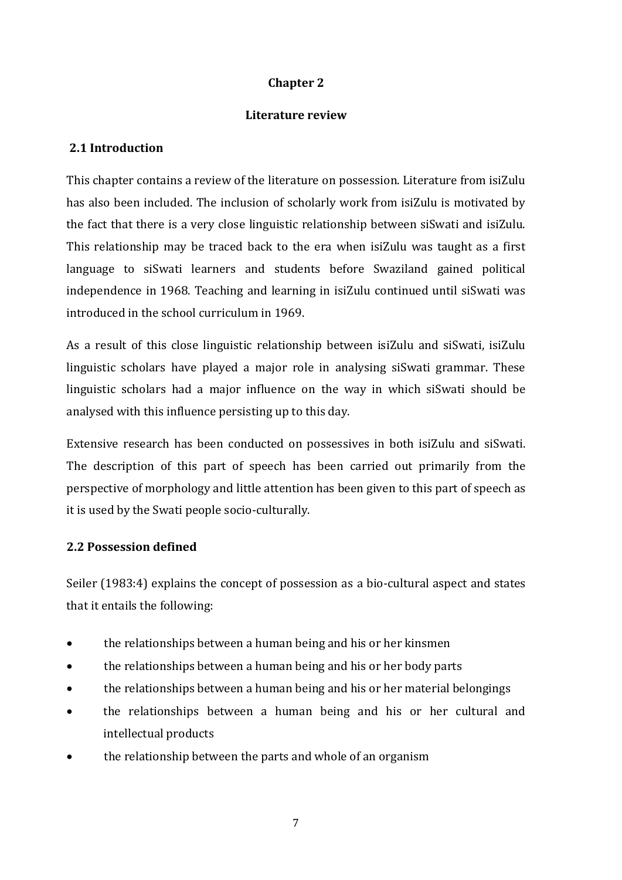# Chapter 2

## Literature review

### 2.1 Introduction

This chapter contains a review of the literature on possession. Literature from isiZulu has also been included. The inclusion of scholarly work from isiZulu is motivated by the fact that there is a very close linguistic relationship between siSwati and isiZulu. This relationship may be traced back to the era when isiZulu was taught as a first language to siSwati learners and students before Swaziland gained political independence in 1968. Teaching and learning in isiZulu continued until siSwati was introduced in the school curriculum in 1969.

As a result of this close linguistic relationship between isiZulu and siSwati, isiZulu linguistic scholars have played a major role in analysing siSwati grammar. These linguistic scholars had a major influence on the way in which siSwati should be analysed with this influence persisting up to this day.

Extensive research has been conducted on possessives in both isiZulu and siSwati. The description of this part of speech has been carried out primarily from the perspective of morphology and little attention has been given to this part of speech as it is used by the Swati people socio-culturally.

### 2.2 Possession defined

Seiler (1983:4) explains the concept of possession as a bio-cultural aspect and states that it entails the following:

- the relationships between a human being and his or her kinsmen
- the relationships between a human being and his or her body parts
- the relationships between a human being and his or her material belongings
- the relationships between a human being and his or her cultural and intellectual products
- the relationship between the parts and whole of an organism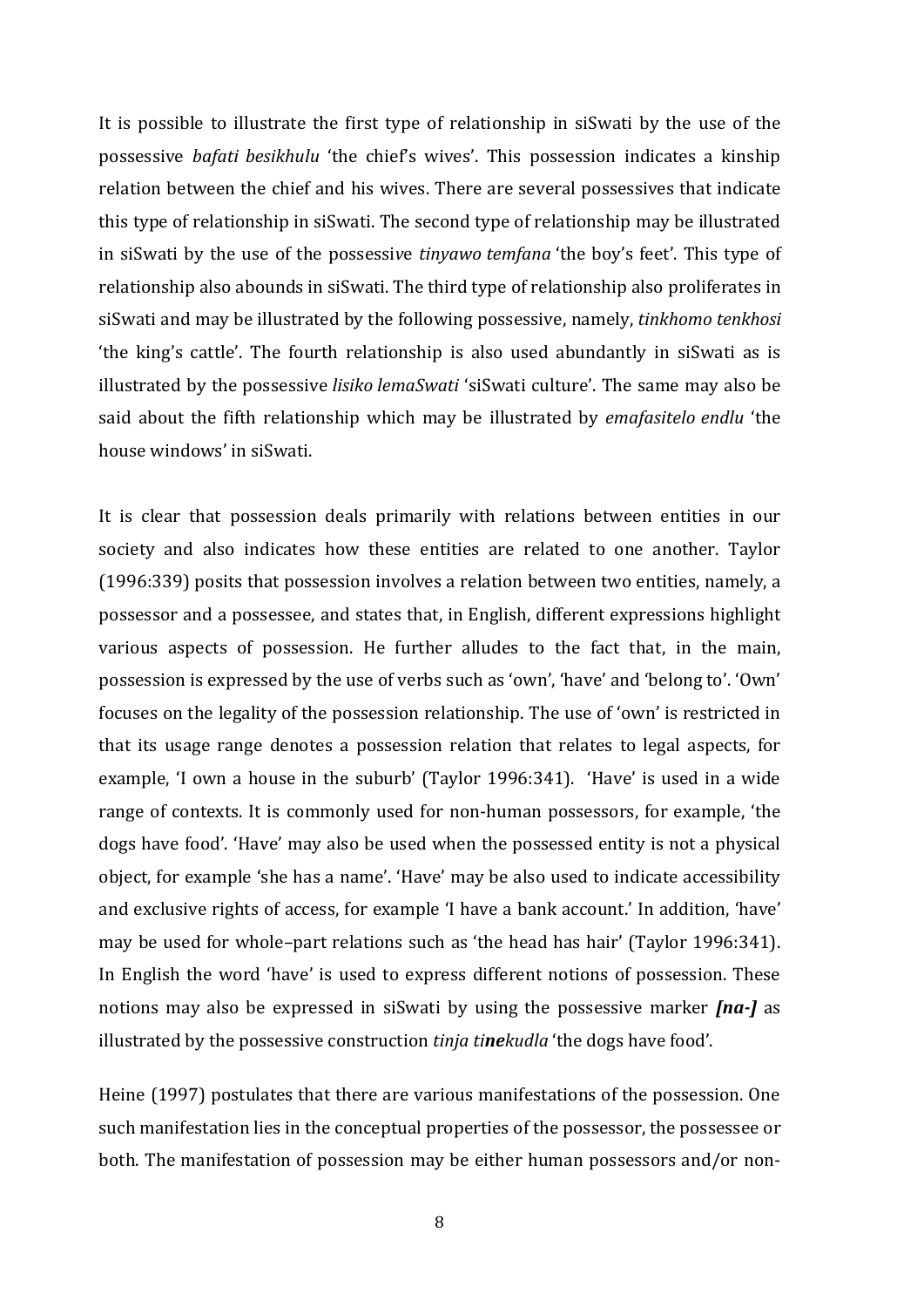It is possible to illustrate the first type of relationship in siSwati by the use of the possessive *bafati besikhulu* 'the chief's wives'. This possession indicates a kinship relation between the chief and his wives. There are several possessives that indicate this type of relationship in siSwati. The second type of relationship may be illustrated in siSwati by the use of the possessive *tinyawo temfana* 'the boy's feet'. This type of relationship also abounds in siSwati. The third type of relationship also proliferates in siSwati and may be illustrated by the following possessive, namely, *tinkhomo tenkhosi* 'the king's cattle'. The fourth relationship is also used abundantly in siSwati as is illustrated by the possessive *lisiko lemaSwati* 'siSwati culture'. The same may also be said about the fifth relationship which may be illustrated by *emafasitelo endlu* 'the house windows' in siSwati.

It is clear that possession deals primarily with relations between entities in our society and also indicates how these entities are related to one another. Taylor (1996:339) posits that possession involves a relation between two entities, namely, a possessor and a possessee, and states that, in English, different expressions highlight various aspects of possession. He further alludes to the fact that, in the main, possession is expressed by the use of verbs such as 'own', 'have' and 'belong to'. 'Own' focuses on the legality of the possession relationship. The use of 'own' is restricted in that its usage range denotes a possession relation that relates to legal aspects, for example, 'I own a house in the suburb' (Taylor 1996:341). 'Have' is used in a wide range of contexts. It is commonly used for non-human possessors, for example, 'the dogs have food'. 'Have' may also be used when the possessed entity is not a physical object, for example 'she has a name'. 'Have' may be also used to indicate accessibility and exclusive rights of access, for example 'I have a bank account.' In addition, 'have' may be used for whole–part relations such as 'the head has hair' (Taylor 1996:341). In English the word 'have' is used to express different notions of possession. These notions may also be expressed in siSwati by using the possessive marker ***[na-]*** as illustrated by the possessive construction *tinja ti**ne**kudla* 'the dogs have food'.

Heine (1997) postulates that there are various manifestations of the possession. One such manifestation lies in the conceptual properties of the possessor, the possessee or both. The manifestation of possession may be either human possessors and/or non-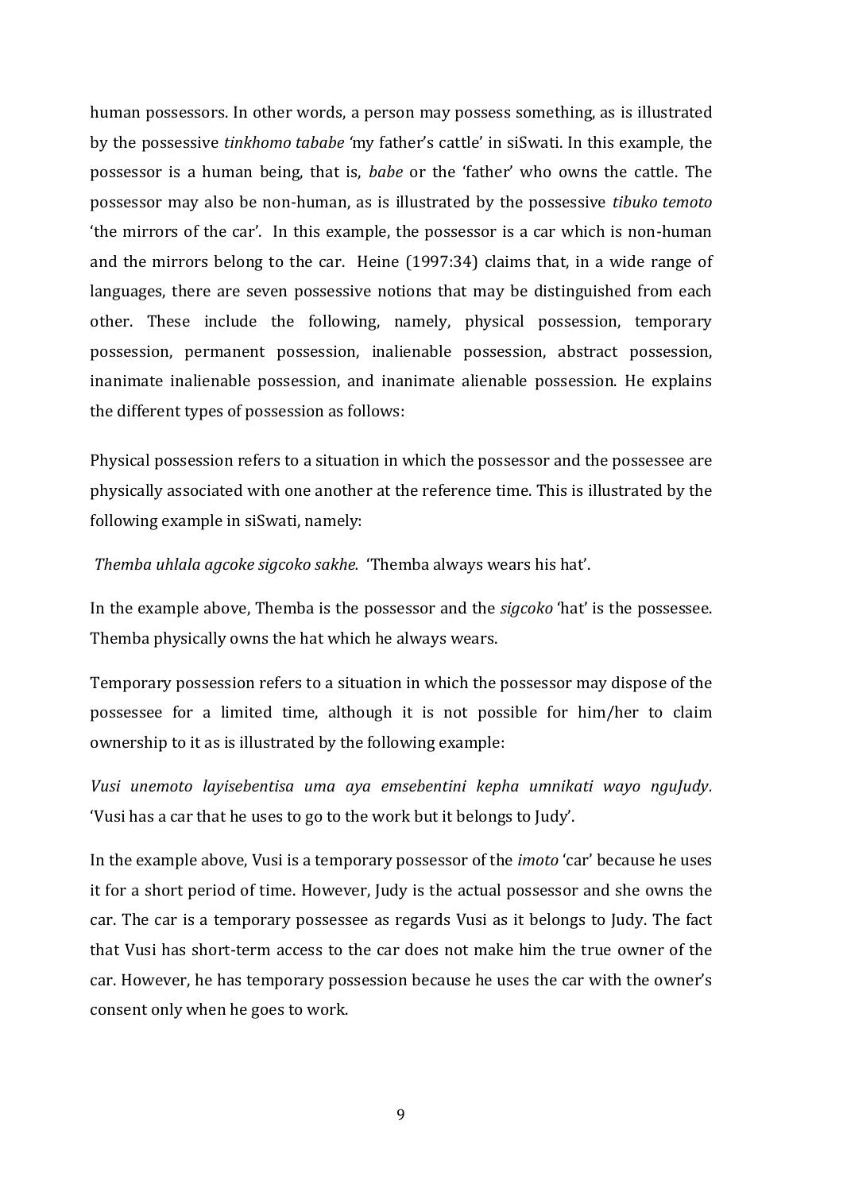human possessors. In other words, a person may possess something, as is illustrated by the possessive *tinkhomo tababe* 'my father's cattle' in siSwati. In this example, the possessor is a human being, that is, *babe* or the 'father' who owns the cattle. The possessor may also be non-human, as is illustrated by the possessive *tibuko temoto* 'the mirrors of the car'. In this example, the possessor is a car which is non-human and the mirrors belong to the car. Heine (1997:34) claims that, in a wide range of languages, there are seven possessive notions that may be distinguished from each other. These include the following, namely, physical possession, temporary possession, permanent possession, inalienable possession, abstract possession, inanimate inalienable possession, and inanimate alienable possession. He explains the different types of possession as follows:

Physical possession refers to a situation in which the possessor and the possessee are physically associated with one another at the reference time. This is illustrated by the following example in siSwati, namely:

*Themba uhlala agcoke sigcoko sakhe.* 'Themba always wears his hat'.

In the example above, Themba is the possessor and the *sigcoko* 'hat' is the possessee. Themba physically owns the hat which he always wears.

Temporary possession refers to a situation in which the possessor may dispose of the possessee for a limited time, although it is not possible for him/her to claim ownership to it as is illustrated by the following example:

*Vusi unemoto layisebentisa uma aya emsebentini kepha umnikati wayo nguJudy.* 'Vusi has a car that he uses to go to the work but it belongs to Judy'.

In the example above, Vusi is a temporary possessor of the *imoto* 'car' because he uses it for a short period of time. However, Judy is the actual possessor and she owns the car. The car is a temporary possessee as regards Vusi as it belongs to Judy. The fact that Vusi has short-term access to the car does not make him the true owner of the car. However, he has temporary possession because he uses the car with the owner's consent only when he goes to work.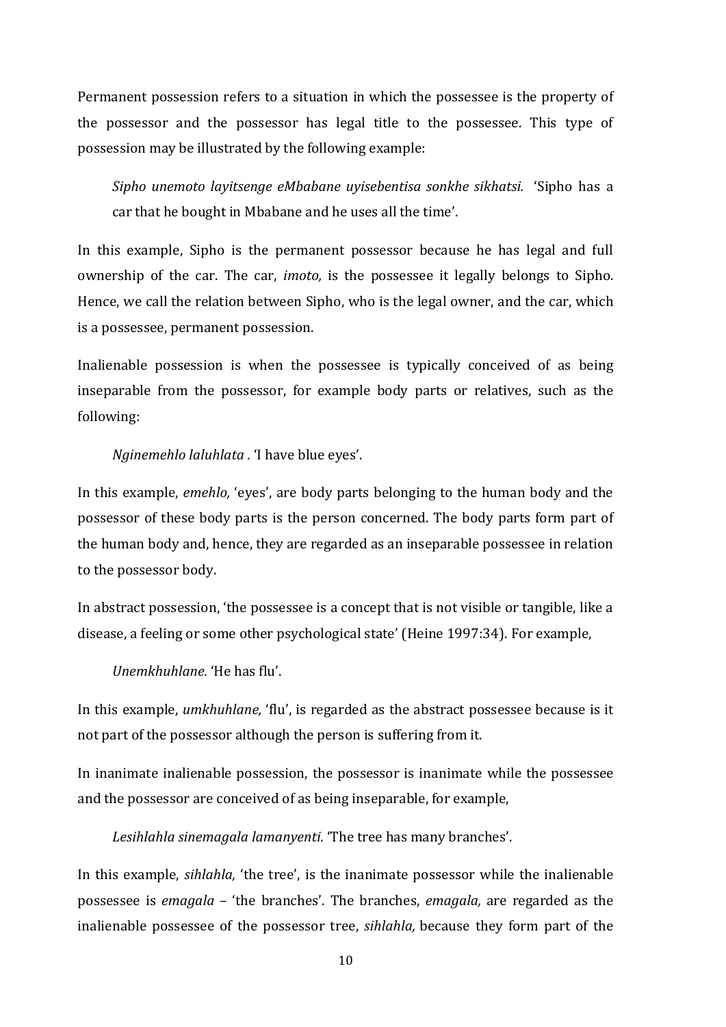Permanent possession refers to a situation in which the possessee is the property of the possessor and the possessor has legal title to the possessee. This type of possession may be illustrated by the following example:

> *Sipho unemoto layitsenge eMbabane uyisebentisa sonkhe sikhatsi.* 'Sipho has a car that he bought in Mbabane and he uses all the time'.

In this example, Sipho is the permanent possessor because he has legal and full ownership of the car. The car, *imoto,* is the possessee it legally belongs to Sipho. Hence, we call the relation between Sipho, who is the legal owner, and the car, which is a possessee, permanent possession.

Inalienable possession is when the possessee is typically conceived of as being inseparable from the possessor, for example body parts or relatives, such as the following:

> *Nginemehlo laluhlata .* 'I have blue eyes'.

In this example, *emehlo,* 'eyes', are body parts belonging to the human body and the possessor of these body parts is the person concerned. The body parts form part of the human body and, hence, they are regarded as an inseparable possessee in relation to the possessor body.

In abstract possession, 'the possessee is a concept that is not visible or tangible, like a disease, a feeling or some other psychological state' (Heine 1997:34). For example,

> *Unemkhuhlane.* 'He has flu'.

In this example, *umkhuhlane,* 'flu', is regarded as the abstract possessee because is it not part of the possessor although the person is suffering from it.

In inanimate inalienable possession, the possessor is inanimate while the possessee and the possessor are conceived of as being inseparable, for example,

> *Lesihlahla sinemagala lamanyenti.* 'The tree has many branches'.

In this example, *sihlahla,* 'the tree', is the inanimate possessor while the inalienable possessee is *emagala* – 'the branches'. The branches, *emagala,* are regarded as the inalienable possessee of the possessor tree, *sihlahla,* because they form part of the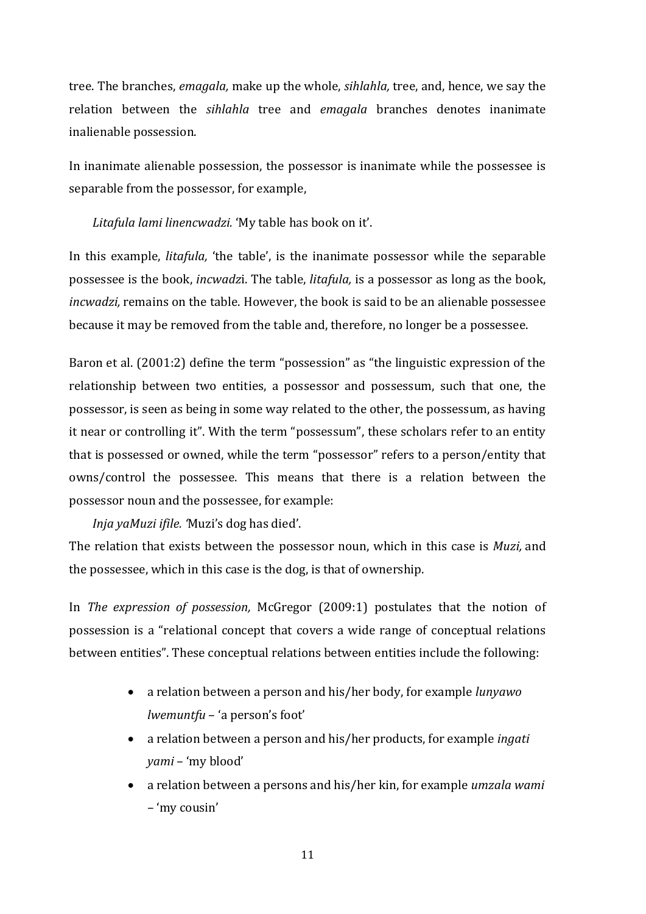tree. The branches, *emagala,* make up the whole, *sihlahla,* tree, and, hence, we say the relation between the *sihlahla* tree and *emagala* branches denotes inanimate inalienable possession.

In inanimate alienable possession, the possessor is inanimate while the possessee is separable from the possessor, for example,

*Litafula lami linencwadzi.* 'My table has book on it'.

In this example, *litafula,* 'the table', is the inanimate possessor while the separable possessee is the book, *incwadzi*. The table, *litafula,* is a possessor as long as the book, *incwadzi,* remains on the table. However, the book is said to be an alienable possessee because it may be removed from the table and, therefore, no longer be a possessee.

Baron et al. (2001:2) define the term "possession" as "the linguistic expression of the relationship between two entities, a possessor and possessum, such that one, the possessor, is seen as being in some way related to the other, the possessum, as having it near or controlling it". With the term "possessum", these scholars refer to an entity that is possessed or owned, while the term "possessor" refers to a person/entity that owns/control the possessee. This means that there is a relation between the possessor noun and the possessee, for example:

*Inja yaMuzi ifile.* 'Muzi's dog has died'.

The relation that exists between the possessor noun, which in this case is *Muzi,* and the possessee, which in this case is the dog, is that of ownership.

In *The expression of possession,* McGregor (2009:1) postulates that the notion of possession is a "relational concept that covers a wide range of conceptual relations between entities". These conceptual relations between entities include the following:

- a relation between a person and his/her body, for example *lunyawo lwemuntfu* – 'a person's foot'
- a relation between a person and his/her products, for example *ingati yami* – 'my blood'
- a relation between a persons and his/her kin, for example *umzala wami* – 'my cousin'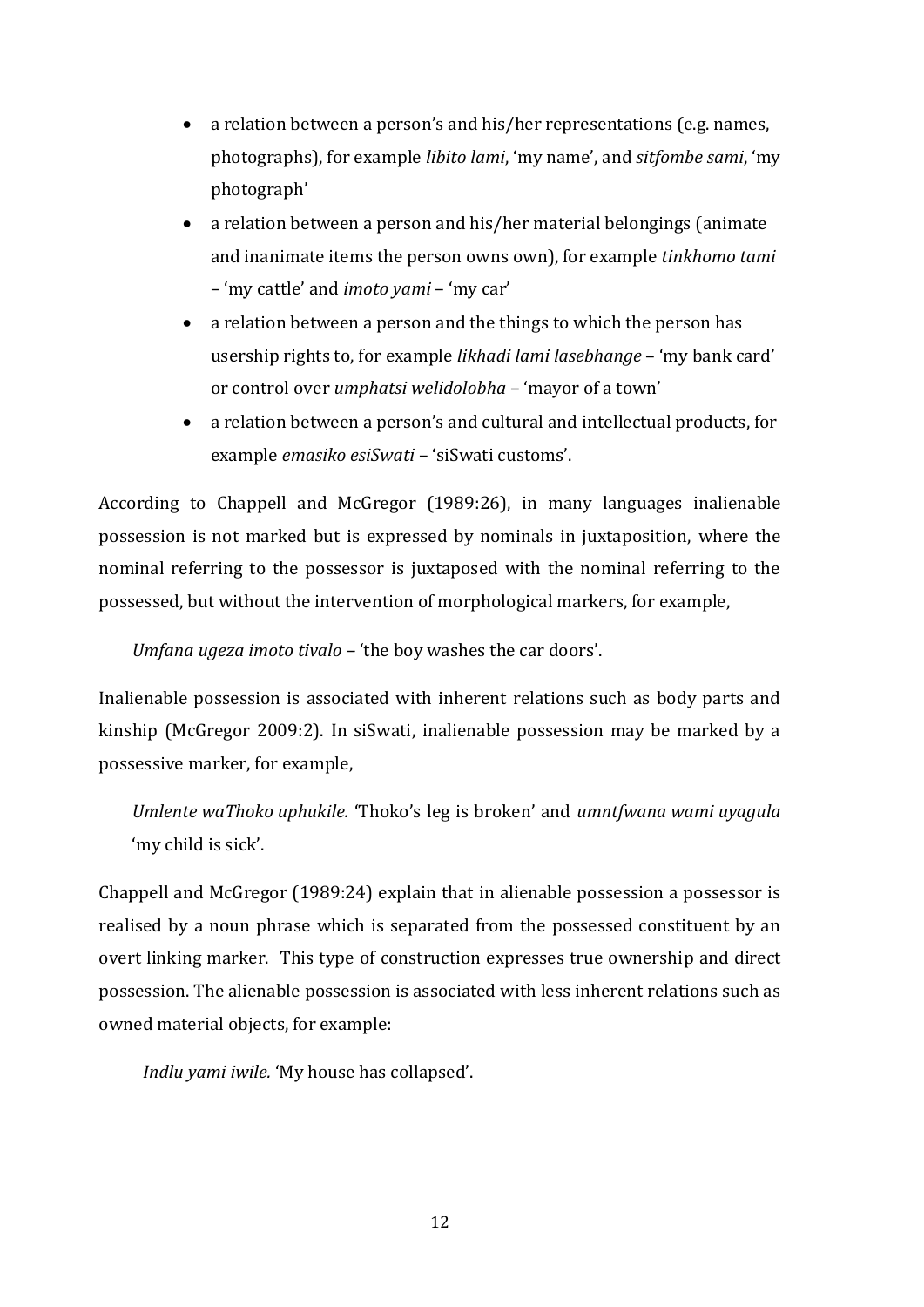- a relation between a person's and his/her representations (e.g. names, photographs), for example *libito lami*, 'my name', and *sitfombe sami*, 'my photograph'
- a relation between a person and his/her material belongings (animate and inanimate items the person owns own), for example *tinkhomo tami* – 'my cattle' and *imoto yami* – 'my car'
- a relation between a person and the things to which the person has usership rights to, for example *likhadi lami lasebhange* – 'my bank card' or control over *umphatsi welidolobha* – 'mayor of a town'
- a relation between a person's and cultural and intellectual products, for example *emasiko esiSwati* – 'siSwati customs'.

According to Chappell and McGregor (1989:26), in many languages inalienable possession is not marked but is expressed by nominals in juxtaposition, where the nominal referring to the possessor is juxtaposed with the nominal referring to the possessed, but without the intervention of morphological markers, for example,

*Umfana ugeza imoto tivalo* – 'the boy washes the car doors'.

Inalienable possession is associated with inherent relations such as body parts and kinship (McGregor 2009:2). In siSwati, inalienable possession may be marked by a possessive marker, for example,

*Umlente waThoko uphukile.* 'Thoko's leg is broken' and *umntfwana wami uyagula* 'my child is sick'.

Chappell and McGregor (1989:24) explain that in alienable possession a possessor is realised by a noun phrase which is separated from the possessed constituent by an overt linking marker. This type of construction expresses true ownership and direct possession. The alienable possession is associated with less inherent relations such as owned material objects, for example:

*Indlu <u>yami</u> iwile.* 'My house has collapsed'.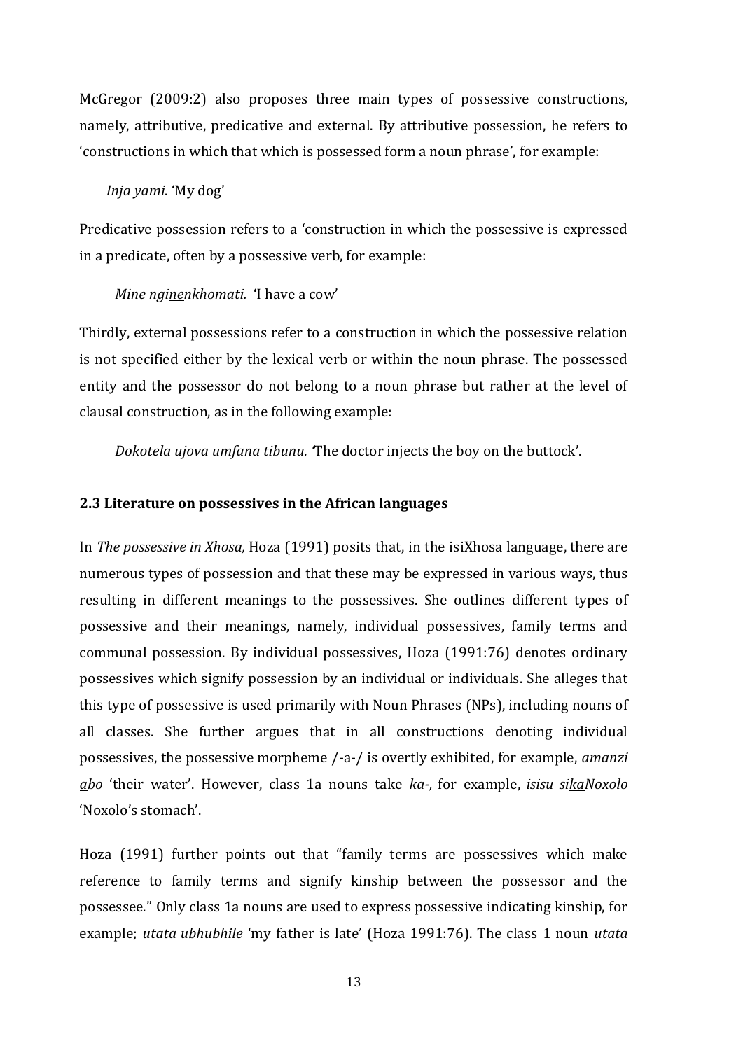McGregor (2009:2) also proposes three main types of possessive constructions, namely, attributive, predicative and external. By attributive possession, he refers to 'constructions in which that which is possessed form a noun phrase', for example:

*Inja yami*. 'My dog'

Predicative possession refers to a 'construction in which the possessive is expressed in a predicate, often by a possessive verb, for example:

*Mine ngi<u>ne</u>nkhomati.* 'I have a cow'

Thirdly, external possessions refer to a construction in which the possessive relation is not specified either by the lexical verb or within the noun phrase. The possessed entity and the possessor do not belong to a noun phrase but rather at the level of clausal construction, as in the following example:

*Dokotela ujova umfana tibunu.* 'The doctor injects the boy on the buttock'.

### 2.3 Literature on possessives in the African languages

In *The possessive in Xhosa,* Hoza (1991) posits that, in the isiXhosa language, there are numerous types of possession and that these may be expressed in various ways, thus resulting in different meanings to the possessives. She outlines different types of possessive and their meanings, namely, individual possessives, family terms and communal possession. By individual possessives, Hoza (1991:76) denotes ordinary possessives which signify possession by an individual or individuals. She alleges that this type of possessive is used primarily with Noun Phrases (NPs), including nouns of all classes. She further argues that in all constructions denoting individual possessives, the possessive morpheme /-a-/ is overtly exhibited, for example, *amanzi <u>a</u>bo* 'their water'. However, class 1a nouns take *ka-,* for example, *isisu si<u>ka</u>Noxolo* 'Noxolo's stomach'.

Hoza (1991) further points out that "family terms are possessives which make reference to family terms and signify kinship between the possessor and the possessee." Only class 1a nouns are used to express possessive indicating kinship, for example; *utata ubhubhile* 'my father is late' (Hoza 1991:76). The class 1 noun *utata*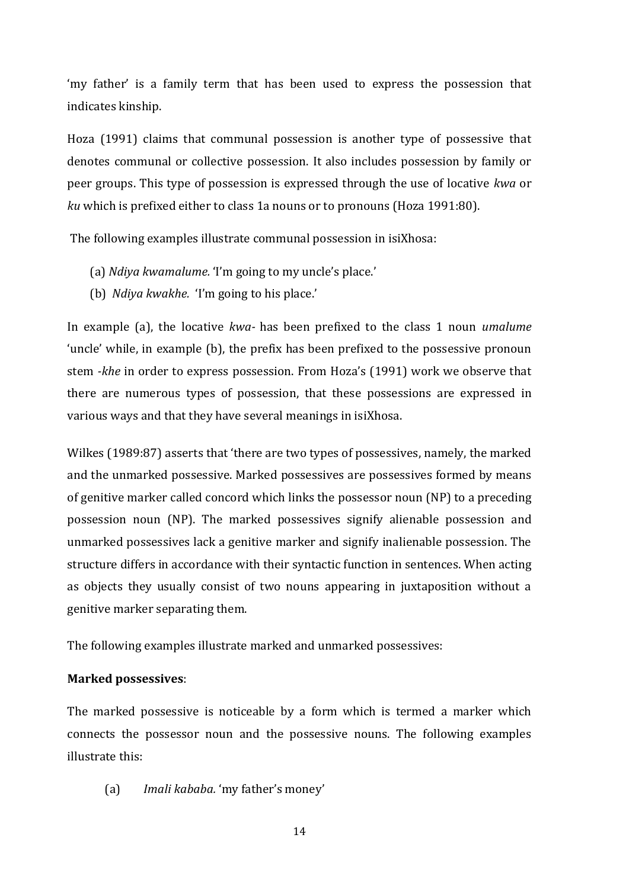'my father' is a family term that has been used to express the possession that indicates kinship.

Hoza (1991) claims that communal possession is another type of possessive that denotes communal or collective possession. It also includes possession by family or peer groups. This type of possession is expressed through the use of locative *kwa* or *ku* which is prefixed either to class 1a nouns or to pronouns (Hoza 1991:80).

The following examples illustrate communal possession in isiXhosa:

(a) *Ndiya kwamalume.* 'I'm going to my uncle's place.'
(b) *Ndiya kwakhe.* 'I'm going to his place.'

In example (a), the locative *kwa-* has been prefixed to the class 1 noun *umalume* 'uncle' while, in example (b), the prefix has been prefixed to the possessive pronoun stem *-khe* in order to express possession. From Hoza's (1991) work we observe that there are numerous types of possession, that these possessions are expressed in various ways and that they have several meanings in isiXhosa.

Wilkes (1989:87) asserts that 'there are two types of possessives, namely, the marked and the unmarked possessive. Marked possessives are possessives formed by means of genitive marker called concord which links the possessor noun (NP) to a preceding possession noun (NP). The marked possessives signify alienable possession and unmarked possessives lack a genitive marker and signify inalienable possession. The structure differs in accordance with their syntactic function in sentences. When acting as objects they usually consist of two nouns appearing in juxtaposition without a genitive marker separating them.

The following examples illustrate marked and unmarked possessives:

**Marked possessives**:

The marked possessive is noticeable by a form which is termed a marker which connects the possessor noun and the possessive nouns. The following examples illustrate this:

(a) *Imali kababa.* 'my father's money'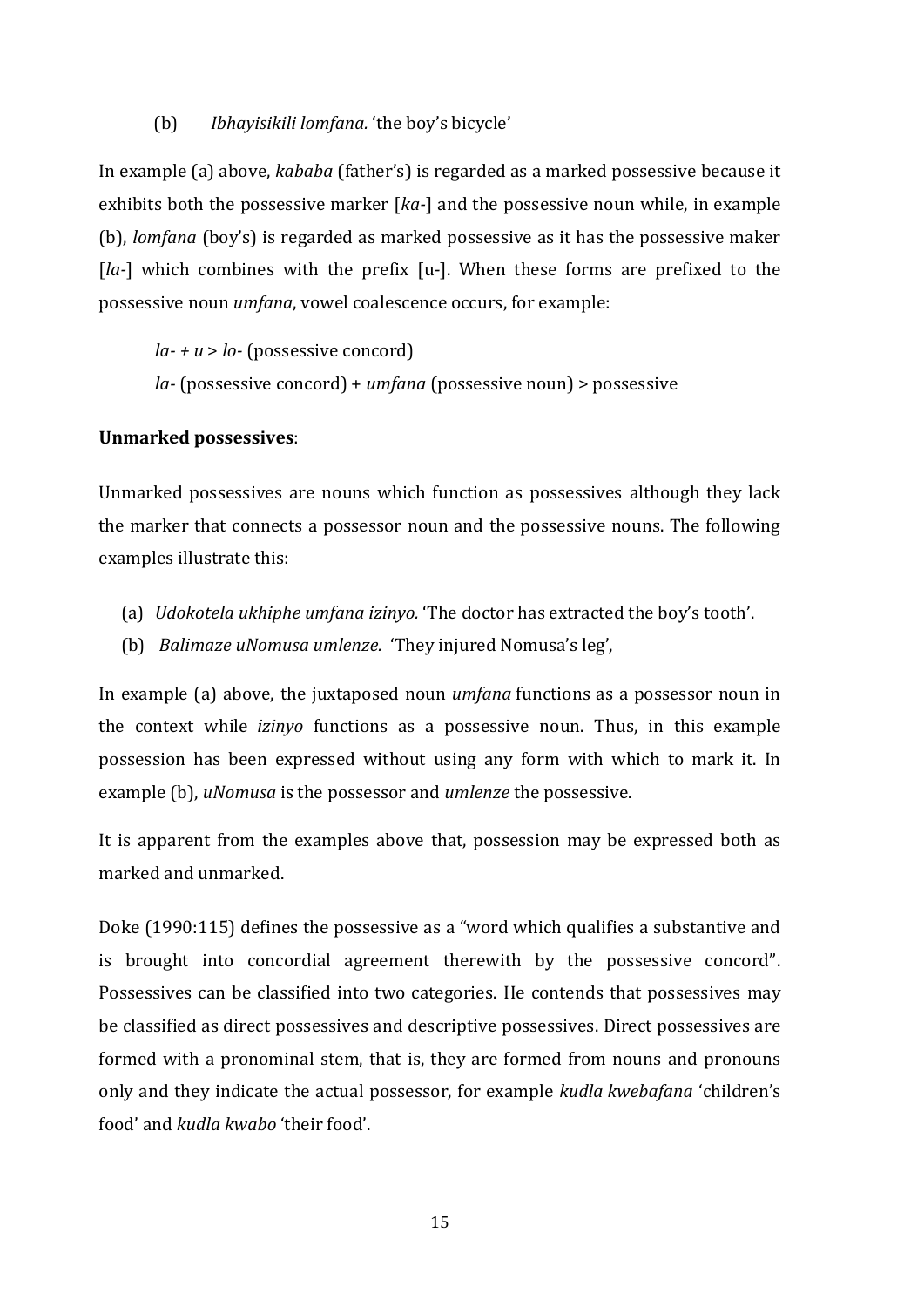(b) *Ibhayisikili lomfana.* 'the boy's bicycle'

In example (a) above, *kababa* (father's) is regarded as a marked possessive because it exhibits both the possessive marker [*ka*-] and the possessive noun while, in example (b), *lomfana* (boy's) is regarded as marked possessive as it has the possessive maker [*la*-] which combines with the prefix [u-]. When these forms are prefixed to the possessive noun *umfana*, vowel coalescence occurs, for example:

*la- + u* > *lo-* (possessive concord)

*la-* (possessive concord) + *umfana* (possessive noun) > possessive

**Unmarked possessives**:

Unmarked possessives are nouns which function as possessives although they lack the marker that connects a possessor noun and the possessive nouns. The following examples illustrate this:

(a) *Udokotela ukhiphe umfana izinyo.* 'The doctor has extracted the boy's tooth'.

(b) *Balimaze uNomusa umlenze.* 'They injured Nomusa's leg',

In example (a) above, the juxtaposed noun *umfana* functions as a possessor noun in the context while *izinyo* functions as a possessive noun. Thus, in this example possession has been expressed without using any form with which to mark it. In example (b), *uNomusa* is the possessor and *umlenze* the possessive.

It is apparent from the examples above that, possession may be expressed both as marked and unmarked.

Doke (1990:115) defines the possessive as a "word which qualifies a substantive and is brought into concordial agreement therewith by the possessive concord". Possessives can be classified into two categories. He contends that possessives may be classified as direct possessives and descriptive possessives. Direct possessives are formed with a pronominal stem, that is, they are formed from nouns and pronouns only and they indicate the actual possessor, for example *kudla kwebafana* 'children's food' and *kudla kwabo* 'their food'.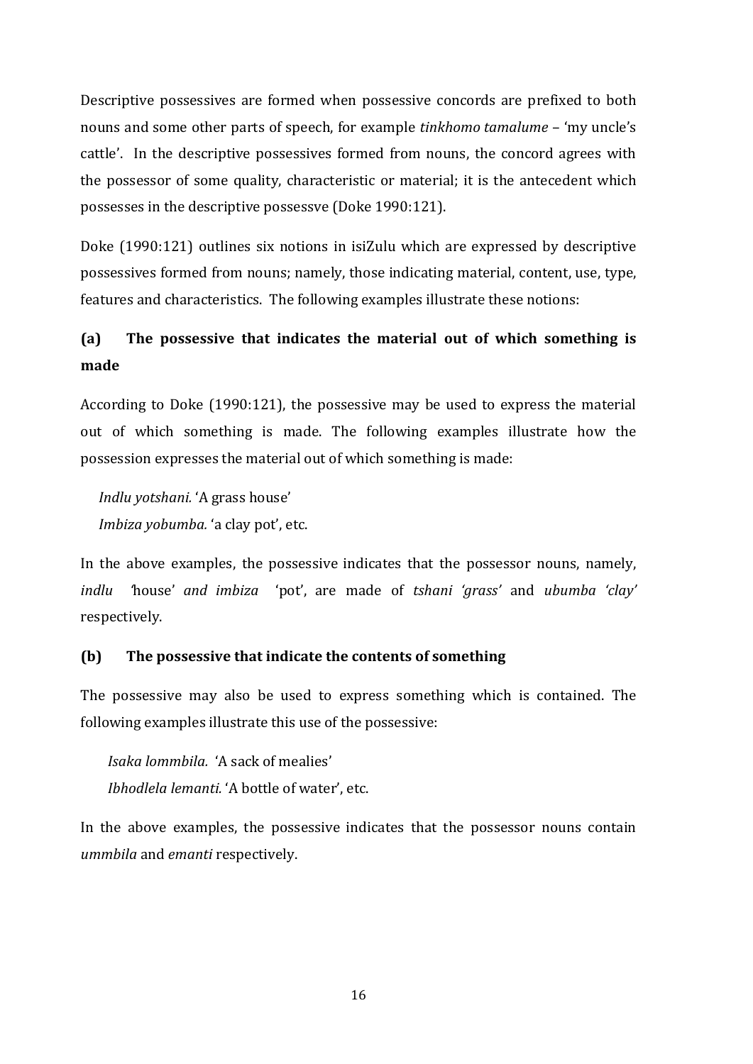Descriptive possessives are formed when possessive concords are prefixed to both nouns and some other parts of speech, for example *tinkhomo tamalume* – 'my uncle's cattle'. In the descriptive possessives formed from nouns, the concord agrees with the possessor of some quality, characteristic or material; it is the antecedent which possesses in the descriptive possessve (Doke 1990:121).

Doke (1990:121) outlines six notions in isiZulu which are expressed by descriptive possessives formed from nouns; namely, those indicating material, content, use, type, features and characteristics. The following examples illustrate these notions:

### (a) The possessive that indicates the material out of which something is made

According to Doke (1990:121), the possessive may be used to express the material out of which something is made. The following examples illustrate how the possession expresses the material out of which something is made:

*Indlu yotshani.* 'A grass house'
*Imbiza yobumba.* 'a clay pot', etc.

In the above examples, the possessive indicates that the possessor nouns, namely, *indlu* 'house' *and imbiza* 'pot', are made of *tshani 'grass'* and *ubumba 'clay'* respectively.

### (b) The possessive that indicate the contents of something

The possessive may also be used to express something which is contained. The following examples illustrate this use of the possessive:

*Isaka lommbila.* 'A sack of mealies'
*Ibhodlela lemanti.* 'A bottle of water', etc.

In the above examples, the possessive indicates that the possessor nouns contain *ummbila* and *emanti* respectively.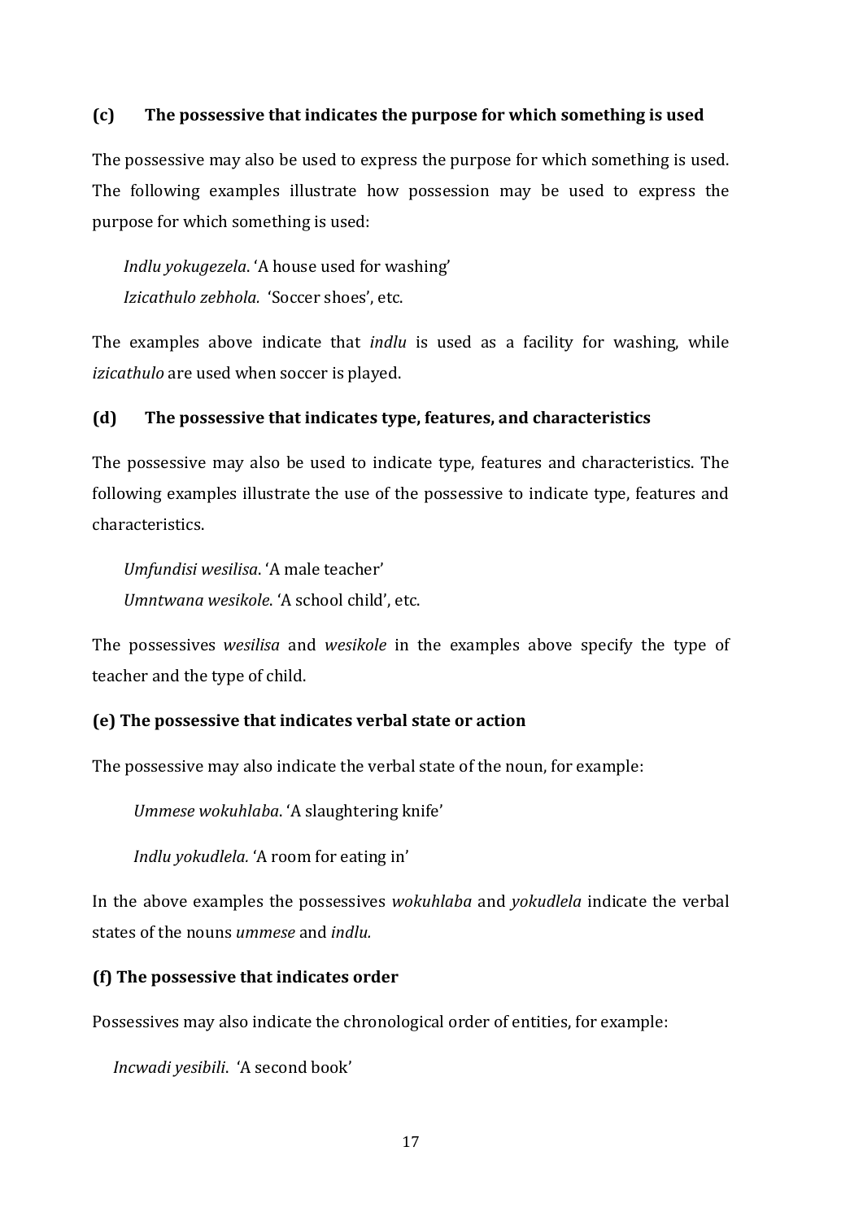#### (c) The possessive that indicates the purpose for which something is used

The possessive may also be used to express the purpose for which something is used. The following examples illustrate how possession may be used to express the purpose for which something is used:

*Indlu yokugezela*. 'A house used for washing'
*Izicathulo zebhola.* 'Soccer shoes', etc.

The examples above indicate that *indlu* is used as a facility for washing, while *izicathulo* are used when soccer is played.

#### (d) The possessive that indicates type, features, and characteristics

The possessive may also be used to indicate type, features and characteristics. The following examples illustrate the use of the possessive to indicate type, features and characteristics.

*Umfundisi wesilisa*. 'A male teacher'
*Umntwana wesikole*. 'A school child', etc.

The possessives *wesilisa* and *wesikole* in the examples above specify the type of teacher and the type of child.

#### (e) The possessive that indicates verbal state or action

The possessive may also indicate the verbal state of the noun, for example:

*Ummese wokuhlaba*. 'A slaughtering knife'

*Indlu yokudlela.* 'A room for eating in'

In the above examples the possessives *wokuhlaba* and *yokudlela* indicate the verbal states of the nouns *ummese* and *indlu.*

#### (f) The possessive that indicates order

Possessives may also indicate the chronological order of entities, for example:

*Incwadi yesibili*. 'A second book'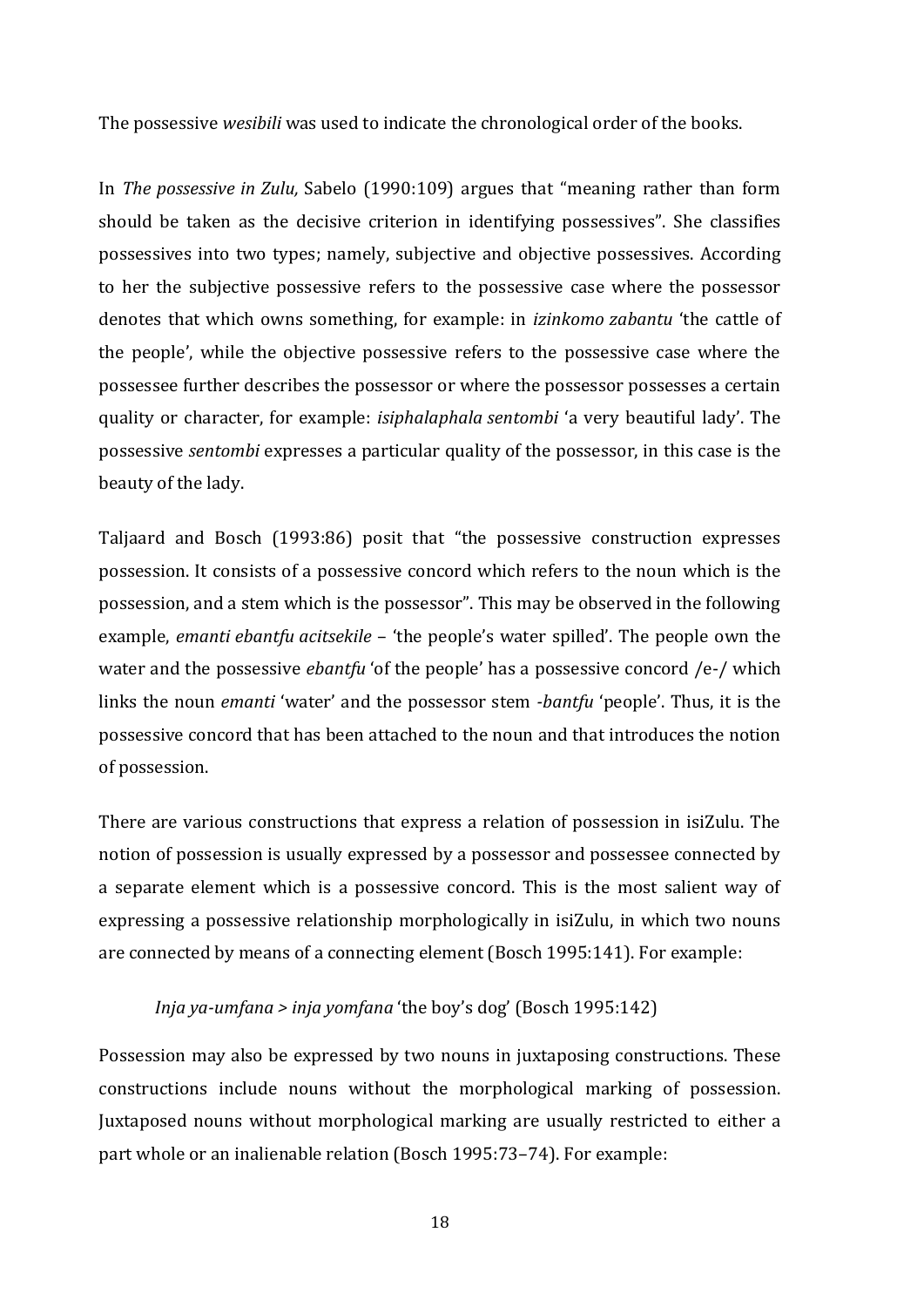The possessive *wesibili* was used to indicate the chronological order of the books.

In *The possessive in Zulu,* Sabelo (1990:109) argues that "meaning rather than form should be taken as the decisive criterion in identifying possessives". She classifies possessives into two types; namely, subjective and objective possessives. According to her the subjective possessive refers to the possessive case where the possessor denotes that which owns something, for example: in *izinkomo zabantu* 'the cattle of the people', while the objective possessive refers to the possessive case where the possessee further describes the possessor or where the possessor possesses a certain quality or character, for example: *isiphalaphala sentombi* 'a very beautiful lady'. The possessive *sentombi* expresses a particular quality of the possessor, in this case is the beauty of the lady.

Taljaard and Bosch (1993:86) posit that "the possessive construction expresses possession. It consists of a possessive concord which refers to the noun which is the possession, and a stem which is the possessor". This may be observed in the following example, *emanti ebantfu acitsekile* – 'the people's water spilled'. The people own the water and the possessive *ebantfu* 'of the people' has a possessive concord /e-/ which links the noun *emanti* 'water' and the possessor stem *-bantfu* 'people'. Thus, it is the possessive concord that has been attached to the noun and that introduces the notion of possession.

There are various constructions that express a relation of possession in isiZulu. The notion of possession is usually expressed by a possessor and possessee connected by a separate element which is a possessive concord. This is the most salient way of expressing a possessive relationship morphologically in isiZulu, in which two nouns are connected by means of a connecting element (Bosch 1995:141). For example:

> *Inja ya-umfana > inja yomfana* 'the boy's dog' (Bosch 1995:142)

Possession may also be expressed by two nouns in juxtaposing constructions. These constructions include nouns without the morphological marking of possession. Juxtaposed nouns without morphological marking are usually restricted to either a part whole or an inalienable relation (Bosch 1995:73–74). For example: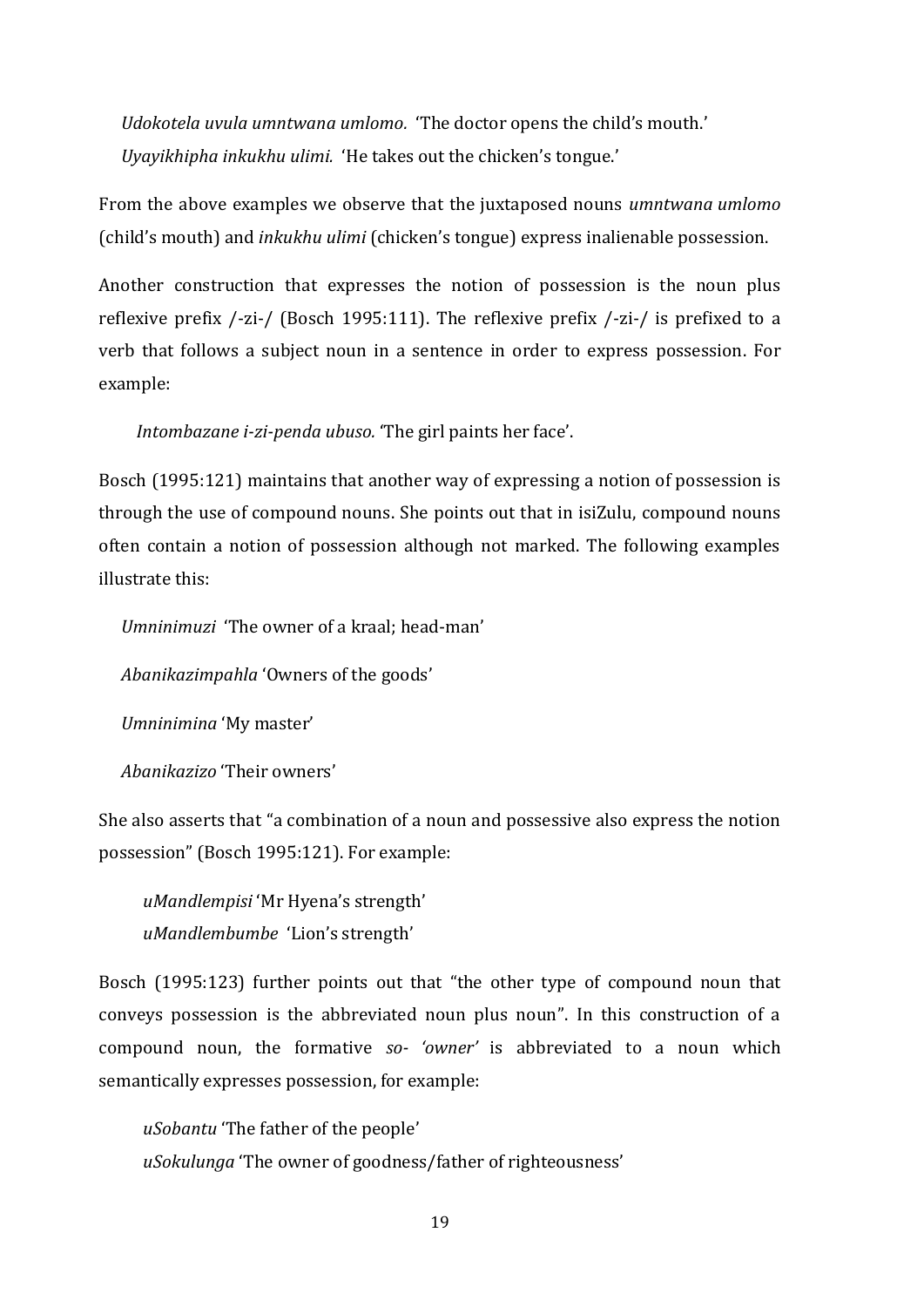*Udokotela uvula umntwana umlomo.* 'The doctor opens the child's mouth.'
*Uyayikhipha inkukhu ulimi.* 'He takes out the chicken's tongue.'

From the above examples we observe that the juxtaposed nouns *umntwana umlomo* (child's mouth) and *inkukhu ulimi* (chicken's tongue) express inalienable possession.

Another construction that expresses the notion of possession is the noun plus reflexive prefix /-zi-/ (Bosch 1995:111). The reflexive prefix /-zi-/ is prefixed to a verb that follows a subject noun in a sentence in order to express possession. For example:

*Intombazane i-zi-penda ubuso.* 'The girl paints her face'.

Bosch (1995:121) maintains that another way of expressing a notion of possession is through the use of compound nouns. She points out that in isiZulu, compound nouns often contain a notion of possession although not marked. The following examples illustrate this:

*Umninimuzi* 'The owner of a kraal; head-man'

*Abanikazimpahla* 'Owners of the goods'

*Umninimina* 'My master'

*Abanikazizo* 'Their owners'

She also asserts that "a combination of a noun and possessive also express the notion possession" (Bosch 1995:121). For example:

*uMandlempisi* 'Mr Hyena's strength'
*uMandlembumbe* 'Lion's strength'

Bosch (1995:123) further points out that "the other type of compound noun that conveys possession is the abbreviated noun plus noun". In this construction of a compound noun, the formative *so- 'owner'* is abbreviated to a noun which semantically expresses possession, for example:

*uSobantu* 'The father of the people'
*uSokulunga* 'The owner of goodness/father of righteousness'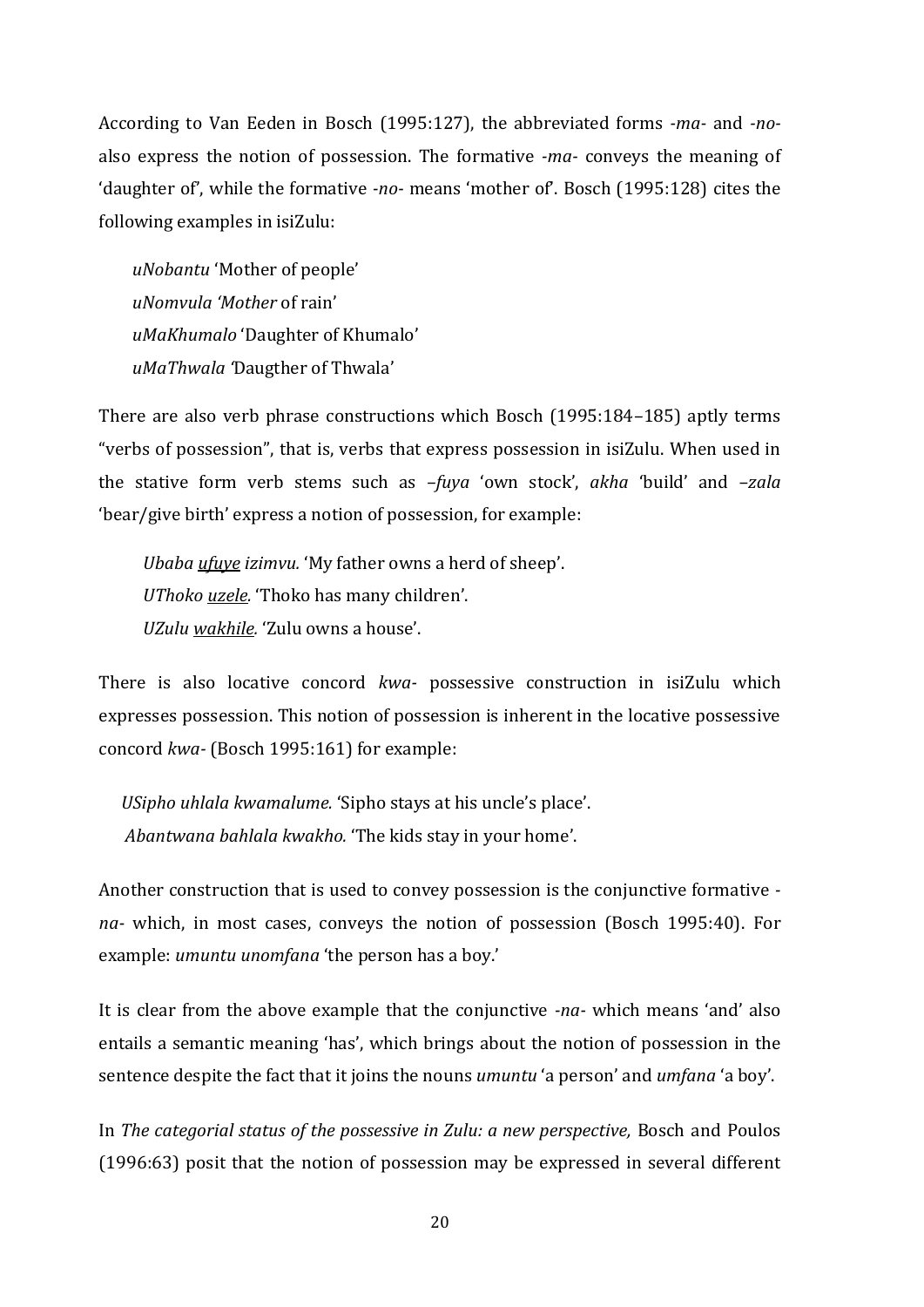According to Van Eeden in Bosch (1995:127), the abbreviated forms *-ma-* and *-no-* also express the notion of possession. The formative *-ma-* conveys the meaning of 'daughter of', while the formative *-no-* means 'mother of'. Bosch (1995:128) cites the following examples in isiZulu:

*uNobantu* 'Mother of people'
*uNomvula 'Mother* of rain'
*uMaKhumalo* 'Daughter of Khumalo'
*uMaThwala '*Daugther of Thwala'

There are also verb phrase constructions which Bosch (1995:184–185) aptly terms "verbs of possession", that is, verbs that express possession in isiZulu. When used in the stative form verb stems such as *–fuya* 'own stock', *akha* 'build' and *–zala* 'bear/give birth' express a notion of possession, for example:

*Ubaba <u>ufuye</u> izimvu.* 'My father owns a herd of sheep'.
*UThoko <u>uzele</u>.* 'Thoko has many children'.
*UZulu <u>wakhile</u>.* 'Zulu owns a house'.

There is also locative concord *kwa-* possessive construction in isiZulu which expresses possession. This notion of possession is inherent in the locative possessive concord *kwa-* (Bosch 1995:161) for example:

*USipho uhlala kwamalume.* 'Sipho stays at his uncle's place'.
*Abantwana bahlala kwakho.* 'The kids stay in your home'.

Another construction that is used to convey possession is the conjunctive formative *-na-* which, in most cases, conveys the notion of possession (Bosch 1995:40). For example: *umuntu unomfana* 'the person has a boy.'

It is clear from the above example that the conjunctive *-na-* which means 'and' also entails a semantic meaning 'has', which brings about the notion of possession in the sentence despite the fact that it joins the nouns *umuntu* 'a person' and *umfana* 'a boy'.

In *The categorial status of the possessive in Zulu: a new perspective,* Bosch and Poulos (1996:63) posit that the notion of possession may be expressed in several different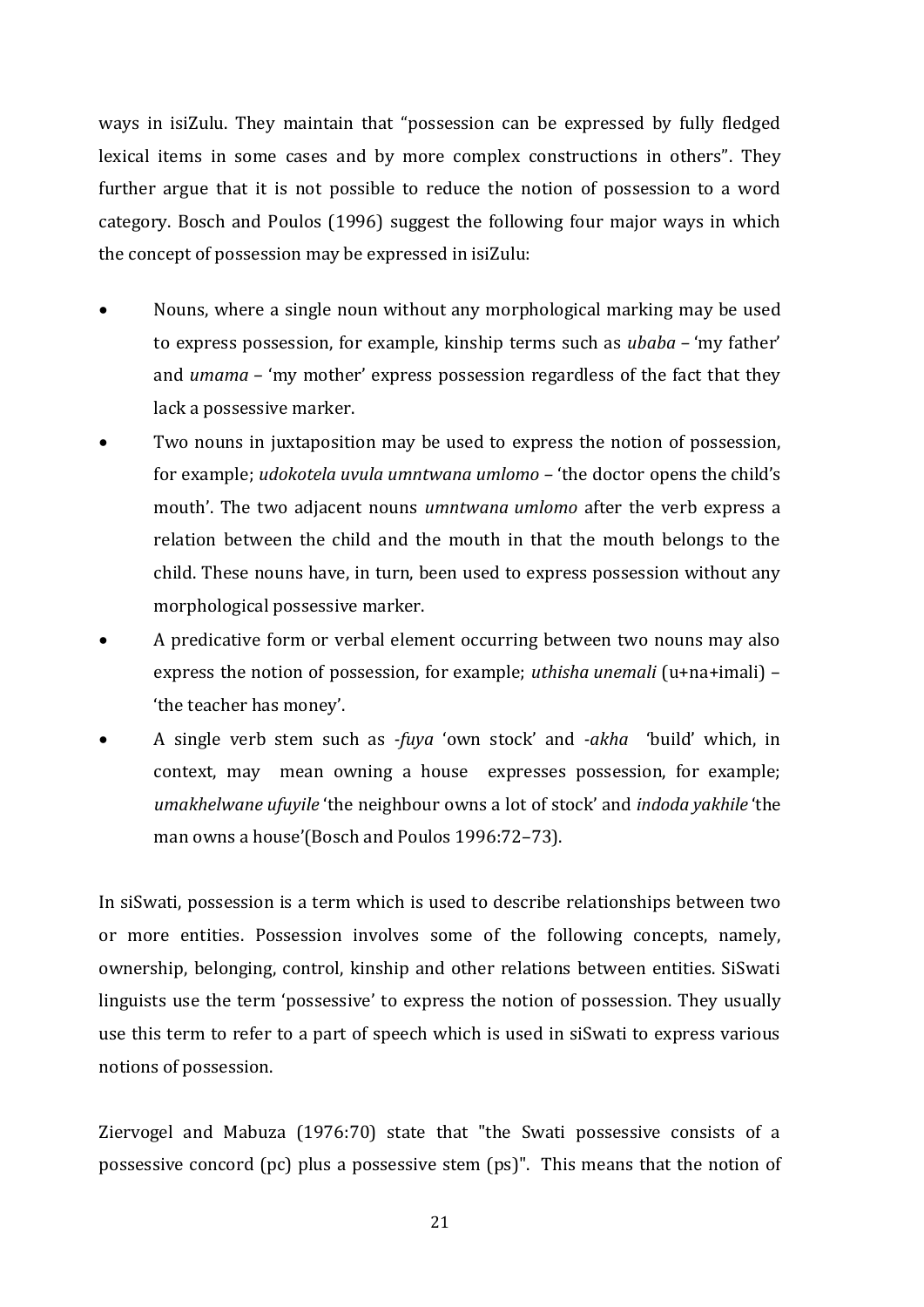ways in isiZulu. They maintain that "possession can be expressed by fully fledged lexical items in some cases and by more complex constructions in others". They further argue that it is not possible to reduce the notion of possession to a word category. Bosch and Poulos (1996) suggest the following four major ways in which the concept of possession may be expressed in isiZulu:

- Nouns, where a single noun without any morphological marking may be used to express possession, for example, kinship terms such as *ubaba* – 'my father' and *umama* – 'my mother' express possession regardless of the fact that they lack a possessive marker.
- Two nouns in juxtaposition may be used to express the notion of possession, for example; *udokotela uvula umntwana umlomo* – 'the doctor opens the child's mouth'. The two adjacent nouns *umntwana umlomo* after the verb express a relation between the child and the mouth in that the mouth belongs to the child. These nouns have, in turn, been used to express possession without any morphological possessive marker.
- A predicative form or verbal element occurring between two nouns may also express the notion of possession, for example; *uthisha unemali* (u+na+imali) – 'the teacher has money'.
- A single verb stem such as *-fuya* 'own stock' and *-akha* 'build' which, in context, may mean owning a house expresses possession, for example; *umakhelwane ufuyile* 'the neighbour owns a lot of stock' and *indoda yakhile* 'the man owns a house'(Bosch and Poulos 1996:72–73).

In siSwati, possession is a term which is used to describe relationships between two or more entities. Possession involves some of the following concepts, namely, ownership, belonging, control, kinship and other relations between entities. SiSwati linguists use the term 'possessive' to express the notion of possession. They usually use this term to refer to a part of speech which is used in siSwati to express various notions of possession.

Ziervogel and Mabuza (1976:70) state that "the Swati possessive consists of a possessive concord (pc) plus a possessive stem (ps)". This means that the notion of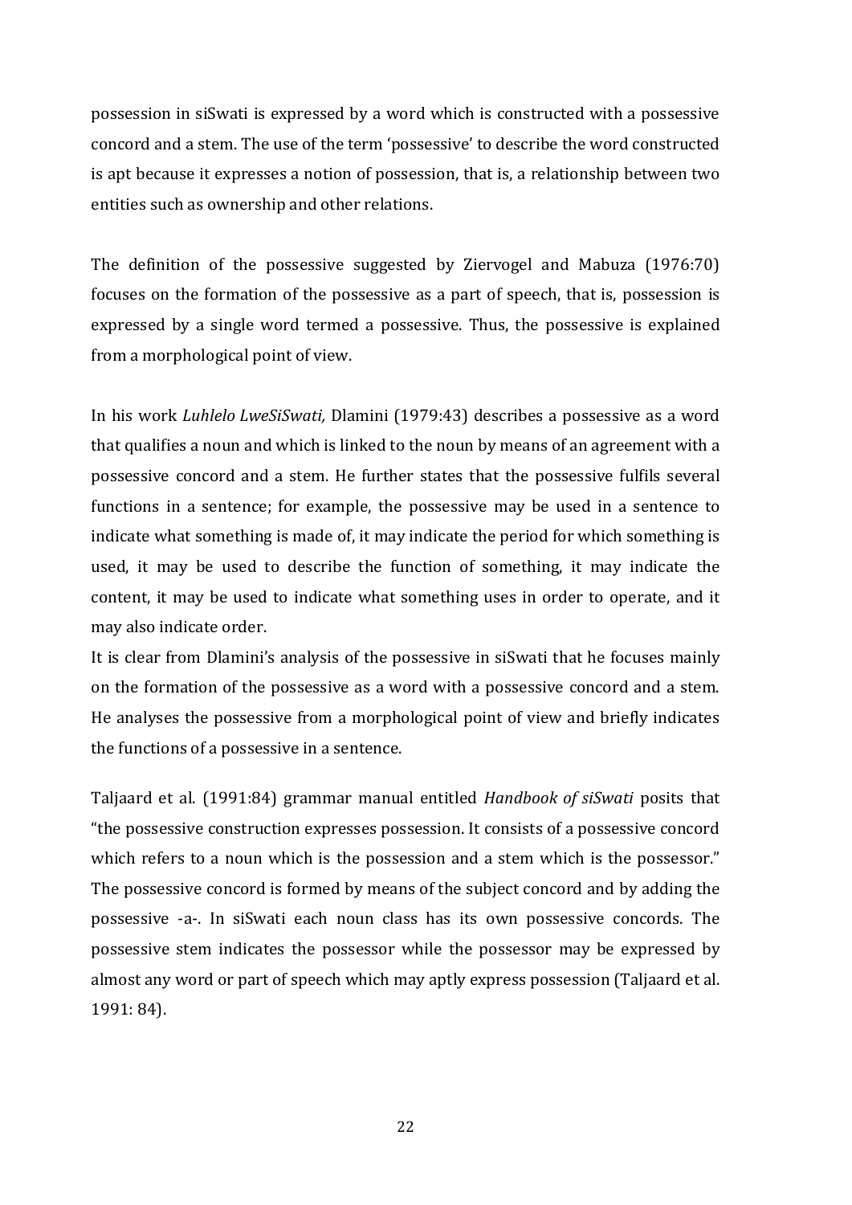possession in siSwati is expressed by a word which is constructed with a possessive concord and a stem. The use of the term 'possessive' to describe the word constructed is apt because it expresses a notion of possession, that is, a relationship between two entities such as ownership and other relations.

The definition of the possessive suggested by Ziervogel and Mabuza (1976:70) focuses on the formation of the possessive as a part of speech, that is, possession is expressed by a single word termed a possessive. Thus, the possessive is explained from a morphological point of view.

In his work *Luhlelo LweSiSwati,* Dlamini (1979:43) describes a possessive as a word that qualifies a noun and which is linked to the noun by means of an agreement with a possessive concord and a stem. He further states that the possessive fulfils several functions in a sentence; for example, the possessive may be used in a sentence to indicate what something is made of, it may indicate the period for which something is used, it may be used to describe the function of something, it may indicate the content, it may be used to indicate what something uses in order to operate, and it may also indicate order.

It is clear from Dlamini's analysis of the possessive in siSwati that he focuses mainly on the formation of the possessive as a word with a possessive concord and a stem. He analyses the possessive from a morphological point of view and briefly indicates the functions of a possessive in a sentence.

Taljaard et al. (1991:84) grammar manual entitled *Handbook of siSwati* posits that "the possessive construction expresses possession. It consists of a possessive concord which refers to a noun which is the possession and a stem which is the possessor." The possessive concord is formed by means of the subject concord and by adding the possessive -a-. In siSwati each noun class has its own possessive concords. The possessive stem indicates the possessor while the possessor may be expressed by almost any word or part of speech which may aptly express possession (Taljaard et al. 1991: 84).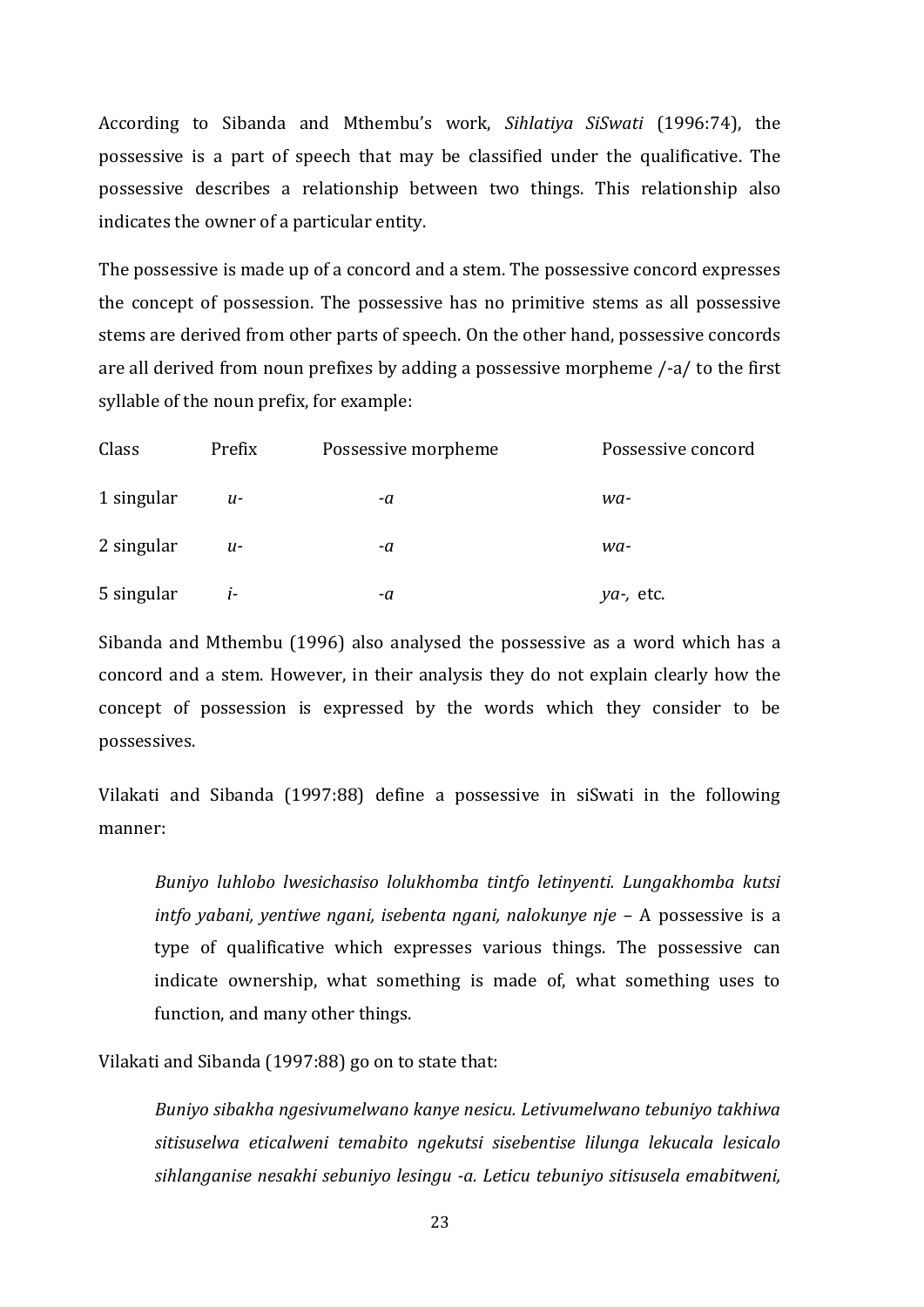According to Sibanda and Mthembu's work, *Sihlatiya SiSwati* (1996:74), the possessive is a part of speech that may be classified under the qualificative. The possessive describes a relationship between two things. This relationship also indicates the owner of a particular entity.

The possessive is made up of a concord and a stem. The possessive concord expresses the concept of possession. The possessive has no primitive stems as all possessive stems are derived from other parts of speech. On the other hand, possessive concords are all derived from noun prefixes by adding a possessive morpheme /-a/ to the first syllable of the noun prefix, for example:

| Class | Prefix | Possessive morpheme | Possessive concord |
|---|---|---|---|
| 1 singular | *u-* | *-a* | *wa-* |
| 2 singular | *u-* | *-a* | *wa-* |
| 5 singular | *i-* | *-a* | *ya-,* etc. |

Sibanda and Mthembu (1996) also analysed the possessive as a word which has a concord and a stem. However, in their analysis they do not explain clearly how the concept of possession is expressed by the words which they consider to be possessives.

Vilakati and Sibanda (1997:88) define a possessive in siSwati in the following manner:

> *Buniyo luhlobo lwesichasiso lolukhomba tintfo letinyenti. Lungakhomba kutsi intfo yabani, yentiwe ngani, isebenta ngani, nalokunye nje* – A possessive is a type of qualificative which expresses various things. The possessive can indicate ownership, what something is made of, what something uses to function, and many other things.

Vilakati and Sibanda (1997:88) go on to state that:

> *Buniyo sibakha ngesivumelwano kanye nesicu. Letivumelwano tebuniyo takhiwa sitisuselwa eticalweni temabito ngekutsi sisebentise lilunga lekucala lesicalo sihlanganise nesakhi sebuniyo lesingu -a. Leticu tebuniyo sitisusela emabitweni,*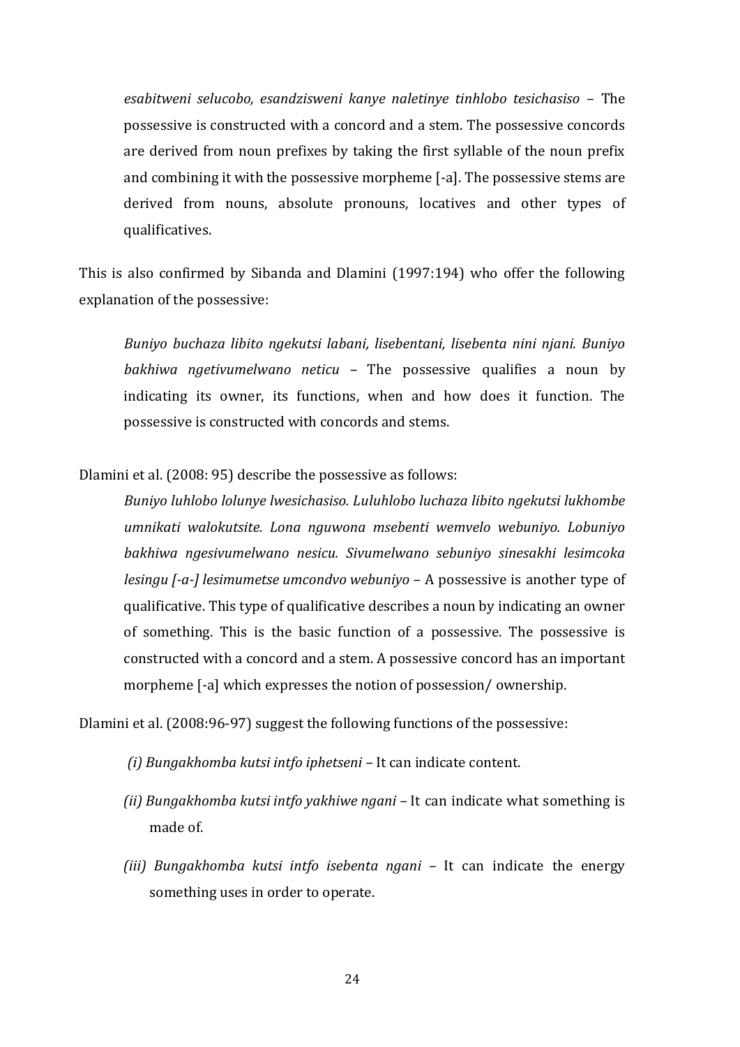> *esabitweni selucobo, esandzisweni kanye naletinye tinhlobo tesichasiso* – The possessive is constructed with a concord and a stem. The possessive concords are derived from noun prefixes by taking the first syllable of the noun prefix and combining it with the possessive morpheme [-a]. The possessive stems are derived from nouns, absolute pronouns, locatives and other types of qualificatives.

This is also confirmed by Sibanda and Dlamini (1997:194) who offer the following explanation of the possessive:

> *Buniyo buchaza libito ngekutsi labani, lisebentani, lisebenta nini njani. Buniyo bakhiwa ngetivumelwano neticu* – The possessive qualifies a noun by indicating its owner, its functions, when and how does it function. The possessive is constructed with concords and stems.

Dlamini et al. (2008: 95) describe the possessive as follows:

> *Buniyo luhlobo lolunye lwesichasiso. Luluhlobo luchaza libito ngekutsi lukhombe umnikati walokutsite. Lona nguwona msebenti wemvelo webuniyo. Lobuniyo bakhiwa ngesivumelwano nesicu. Sivumelwano sebuniyo sinesakhi lesimcoka lesingu [-a-] lesimumetse umcondvo webuniyo* – A possessive is another type of qualificative. This type of qualificative describes a noun by indicating an owner of something. This is the basic function of a possessive. The possessive is constructed with a concord and a stem. A possessive concord has an important morpheme [-a] which expresses the notion of possession/ ownership.

Dlamini et al. (2008:96-97) suggest the following functions of the possessive:

*(i) Bungakhomba kutsi intfo iphetseni* – It can indicate content.

*(ii) Bungakhomba kutsi intfo yakhiwe ngani* – It can indicate what something is made of.

*(iii) Bungakhomba kutsi intfo isebenta ngani* – It can indicate the energy something uses in order to operate.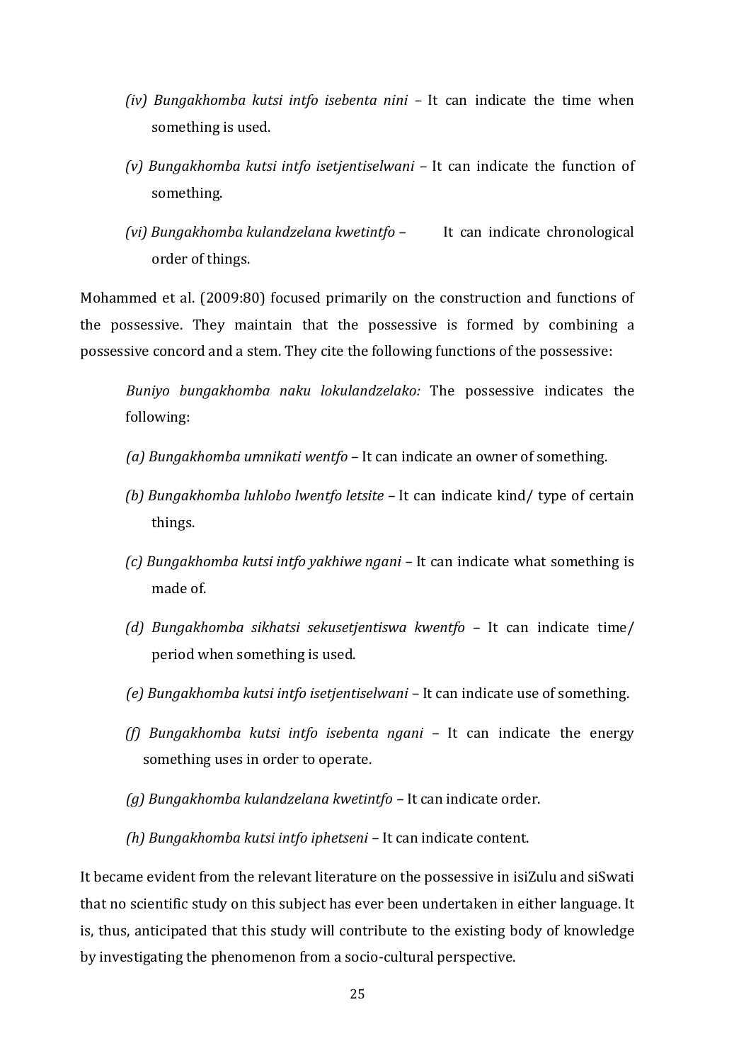(iv) *Bungakhomba kutsi intfo isebenta nini* – It can indicate the time when something is used.

(v) *Bungakhomba kutsi intfo isetjentiselwani* – It can indicate the function of something.

(vi) *Bungakhomba kulandzelana kwetintfo* – It can indicate chronological order of things.

Mohammed et al. (2009:80) focused primarily on the construction and functions of the possessive. They maintain that the possessive is formed by combining a possessive concord and a stem. They cite the following functions of the possessive:

> *Buniyo bungakhomba naku lokulandzelako:* The possessive indicates the following:
>
> (a) *Bungakhomba umnikati wentfo* – It can indicate an owner of something.
>
> (b) *Bungakhomba luhlobo lwentfo letsite* – It can indicate kind/ type of certain things.
>
> (c) *Bungakhomba kutsi intfo yakhiwe ngani* – It can indicate what something is made of.
>
> (d) *Bungakhomba sikhatsi sekusetjentiswa kwentfo* – It can indicate time/ period when something is used.
>
> (e) *Bungakhomba kutsi intfo isetjentiselwani* – It can indicate use of something.
>
> (f) *Bungakhomba kutsi intfo isebenta ngani* – It can indicate the energy something uses in order to operate.
>
> (g) *Bungakhomba kulandzelana kwetintfo* – It can indicate order.
>
> (h) *Bungakhomba kutsi intfo iphetseni* – It can indicate content.

It became evident from the relevant literature on the possessive in isiZulu and siSwati that no scientific study on this subject has ever been undertaken in either language. It is, thus, anticipated that this study will contribute to the existing body of knowledge by investigating the phenomenon from a socio-cultural perspective.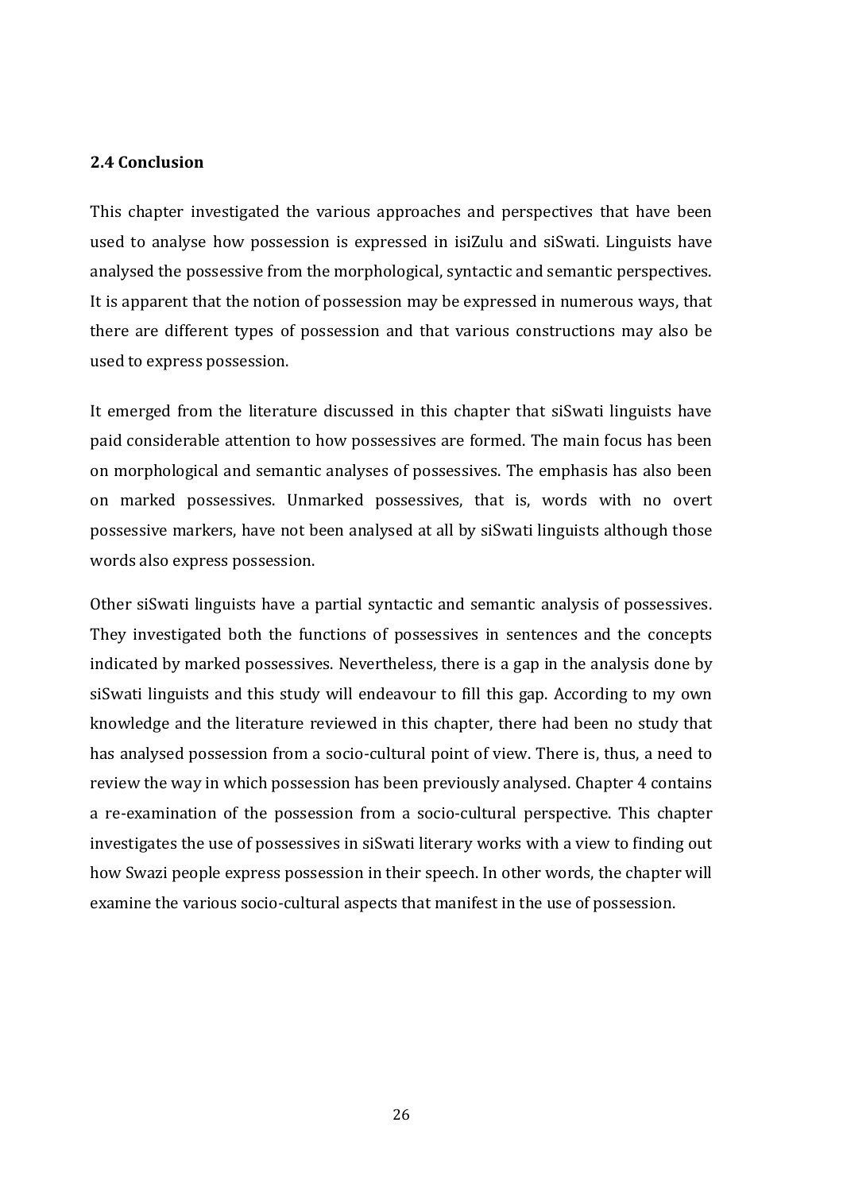### 2.4 Conclusion

This chapter investigated the various approaches and perspectives that have been used to analyse how possession is expressed in isiZulu and siSwati. Linguists have analysed the possessive from the morphological, syntactic and semantic perspectives. It is apparent that the notion of possession may be expressed in numerous ways, that there are different types of possession and that various constructions may also be used to express possession.

It emerged from the literature discussed in this chapter that siSwati linguists have paid considerable attention to how possessives are formed. The main focus has been on morphological and semantic analyses of possessives. The emphasis has also been on marked possessives. Unmarked possessives, that is, words with no overt possessive markers, have not been analysed at all by siSwati linguists although those words also express possession.

Other siSwati linguists have a partial syntactic and semantic analysis of possessives. They investigated both the functions of possessives in sentences and the concepts indicated by marked possessives. Nevertheless, there is a gap in the analysis done by siSwati linguists and this study will endeavour to fill this gap. According to my own knowledge and the literature reviewed in this chapter, there had been no study that has analysed possession from a socio-cultural point of view. There is, thus, a need to review the way in which possession has been previously analysed. Chapter 4 contains a re-examination of the possession from a socio-cultural perspective. This chapter investigates the use of possessives in siSwati literary works with a view to finding out how Swazi people express possession in their speech. In other words, the chapter will examine the various socio-cultural aspects that manifest in the use of possession.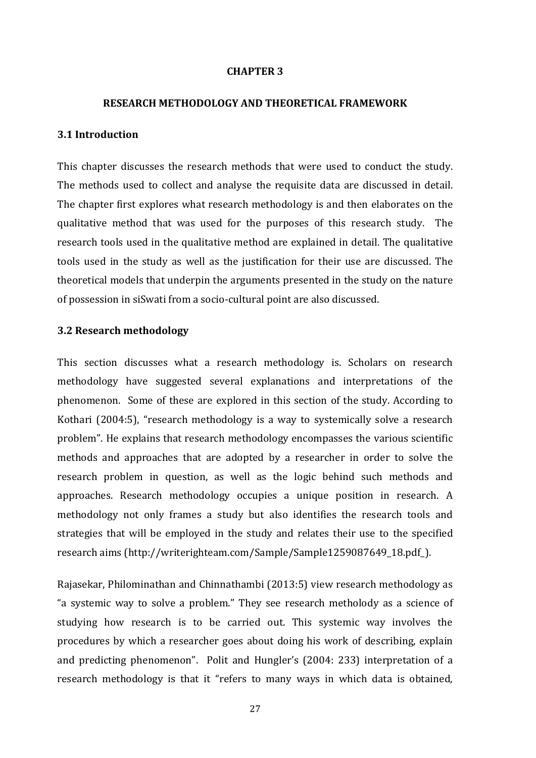# CHAPTER 3

## RESEARCH METHODOLOGY AND THEORETICAL FRAMEWORK

### 3.1 Introduction

This chapter discusses the research methods that were used to conduct the study. The methods used to collect and analyse the requisite data are discussed in detail. The chapter first explores what research methodology is and then elaborates on the qualitative method that was used for the purposes of this research study. The research tools used in the qualitative method are explained in detail. The qualitative tools used in the study as well as the justification for their use are discussed. The theoretical models that underpin the arguments presented in the study on the nature of possession in siSwati from a socio-cultural point are also discussed.

### 3.2 Research methodology

This section discusses what a research methodology is. Scholars on research methodology have suggested several explanations and interpretations of the phenomenon. Some of these are explored in this section of the study. According to Kothari (2004:5), "research methodology is a way to systemically solve a research problem". He explains that research methodology encompasses the various scientific methods and approaches that are adopted by a researcher in order to solve the research problem in question, as well as the logic behind such methods and approaches. Research methodology occupies a unique position in research. A methodology not only frames a study but also identifies the research tools and strategies that will be employed in the study and relates their use to the specified research aims (http://writerighteam.com/Sample/Sample1259087649_18.pdf_).

Rajasekar, Philominathan and Chinnathambi (2013:5) view research methodology as "a systemic way to solve a problem." They see research metholody as a science of studying how research is to be carried out. This systemic way involves the procedures by which a researcher goes about doing his work of describing, explain and predicting phenomenon". Polit and Hungler's (2004: 233) interpretation of a research methodology is that it "refers to many ways in which data is obtained,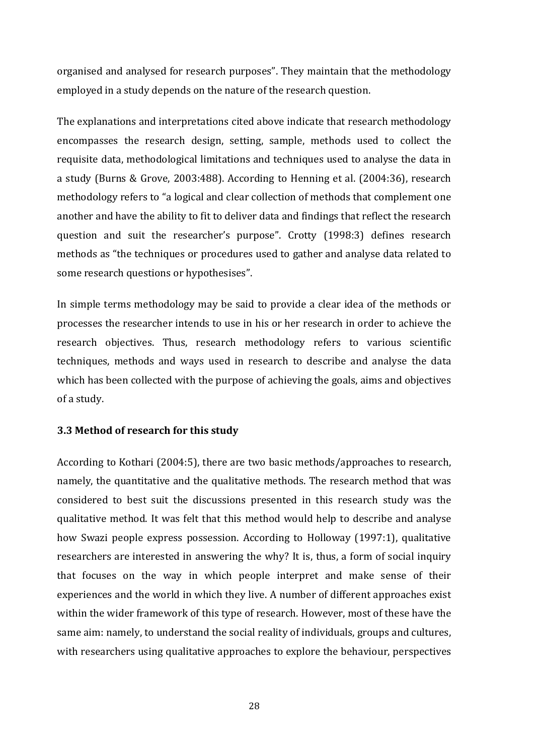organised and analysed for research purposes". They maintain that the methodology employed in a study depends on the nature of the research question.

The explanations and interpretations cited above indicate that research methodology encompasses the research design, setting, sample, methods used to collect the requisite data, methodological limitations and techniques used to analyse the data in a study (Burns & Grove, 2003:488). According to Henning et al. (2004:36), research methodology refers to "a logical and clear collection of methods that complement one another and have the ability to fit to deliver data and findings that reflect the research question and suit the researcher's purpose". Crotty (1998:3) defines research methods as "the techniques or procedures used to gather and analyse data related to some research questions or hypothesises".

In simple terms methodology may be said to provide a clear idea of the methods or processes the researcher intends to use in his or her research in order to achieve the research objectives. Thus, research methodology refers to various scientific techniques, methods and ways used in research to describe and analyse the data which has been collected with the purpose of achieving the goals, aims and objectives of a study.

### 3.3 Method of research for this study

According to Kothari (2004:5), there are two basic methods/approaches to research, namely, the quantitative and the qualitative methods. The research method that was considered to best suit the discussions presented in this research study was the qualitative method. It was felt that this method would help to describe and analyse how Swazi people express possession. According to Holloway (1997:1), qualitative researchers are interested in answering the why? It is, thus, a form of social inquiry that focuses on the way in which people interpret and make sense of their experiences and the world in which they live. A number of different approaches exist within the wider framework of this type of research. However, most of these have the same aim: namely, to understand the social reality of individuals, groups and cultures, with researchers using qualitative approaches to explore the behaviour, perspectives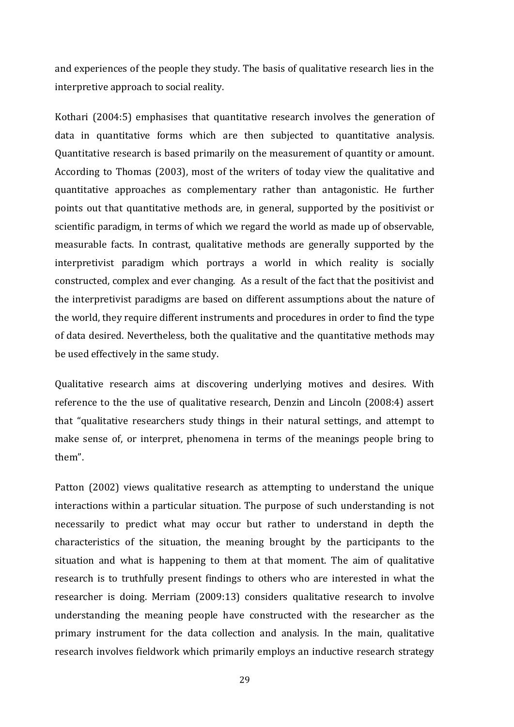and experiences of the people they study. The basis of qualitative research lies in the interpretive approach to social reality.

Kothari (2004:5) emphasises that quantitative research involves the generation of data in quantitative forms which are then subjected to quantitative analysis. Quantitative research is based primarily on the measurement of quantity or amount. According to Thomas (2003), most of the writers of today view the qualitative and quantitative approaches as complementary rather than antagonistic. He further points out that quantitative methods are, in general, supported by the positivist or scientific paradigm, in terms of which we regard the world as made up of observable, measurable facts. In contrast, qualitative methods are generally supported by the interpretivist paradigm which portrays a world in which reality is socially constructed, complex and ever changing. As a result of the fact that the positivist and the interpretivist paradigms are based on different assumptions about the nature of the world, they require different instruments and procedures in order to find the type of data desired. Nevertheless, both the qualitative and the quantitative methods may be used effectively in the same study.

Qualitative research aims at discovering underlying motives and desires. With reference to the the use of qualitative research, Denzin and Lincoln (2008:4) assert that "qualitative researchers study things in their natural settings, and attempt to make sense of, or interpret, phenomena in terms of the meanings people bring to them".

Patton (2002) views qualitative research as attempting to understand the unique interactions within a particular situation. The purpose of such understanding is not necessarily to predict what may occur but rather to understand in depth the characteristics of the situation, the meaning brought by the participants to the situation and what is happening to them at that moment. The aim of qualitative research is to truthfully present findings to others who are interested in what the researcher is doing. Merriam (2009:13) considers qualitative research to involve understanding the meaning people have constructed with the researcher as the primary instrument for the data collection and analysis. In the main, qualitative research involves fieldwork which primarily employs an inductive research strategy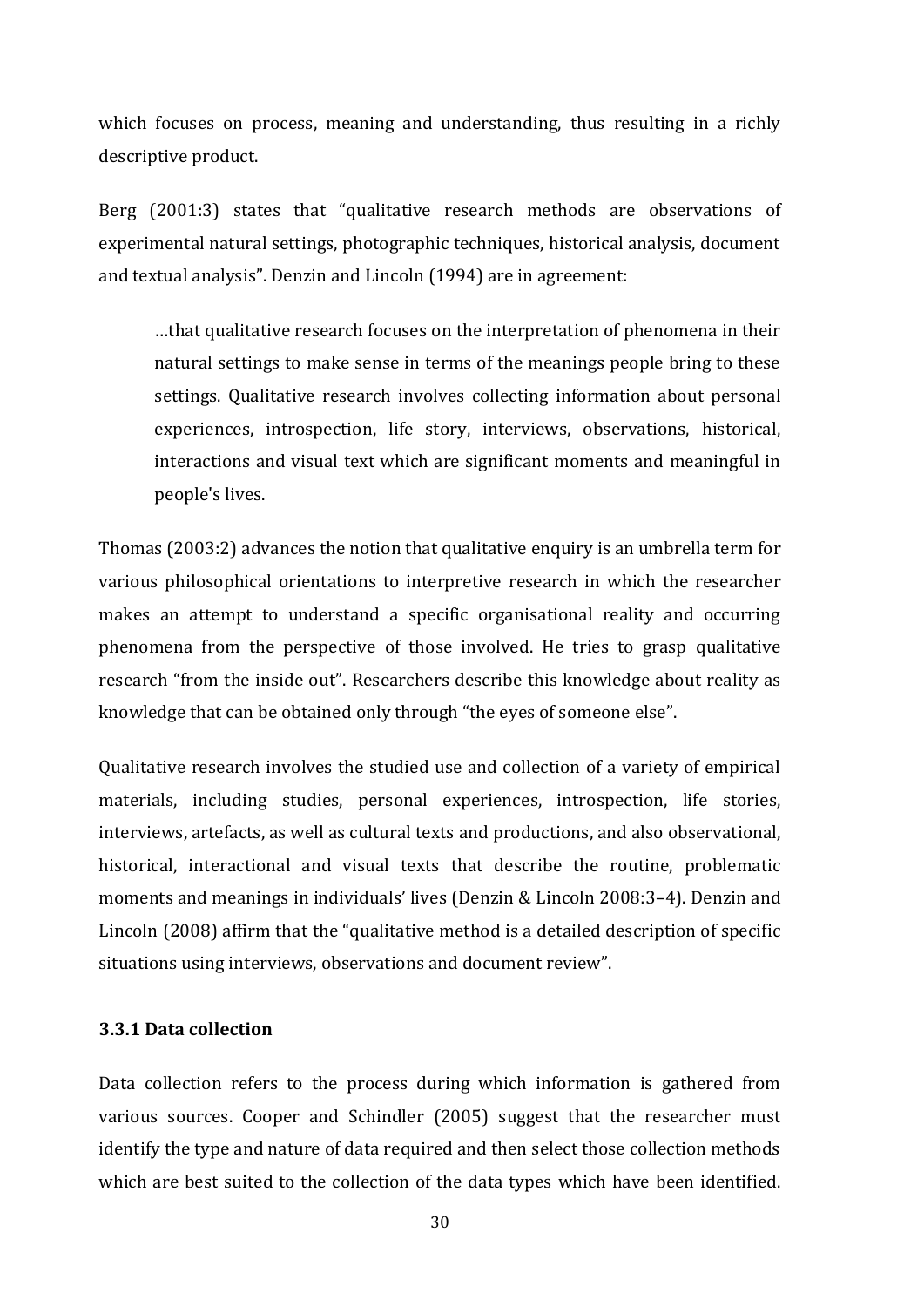which focuses on process, meaning and understanding, thus resulting in a richly descriptive product.

Berg (2001:3) states that "qualitative research methods are observations of experimental natural settings, photographic techniques, historical analysis, document and textual analysis". Denzin and Lincoln (1994) are in agreement:

> …that qualitative research focuses on the interpretation of phenomena in their natural settings to make sense in terms of the meanings people bring to these settings. Qualitative research involves collecting information about personal experiences, introspection, life story, interviews, observations, historical, interactions and visual text which are significant moments and meaningful in people's lives.

Thomas (2003:2) advances the notion that qualitative enquiry is an umbrella term for various philosophical orientations to interpretive research in which the researcher makes an attempt to understand a specific organisational reality and occurring phenomena from the perspective of those involved. He tries to grasp qualitative research "from the inside out". Researchers describe this knowledge about reality as knowledge that can be obtained only through "the eyes of someone else".

Qualitative research involves the studied use and collection of a variety of empirical materials, including studies, personal experiences, introspection, life stories, interviews, artefacts, as well as cultural texts and productions, and also observational, historical, interactional and visual texts that describe the routine, problematic moments and meanings in individuals' lives (Denzin & Lincoln 2008:3–4). Denzin and Lincoln (2008) affirm that the "qualitative method is a detailed description of specific situations using interviews, observations and document review".

### 3.3.1 Data collection

Data collection refers to the process during which information is gathered from various sources. Cooper and Schindler (2005) suggest that the researcher must identify the type and nature of data required and then select those collection methods which are best suited to the collection of the data types which have been identified.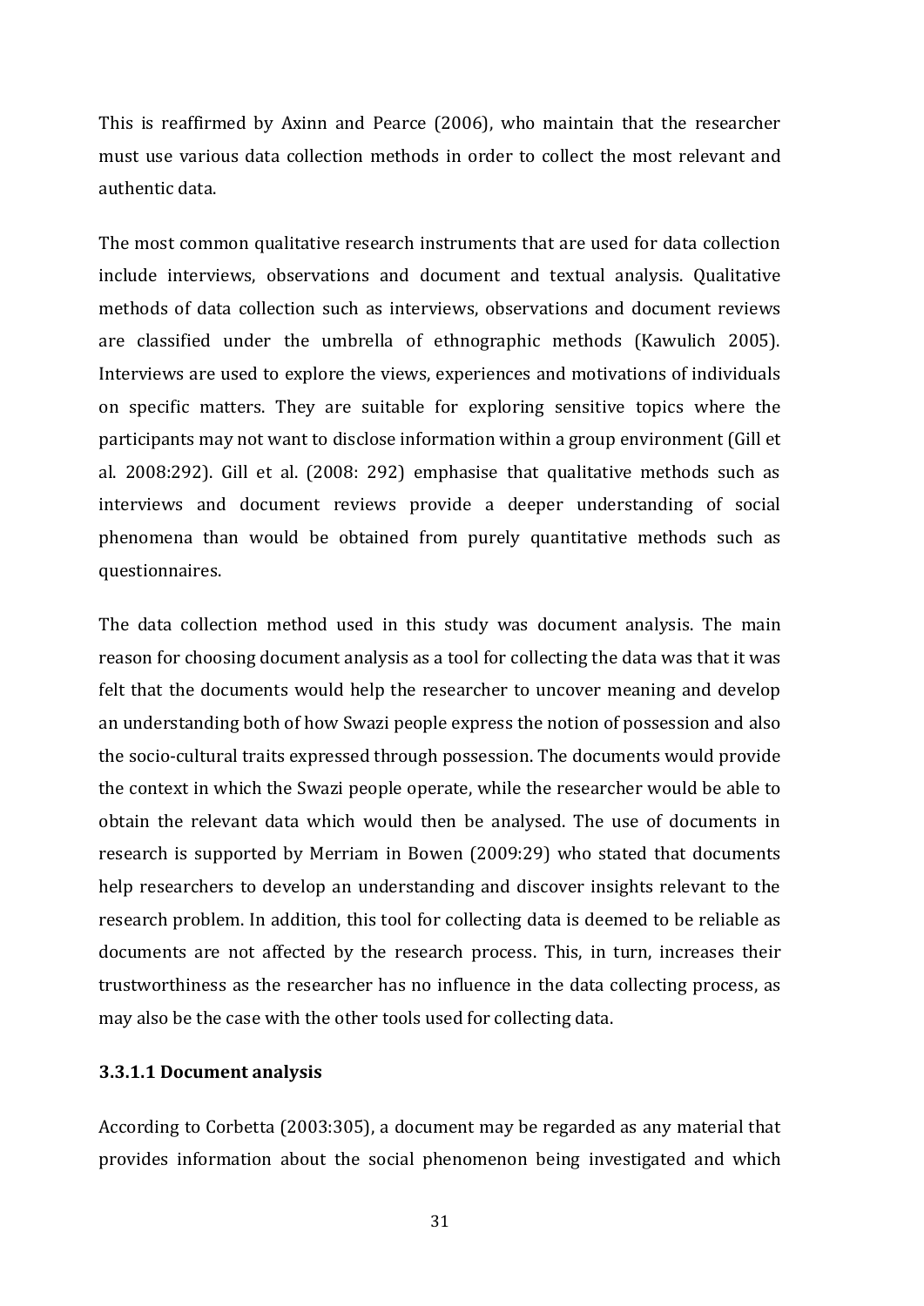This is reaffirmed by Axinn and Pearce (2006), who maintain that the researcher must use various data collection methods in order to collect the most relevant and authentic data.

The most common qualitative research instruments that are used for data collection include interviews, observations and document and textual analysis. Qualitative methods of data collection such as interviews, observations and document reviews are classified under the umbrella of ethnographic methods (Kawulich 2005). Interviews are used to explore the views, experiences and motivations of individuals on specific matters. They are suitable for exploring sensitive topics where the participants may not want to disclose information within a group environment (Gill et al. 2008:292). Gill et al. (2008: 292) emphasise that qualitative methods such as interviews and document reviews provide a deeper understanding of social phenomena than would be obtained from purely quantitative methods such as questionnaires.

The data collection method used in this study was document analysis. The main reason for choosing document analysis as a tool for collecting the data was that it was felt that the documents would help the researcher to uncover meaning and develop an understanding both of how Swazi people express the notion of possession and also the socio-cultural traits expressed through possession. The documents would provide the context in which the Swazi people operate, while the researcher would be able to obtain the relevant data which would then be analysed. The use of documents in research is supported by Merriam in Bowen (2009:29) who stated that documents help researchers to develop an understanding and discover insights relevant to the research problem. In addition, this tool for collecting data is deemed to be reliable as documents are not affected by the research process. This, in turn, increases their trustworthiness as the researcher has no influence in the data collecting process, as may also be the case with the other tools used for collecting data.

#### 3.3.1.1 Document analysis

According to Corbetta (2003:305), a document may be regarded as any material that provides information about the social phenomenon being investigated and which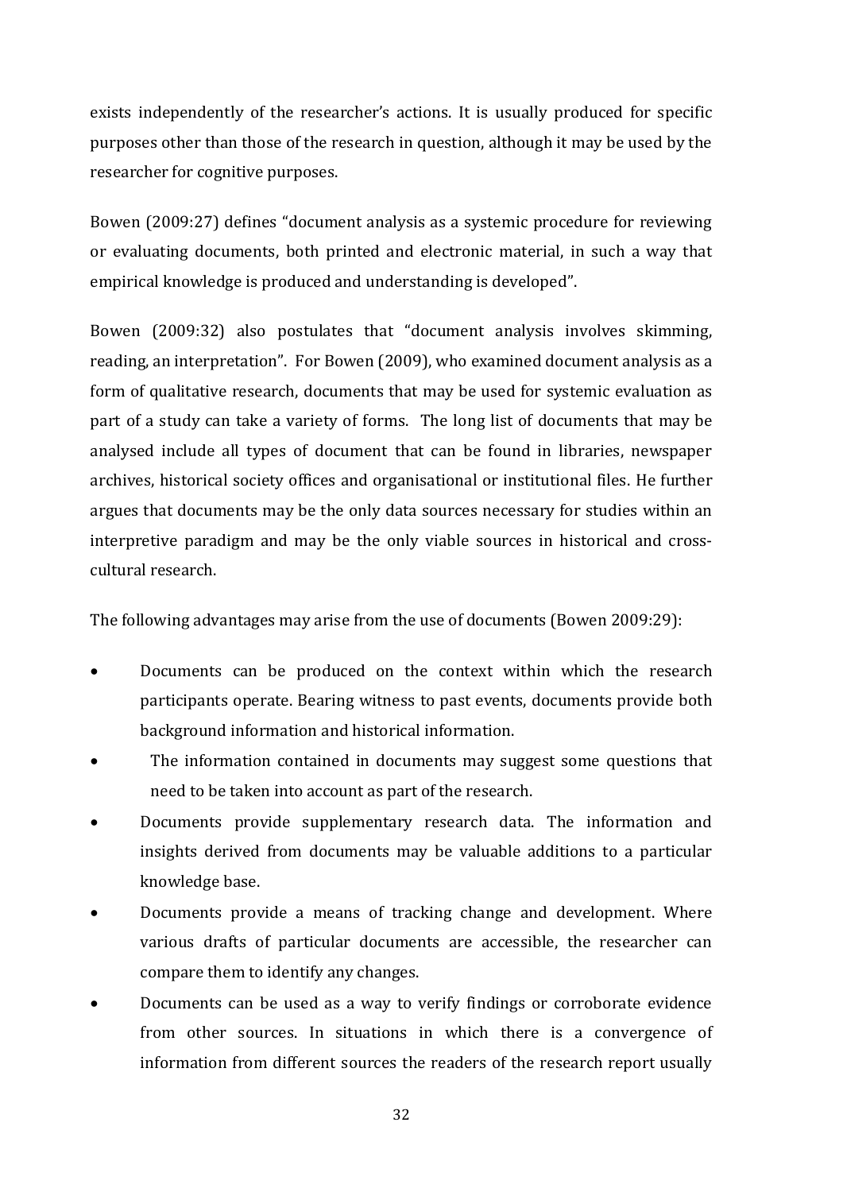exists independently of the researcher's actions. It is usually produced for specific purposes other than those of the research in question, although it may be used by the researcher for cognitive purposes.

Bowen (2009:27) defines "document analysis as a systemic procedure for reviewing or evaluating documents, both printed and electronic material, in such a way that empirical knowledge is produced and understanding is developed".

Bowen (2009:32) also postulates that "document analysis involves skimming, reading, an interpretation". For Bowen (2009), who examined document analysis as a form of qualitative research, documents that may be used for systemic evaluation as part of a study can take a variety of forms. The long list of documents that may be analysed include all types of document that can be found in libraries, newspaper archives, historical society offices and organisational or institutional files. He further argues that documents may be the only data sources necessary for studies within an interpretive paradigm and may be the only viable sources in historical and cross-cultural research.

The following advantages may arise from the use of documents (Bowen 2009:29):

- Documents can be produced on the context within which the research participants operate. Bearing witness to past events, documents provide both background information and historical information.
- The information contained in documents may suggest some questions that need to be taken into account as part of the research.
- Documents provide supplementary research data. The information and insights derived from documents may be valuable additions to a particular knowledge base.
- Documents provide a means of tracking change and development. Where various drafts of particular documents are accessible, the researcher can compare them to identify any changes.
- Documents can be used as a way to verify findings or corroborate evidence from other sources. In situations in which there is a convergence of information from different sources the readers of the research report usually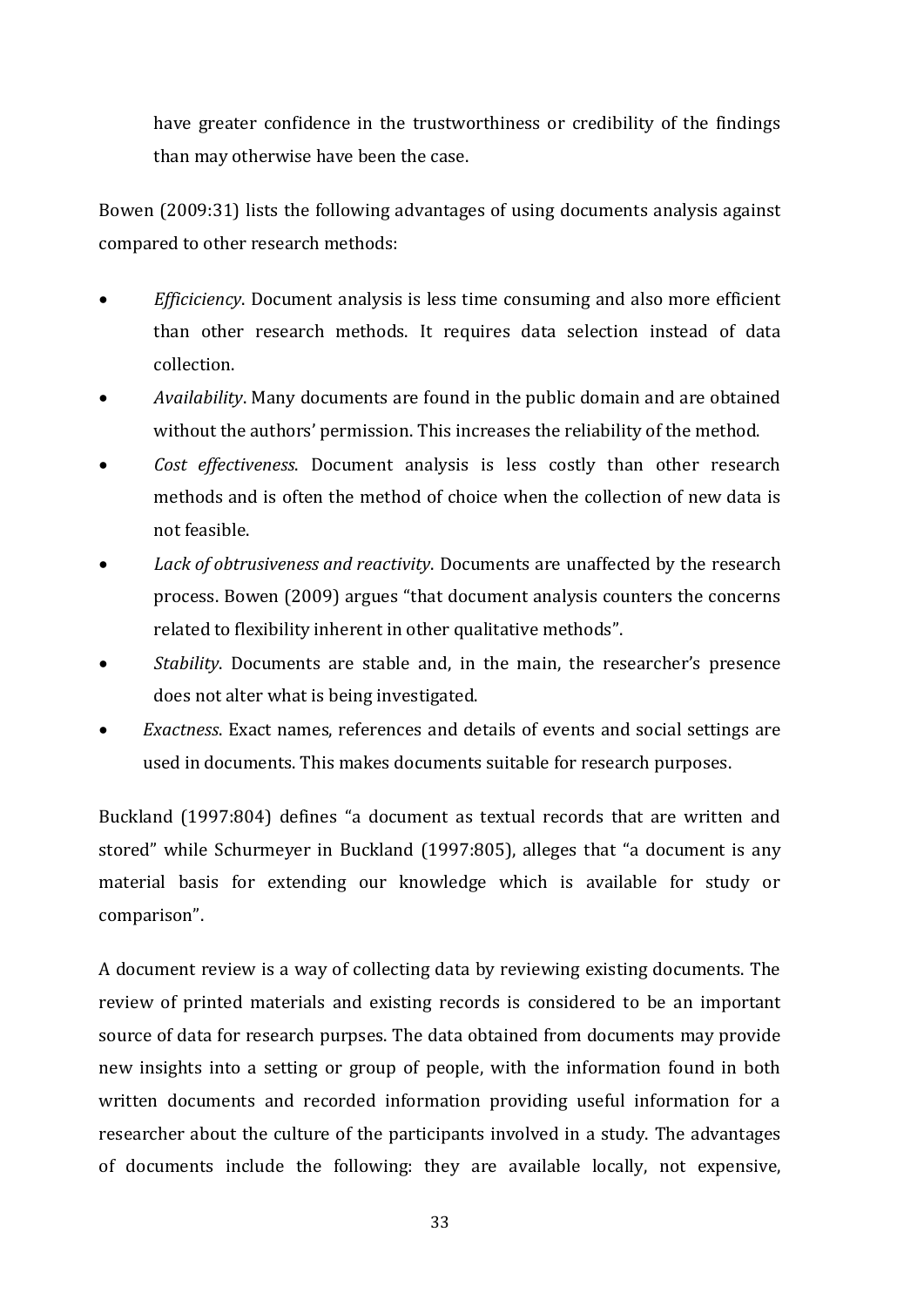have greater confidence in the trustworthiness or credibility of the findings than may otherwise have been the case.

Bowen (2009:31) lists the following advantages of using documents analysis against compared to other research methods:

- *Efficiciency*. Document analysis is less time consuming and also more efficient than other research methods. It requires data selection instead of data collection.
- *Availability*. Many documents are found in the public domain and are obtained without the authors' permission. This increases the reliability of the method.
- *Cost effectiveness*. Document analysis is less costly than other research methods and is often the method of choice when the collection of new data is not feasible.
- *Lack of obtrusiveness and reactivity*. Documents are unaffected by the research process. Bowen (2009) argues "that document analysis counters the concerns related to flexibility inherent in other qualitative methods".
- *Stability*. Documents are stable and, in the main, the researcher's presence does not alter what is being investigated.
- *Exactness*. Exact names, references and details of events and social settings are used in documents. This makes documents suitable for research purposes.

Buckland (1997:804) defines "a document as textual records that are written and stored" while Schurmeyer in Buckland (1997:805), alleges that "a document is any material basis for extending our knowledge which is available for study or comparison".

A document review is a way of collecting data by reviewing existing documents. The review of printed materials and existing records is considered to be an important source of data for research purpses. The data obtained from documents may provide new insights into a setting or group of people, with the information found in both written documents and recorded information providing useful information for a researcher about the culture of the participants involved in a study. The advantages of documents include the following: they are available locally, not expensive,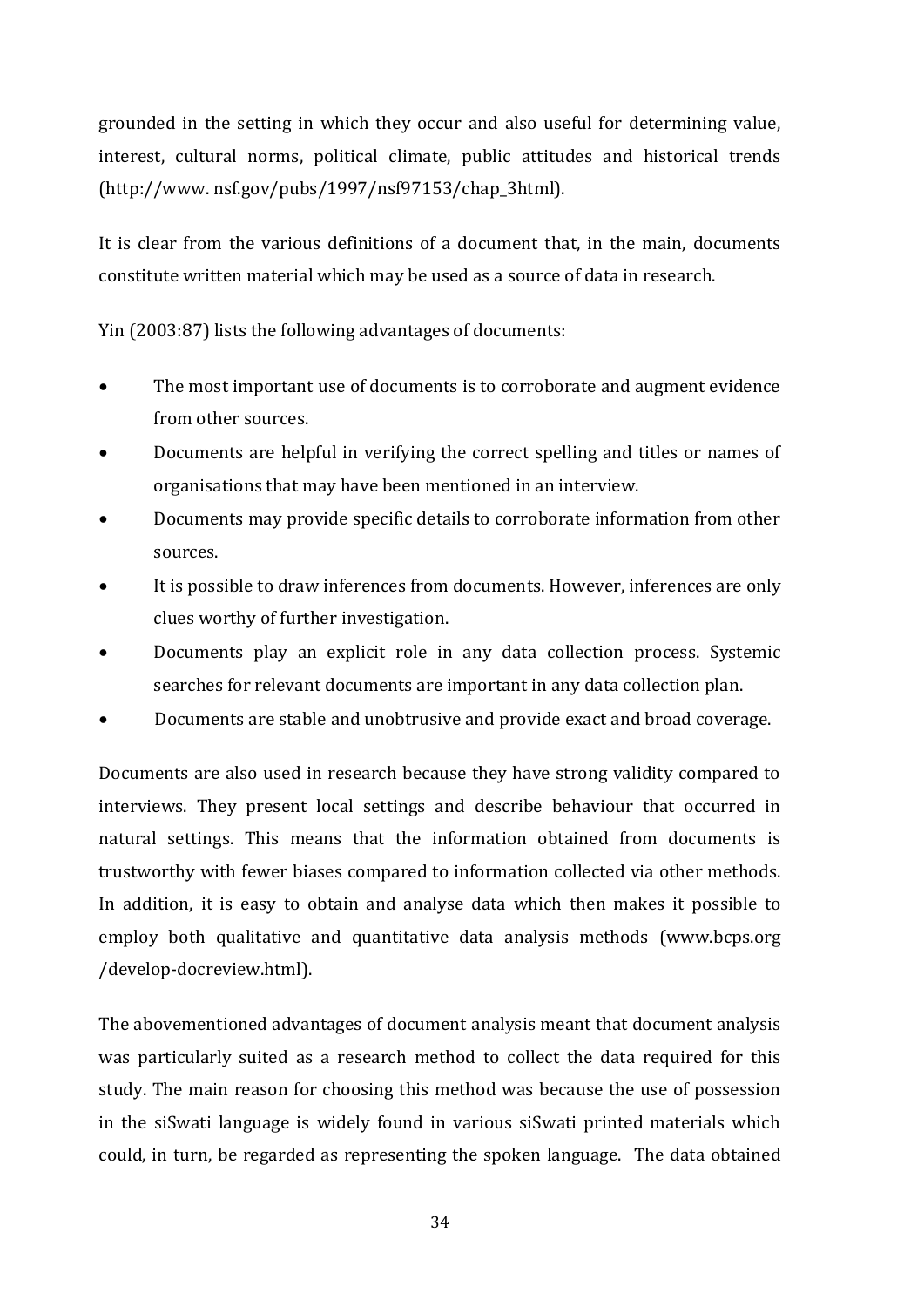grounded in the setting in which they occur and also useful for determining value, interest, cultural norms, political climate, public attitudes and historical trends (http://www. nsf.gov/pubs/1997/nsf97153/chap_3html).

It is clear from the various definitions of a document that, in the main, documents constitute written material which may be used as a source of data in research.

Yin (2003:87) lists the following advantages of documents:

- The most important use of documents is to corroborate and augment evidence from other sources.
- Documents are helpful in verifying the correct spelling and titles or names of organisations that may have been mentioned in an interview.
- Documents may provide specific details to corroborate information from other sources.
- It is possible to draw inferences from documents. However, inferences are only clues worthy of further investigation.
- Documents play an explicit role in any data collection process. Systemic searches for relevant documents are important in any data collection plan.
- Documents are stable and unobtrusive and provide exact and broad coverage.

Documents are also used in research because they have strong validity compared to interviews. They present local settings and describe behaviour that occurred in natural settings. This means that the information obtained from documents is trustworthy with fewer biases compared to information collected via other methods. In addition, it is easy to obtain and analyse data which then makes it possible to employ both qualitative and quantitative data analysis methods (www.bcps.org /develop-docreview.html).

The abovementioned advantages of document analysis meant that document analysis was particularly suited as a research method to collect the data required for this study. The main reason for choosing this method was because the use of possession in the siSwati language is widely found in various siSwati printed materials which could, in turn, be regarded as representing the spoken language. The data obtained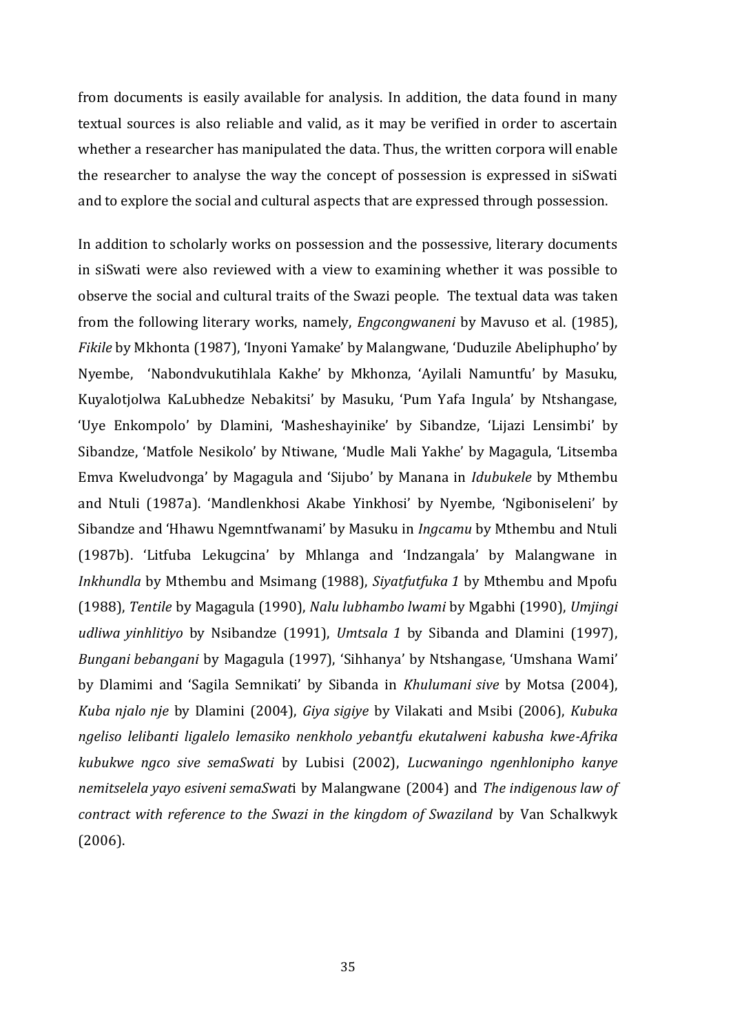from documents is easily available for analysis. In addition, the data found in many textual sources is also reliable and valid, as it may be verified in order to ascertain whether a researcher has manipulated the data. Thus, the written corpora will enable the researcher to analyse the way the concept of possession is expressed in siSwati and to explore the social and cultural aspects that are expressed through possession.

In addition to scholarly works on possession and the possessive, literary documents in siSwati were also reviewed with a view to examining whether it was possible to observe the social and cultural traits of the Swazi people. The textual data was taken from the following literary works, namely, *Engcongwaneni* by Mavuso et al. (1985), *Fikile* by Mkhonta (1987), 'Inyoni Yamake' by Malangwane, 'Duduzile Abeliphupho' by Nyembe, 'Nabondvukutihlala Kakhe' by Mkhonza, 'Ayilali Namuntfu' by Masuku, Kuyalotjolwa KaLubhedze Nebakitsi' by Masuku, 'Pum Yafa Ingula' by Ntshangase, 'Uye Enkompolo' by Dlamini, 'Masheshayinike' by Sibandze, 'Lijazi Lensimbi' by Sibandze, 'Matfole Nesikolo' by Ntiwane, 'Mudle Mali Yakhe' by Magagula, 'Litsemba Emva Kweludvonga' by Magagula and 'Sijubo' by Manana in *Idubukele* by Mthembu and Ntuli (1987a). 'Mandlenkhosi Akabe Yinkhosi' by Nyembe, 'Ngiboniseleni' by Sibandze and 'Hhawu Ngemntfwanami' by Masuku in *Ingcamu* by Mthembu and Ntuli (1987b). 'Litfuba Lekugcina' by Mhlanga and 'Indzangala' by Malangwane in *Inkhundla* by Mthembu and Msimang (1988), *Siyatfutfuka 1* by Mthembu and Mpofu (1988), *Tentile* by Magagula (1990), *Nalu lubhambo lwami* by Mgabhi (1990), *Umjingi udliwa yinhlitiyo* by Nsibandze (1991), *Umtsala 1* by Sibanda and Dlamini (1997), *Bungani bebangani* by Magagula (1997), 'Sihhanya' by Ntshangase, 'Umshana Wami' by Dlamimi and 'Sagila Semnikati' by Sibanda in *Khulumani sive* by Motsa (2004), *Kuba njalo nje* by Dlamini (2004), *Giya sigiye* by Vilakati and Msibi (2006), *Kubuka ngeliso lelibanti ligalelo lemasiko nenkholo yebantfu ekutalweni kabusha kwe-Afrika kubukwe ngco sive semaSwati* by Lubisi (2002), *Lucwaningo ngenhlonipho kanye nemitselela yayo esiveni semaSwati* by Malangwane (2004) and *The indigenous law of contract with reference to the Swazi in the kingdom of Swaziland* by Van Schalkwyk (2006).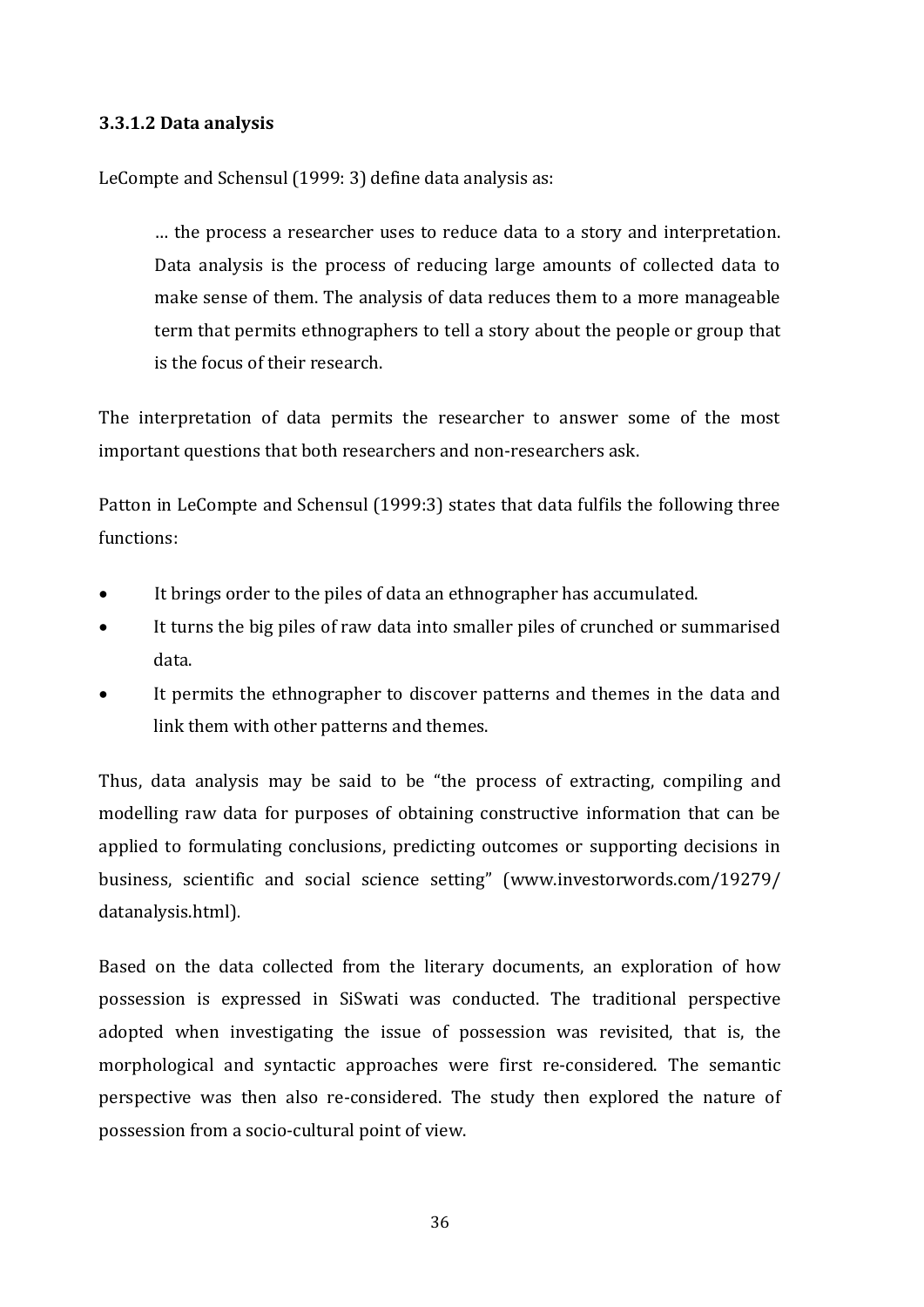### 3.3.1.2 Data analysis

LeCompte and Schensul (1999: 3) define data analysis as:

> … the process a researcher uses to reduce data to a story and interpretation. Data analysis is the process of reducing large amounts of collected data to make sense of them. The analysis of data reduces them to a more manageable term that permits ethnographers to tell a story about the people or group that is the focus of their research.

The interpretation of data permits the researcher to answer some of the most important questions that both researchers and non-researchers ask.

Patton in LeCompte and Schensul (1999:3) states that data fulfils the following three functions:

- It brings order to the piles of data an ethnographer has accumulated.
- It turns the big piles of raw data into smaller piles of crunched or summarised data.
- It permits the ethnographer to discover patterns and themes in the data and link them with other patterns and themes.

Thus, data analysis may be said to be "the process of extracting, compiling and modelling raw data for purposes of obtaining constructive information that can be applied to formulating conclusions, predicting outcomes or supporting decisions in business, scientific and social science setting" (www.investorwords.com/19279/datanalysis.html).

Based on the data collected from the literary documents, an exploration of how possession is expressed in SiSwati was conducted. The traditional perspective adopted when investigating the issue of possession was revisited, that is, the morphological and syntactic approaches were first re-considered. The semantic perspective was then also re-considered. The study then explored the nature of possession from a socio-cultural point of view.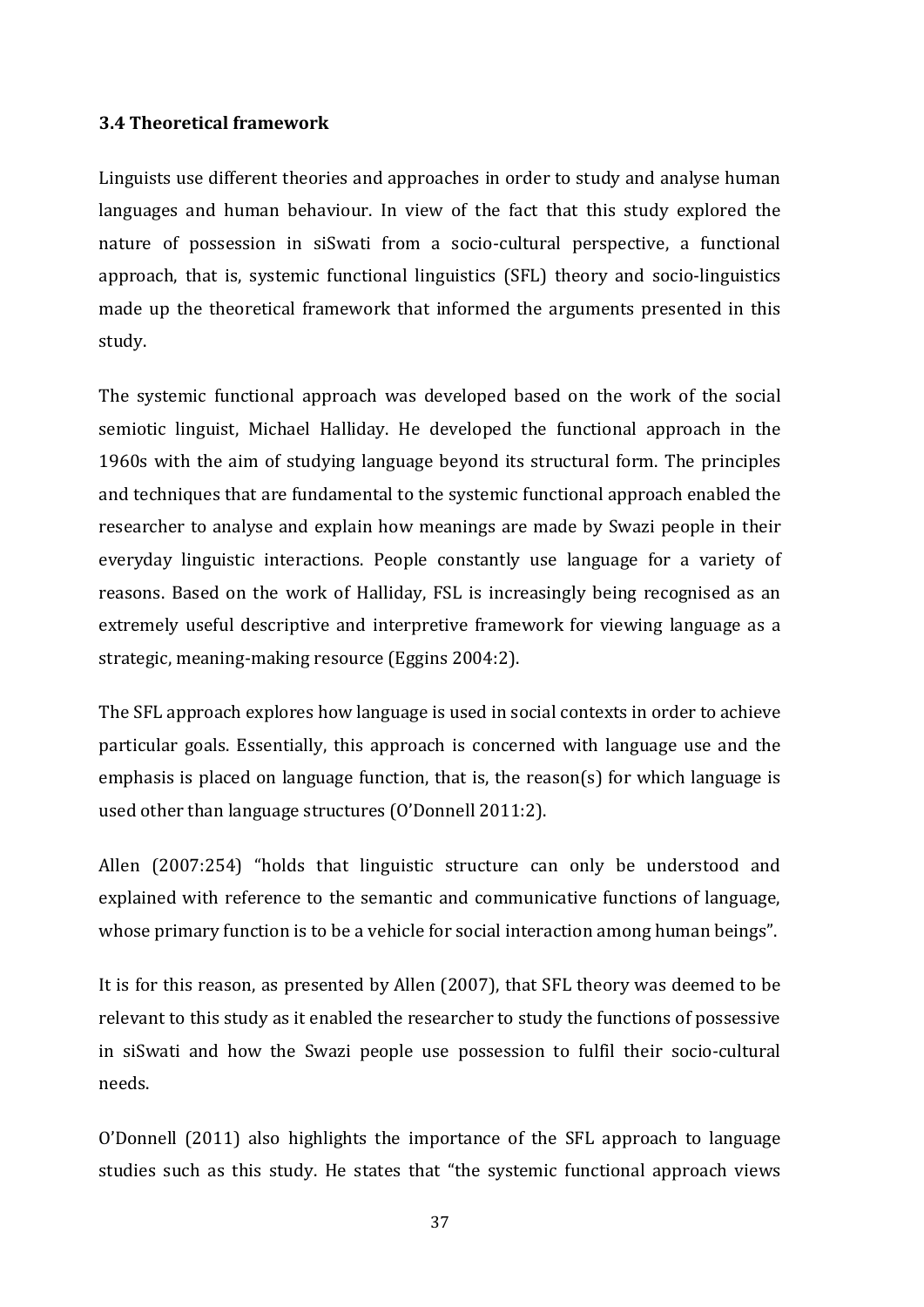### 3.4 Theoretical framework

Linguists use different theories and approaches in order to study and analyse human languages and human behaviour. In view of the fact that this study explored the nature of possession in siSwati from a socio-cultural perspective, a functional approach, that is, systemic functional linguistics (SFL) theory and socio-linguistics made up the theoretical framework that informed the arguments presented in this study.

The systemic functional approach was developed based on the work of the social semiotic linguist, Michael Halliday. He developed the functional approach in the 1960s with the aim of studying language beyond its structural form. The principles and techniques that are fundamental to the systemic functional approach enabled the researcher to analyse and explain how meanings are made by Swazi people in their everyday linguistic interactions. People constantly use language for a variety of reasons. Based on the work of Halliday, FSL is increasingly being recognised as an extremely useful descriptive and interpretive framework for viewing language as a strategic, meaning-making resource (Eggins 2004:2).

The SFL approach explores how language is used in social contexts in order to achieve particular goals. Essentially, this approach is concerned with language use and the emphasis is placed on language function, that is, the reason(s) for which language is used other than language structures (O'Donnell 2011:2).

Allen (2007:254) "holds that linguistic structure can only be understood and explained with reference to the semantic and communicative functions of language, whose primary function is to be a vehicle for social interaction among human beings".

It is for this reason, as presented by Allen (2007), that SFL theory was deemed to be relevant to this study as it enabled the researcher to study the functions of possessive in siSwati and how the Swazi people use possession to fulfil their socio-cultural needs.

O'Donnell (2011) also highlights the importance of the SFL approach to language studies such as this study. He states that "the systemic functional approach views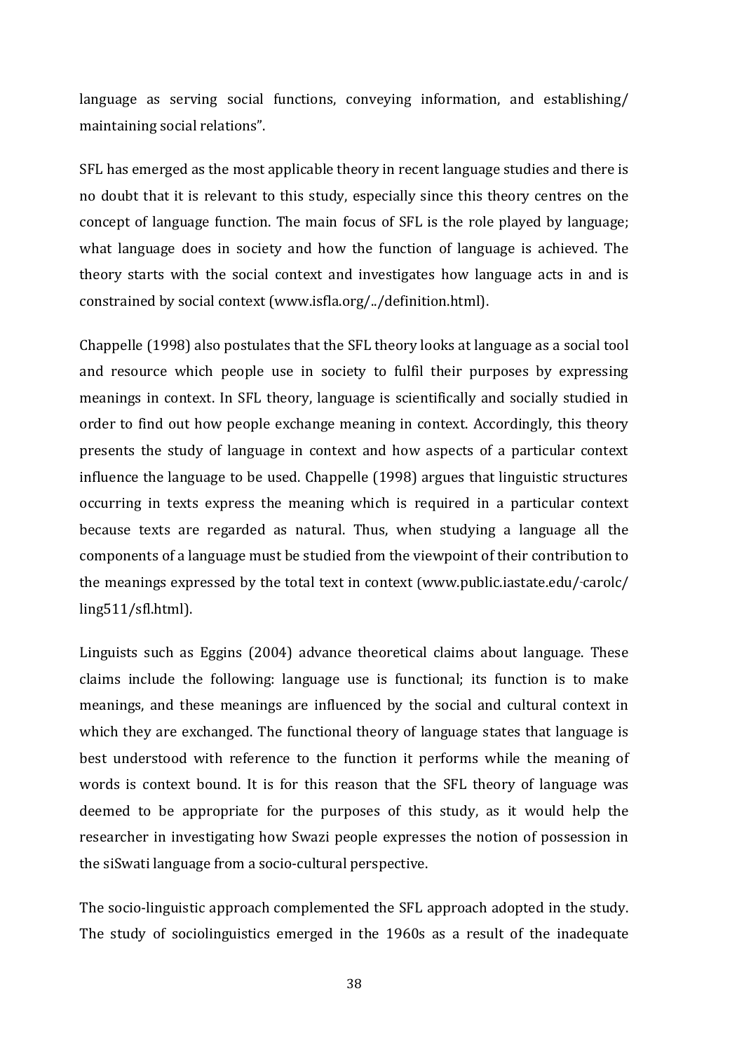language as serving social functions, conveying information, and establishing/ maintaining social relations".

SFL has emerged as the most applicable theory in recent language studies and there is no doubt that it is relevant to this study, especially since this theory centres on the concept of language function. The main focus of SFL is the role played by language; what language does in society and how the function of language is achieved. The theory starts with the social context and investigates how language acts in and is constrained by social context (www.isfla.org/../definition.html).

Chappelle (1998) also postulates that the SFL theory looks at language as a social tool and resource which people use in society to fulfil their purposes by expressing meanings in context. In SFL theory, language is scientifically and socially studied in order to find out how people exchange meaning in context. Accordingly, this theory presents the study of language in context and how aspects of a particular context influence the language to be used. Chappelle (1998) argues that linguistic structures occurring in texts express the meaning which is required in a particular context because texts are regarded as natural. Thus, when studying a language all the components of a language must be studied from the viewpoint of their contribution to the meanings expressed by the total text in context (www.public.iastate.edu/~carolc/ ling511/sfl.html).

Linguists such as Eggins (2004) advance theoretical claims about language. These claims include the following: language use is functional; its function is to make meanings, and these meanings are influenced by the social and cultural context in which they are exchanged. The functional theory of language states that language is best understood with reference to the function it performs while the meaning of words is context bound. It is for this reason that the SFL theory of language was deemed to be appropriate for the purposes of this study, as it would help the researcher in investigating how Swazi people expresses the notion of possession in the siSwati language from a socio-cultural perspective.

The socio-linguistic approach complemented the SFL approach adopted in the study. The study of sociolinguistics emerged in the 1960s as a result of the inadequate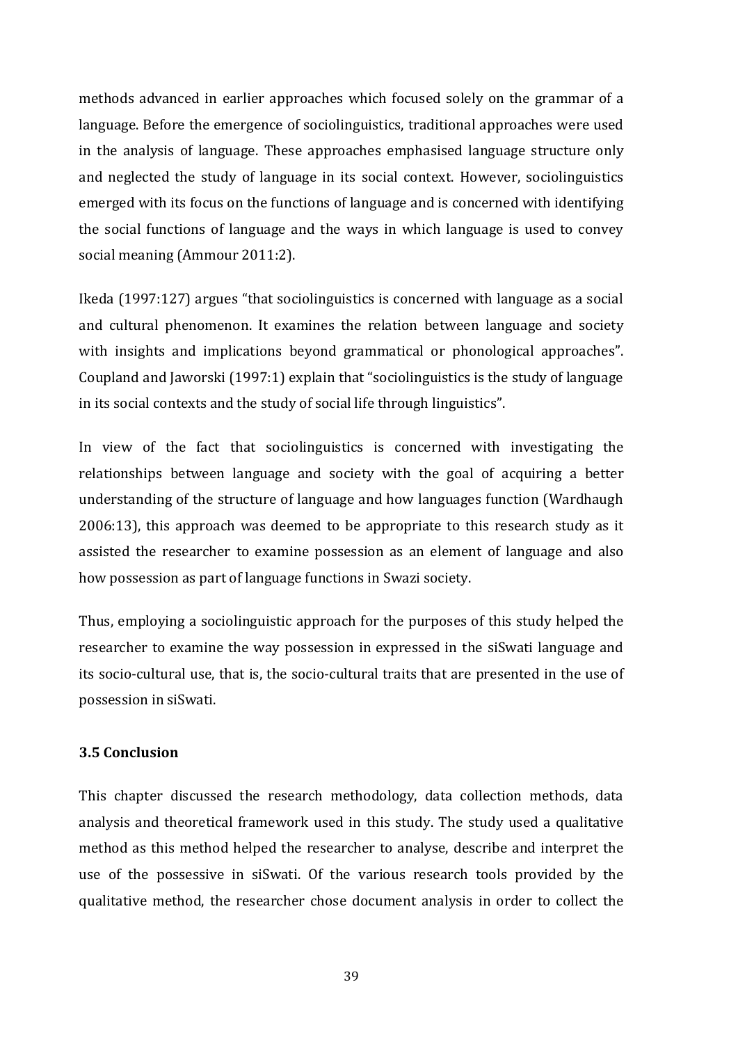methods advanced in earlier approaches which focused solely on the grammar of a language. Before the emergence of sociolinguistics, traditional approaches were used in the analysis of language. These approaches emphasised language structure only and neglected the study of language in its social context. However, sociolinguistics emerged with its focus on the functions of language and is concerned with identifying the social functions of language and the ways in which language is used to convey social meaning (Ammour 2011:2).

Ikeda (1997:127) argues "that sociolinguistics is concerned with language as a social and cultural phenomenon. It examines the relation between language and society with insights and implications beyond grammatical or phonological approaches". Coupland and Jaworski (1997:1) explain that "sociolinguistics is the study of language in its social contexts and the study of social life through linguistics".

In view of the fact that sociolinguistics is concerned with investigating the relationships between language and society with the goal of acquiring a better understanding of the structure of language and how languages function (Wardhaugh 2006:13), this approach was deemed to be appropriate to this research study as it assisted the researcher to examine possession as an element of language and also how possession as part of language functions in Swazi society.

Thus, employing a sociolinguistic approach for the purposes of this study helped the researcher to examine the way possession in expressed in the siSwati language and its socio-cultural use, that is, the socio-cultural traits that are presented in the use of possession in siSwati.

### 3.5 Conclusion

This chapter discussed the research methodology, data collection methods, data analysis and theoretical framework used in this study. The study used a qualitative method as this method helped the researcher to analyse, describe and interpret the use of the possessive in siSwati. Of the various research tools provided by the qualitative method, the researcher chose document analysis in order to collect the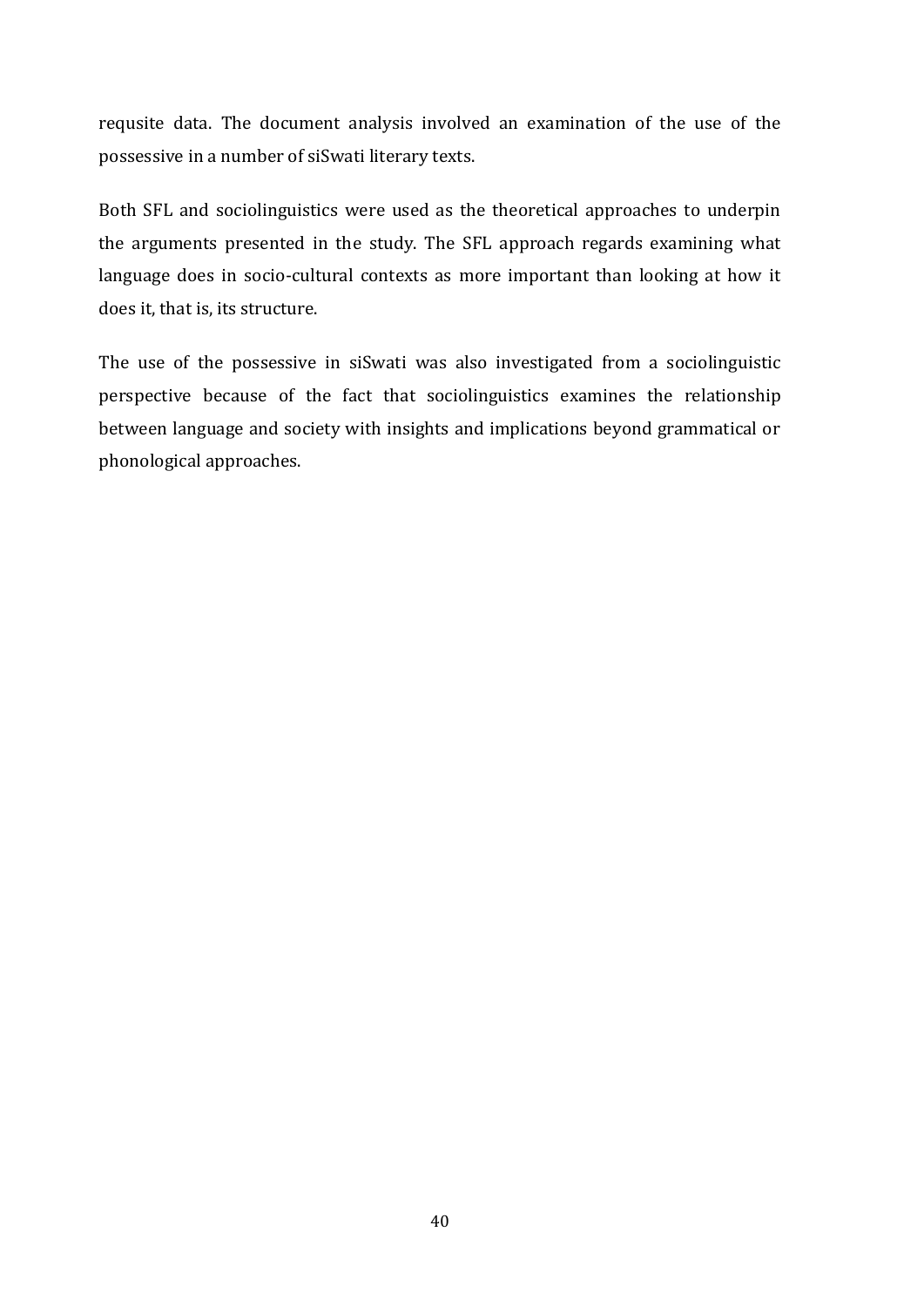requsite data. The document analysis involved an examination of the use of the possessive in a number of siSwati literary texts.

Both SFL and sociolinguistics were used as the theoretical approaches to underpin the arguments presented in the study. The SFL approach regards examining what language does in socio-cultural contexts as more important than looking at how it does it, that is, its structure.

The use of the possessive in siSwati was also investigated from a sociolinguistic perspective because of the fact that sociolinguistics examines the relationship between language and society with insights and implications beyond grammatical or phonological approaches.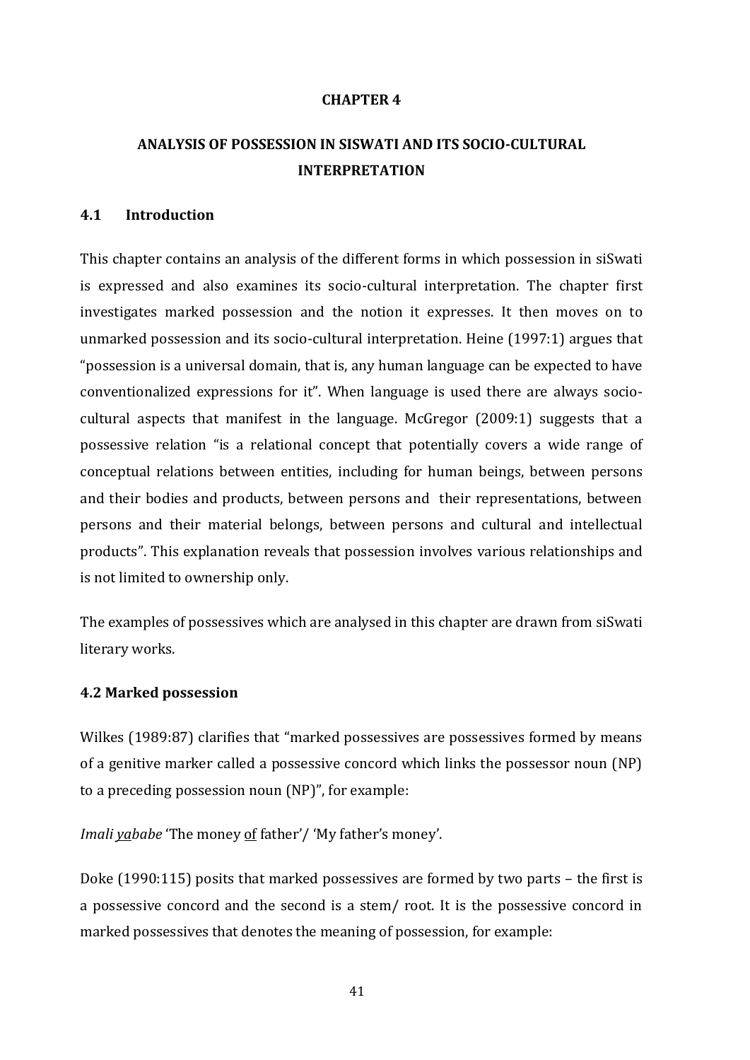**CHAPTER 4**

# ANALYSIS OF POSSESSION IN SISWATI AND ITS SOCIO-CULTURAL INTERPRETATION

## 4.1 Introduction

This chapter contains an analysis of the different forms in which possession in siSwati is expressed and also examines its socio-cultural interpretation. The chapter first investigates marked possession and the notion it expresses. It then moves on to unmarked possession and its socio-cultural interpretation. Heine (1997:1) argues that "possession is a universal domain, that is, any human language can be expected to have conventionalized expressions for it". When language is used there are always socio-cultural aspects that manifest in the language. McGregor (2009:1) suggests that a possessive relation "is a relational concept that potentially covers a wide range of conceptual relations between entities, including for human beings, between persons and their bodies and products, between persons and their representations, between persons and their material belongs, between persons and cultural and intellectual products". This explanation reveals that possession involves various relationships and is not limited to ownership only.

The examples of possessives which are analysed in this chapter are drawn from siSwati literary works.

## 4.2 Marked possession

Wilkes (1989:87) clarifies that "marked possessives are possessives formed by means of a genitive marker called a possessive concord which links the possessor noun (NP) to a preceding possession noun (NP)", for example:

*Imali <u>ya</u>babe* 'The money <u>of</u> father'/ 'My father's money'.

Doke (1990:115) posits that marked possessives are formed by two parts – the first is a possessive concord and the second is a stem/ root. It is the possessive concord in marked possessives that denotes the meaning of possession, for example: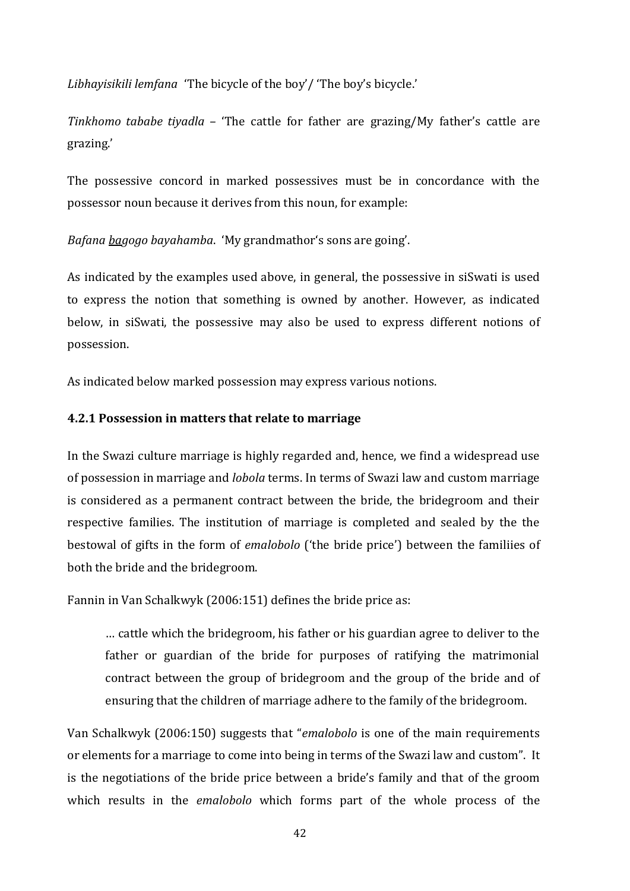*Libhayisikili lemfana* 'The bicycle of the boy'/ 'The boy's bicycle.'

*Tinkhomo tababe tiyadla* – 'The cattle for father are grazing/My father's cattle are grazing.'

The possessive concord in marked possessives must be in concordance with the possessor noun because it derives from this noun, for example:

*Bafana <u>ba</u>gogo bayahamba*. 'My grandmathor's sons are going'.

As indicated by the examples used above, in general, the possessive in siSwati is used to express the notion that something is owned by another. However, as indicated below, in siSwati, the possessive may also be used to express different notions of possession.

As indicated below marked possession may express various notions.

### 4.2.1 Possession in matters that relate to marriage

In the Swazi culture marriage is highly regarded and, hence, we find a widespread use of possession in marriage and *lobola* terms. In terms of Swazi law and custom marriage is considered as a permanent contract between the bride, the bridegroom and their respective families. The institution of marriage is completed and sealed by the the bestowal of gifts in the form of *emalobolo* ('the bride price') between the familiies of both the bride and the bridegroom.

Fannin in Van Schalkwyk (2006:151) defines the bride price as:

> … cattle which the bridegroom, his father or his guardian agree to deliver to the father or guardian of the bride for purposes of ratifying the matrimonial contract between the group of bridegroom and the group of the bride and of ensuring that the children of marriage adhere to the family of the bridegroom.

Van Schalkwyk (2006:150) suggests that "*emalobolo* is one of the main requirements or elements for a marriage to come into being in terms of the Swazi law and custom". It is the negotiations of the bride price between a bride's family and that of the groom which results in the *emalobolo* which forms part of the whole process of the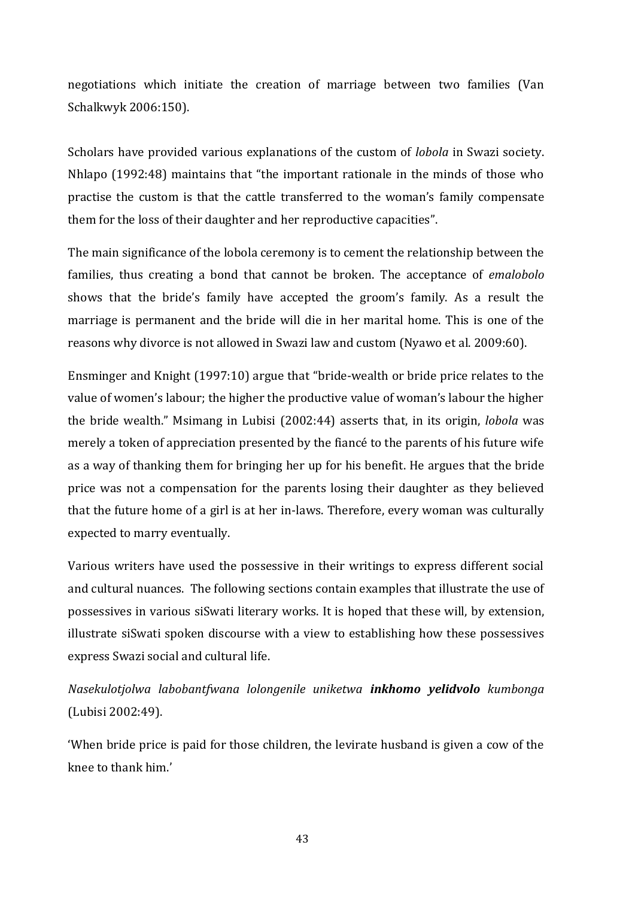negotiations which initiate the creation of marriage between two families (Van Schalkwyk 2006:150).

Scholars have provided various explanations of the custom of *lobola* in Swazi society. Nhlapo (1992:48) maintains that "the important rationale in the minds of those who practise the custom is that the cattle transferred to the woman's family compensate them for the loss of their daughter and her reproductive capacities".

The main significance of the lobola ceremony is to cement the relationship between the families, thus creating a bond that cannot be broken. The acceptance of *emalobolo* shows that the bride's family have accepted the groom's family. As a result the marriage is permanent and the bride will die in her marital home. This is one of the reasons why divorce is not allowed in Swazi law and custom (Nyawo et al. 2009:60).

Ensminger and Knight (1997:10) argue that "bride-wealth or bride price relates to the value of women's labour; the higher the productive value of woman's labour the higher the bride wealth." Msimang in Lubisi (2002:44) asserts that, in its origin, *lobola* was merely a token of appreciation presented by the fiancé to the parents of his future wife as a way of thanking them for bringing her up for his benefit. He argues that the bride price was not a compensation for the parents losing their daughter as they believed that the future home of a girl is at her in-laws. Therefore, every woman was culturally expected to marry eventually.

Various writers have used the possessive in their writings to express different social and cultural nuances. The following sections contain examples that illustrate the use of possessives in various siSwati literary works. It is hoped that these will, by extension, illustrate siSwati spoken discourse with a view to establishing how these possessives express Swazi social and cultural life.

*Nasekulotjolwa labobantfwana lolongenile uniketwa* ***inkhomo yelidvolo*** *kumbonga* (Lubisi 2002:49).

'When bride price is paid for those children, the levirate husband is given a cow of the knee to thank him.'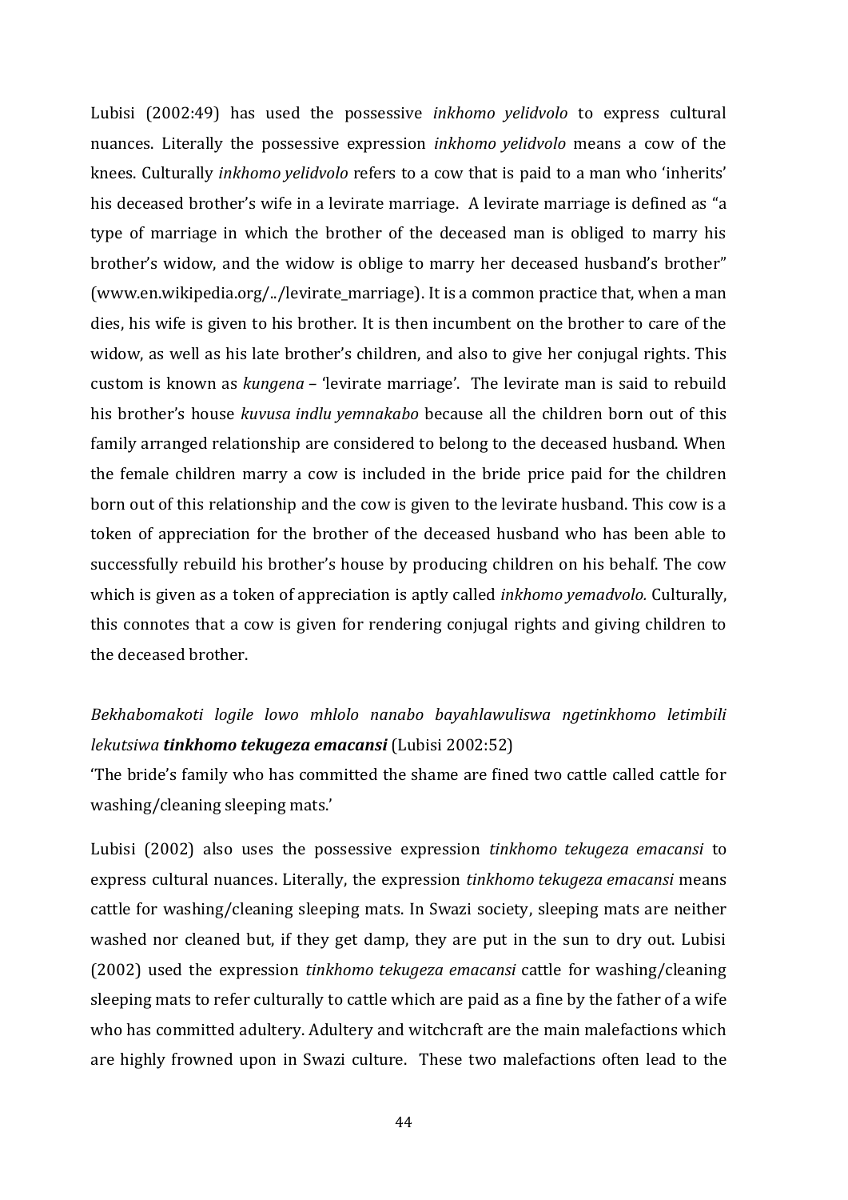Lubisi (2002:49) has used the possessive *inkhomo yelidvolo* to express cultural nuances. Literally the possessive expression *inkhomo yelidvolo* means a cow of the knees. Culturally *inkhomo yelidvolo* refers to a cow that is paid to a man who 'inherits' his deceased brother's wife in a levirate marriage. A levirate marriage is defined as "a type of marriage in which the brother of the deceased man is obliged to marry his brother's widow, and the widow is oblige to marry her deceased husband's brother" (www.en.wikipedia.org/../levirate_marriage). It is a common practice that, when a man dies, his wife is given to his brother. It is then incumbent on the brother to care of the widow, as well as his late brother's children, and also to give her conjugal rights. This custom is known as *kungena* – 'levirate marriage'. The levirate man is said to rebuild his brother's house *kuvusa indlu yemnakabo* because all the children born out of this family arranged relationship are considered to belong to the deceased husband. When the female children marry a cow is included in the bride price paid for the children born out of this relationship and the cow is given to the levirate husband. This cow is a token of appreciation for the brother of the deceased husband who has been able to successfully rebuild his brother's house by producing children on his behalf. The cow which is given as a token of appreciation is aptly called *inkhomo yemadvolo.* Culturally, this connotes that a cow is given for rendering conjugal rights and giving children to the deceased brother.

*Bekhabomakoti logile lowo mhlolo nanabo bayahlawuliswa ngetinkhomo letimbili lekutsiwa* ***tinkhomo tekugeza emacansi*** (Lubisi 2002:52)
'The bride's family who has committed the shame are fined two cattle called cattle for washing/cleaning sleeping mats.'

Lubisi (2002) also uses the possessive expression *tinkhomo tekugeza emacansi* to express cultural nuances. Literally, the expression *tinkhomo tekugeza emacansi* means cattle for washing/cleaning sleeping mats. In Swazi society, sleeping mats are neither washed nor cleaned but, if they get damp, they are put in the sun to dry out. Lubisi (2002) used the expression *tinkhomo tekugeza emacansi* cattle for washing/cleaning sleeping mats to refer culturally to cattle which are paid as a fine by the father of a wife who has committed adultery. Adultery and witchcraft are the main malefactions which are highly frowned upon in Swazi culture. These two malefactions often lead to the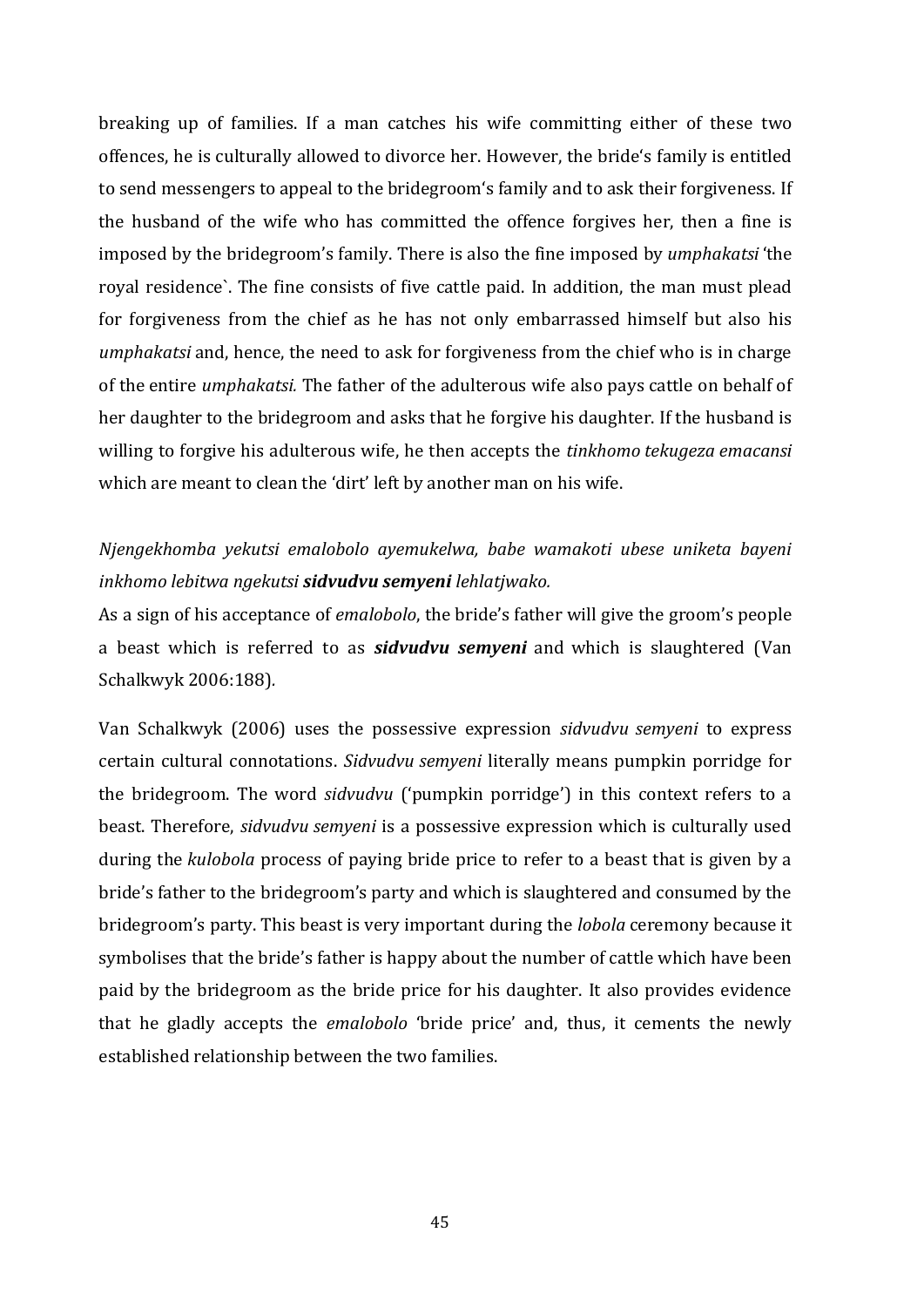breaking up of families. If a man catches his wife committing either of these two offences, he is culturally allowed to divorce her. However, the bride's family is entitled to send messengers to appeal to the bridegroom's family and to ask their forgiveness. If the husband of the wife who has committed the offence forgives her, then a fine is imposed by the bridegroom's family. There is also the fine imposed by *umphakatsi* 'the royal residence`. The fine consists of five cattle paid. In addition, the man must plead for forgiveness from the chief as he has not only embarrassed himself but also his *umphakatsi* and, hence, the need to ask for forgiveness from the chief who is in charge of the entire *umphakatsi.* The father of the adulterous wife also pays cattle on behalf of her daughter to the bridegroom and asks that he forgive his daughter. If the husband is willing to forgive his adulterous wife, he then accepts the *tinkhomo tekugeza emacansi* which are meant to clean the 'dirt' left by another man on his wife.

*Njengekhomba yekutsi emalobolo ayemukelwa, babe wamakoti ubese uniketa bayeni inkhomo lebitwa ngekutsi **sidvudvu semyeni** lehlatjwako.*

As a sign of his acceptance of *emalobolo*, the bride's father will give the groom's people a beast which is referred to as ***sidvudvu semyeni*** and which is slaughtered (Van Schalkwyk 2006:188).

Van Schalkwyk (2006) uses the possessive expression *sidvudvu semyeni* to express certain cultural connotations. *Sidvudvu semyeni* literally means pumpkin porridge for the bridegroom. The word *sidvudvu* ('pumpkin porridge') in this context refers to a beast. Therefore, *sidvudvu semyeni* is a possessive expression which is culturally used during the *kulobola* process of paying bride price to refer to a beast that is given by a bride's father to the bridegroom's party and which is slaughtered and consumed by the bridegroom's party. This beast is very important during the *lobola* ceremony because it symbolises that the bride's father is happy about the number of cattle which have been paid by the bridegroom as the bride price for his daughter. It also provides evidence that he gladly accepts the *emalobolo* 'bride price' and, thus, it cements the newly established relationship between the two families.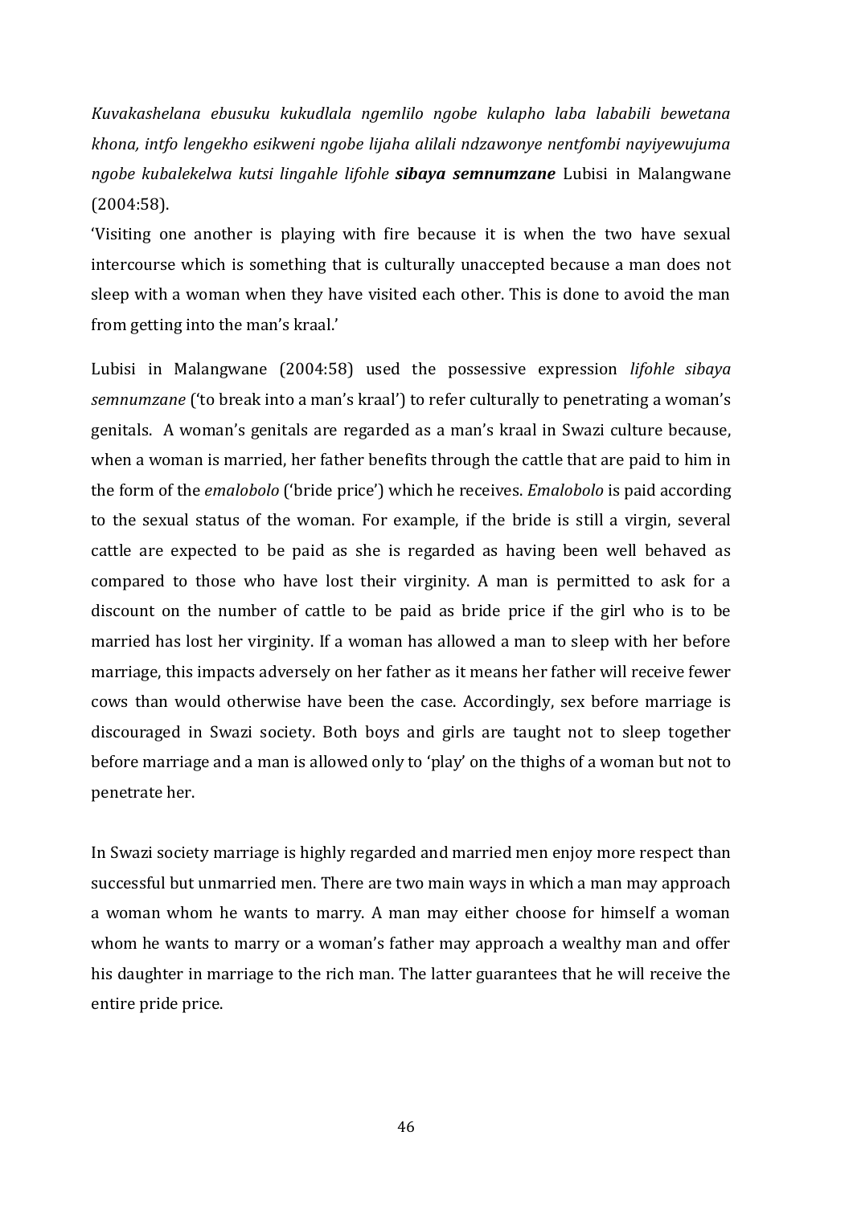*Kuvakashelana ebusuku kukudlala ngemlilo ngobe kulapho laba lababili bewetana khona, intfo lengekho esikweni ngobe lijaha alilali ndzawonye nentfombi nayiyewujuma ngobe kubalekelwa kutsi lingahle lifohle* ***sibaya semnumzane*** Lubisi in Malangwane (2004:58).

'Visiting one another is playing with fire because it is when the two have sexual intercourse which is something that is culturally unaccepted because a man does not sleep with a woman when they have visited each other. This is done to avoid the man from getting into the man's kraal.'

Lubisi in Malangwane (2004:58) used the possessive expression *lifohle sibaya semnumzane* ('to break into a man's kraal') to refer culturally to penetrating a woman's genitals. A woman's genitals are regarded as a man's kraal in Swazi culture because, when a woman is married, her father benefits through the cattle that are paid to him in the form of the *emalobolo* ('bride price') which he receives. *Emalobolo* is paid according to the sexual status of the woman. For example, if the bride is still a virgin, several cattle are expected to be paid as she is regarded as having been well behaved as compared to those who have lost their virginity. A man is permitted to ask for a discount on the number of cattle to be paid as bride price if the girl who is to be married has lost her virginity. If a woman has allowed a man to sleep with her before marriage, this impacts adversely on her father as it means her father will receive fewer cows than would otherwise have been the case. Accordingly, sex before marriage is discouraged in Swazi society. Both boys and girls are taught not to sleep together before marriage and a man is allowed only to 'play' on the thighs of a woman but not to penetrate her.

In Swazi society marriage is highly regarded and married men enjoy more respect than successful but unmarried men. There are two main ways in which a man may approach a woman whom he wants to marry. A man may either choose for himself a woman whom he wants to marry or a woman's father may approach a wealthy man and offer his daughter in marriage to the rich man. The latter guarantees that he will receive the entire pride price.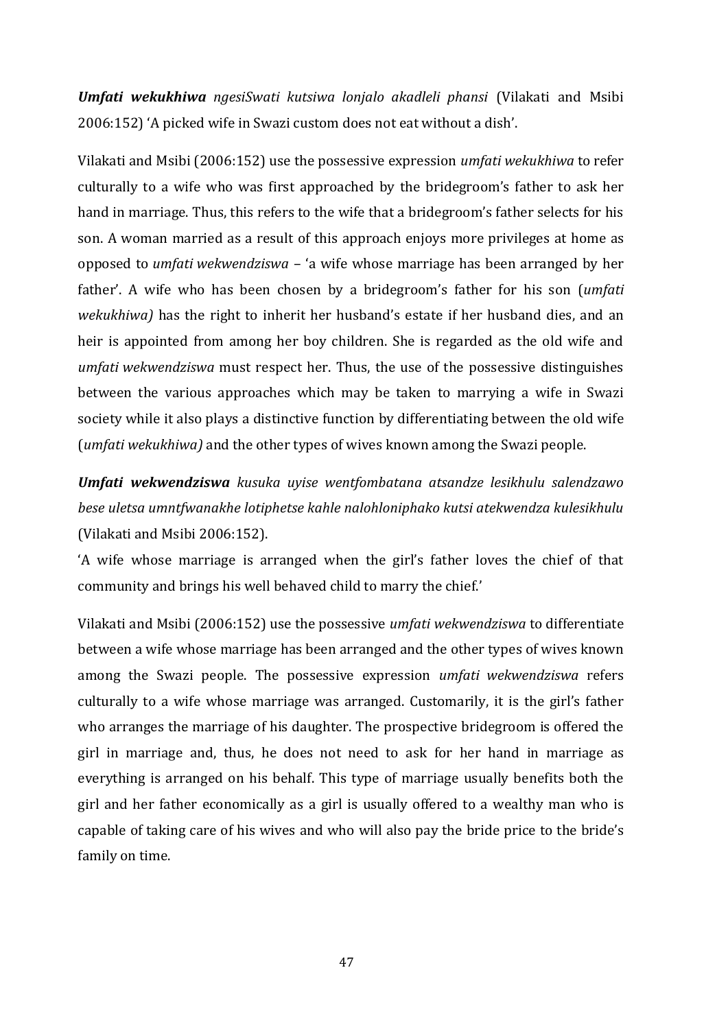***Umfati wekukhiwa*** *ngesiSwati kutsiwa lonjalo akadleli phansi* (Vilakati and Msibi 2006:152) 'A picked wife in Swazi custom does not eat without a dish'.

Vilakati and Msibi (2006:152) use the possessive expression *umfati wekukhiwa* to refer culturally to a wife who was first approached by the bridegroom's father to ask her hand in marriage. Thus, this refers to the wife that a bridegroom's father selects for his son. A woman married as a result of this approach enjoys more privileges at home as opposed to *umfati wekwendziswa* – 'a wife whose marriage has been arranged by her father'. A wife who has been chosen by a bridegroom's father for his son (*umfati wekukhiwa)* has the right to inherit her husband's estate if her husband dies, and an heir is appointed from among her boy children. She is regarded as the old wife and *umfati wekwendziswa* must respect her. Thus, the use of the possessive distinguishes between the various approaches which may be taken to marrying a wife in Swazi society while it also plays a distinctive function by differentiating between the old wife (*umfati wekukhiwa)* and the other types of wives known among the Swazi people.

***Umfati wekwendziswa*** *kusuka uyise wentfombatana atsandze lesikhulu salendzawo bese uletsa umntfwanakhe lotiphetse kahle nalohloniphako kutsi atekwendza kulesikhulu* (Vilakati and Msibi 2006:152).

'A wife whose marriage is arranged when the girl's father loves the chief of that community and brings his well behaved child to marry the chief.'

Vilakati and Msibi (2006:152) use the possessive *umfati wekwendziswa* to differentiate between a wife whose marriage has been arranged and the other types of wives known among the Swazi people. The possessive expression *umfati wekwendziswa* refers culturally to a wife whose marriage was arranged. Customarily, it is the girl's father who arranges the marriage of his daughter. The prospective bridegroom is offered the girl in marriage and, thus, he does not need to ask for her hand in marriage as everything is arranged on his behalf. This type of marriage usually benefits both the girl and her father economically as a girl is usually offered to a wealthy man who is capable of taking care of his wives and who will also pay the bride price to the bride's family on time.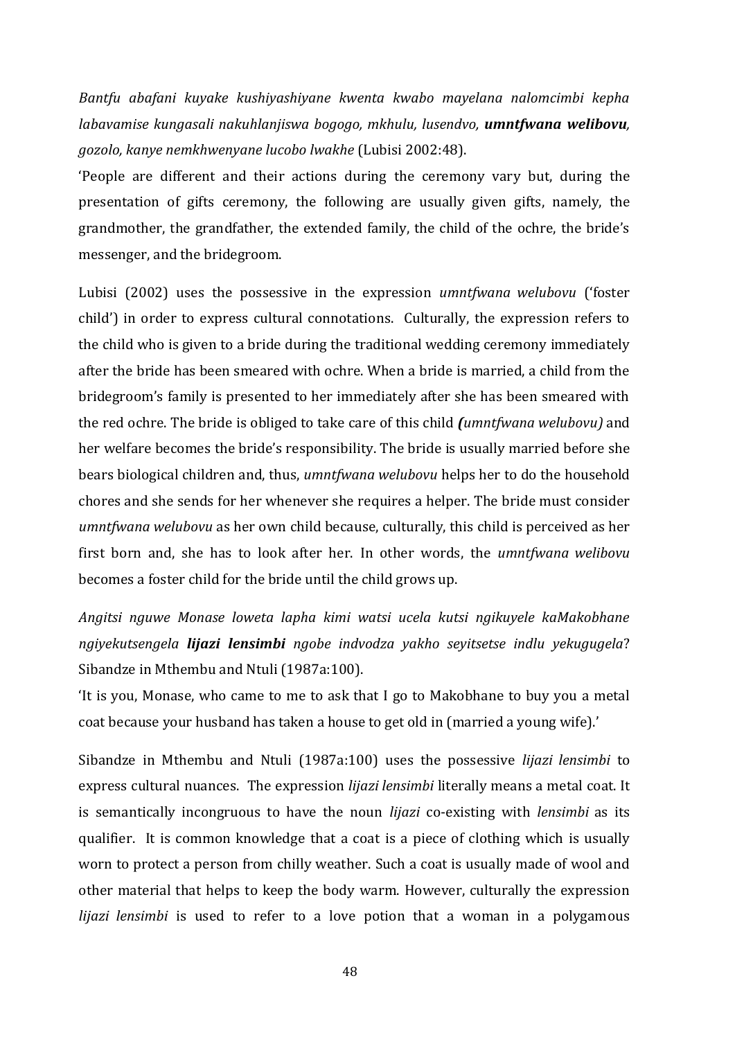*Bantfu abafani kuyake kushiyashiyane kwenta kwabo mayelana nalomcimbi kepha labavamise kungasali nakuhlanjiswa bogogo, mkhulu, lusendvo,* ***umntfwana welibovu****, gozolo, kanye nemkhwenyane lucobo lwakhe* (Lubisi 2002:48).

'People are different and their actions during the ceremony vary but, during the presentation of gifts ceremony, the following are usually given gifts, namely, the grandmother, the grandfather, the extended family, the child of the ochre, the bride's messenger, and the bridegroom.

Lubisi (2002) uses the possessive in the expression *umntfwana welubovu* ('foster child') in order to express cultural connotations. Culturally, the expression refers to the child who is given to a bride during the traditional wedding ceremony immediately after the bride has been smeared with ochre. When a bride is married, a child from the bridegroom's family is presented to her immediately after she has been smeared with the red ochre. The bride is obliged to take care of this child ***(****umntfwana welubovu)* and her welfare becomes the bride's responsibility. The bride is usually married before she bears biological children and, thus, *umntfwana welubovu* helps her to do the household chores and she sends for her whenever she requires a helper. The bride must consider *umntfwana welubovu* as her own child because, culturally, this child is perceived as her first born and, she has to look after her. In other words, the *umntfwana welibovu* becomes a foster child for the bride until the child grows up.

*Angitsi nguwe Monase loweta lapha kimi watsi ucela kutsi ngikuyele kaMakobhane ngiyekutsengela* ***lijazi lensimbi*** *ngobe indvodza yakho seyitsetse indlu yekugugela*? Sibandze in Mthembu and Ntuli (1987a:100).

'It is you, Monase, who came to me to ask that I go to Makobhane to buy you a metal coat because your husband has taken a house to get old in (married a young wife).'

Sibandze in Mthembu and Ntuli (1987a:100) uses the possessive *lijazi lensimbi* to express cultural nuances. The expression *lijazi lensimbi* literally means a metal coat. It is semantically incongruous to have the noun *lijazi* co-existing with *lensimbi* as its qualifier. It is common knowledge that a coat is a piece of clothing which is usually worn to protect a person from chilly weather. Such a coat is usually made of wool and other material that helps to keep the body warm. However, culturally the expression *lijazi lensimbi* is used to refer to a love potion that a woman in a polygamous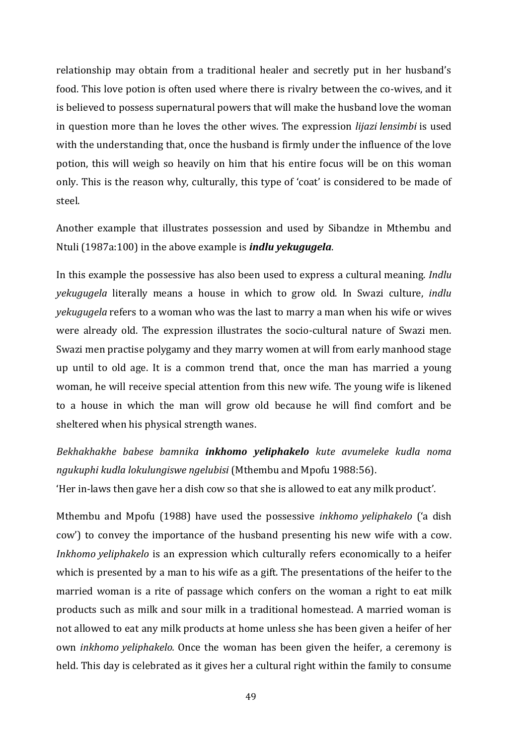relationship may obtain from a traditional healer and secretly put in her husband's food. This love potion is often used where there is rivalry between the co-wives, and it is believed to possess supernatural powers that will make the husband love the woman in question more than he loves the other wives. The expression *lijazi lensimbi* is used with the understanding that, once the husband is firmly under the influence of the love potion, this will weigh so heavily on him that his entire focus will be on this woman only. This is the reason why, culturally, this type of 'coat' is considered to be made of steel.

Another example that illustrates possession and used by Sibandze in Mthembu and Ntuli (1987a:100) in the above example is ***indlu yekugugela***.

In this example the possessive has also been used to express a cultural meaning. *Indlu yekugugela* literally means a house in which to grow old. In Swazi culture, *indlu yekugugela* refers to a woman who was the last to marry a man when his wife or wives were already old. The expression illustrates the socio-cultural nature of Swazi men. Swazi men practise polygamy and they marry women at will from early manhood stage up until to old age. It is a common trend that, once the man has married a young woman, he will receive special attention from this new wife. The young wife is likened to a house in which the man will grow old because he will find comfort and be sheltered when his physical strength wanes.

*Bekhakhakhe babese bamnika* ***inkhomo yeliphakelo*** *kute avumeleke kudla noma ngukuphi kudla lokulungiswe ngelubisi* (Mthembu and Mpofu 1988:56).
'Her in-laws then gave her a dish cow so that she is allowed to eat any milk product'.

Mthembu and Mpofu (1988) have used the possessive *inkhomo yeliphakelo* ('a dish cow') to convey the importance of the husband presenting his new wife with a cow. *Inkhomo yeliphakelo* is an expression which culturally refers economically to a heifer which is presented by a man to his wife as a gift. The presentations of the heifer to the married woman is a rite of passage which confers on the woman a right to eat milk products such as milk and sour milk in a traditional homestead. A married woman is not allowed to eat any milk products at home unless she has been given a heifer of her own *inkhomo yeliphakelo.* Once the woman has been given the heifer, a ceremony is held. This day is celebrated as it gives her a cultural right within the family to consume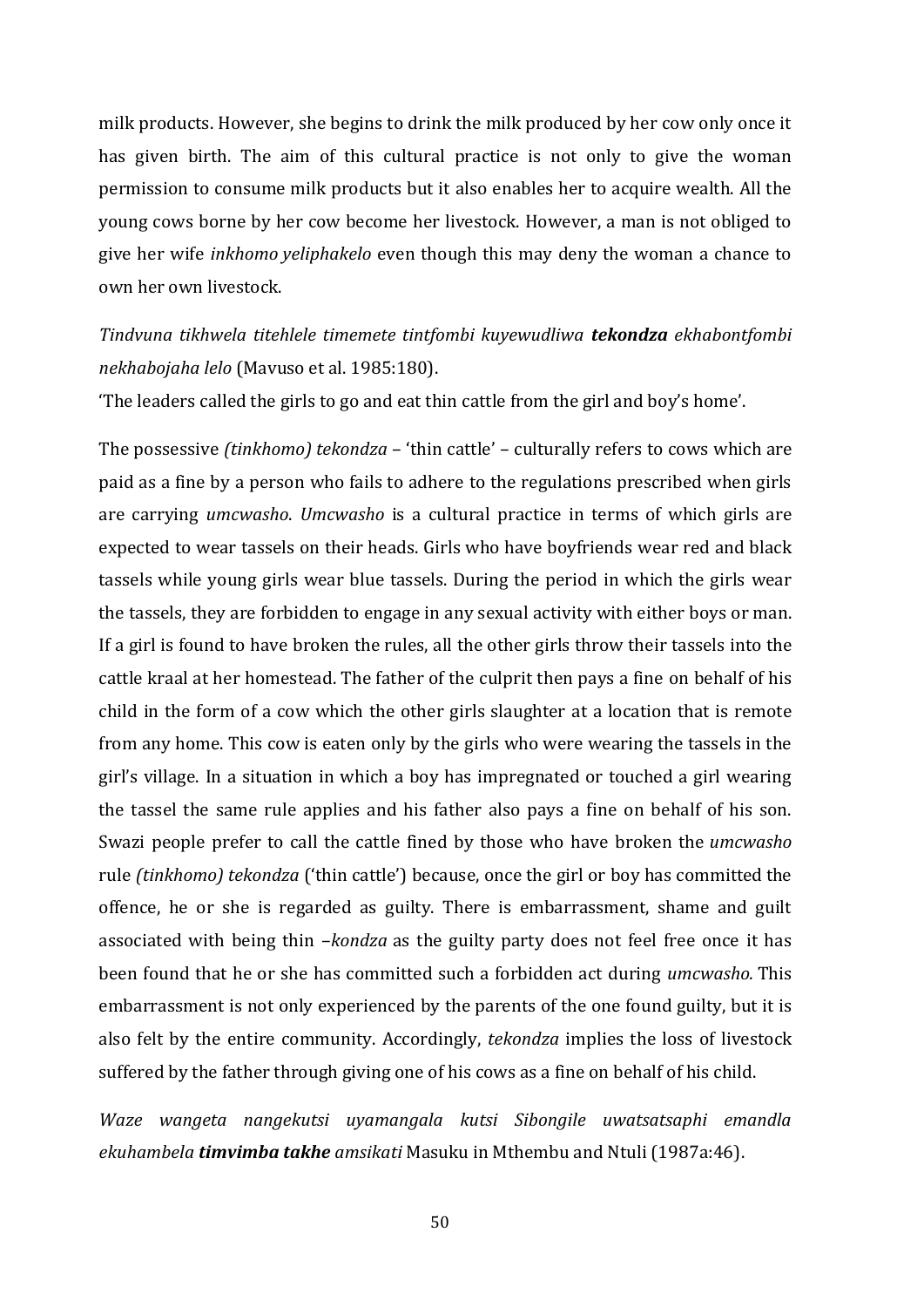milk products. However, she begins to drink the milk produced by her cow only once it has given birth. The aim of this cultural practice is not only to give the woman permission to consume milk products but it also enables her to acquire wealth. All the young cows borne by her cow become her livestock. However, a man is not obliged to give her wife *inkhomo yeliphakelo* even though this may deny the woman a chance to own her own livestock.

*Tindvuna tikhwela titehlele timemete tintfombi kuyewudliwa* ***tekondza*** *ekhabontfombi nekhabojaha lelo* (Mavuso et al. 1985:180).

'The leaders called the girls to go and eat thin cattle from the girl and boy's home'.

The possessive *(tinkhomo) tekondza* – 'thin cattle' – culturally refers to cows which are paid as a fine by a person who fails to adhere to the regulations prescribed when girls are carrying *umcwasho*. *Umcwasho* is a cultural practice in terms of which girls are expected to wear tassels on their heads. Girls who have boyfriends wear red and black tassels while young girls wear blue tassels. During the period in which the girls wear the tassels, they are forbidden to engage in any sexual activity with either boys or man. If a girl is found to have broken the rules, all the other girls throw their tassels into the cattle kraal at her homestead. The father of the culprit then pays a fine on behalf of his child in the form of a cow which the other girls slaughter at a location that is remote from any home. This cow is eaten only by the girls who were wearing the tassels in the girl's village. In a situation in which a boy has impregnated or touched a girl wearing the tassel the same rule applies and his father also pays a fine on behalf of his son. Swazi people prefer to call the cattle fined by those who have broken the *umcwasho* rule *(tinkhomo) tekondza* ('thin cattle') because, once the girl or boy has committed the offence, he or she is regarded as guilty. There is embarrassment, shame and guilt associated with being thin –*kondza* as the guilty party does not feel free once it has been found that he or she has committed such a forbidden act during *umcwasho.* This embarrassment is not only experienced by the parents of the one found guilty, but it is also felt by the entire community. Accordingly, *tekondza* implies the loss of livestock suffered by the father through giving one of his cows as a fine on behalf of his child.

*Waze wangeta nangekutsi uyamangala kutsi Sibongile uwatsatsaphi emandla ekuhambela* ***timvimba takhe*** *amsikati* Masuku in Mthembu and Ntuli (1987a:46).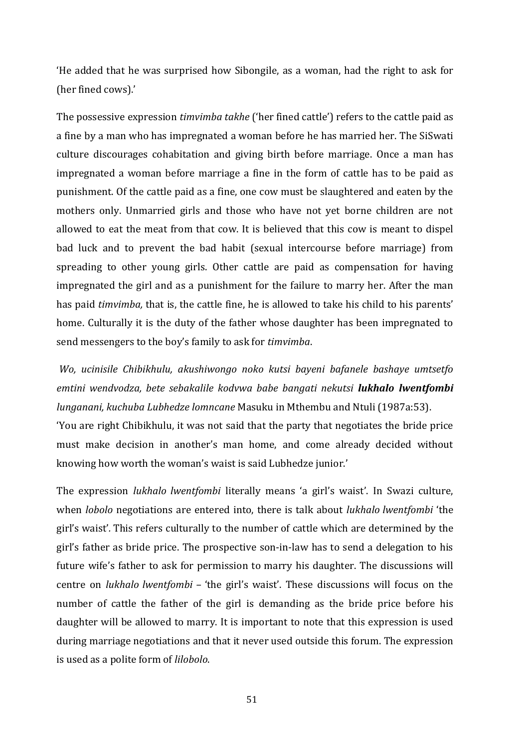'He added that he was surprised how Sibongile, as a woman, had the right to ask for (her fined cows).'

The possessive expression *timvimba takhe* ('her fined cattle') refers to the cattle paid as a fine by a man who has impregnated a woman before he has married her. The SiSwati culture discourages cohabitation and giving birth before marriage. Once a man has impregnated a woman before marriage a fine in the form of cattle has to be paid as punishment. Of the cattle paid as a fine, one cow must be slaughtered and eaten by the mothers only. Unmarried girls and those who have not yet borne children are not allowed to eat the meat from that cow. It is believed that this cow is meant to dispel bad luck and to prevent the bad habit (sexual intercourse before marriage) from spreading to other young girls. Other cattle are paid as compensation for having impregnated the girl and as a punishment for the failure to marry her. After the man has paid *timvimba,* that is, the cattle fine, he is allowed to take his child to his parents' home. Culturally it is the duty of the father whose daughter has been impregnated to send messengers to the boy's family to ask for *timvimba*.

*Wo, ucinisile Chibikhulu, akushiwongo noko kutsi bayeni bafanele bashaye umtsetfo emtini wendvodza, bete sebakalile kodvwa babe bangati nekutsi* ***lukhalo lwentfombi*** *lunganani, kuchuba Lubhedze lomncane* Masuku in Mthembu and Ntuli (1987a:53).

'You are right Chibikhulu, it was not said that the party that negotiates the bride price must make decision in another's man home, and come already decided without knowing how worth the woman's waist is said Lubhedze junior.'

The expression *lukhalo lwentfombi* literally means 'a girl's waist'. In Swazi culture, when *lobolo* negotiations are entered into, there is talk about *lukhalo lwentfombi* 'the girl's waist'. This refers culturally to the number of cattle which are determined by the girl's father as bride price. The prospective son-in-law has to send a delegation to his future wife's father to ask for permission to marry his daughter. The discussions will centre on *lukhalo lwentfombi* – 'the girl's waist'. These discussions will focus on the number of cattle the father of the girl is demanding as the bride price before his daughter will be allowed to marry. It is important to note that this expression is used during marriage negotiations and that it never used outside this forum. The expression is used as a polite form of *lilobolo*.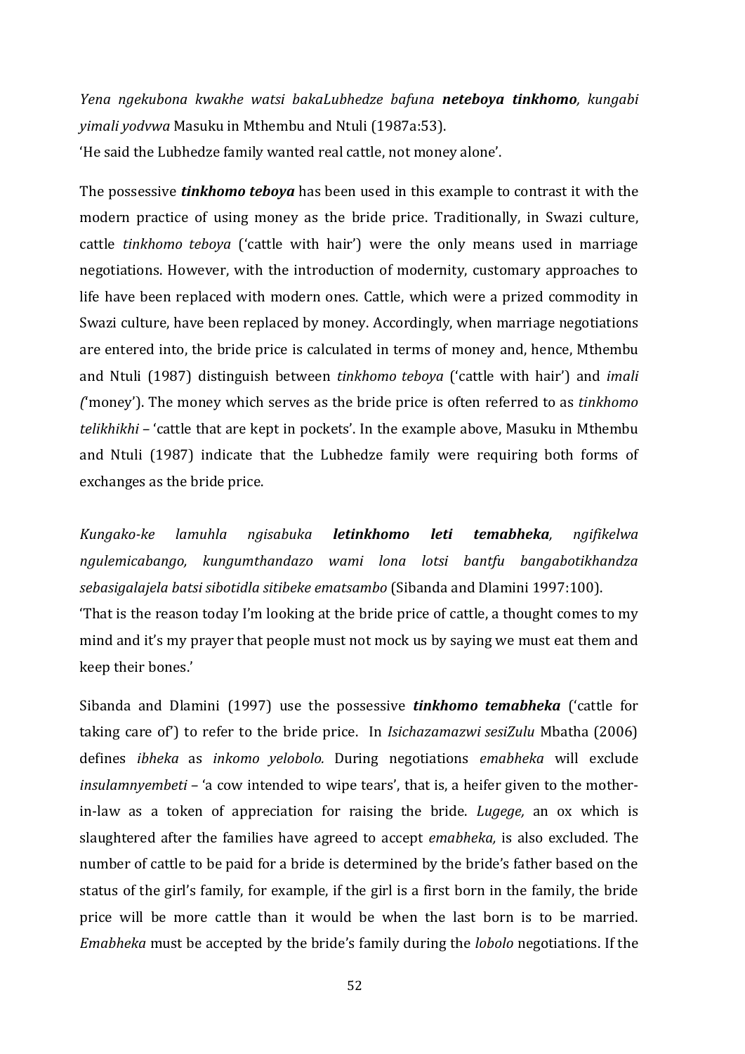*Yena ngekubona kwakhe watsi bakaLubhedze bafuna **neteboya tinkhomo**, kungabi yimali yodvwa* Masuku in Mthembu and Ntuli (1987a:53).

'He said the Lubhedze family wanted real cattle, not money alone'.

The possessive ***tinkhomo teboya*** has been used in this example to contrast it with the modern practice of using money as the bride price. Traditionally, in Swazi culture, cattle *tinkhomo teboya* ('cattle with hair') were the only means used in marriage negotiations. However, with the introduction of modernity, customary approaches to life have been replaced with modern ones. Cattle, which were a prized commodity in Swazi culture, have been replaced by money. Accordingly, when marriage negotiations are entered into, the bride price is calculated in terms of money and, hence, Mthembu and Ntuli (1987) distinguish between *tinkhomo teboya* ('cattle with hair') and *imali ('*money'). The money which serves as the bride price is often referred to as *tinkhomo telikhikhi* – 'cattle that are kept in pockets'. In the example above, Masuku in Mthembu and Ntuli (1987) indicate that the Lubhedze family were requiring both forms of exchanges as the bride price.

*Kungako-ke lamuhla ngisabuka **letinkhomo leti temabheka**, ngifikelwa ngulemicabango, kungumthandazo wami lona lotsi bantfu bangabotikhandza sebasigalajela batsi sibotidla sitibeke ematsambo* (Sibanda and Dlamini 1997:100).

'That is the reason today I'm looking at the bride price of cattle, a thought comes to my mind and it's my prayer that people must not mock us by saying we must eat them and keep their bones.'

Sibanda and Dlamini (1997) use the possessive ***tinkhomo temabheka*** ('cattle for taking care of') to refer to the bride price. In *Isichazamazwi sesiZulu* Mbatha (2006) defines *ibheka* as *inkomo yelobolo.* During negotiations *emabheka* will exclude *insulamnyembeti* – 'a cow intended to wipe tears', that is, a heifer given to the mother-in-law as a token of appreciation for raising the bride. *Lugege,* an ox which is slaughtered after the families have agreed to accept *emabheka,* is also excluded*.* The number of cattle to be paid for a bride is determined by the bride's father based on the status of the girl's family, for example, if the girl is a first born in the family, the bride price will be more cattle than it would be when the last born is to be married. *Emabheka* must be accepted by the bride's family during the *lobolo* negotiations. If the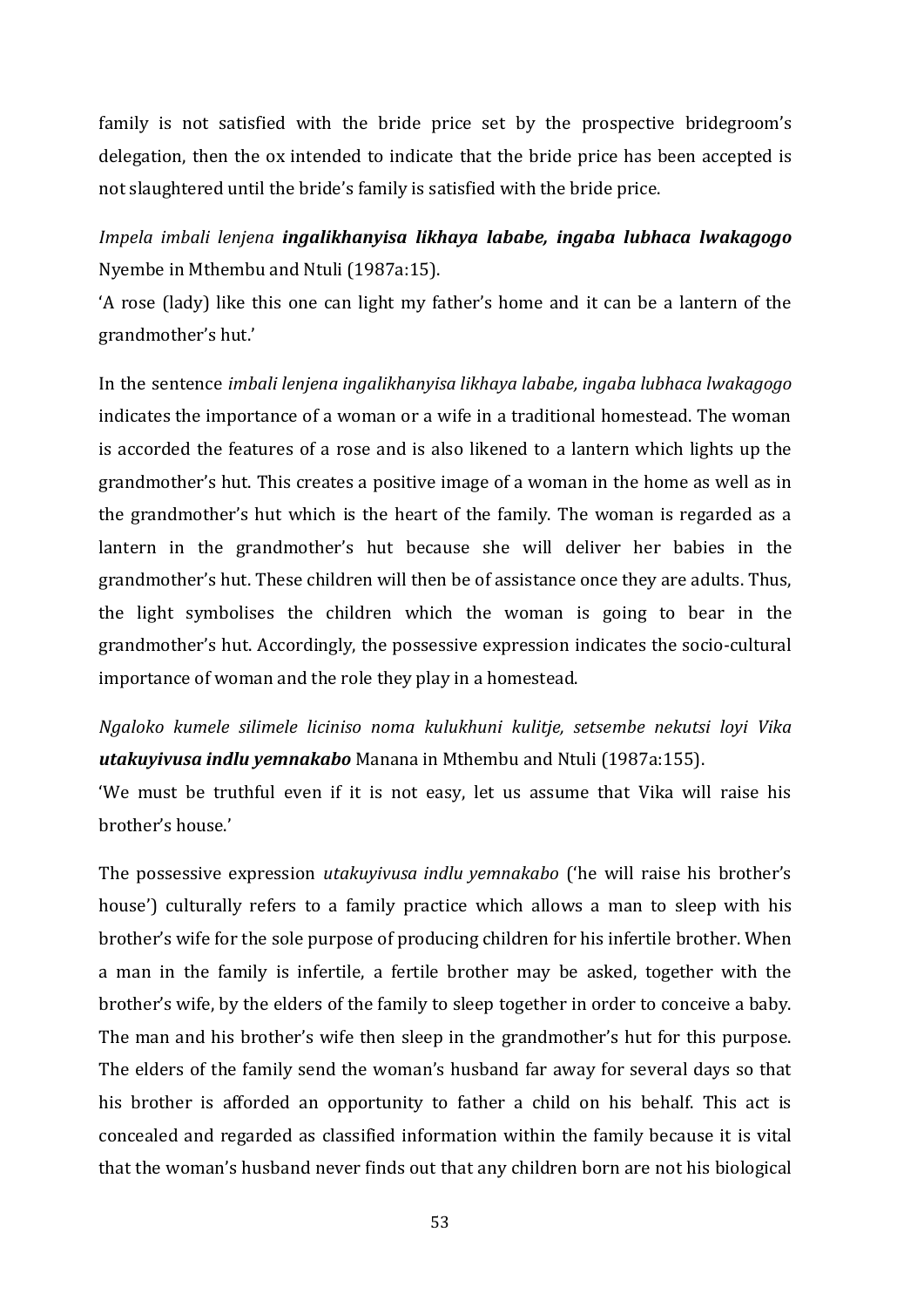family is not satisfied with the bride price set by the prospective bridegroom's delegation, then the ox intended to indicate that the bride price has been accepted is not slaughtered until the bride's family is satisfied with the bride price.

*Impela imbali lenjena* ***ingalikhanyisa likhaya lababe, ingaba lubhaca lwakagogo*** Nyembe in Mthembu and Ntuli (1987a:15).

'A rose (lady) like this one can light my father's home and it can be a lantern of the grandmother's hut.'

In the sentence *imbali lenjena ingalikhanyisa likhaya lababe, ingaba lubhaca lwakagogo* indicates the importance of a woman or a wife in a traditional homestead. The woman is accorded the features of a rose and is also likened to a lantern which lights up the grandmother's hut. This creates a positive image of a woman in the home as well as in the grandmother's hut which is the heart of the family. The woman is regarded as a lantern in the grandmother's hut because she will deliver her babies in the grandmother's hut. These children will then be of assistance once they are adults. Thus, the light symbolises the children which the woman is going to bear in the grandmother's hut. Accordingly, the possessive expression indicates the socio-cultural importance of woman and the role they play in a homestead.

*Ngaloko kumele silimele liciniso noma kulukhuni kulitje, setsembe nekutsi loyi Vika* ***utakuyivusa indlu yemnakabo*** Manana in Mthembu and Ntuli (1987a:155).

'We must be truthful even if it is not easy, let us assume that Vika will raise his brother's house.'

The possessive expression *utakuyivusa indlu yemnakabo* ('he will raise his brother's house') culturally refers to a family practice which allows a man to sleep with his brother's wife for the sole purpose of producing children for his infertile brother. When a man in the family is infertile, a fertile brother may be asked, together with the brother's wife, by the elders of the family to sleep together in order to conceive a baby. The man and his brother's wife then sleep in the grandmother's hut for this purpose. The elders of the family send the woman's husband far away for several days so that his brother is afforded an opportunity to father a child on his behalf. This act is concealed and regarded as classified information within the family because it is vital that the woman's husband never finds out that any children born are not his biological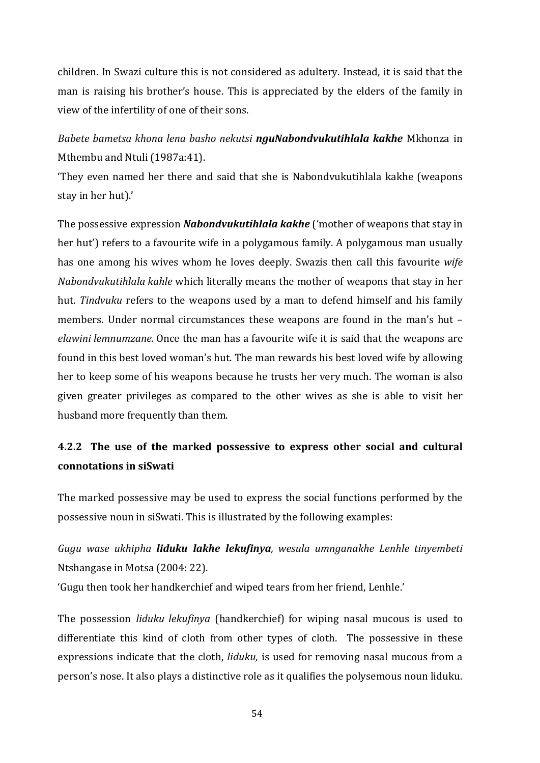children. In Swazi culture this is not considered as adultery. Instead, it is said that the man is raising his brother's house. This is appreciated by the elders of the family in view of the infertility of one of their sons.

*Babete bametsa khona lena basho nekutsi* ***nguNabondvukutihlala kakhe*** Mkhonza in Mthembu and Ntuli (1987a:41).

'They even named her there and said that she is Nabondvukutihlala kakhe (weapons stay in her hut).'

The possessive expression ***Nabondvukutihlala kakhe*** ('mother of weapons that stay in her hut') refers to a favourite wife in a polygamous family. A polygamous man usually has one among his wives whom he loves deeply. Swazis then call this favourite *wife Nabondvukutihlala kahle* which literally means the mother of weapons that stay in her hut. *Tindvuku* refers to the weapons used by a man to defend himself and his family members. Under normal circumstances these weapons are found in the man's hut – *elawini lemnumzane.* Once the man has a favourite wife it is said that the weapons are found in this best loved woman's hut. The man rewards his best loved wife by allowing her to keep some of his weapons because he trusts her very much. The woman is also given greater privileges as compared to the other wives as she is able to visit her husband more frequently than them.

### 4.2.2 The use of the marked possessive to express other social and cultural connotations in siSwati

The marked possessive may be used to express the social functions performed by the possessive noun in siSwati. This is illustrated by the following examples:

*Gugu wase ukhipha* ***liduku lakhe lekufinya****, wesula umnganakhe Lenhle tinyembeti* Ntshangase in Motsa (2004: 22).

'Gugu then took her handkerchief and wiped tears from her friend, Lenhle.'

The possession *liduku lekufinya* (handkerchief) for wiping nasal mucous is used to differentiate this kind of cloth from other types of cloth. The possessive in these expressions indicate that the cloth, *liduku,* is used for removing nasal mucous from a person's nose. It also plays a distinctive role as it qualifies the polysemous noun liduku.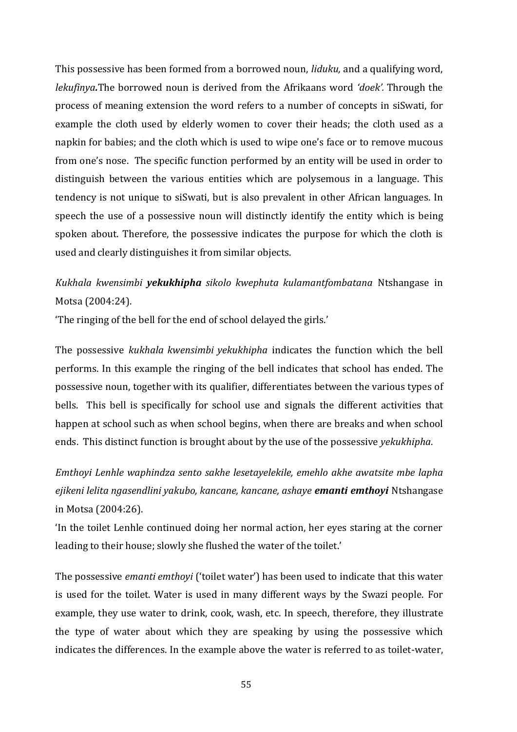This possessive has been formed from a borrowed noun, *liduku,* and a qualifying word, *lekufinya***.**The borrowed noun is derived from the Afrikaans word *'doek'.* Through the process of meaning extension the word refers to a number of concepts in siSwati, for example the cloth used by elderly women to cover their heads; the cloth used as a napkin for babies; and the cloth which is used to wipe one's face or to remove mucous from one's nose. The specific function performed by an entity will be used in order to distinguish between the various entities which are polysemous in a language. This tendency is not unique to siSwati, but is also prevalent in other African languages. In speech the use of a possessive noun will distinctly identify the entity which is being spoken about. Therefore, the possessive indicates the purpose for which the cloth is used and clearly distinguishes it from similar objects.

*Kukhala kwensimbi* ***yekukhipha*** *sikolo kwephuta kulamantfombatana* Ntshangase in Motsa (2004:24).

'The ringing of the bell for the end of school delayed the girls.'

The possessive *kukhala kwensimbi yekukhipha* indicates the function which the bell performs. In this example the ringing of the bell indicates that school has ended. The possessive noun, together with its qualifier, differentiates between the various types of bells. This bell is specifically for school use and signals the different activities that happen at school such as when school begins, when there are breaks and when school ends. This distinct function is brought about by the use of the possessive *yekukhipha*.

*Emthoyi Lenhle waphindza sento sakhe lesetayelekile, emehlo akhe awatsite mbe lapha ejikeni lelita ngasendlini yakubo, kancane, kancane, ashaye* ***emanti emthoyi*** Ntshangase in Motsa (2004:26).

'In the toilet Lenhle continued doing her normal action, her eyes staring at the corner leading to their house; slowly she flushed the water of the toilet.'

The possessive *emanti emthoyi* ('toilet water') has been used to indicate that this water is used for the toilet. Water is used in many different ways by the Swazi people. For example, they use water to drink, cook, wash, etc. In speech, therefore, they illustrate the type of water about which they are speaking by using the possessive which indicates the differences. In the example above the water is referred to as toilet-water,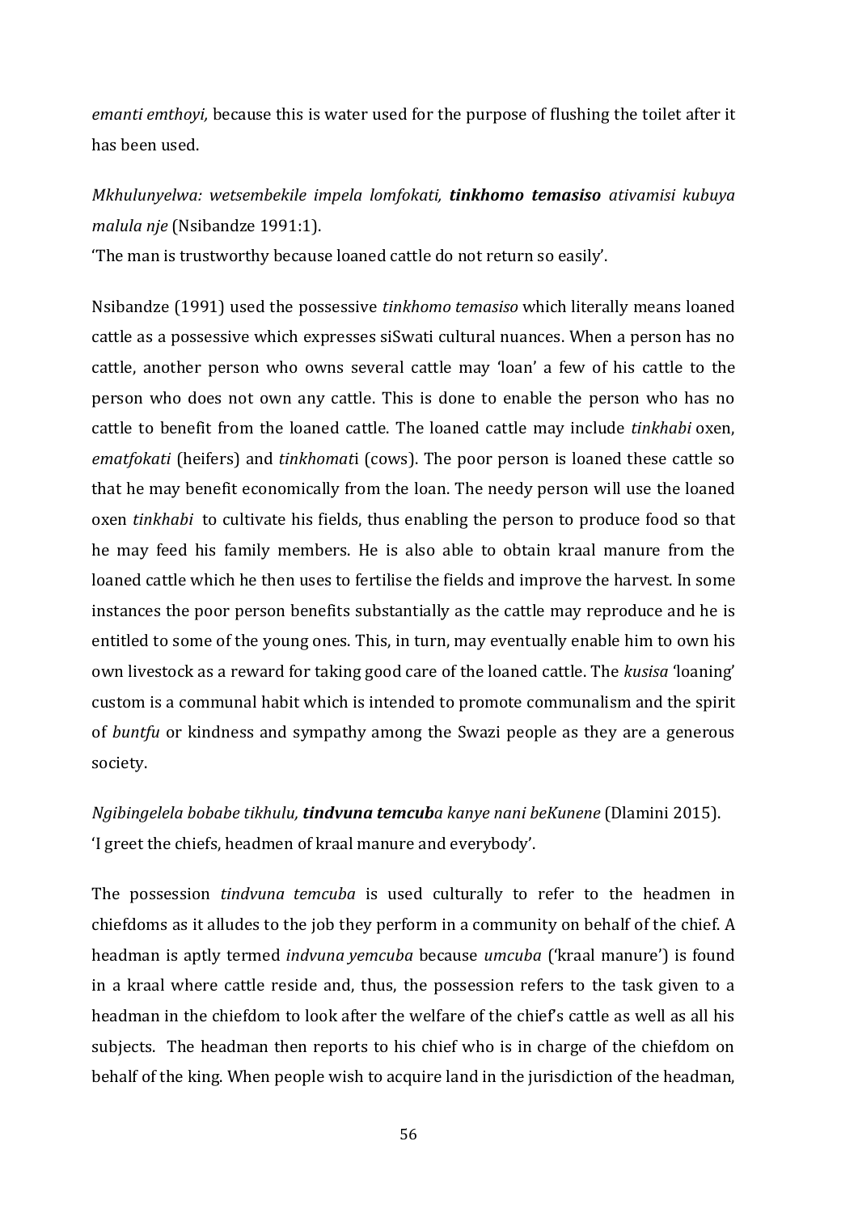*emanti emthoyi,* because this is water used for the purpose of flushing the toilet after it has been used.

*Mkhulunyelwa: wetsembekile impela lomfokati,* ***tinkhomo temasiso*** *ativamisi kubuya malula nje* (Nsibandze 1991:1).

'The man is trustworthy because loaned cattle do not return so easily'.

Nsibandze (1991) used the possessive *tinkhomo temasiso* which literally means loaned cattle as a possessive which expresses siSwati cultural nuances. When a person has no cattle, another person who owns several cattle may 'loan' a few of his cattle to the person who does not own any cattle. This is done to enable the person who has no cattle to benefit from the loaned cattle. The loaned cattle may include *tinkhabi* oxen, *ematfokati* (heifers) and *tinkhomat*i (cows). The poor person is loaned these cattle so that he may benefit economically from the loan. The needy person will use the loaned oxen *tinkhabi* to cultivate his fields, thus enabling the person to produce food so that he may feed his family members. He is also able to obtain kraal manure from the loaned cattle which he then uses to fertilise the fields and improve the harvest. In some instances the poor person benefits substantially as the cattle may reproduce and he is entitled to some of the young ones. This, in turn, may eventually enable him to own his own livestock as a reward for taking good care of the loaned cattle. The *kusisa* 'loaning' custom is a communal habit which is intended to promote communalism and the spirit of *buntfu* or kindness and sympathy among the Swazi people as they are a generous society.

*Ngibingelela bobabe tikhulu,* ***tindvuna temcub****a kanye nani beKunene* (Dlamini 2015).

'I greet the chiefs, headmen of kraal manure and everybody'.

The possession *tindvuna temcuba* is used culturally to refer to the headmen in chiefdoms as it alludes to the job they perform in a community on behalf of the chief. A headman is aptly termed *indvuna yemcuba* because *umcuba* ('kraal manure') is found in a kraal where cattle reside and, thus, the possession refers to the task given to a headman in the chiefdom to look after the welfare of the chief's cattle as well as all his subjects. The headman then reports to his chief who is in charge of the chiefdom on behalf of the king. When people wish to acquire land in the jurisdiction of the headman,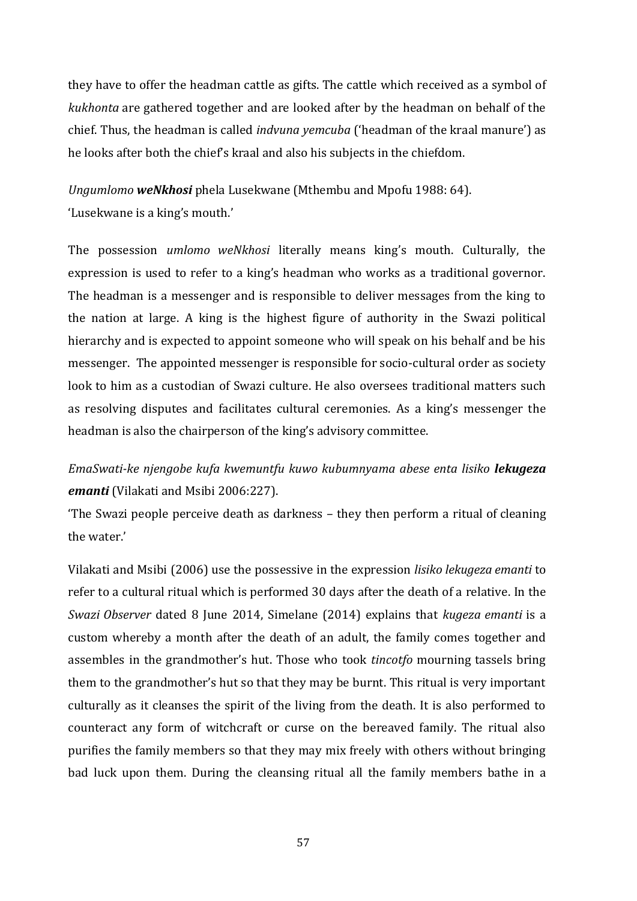they have to offer the headman cattle as gifts. The cattle which received as a symbol of *kukhonta* are gathered together and are looked after by the headman on behalf of the chief. Thus, the headman is called *indvuna yemcuba* ('headman of the kraal manure') as he looks after both the chief's kraal and also his subjects in the chiefdom.

*Ungumlomo* ***weNkhosi*** phela Lusekwane (Mthembu and Mpofu 1988: 64).
'Lusekwane is a king's mouth.'

The possession *umlomo weNkhosi* literally means king's mouth. Culturally, the expression is used to refer to a king's headman who works as a traditional governor. The headman is a messenger and is responsible to deliver messages from the king to the nation at large. A king is the highest figure of authority in the Swazi political hierarchy and is expected to appoint someone who will speak on his behalf and be his messenger. The appointed messenger is responsible for socio-cultural order as society look to him as a custodian of Swazi culture. He also oversees traditional matters such as resolving disputes and facilitates cultural ceremonies. As a king's messenger the headman is also the chairperson of the king's advisory committee.

*EmaSwati-ke njengobe kufa kwemuntfu kuwo kubumnyama abese enta lisiko* ***lekugeza emanti*** (Vilakati and Msibi 2006:227).
'The Swazi people perceive death as darkness – they then perform a ritual of cleaning the water.'

Vilakati and Msibi (2006) use the possessive in the expression *lisiko lekugeza emanti* to refer to a cultural ritual which is performed 30 days after the death of a relative. In the *Swazi Observer* dated 8 June 2014, Simelane (2014) explains that *kugeza emanti* is a custom whereby a month after the death of an adult, the family comes together and assembles in the grandmother's hut. Those who took *tincotfo* mourning tassels bring them to the grandmother's hut so that they may be burnt. This ritual is very important culturally as it cleanses the spirit of the living from the death. It is also performed to counteract any form of witchcraft or curse on the bereaved family. The ritual also purifies the family members so that they may mix freely with others without bringing bad luck upon them. During the cleansing ritual all the family members bathe in a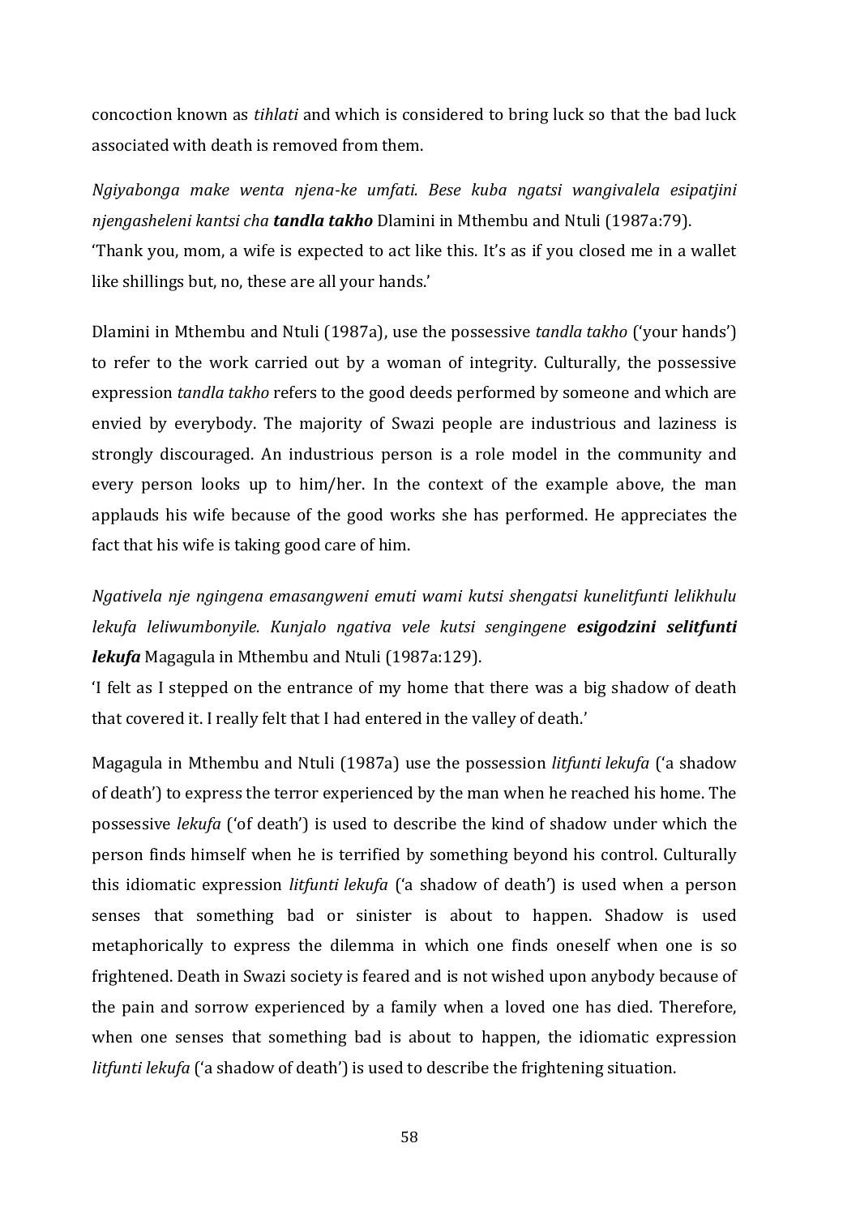concoction known as *tihlati* and which is considered to bring luck so that the bad luck associated with death is removed from them.

*Ngiyabonga make wenta njena-ke umfati. Bese kuba ngatsi wangivalela esipatjini njengasheleni kantsi cha* ***tandla takho*** Dlamini in Mthembu and Ntuli (1987a:79).
'Thank you, mom, a wife is expected to act like this. It's as if you closed me in a wallet like shillings but, no, these are all your hands.'

Dlamini in Mthembu and Ntuli (1987a), use the possessive *tandla takho* ('your hands') to refer to the work carried out by a woman of integrity. Culturally, the possessive expression *tandla takho* refers to the good deeds performed by someone and which are envied by everybody. The majority of Swazi people are industrious and laziness is strongly discouraged. An industrious person is a role model in the community and every person looks up to him/her. In the context of the example above, the man applauds his wife because of the good works she has performed. He appreciates the fact that his wife is taking good care of him.

*Ngativela nje ngingena emasangweni emuti wami kutsi shengatsi kunelitfunti lelikhulu lekufa leliwumbonyile. Kunjalo ngativa vele kutsi sengingene* ***esigodzini selitfunti lekufa*** Magagula in Mthembu and Ntuli (1987a:129).
'I felt as I stepped on the entrance of my home that there was a big shadow of death that covered it. I really felt that I had entered in the valley of death.'

Magagula in Mthembu and Ntuli (1987a) use the possession *litfunti lekufa* ('a shadow of death') to express the terror experienced by the man when he reached his home. The possessive *lekufa* ('of death') is used to describe the kind of shadow under which the person finds himself when he is terrified by something beyond his control. Culturally this idiomatic expression *litfunti lekufa* ('a shadow of death') is used when a person senses that something bad or sinister is about to happen. Shadow is used metaphorically to express the dilemma in which one finds oneself when one is so frightened. Death in Swazi society is feared and is not wished upon anybody because of the pain and sorrow experienced by a family when a loved one has died. Therefore, when one senses that something bad is about to happen, the idiomatic expression *litfunti lekufa* ('a shadow of death') is used to describe the frightening situation.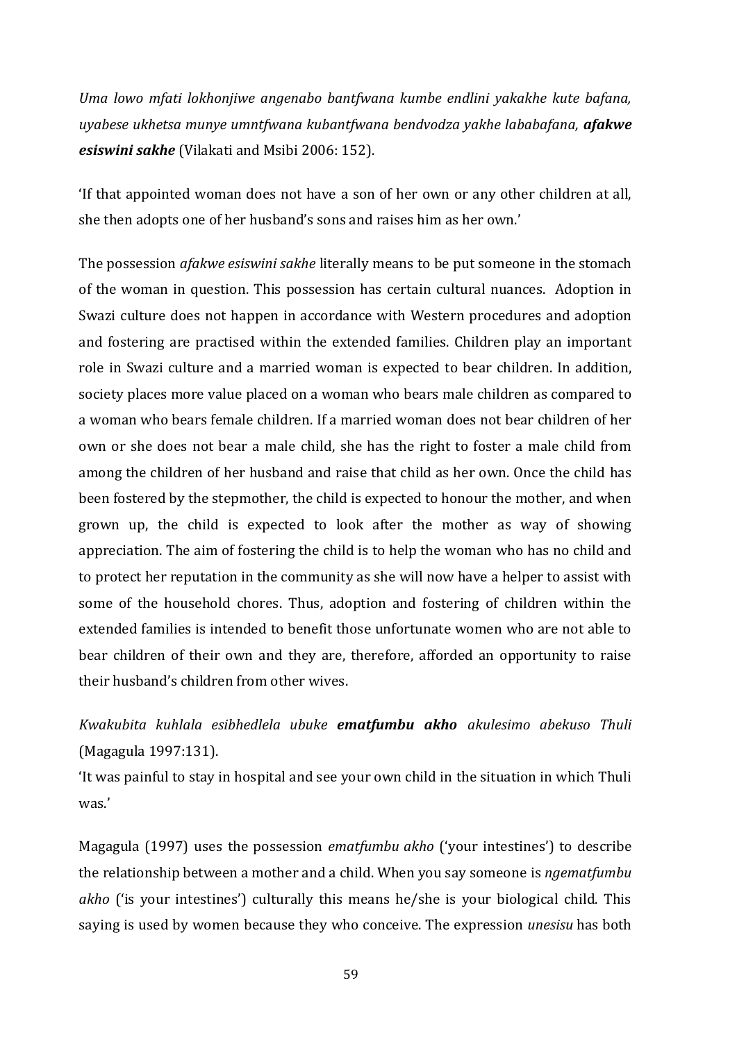*Uma lowo mfati lokhonjiwe angenabo bantfwana kumbe endlini yakakhe kute bafana, uyabese ukhetsa munye umntfwana kubantfwana bendvodza yakhe lababafana, **afakwe esiswini sakhe*** (Vilakati and Msibi 2006: 152).

'If that appointed woman does not have a son of her own or any other children at all, she then adopts one of her husband's sons and raises him as her own.'

The possession *afakwe esiswini sakhe* literally means to be put someone in the stomach of the woman in question. This possession has certain cultural nuances. Adoption in Swazi culture does not happen in accordance with Western procedures and adoption and fostering are practised within the extended families. Children play an important role in Swazi culture and a married woman is expected to bear children. In addition, society places more value placed on a woman who bears male children as compared to a woman who bears female children. If a married woman does not bear children of her own or she does not bear a male child, she has the right to foster a male child from among the children of her husband and raise that child as her own. Once the child has been fostered by the stepmother, the child is expected to honour the mother, and when grown up, the child is expected to look after the mother as way of showing appreciation. The aim of fostering the child is to help the woman who has no child and to protect her reputation in the community as she will now have a helper to assist with some of the household chores. Thus, adoption and fostering of children within the extended families is intended to benefit those unfortunate women who are not able to bear children of their own and they are, therefore, afforded an opportunity to raise their husband's children from other wives.

*Kwakubita kuhlala esibhedlela ubuke **ematfumbu akho** akulesimo abekuso Thuli* (Magagula 1997:131).
'It was painful to stay in hospital and see your own child in the situation in which Thuli was.'

Magagula (1997) uses the possession *ematfumbu akho* ('your intestines') to describe the relationship between a mother and a child. When you say someone is *ngematfumbu akho* ('is your intestines') culturally this means he/she is your biological child. This saying is used by women because they who conceive. The expression *unesisu* has both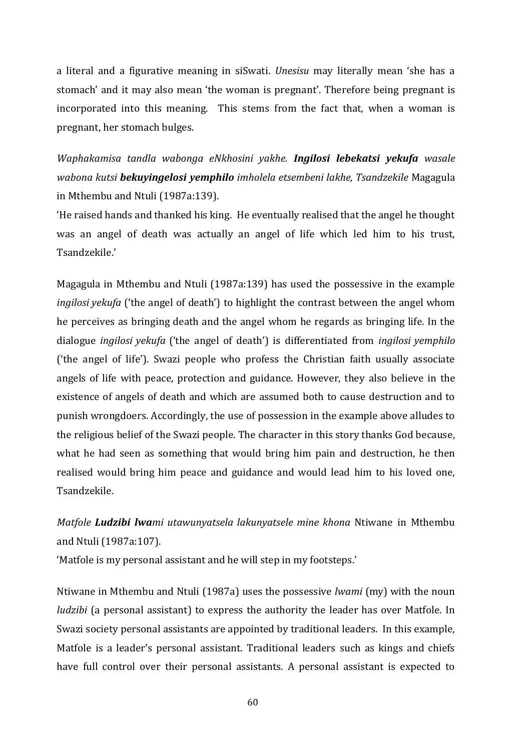a literal and a figurative meaning in siSwati. *Unesisu* may literally mean 'she has a stomach' and it may also mean 'the woman is pregnant'. Therefore being pregnant is incorporated into this meaning. This stems from the fact that, when a woman is pregnant, her stomach bulges.

*Waphakamisa tandla wabonga eNkhosini yakhe.* ***Ingilosi lebekatsi yekufa*** *wasale wabona kutsi* ***bekuyingelosi yemphilo*** *imholela etsembeni lakhe, Tsandzekile* Magagula in Mthembu and Ntuli (1987a:139).

'He raised hands and thanked his king. He eventually realised that the angel he thought was an angel of death was actually an angel of life which led him to his trust, Tsandzekile.'

Magagula in Mthembu and Ntuli (1987a:139) has used the possessive in the example *ingilosi yekufa* ('the angel of death') to highlight the contrast between the angel whom he perceives as bringing death and the angel whom he regards as bringing life. In the dialogue *ingilosi yekufa* ('the angel of death') is differentiated from *ingilosi yemphilo* ('the angel of life'). Swazi people who profess the Christian faith usually associate angels of life with peace, protection and guidance. However, they also believe in the existence of angels of death and which are assumed both to cause destruction and to punish wrongdoers. Accordingly, the use of possession in the example above alludes to the religious belief of the Swazi people. The character in this story thanks God because, what he had seen as something that would bring him pain and destruction, he then realised would bring him peace and guidance and would lead him to his loved one, Tsandzekile.

*Matfole* ***Ludzibi lwa****mi utawunyatsela lakunyatsele mine khona* Ntiwane in Mthembu and Ntuli (1987a:107).

'Matfole is my personal assistant and he will step in my footsteps.'

Ntiwane in Mthembu and Ntuli (1987a) uses the possessive *lwami* (my) with the noun *ludzibi* (a personal assistant) to express the authority the leader has over Matfole. In Swazi society personal assistants are appointed by traditional leaders. In this example, Matfole is a leader's personal assistant. Traditional leaders such as kings and chiefs have full control over their personal assistants. A personal assistant is expected to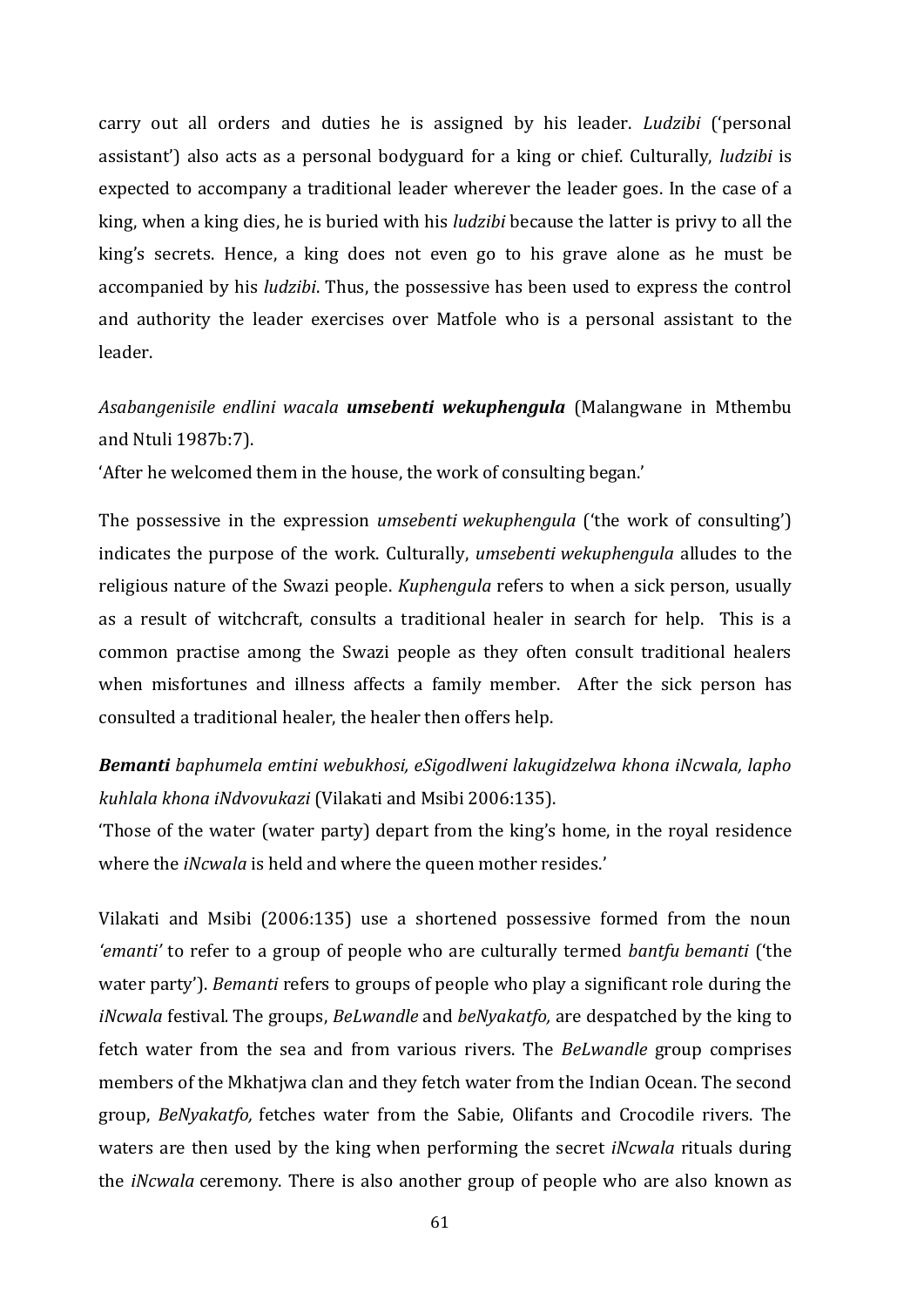carry out all orders and duties he is assigned by his leader. *Ludzibi* ('personal assistant') also acts as a personal bodyguard for a king or chief. Culturally, *ludzibi* is expected to accompany a traditional leader wherever the leader goes. In the case of a king, when a king dies, he is buried with his *ludzibi* because the latter is privy to all the king's secrets. Hence, a king does not even go to his grave alone as he must be accompanied by his *ludzibi*. Thus, the possessive has been used to express the control and authority the leader exercises over Matfole who is a personal assistant to the leader.

*Asabangenisile endlini wacala* ***umsebenti wekuphengula*** (Malangwane in Mthembu and Ntuli 1987b:7).

'After he welcomed them in the house, the work of consulting began.'

The possessive in the expression *umsebenti wekuphengula* ('the work of consulting') indicates the purpose of the work. Culturally, *umsebenti wekuphengula* alludes to the religious nature of the Swazi people. *Kuphengula* refers to when a sick person, usually as a result of witchcraft, consults a traditional healer in search for help. This is a common practise among the Swazi people as they often consult traditional healers when misfortunes and illness affects a family member. After the sick person has consulted a traditional healer, the healer then offers help.

***Bemanti*** *baphumela emtini webukhosi, eSigodlweni lakugidzelwa khona iNcwala, lapho kuhlala khona iNdvovukazi* (Vilakati and Msibi 2006:135).

'Those of the water (water party) depart from the king's home, in the royal residence where the *iNcwala* is held and where the queen mother resides.'

Vilakati and Msibi (2006:135) use a shortened possessive formed from the noun *'emanti'* to refer to a group of people who are culturally termed *bantfu bemanti* ('the water party'). *Bemanti* refers to groups of people who play a significant role during the *iNcwala* festival. The groups, *BeLwandle* and *beNyakatfo,* are despatched by the king to fetch water from the sea and from various rivers. The *BeLwandle* group comprises members of the Mkhatjwa clan and they fetch water from the Indian Ocean. The second group, *BeNyakatfo,* fetches water from the Sabie, Olifants and Crocodile rivers. The waters are then used by the king when performing the secret *iNcwala* rituals during the *iNcwala* ceremony. There is also another group of people who are also known as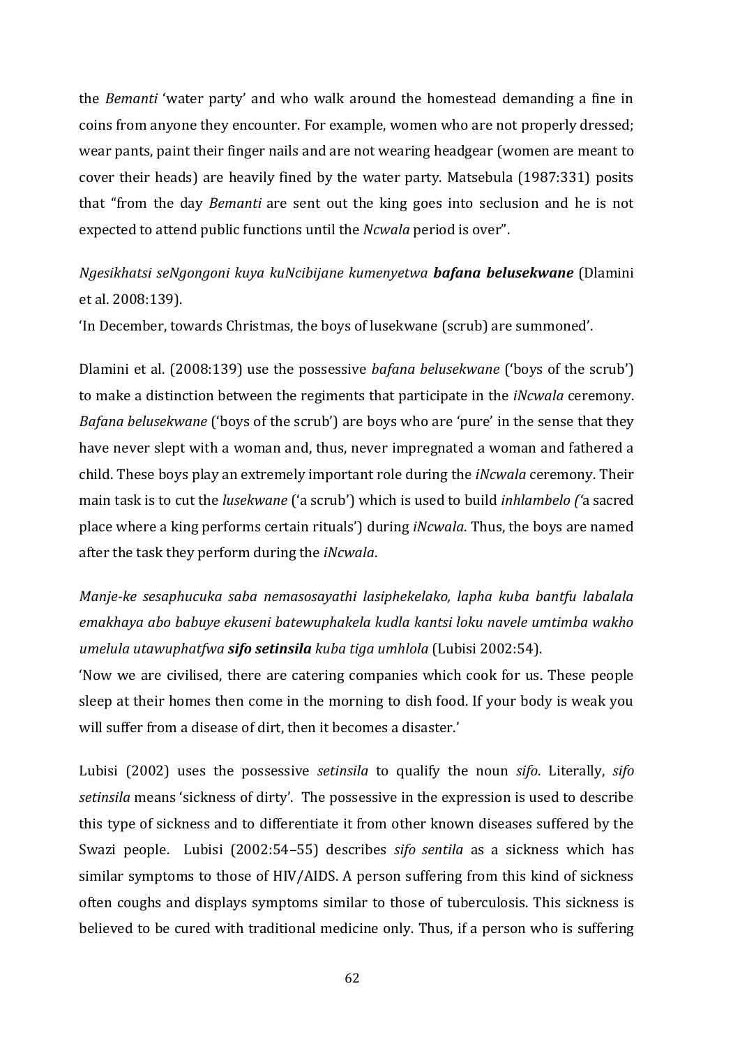the *Bemanti* 'water party' and who walk around the homestead demanding a fine in coins from anyone they encounter. For example, women who are not properly dressed; wear pants, paint their finger nails and are not wearing headgear (women are meant to cover their heads) are heavily fined by the water party. Matsebula (1987:331) posits that "from the day *Bemanti* are sent out the king goes into seclusion and he is not expected to attend public functions until the *Ncwala* period is over".

*Ngesikhatsi seNgongoni kuya kuNcibijane kumenyetwa* ***bafana belusekwane*** (Dlamini et al. 2008:139).

'In December, towards Christmas, the boys of lusekwane (scrub) are summoned'.

Dlamini et al. (2008:139) use the possessive *bafana belusekwane* ('boys of the scrub') to make a distinction between the regiments that participate in the *iNcwala* ceremony. *Bafana belusekwane* ('boys of the scrub') are boys who are 'pure' in the sense that they have never slept with a woman and, thus, never impregnated a woman and fathered a child. These boys play an extremely important role during the *iNcwala* ceremony. Their main task is to cut the *lusekwane* ('a scrub') which is used to build *inhlambelo ('*a sacred place where a king performs certain rituals') during *iNcwala*. Thus, the boys are named after the task they perform during the *iNcwala*.

*Manje-ke sesaphucuka saba nemasosayathi lasiphekelako, lapha kuba bantfu labalala emakhaya abo babuye ekuseni batewuphakela kudla kantsi loku navele umtimba wakho umelula utawuphatfwa* ***sifo setinsila*** *kuba tiga umhlola* (Lubisi 2002:54).

'Now we are civilised, there are catering companies which cook for us. These people sleep at their homes then come in the morning to dish food. If your body is weak you will suffer from a disease of dirt, then it becomes a disaster.'

Lubisi (2002) uses the possessive *setinsila* to qualify the noun *sifo*. Literally, *sifo setinsila* means 'sickness of dirty'. The possessive in the expression is used to describe this type of sickness and to differentiate it from other known diseases suffered by the Swazi people. Lubisi (2002:54–55) describes *sifo sentila* as a sickness which has similar symptoms to those of HIV/AIDS. A person suffering from this kind of sickness often coughs and displays symptoms similar to those of tuberculosis. This sickness is believed to be cured with traditional medicine only. Thus, if a person who is suffering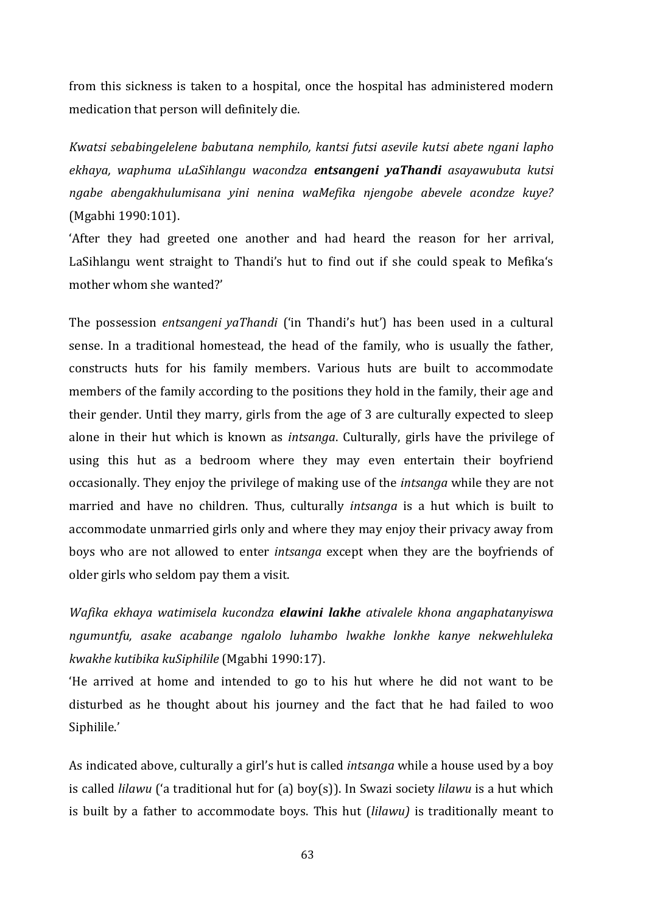from this sickness is taken to a hospital, once the hospital has administered modern medication that person will definitely die.

*Kwatsi sebabingelelene babutana nemphilo, kantsi futsi asevile kutsi abete ngani lapho ekhaya, waphuma uLaSihlangu wacondza* ***entsangeni yaThandi*** *asayawubuta kutsi ngabe abengakhulumisana yini nenina waMefika njengobe abevele acondze kuye?* (Mgabhi 1990:101).
'After they had greeted one another and had heard the reason for her arrival, LaSihlangu went straight to Thandi's hut to find out if she could speak to Mefika's mother whom she wanted?'

The possession *entsangeni yaThandi* ('in Thandi's hut') has been used in a cultural sense. In a traditional homestead, the head of the family, who is usually the father, constructs huts for his family members. Various huts are built to accommodate members of the family according to the positions they hold in the family, their age and their gender. Until they marry, girls from the age of 3 are culturally expected to sleep alone in their hut which is known as *intsanga*. Culturally, girls have the privilege of using this hut as a bedroom where they may even entertain their boyfriend occasionally. They enjoy the privilege of making use of the *intsanga* while they are not married and have no children. Thus, culturally *intsanga* is a hut which is built to accommodate unmarried girls only and where they may enjoy their privacy away from boys who are not allowed to enter *intsanga* except when they are the boyfriends of older girls who seldom pay them a visit.

*Wafika ekhaya watimisela kucondza* ***elawini lakhe*** *ativalele khona angaphatanyiswa ngumuntfu, asake acabange ngalolo luhambo lwakhe lonkhe kanye nekwehluleka kwakhe kutibika kuSiphilile* (Mgabhi 1990:17).
'He arrived at home and intended to go to his hut where he did not want to be disturbed as he thought about his journey and the fact that he had failed to woo Siphilile.'

As indicated above, culturally a girl's hut is called *intsanga* while a house used by a boy is called *lilawu* ('a traditional hut for (a) boy(s)). In Swazi society *lilawu* is a hut which is built by a father to accommodate boys. This hut (*lilawu)* is traditionally meant to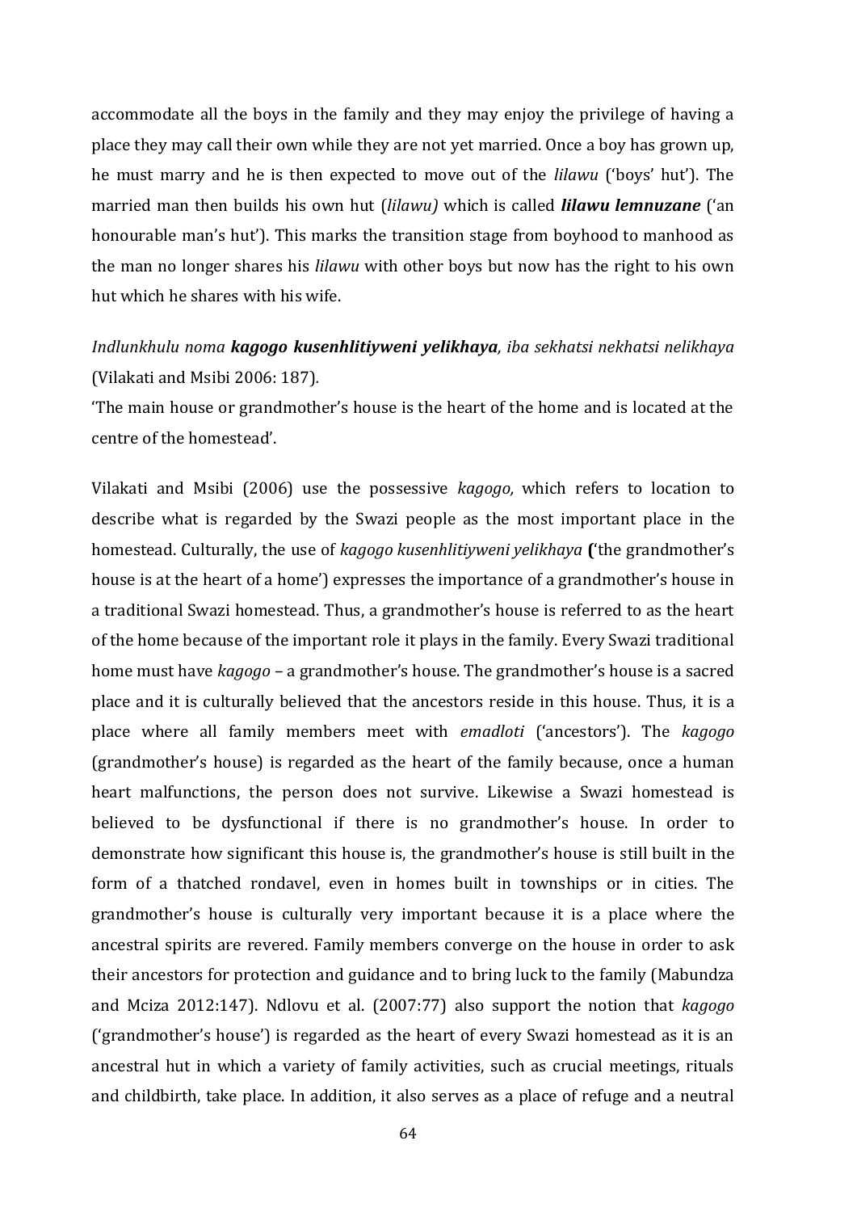accommodate all the boys in the family and they may enjoy the privilege of having a place they may call their own while they are not yet married. Once a boy has grown up, he must marry and he is then expected to move out of the *lilawu* ('boys' hut'). The married man then builds his own hut (*lilawu)* which is called ***lilawu lemnuzane*** ('an honourable man's hut'). This marks the transition stage from boyhood to manhood as the man no longer shares his *lilawu* with other boys but now has the right to his own hut which he shares with his wife.

*Indlunkhulu noma **kagogo kusenhlitiyweni yelikhaya**, iba sekhatsi nekhatsi nelikhaya* (Vilakati and Msibi 2006: 187).
'The main house or grandmother's house is the heart of the home and is located at the centre of the homestead'.

Vilakati and Msibi (2006) use the possessive *kagogo,* which refers to location to describe what is regarded by the Swazi people as the most important place in the homestead. Culturally, the use of *kagogo kusenhlitiyweni yelikhaya* **(**'the grandmother's house is at the heart of a home') expresses the importance of a grandmother's house in a traditional Swazi homestead. Thus, a grandmother's house is referred to as the heart of the home because of the important role it plays in the family. Every Swazi traditional home must have *kagogo* – a grandmother's house. The grandmother's house is a sacred place and it is culturally believed that the ancestors reside in this house. Thus, it is a place where all family members meet with *emadloti* ('ancestors'). The *kagogo* (grandmother's house) is regarded as the heart of the family because, once a human heart malfunctions, the person does not survive. Likewise a Swazi homestead is believed to be dysfunctional if there is no grandmother's house. In order to demonstrate how significant this house is, the grandmother's house is still built in the form of a thatched rondavel, even in homes built in townships or in cities. The grandmother's house is culturally very important because it is a place where the ancestral spirits are revered. Family members converge on the house in order to ask their ancestors for protection and guidance and to bring luck to the family (Mabundza and Mciza 2012:147). Ndlovu et al. (2007:77) also support the notion that *kagogo* ('grandmother's house') is regarded as the heart of every Swazi homestead as it is an ancestral hut in which a variety of family activities, such as crucial meetings, rituals and childbirth, take place. In addition, it also serves as a place of refuge and a neutral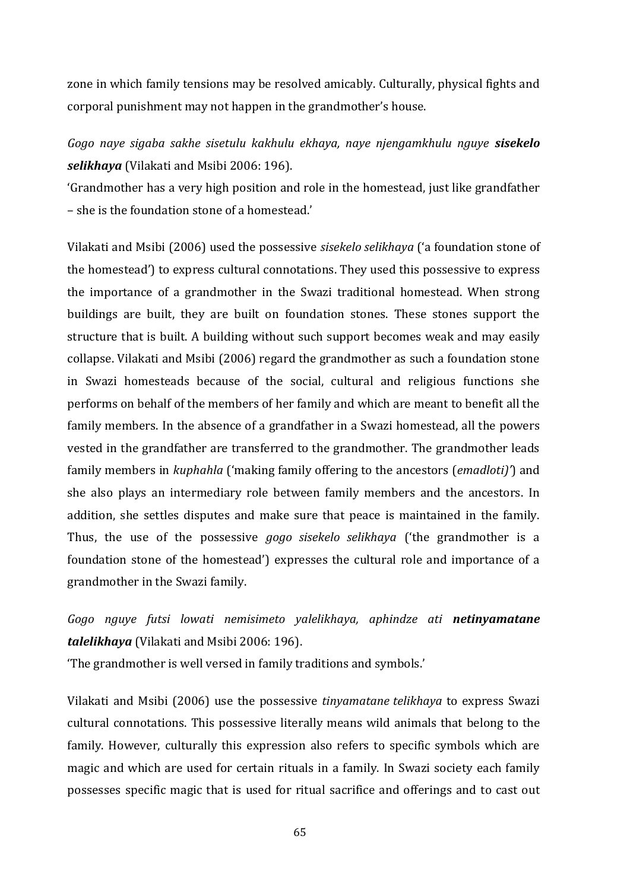zone in which family tensions may be resolved amicably. Culturally, physical fights and corporal punishment may not happen in the grandmother's house.

*Gogo naye sigaba sakhe sisetulu kakhulu ekhaya, naye njengamkhulu nguye* ***sisekelo selikhaya*** (Vilakati and Msibi 2006: 196).
'Grandmother has a very high position and role in the homestead, just like grandfather – she is the foundation stone of a homestead.'

Vilakati and Msibi (2006) used the possessive *sisekelo selikhaya* ('a foundation stone of the homestead') to express cultural connotations. They used this possessive to express the importance of a grandmother in the Swazi traditional homestead. When strong buildings are built, they are built on foundation stones. These stones support the structure that is built. A building without such support becomes weak and may easily collapse. Vilakati and Msibi (2006) regard the grandmother as such a foundation stone in Swazi homesteads because of the social, cultural and religious functions she performs on behalf of the members of her family and which are meant to benefit all the family members. In the absence of a grandfather in a Swazi homestead, all the powers vested in the grandfather are transferred to the grandmother. The grandmother leads family members in *kuphahla* ('making family offering to the ancestors (*emadloti)'*) and she also plays an intermediary role between family members and the ancestors. In addition, she settles disputes and make sure that peace is maintained in the family. Thus, the use of the possessive *gogo sisekelo selikhaya* ('the grandmother is a foundation stone of the homestead') expresses the cultural role and importance of a grandmother in the Swazi family.

*Gogo nguye futsi lowati nemisimeto yalelikhaya, aphindze ati* ***netinyamatane talelikhaya*** (Vilakati and Msibi 2006: 196).
'The grandmother is well versed in family traditions and symbols.'

Vilakati and Msibi (2006) use the possessive *tinyamatane telikhaya* to express Swazi cultural connotations. This possessive literally means wild animals that belong to the family. However, culturally this expression also refers to specific symbols which are magic and which are used for certain rituals in a family. In Swazi society each family possesses specific magic that is used for ritual sacrifice and offerings and to cast out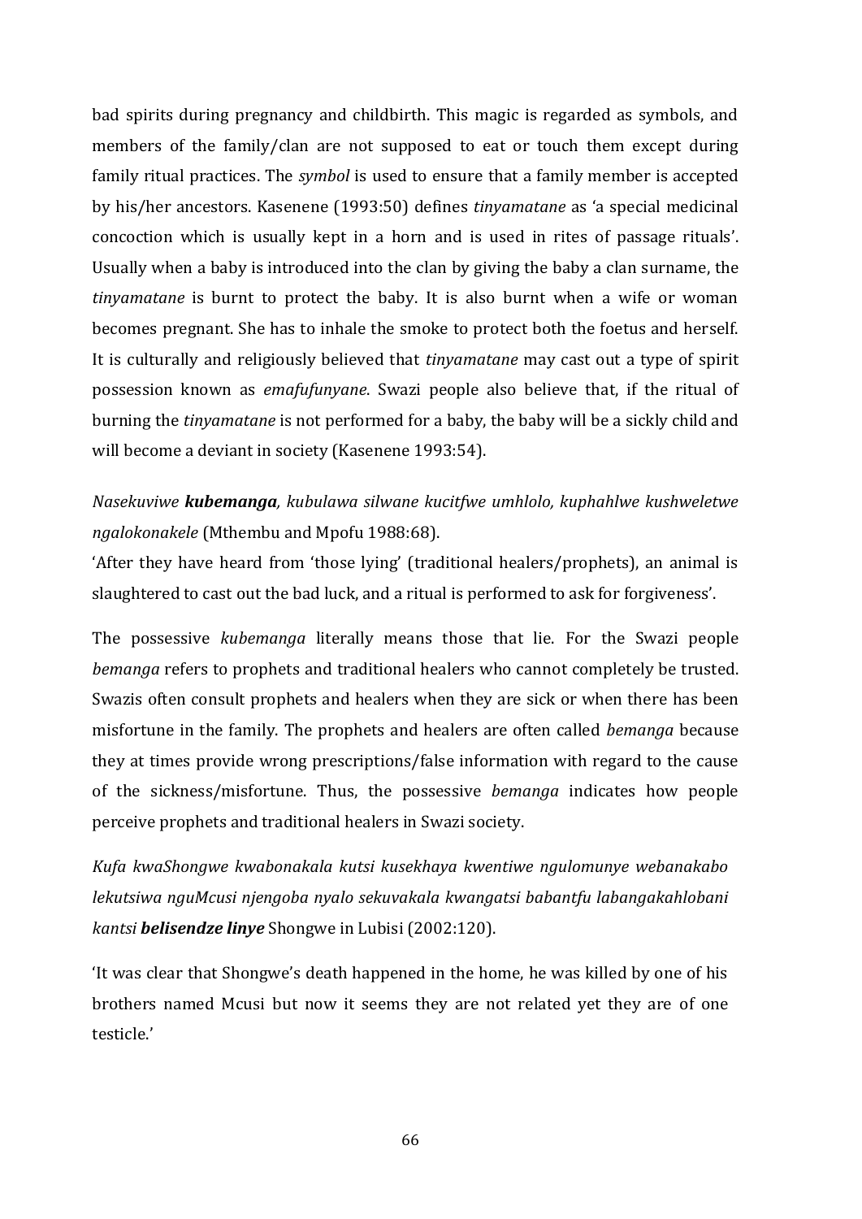bad spirits during pregnancy and childbirth. This magic is regarded as symbols, and members of the family/clan are not supposed to eat or touch them except during family ritual practices. The *symbol* is used to ensure that a family member is accepted by his/her ancestors. Kasenene (1993:50) defines *tinyamatane* as 'a special medicinal concoction which is usually kept in a horn and is used in rites of passage rituals'. Usually when a baby is introduced into the clan by giving the baby a clan surname, the *tinyamatane* is burnt to protect the baby. It is also burnt when a wife or woman becomes pregnant. She has to inhale the smoke to protect both the foetus and herself. It is culturally and religiously believed that *tinyamatane* may cast out a type of spirit possession known as *emafufunyane*. Swazi people also believe that, if the ritual of burning the *tinyamatane* is not performed for a baby, the baby will be a sickly child and will become a deviant in society (Kasenene 1993:54).

*Nasekuviwe* ***kubemanga****, kubulawa silwane kucitfwe umhlolo, kuphahlwe kushweletwe ngalokonakele* (Mthembu and Mpofu 1988:68).

'After they have heard from 'those lying' (traditional healers/prophets), an animal is slaughtered to cast out the bad luck, and a ritual is performed to ask for forgiveness'.

The possessive *kubemanga* literally means those that lie. For the Swazi people *bemanga* refers to prophets and traditional healers who cannot completely be trusted. Swazis often consult prophets and healers when they are sick or when there has been misfortune in the family. The prophets and healers are often called *bemanga* because they at times provide wrong prescriptions/false information with regard to the cause of the sickness/misfortune. Thus, the possessive *bemanga* indicates how people perceive prophets and traditional healers in Swazi society.

*Kufa kwaShongwe kwabonakala kutsi kusekhaya kwentiwe ngulomunye webanakabo lekutsiwa nguMcusi njengoba nyalo sekuvakala kwangatsi babantfu labangakahlobani kantsi* ***belisendze linye*** Shongwe in Lubisi (2002:120).

'It was clear that Shongwe's death happened in the home, he was killed by one of his brothers named Mcusi but now it seems they are not related yet they are of one testicle.'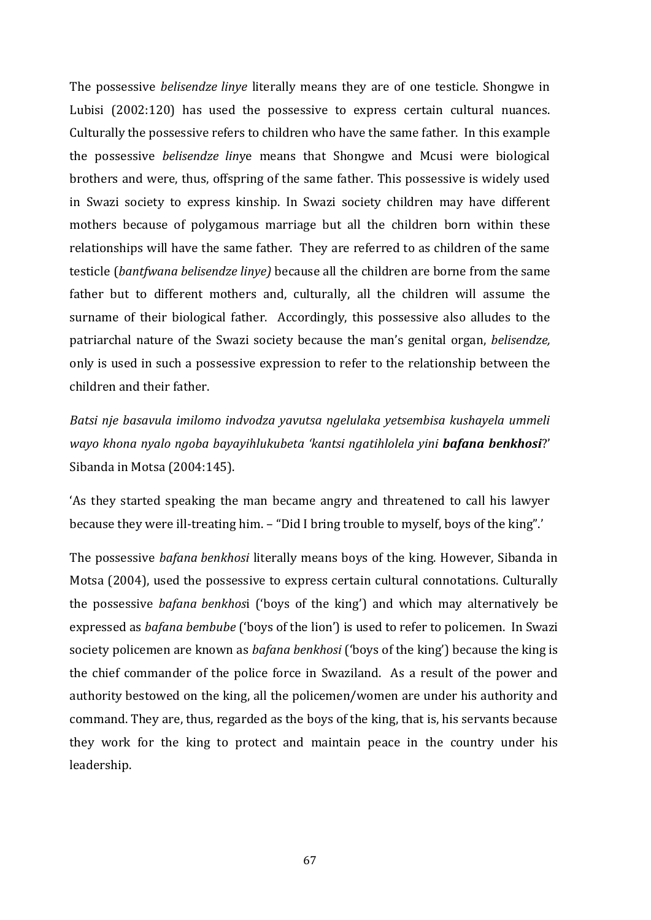The possessive *belisendze linye* literally means they are of one testicle. Shongwe in Lubisi (2002:120) has used the possessive to express certain cultural nuances. Culturally the possessive refers to children who have the same father. In this example the possessive *belisendze lin*ye means that Shongwe and Mcusi were biological brothers and were, thus, offspring of the same father. This possessive is widely used in Swazi society to express kinship. In Swazi society children may have different mothers because of polygamous marriage but all the children born within these relationships will have the same father. They are referred to as children of the same testicle (*bantfwana belisendze linye)* because all the children are borne from the same father but to different mothers and, culturally, all the children will assume the surname of their biological father. Accordingly, this possessive also alludes to the patriarchal nature of the Swazi society because the man's genital organ, *belisendze,* only is used in such a possessive expression to refer to the relationship between the children and their father.

*Batsi nje basavula imilomo indvodza yavutsa ngelulaka yetsembisa kushayela ummeli wayo khona nyalo ngoba bayayihlukubeta 'kantsi ngatihlolela yini* ***bafana benkhosi***?' Sibanda in Motsa (2004:145).

'As they started speaking the man became angry and threatened to call his lawyer because they were ill-treating him. – "Did I bring trouble to myself, boys of the king".'

The possessive *bafana benkhosi* literally means boys of the king. However, Sibanda in Motsa (2004), used the possessive to express certain cultural connotations. Culturally the possessive *bafana benkhos*i ('boys of the king') and which may alternatively be expressed as *bafana bembube* ('boys of the lion') is used to refer to policemen. In Swazi society policemen are known as *bafana benkhosi* ('boys of the king') because the king is the chief commander of the police force in Swaziland. As a result of the power and authority bestowed on the king, all the policemen/women are under his authority and command. They are, thus, regarded as the boys of the king, that is, his servants because they work for the king to protect and maintain peace in the country under his leadership.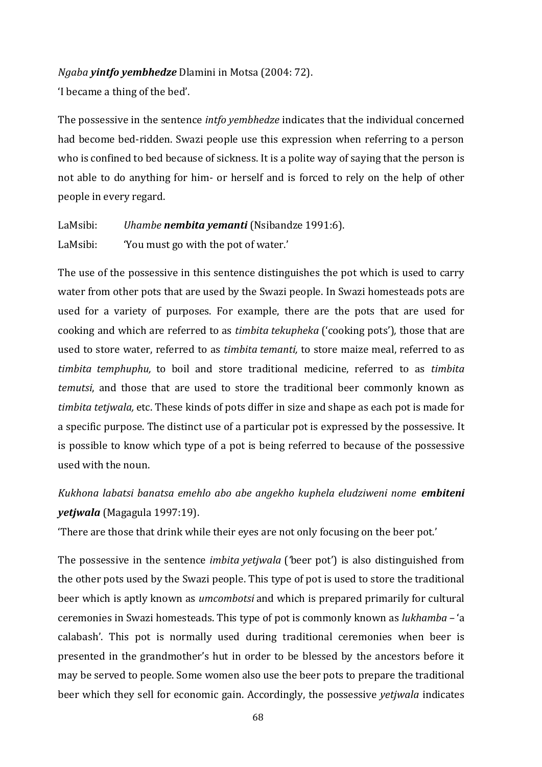*Ngaba **yintfo yembhedze*** Dlamini in Motsa (2004: 72).
'I became a thing of the bed'.

The possessive in the sentence *intfo yembhedze* indicates that the individual concerned had become bed-ridden. Swazi people use this expression when referring to a person who is confined to bed because of sickness. It is a polite way of saying that the person is not able to do anything for him- or herself and is forced to rely on the help of other people in every regard.

LaMsibi: *Uhambe **nembita yemanti*** (Nsibandze 1991:6).
LaMsibi: 'You must go with the pot of water.'

The use of the possessive in this sentence distinguishes the pot which is used to carry water from other pots that are used by the Swazi people. In Swazi homesteads pots are used for a variety of purposes. For example, there are the pots that are used for cooking and which are referred to as *timbita tekupheka* ('cooking pots'), those that are used to store water, referred to as *timbita temanti,* to store maize meal, referred to as *timbita temphuphu,* to boil and store traditional medicine, referred to as *timbita temutsi*, and those that are used to store the traditional beer commonly known as *timbita tetjwala,* etc. These kinds of pots differ in size and shape as each pot is made for a specific purpose. The distinct use of a particular pot is expressed by the possessive. It is possible to know which type of a pot is being referred to because of the possessive used with the noun.

*Kukhona labatsi banatsa emehlo abo abe angekho kuphela eludziweni nome **embiteni yetjwala*** (Magagula 1997:19).
'There are those that drink while their eyes are not only focusing on the beer pot.'

The possessive in the sentence *imbita yetjwala* ('beer pot') is also distinguished from the other pots used by the Swazi people. This type of pot is used to store the traditional beer which is aptly known as *umcombotsi* and which is prepared primarily for cultural ceremonies in Swazi homesteads. This type of pot is commonly known as *lukhamba* – 'a calabash'. This pot is normally used during traditional ceremonies when beer is presented in the grandmother's hut in order to be blessed by the ancestors before it may be served to people. Some women also use the beer pots to prepare the traditional beer which they sell for economic gain. Accordingly, the possessive *yetjwala* indicates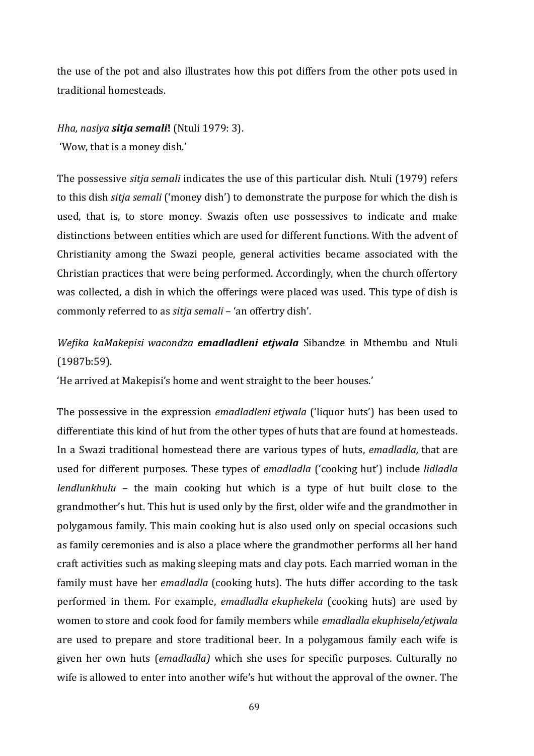the use of the pot and also illustrates how this pot differs from the other pots used in traditional homesteads.

*Hha, nasiya* ***sitja semali*****!** (Ntuli 1979: 3).
'Wow, that is a money dish.'

The possessive *sitja semali* indicates the use of this particular dish. Ntuli (1979) refers to this dish *sitja semali* ('money dish') to demonstrate the purpose for which the dish is used, that is, to store money. Swazis often use possessives to indicate and make distinctions between entities which are used for different functions. With the advent of Christianity among the Swazi people, general activities became associated with the Christian practices that were being performed. Accordingly, when the church offertory was collected, a dish in which the offerings were placed was used. This type of dish is commonly referred to as *sitja semali* – 'an offertry dish'.

*Wefika kaMakepisi wacondza* ***emadladleni etjwala*** Sibandze in Mthembu and Ntuli (1987b:59).
'He arrived at Makepisi's home and went straight to the beer houses.'

The possessive in the expression *emadladleni etjwala* ('liquor huts') has been used to differentiate this kind of hut from the other types of huts that are found at homesteads. In a Swazi traditional homestead there are various types of huts, *emadladla,* that are used for different purposes. These types of *emadladla* ('cooking hut') include *lidladla lendlunkhulu* – the main cooking hut which is a type of hut built close to the grandmother's hut. This hut is used only by the first, older wife and the grandmother in polygamous family. This main cooking hut is also used only on special occasions such as family ceremonies and is also a place where the grandmother performs all her hand craft activities such as making sleeping mats and clay pots. Each married woman in the family must have her *emadladla* (cooking huts). The huts differ according to the task performed in them. For example, *emadladla ekuphekela* (cooking huts) are used by women to store and cook food for family members while *emadladla ekuphisela/etjwala* are used to prepare and store traditional beer. In a polygamous family each wife is given her own huts (*emadladla)* which she uses for specific purposes. Culturally no wife is allowed to enter into another wife's hut without the approval of the owner. The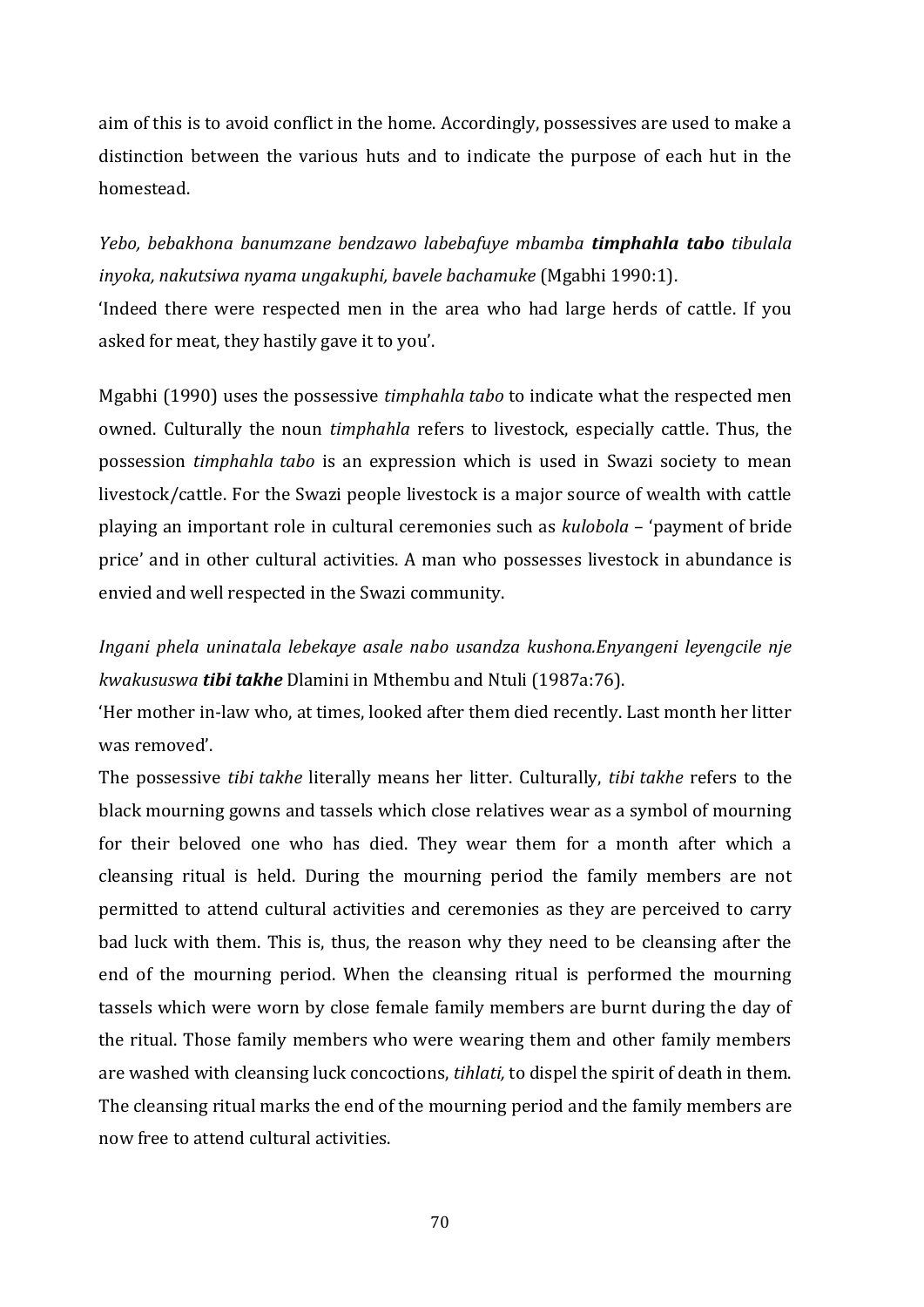aim of this is to avoid conflict in the home. Accordingly, possessives are used to make a distinction between the various huts and to indicate the purpose of each hut in the homestead.

*Yebo, bebakhona banumzane bendzawo labebafuye mbamba* ***timphahla tabo*** *tibulala inyoka, nakutsiwa nyama ungakuphi, bavele bachamuke* (Mgabhi 1990:1).
'Indeed there were respected men in the area who had large herds of cattle. If you asked for meat, they hastily gave it to you'.

Mgabhi (1990) uses the possessive *timphahla tabo* to indicate what the respected men owned. Culturally the noun *timphahla* refers to livestock, especially cattle. Thus, the possession *timphahla tabo* is an expression which is used in Swazi society to mean livestock/cattle. For the Swazi people livestock is a major source of wealth with cattle playing an important role in cultural ceremonies such as *kulobola* – 'payment of bride price' and in other cultural activities. A man who possesses livestock in abundance is envied and well respected in the Swazi community.

*Ingani phela uninatala lebekaye asale nabo usandza kushona.Enyangeni leyengcile nje kwakususwa* ***tibi takhe*** Dlamini in Mthembu and Ntuli (1987a:76).
'Her mother in-law who, at times, looked after them died recently. Last month her litter was removed'.
The possessive *tibi takhe* literally means her litter. Culturally, *tibi takhe* refers to the black mourning gowns and tassels which close relatives wear as a symbol of mourning for their beloved one who has died. They wear them for a month after which a cleansing ritual is held. During the mourning period the family members are not permitted to attend cultural activities and ceremonies as they are perceived to carry bad luck with them. This is, thus, the reason why they need to be cleansing after the end of the mourning period. When the cleansing ritual is performed the mourning tassels which were worn by close female family members are burnt during the day of the ritual. Those family members who were wearing them and other family members are washed with cleansing luck concoctions, *tihlati,* to dispel the spirit of death in them. The cleansing ritual marks the end of the mourning period and the family members are now free to attend cultural activities.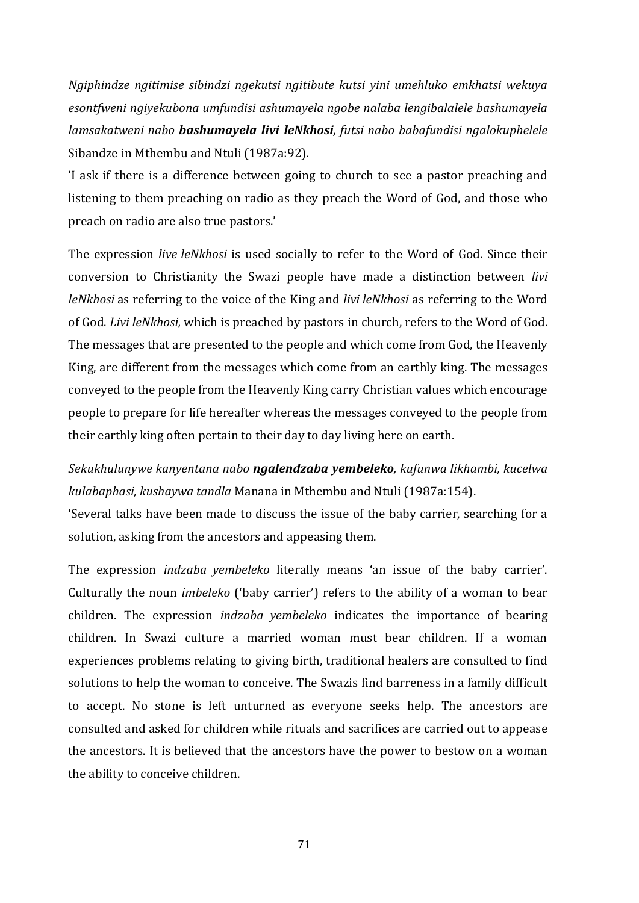*Ngiphindze ngitimise sibindzi ngekutsi ngitibute kutsi yini umehluko emkhatsi wekuya esontfweni ngiyekubona umfundisi ashumayela ngobe nalaba lengibalalele bashumayela lamsakatweni nabo **bashumayela livi leNkhosi**, futsi nabo babafundisi ngalokuphelele* Sibandze in Mthembu and Ntuli (1987a:92).

'I ask if there is a difference between going to church to see a pastor preaching and listening to them preaching on radio as they preach the Word of God, and those who preach on radio are also true pastors.'

The expression *live leNkhosi* is used socially to refer to the Word of God. Since their conversion to Christianity the Swazi people have made a distinction between *livi leNkhosi* as referring to the voice of the King and *livi leNkhosi* as referring to the Word of God. *Livi leNkhosi,* which is preached by pastors in church, refers to the Word of God. The messages that are presented to the people and which come from God, the Heavenly King, are different from the messages which come from an earthly king. The messages conveyed to the people from the Heavenly King carry Christian values which encourage people to prepare for life hereafter whereas the messages conveyed to the people from their earthly king often pertain to their day to day living here on earth.

*Sekukhulunywe kanyentana nabo **ngalendzaba yembeleko**, kufunwa likhambi, kucelwa kulabaphasi, kushaywa tandla* Manana in Mthembu and Ntuli (1987a:154).

'Several talks have been made to discuss the issue of the baby carrier, searching for a solution, asking from the ancestors and appeasing them.

The expression *indzaba yembeleko* literally means 'an issue of the baby carrier'. Culturally the noun *imbeleko* ('baby carrier') refers to the ability of a woman to bear children. The expression *indzaba yembeleko* indicates the importance of bearing children. In Swazi culture a married woman must bear children. If a woman experiences problems relating to giving birth, traditional healers are consulted to find solutions to help the woman to conceive. The Swazis find barreness in a family difficult to accept. No stone is left unturned as everyone seeks help. The ancestors are consulted and asked for children while rituals and sacrifices are carried out to appease the ancestors. It is believed that the ancestors have the power to bestow on a woman the ability to conceive children.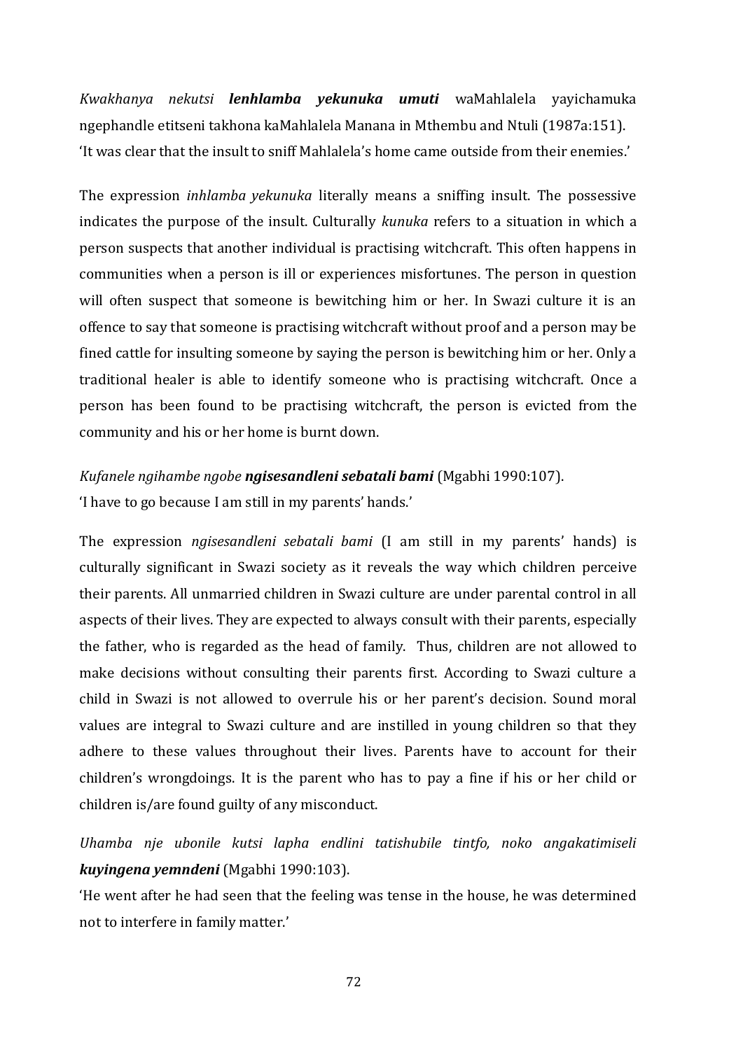*Kwakhanya nekutsi* ***lenhlamba yekunuka umuti*** *waMahlalela yayichamuka ngephandle etitseni takhona kaMahlalela Manana in Mthembu and Ntuli* (1987a:151).
'It was clear that the insult to sniff Mahlalela's home came outside from their enemies.'

The expression *inhlamba yekunuka* literally means a sniffing insult. The possessive indicates the purpose of the insult. Culturally *kunuka* refers to a situation in which a person suspects that another individual is practising witchcraft. This often happens in communities when a person is ill or experiences misfortunes. The person in question will often suspect that someone is bewitching him or her. In Swazi culture it is an offence to say that someone is practising witchcraft without proof and a person may be fined cattle for insulting someone by saying the person is bewitching him or her. Only a traditional healer is able to identify someone who is practising witchcraft. Once a person has been found to be practising witchcraft, the person is evicted from the community and his or her home is burnt down.

*Kufanele ngihambe ngobe* ***ngisesandleni sebatali bami*** (Mgabhi 1990:107).
'I have to go because I am still in my parents' hands.'

The expression *ngisesandleni sebatali bami* (I am still in my parents' hands) is culturally significant in Swazi society as it reveals the way which children perceive their parents. All unmarried children in Swazi culture are under parental control in all aspects of their lives. They are expected to always consult with their parents, especially the father, who is regarded as the head of family. Thus, children are not allowed to make decisions without consulting their parents first. According to Swazi culture a child in Swazi is not allowed to overrule his or her parent's decision. Sound moral values are integral to Swazi culture and are instilled in young children so that they adhere to these values throughout their lives. Parents have to account for their children's wrongdoings. It is the parent who has to pay a fine if his or her child or children is/are found guilty of any misconduct.

*Uhamba nje ubonile kutsi lapha endlini tatishubile tintfo, noko angakatimiseli* ***kuyingena yemndeni*** (Mgabhi 1990:103).
'He went after he had seen that the feeling was tense in the house, he was determined not to interfere in family matter.'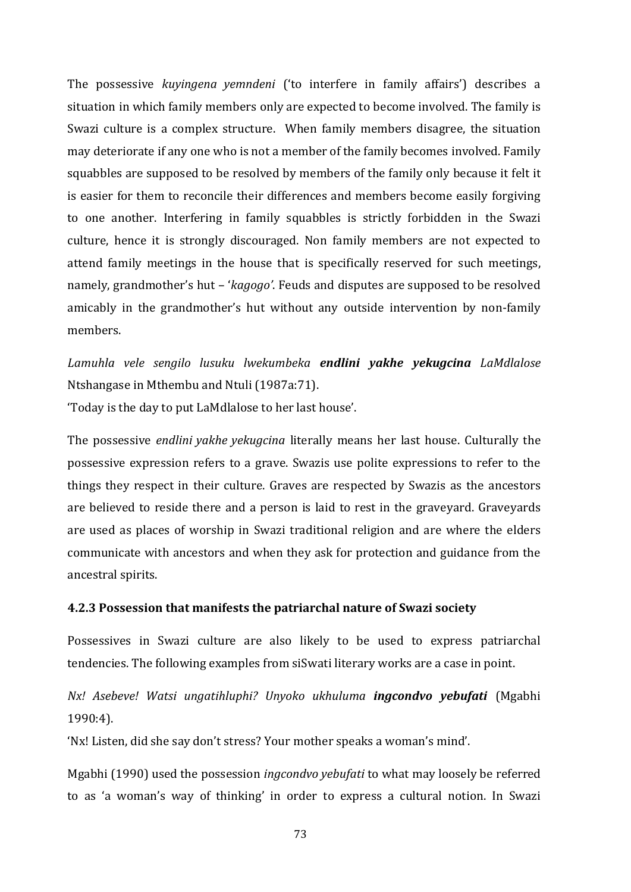The possessive *kuyingena yemndeni* ('to interfere in family affairs') describes a situation in which family members only are expected to become involved. The family is Swazi culture is a complex structure. When family members disagree, the situation may deteriorate if any one who is not a member of the family becomes involved. Family squabbles are supposed to be resolved by members of the family only because it felt it is easier for them to reconcile their differences and members become easily forgiving to one another. Interfering in family squabbles is strictly forbidden in the Swazi culture, hence it is strongly discouraged. Non family members are not expected to attend family meetings in the house that is specifically reserved for such meetings, namely, grandmother's hut – '*kagogo'*. Feuds and disputes are supposed to be resolved amicably in the grandmother's hut without any outside intervention by non-family members.

*Lamuhla vele sengilo lusuku lwekumbeka* ***endlini yakhe yekugcina*** *LaMdlalose* Ntshangase in Mthembu and Ntuli (1987a:71).

'Today is the day to put LaMdlalose to her last house'.

The possessive *endlini yakhe yekugcina* literally means her last house. Culturally the possessive expression refers to a grave. Swazis use polite expressions to refer to the things they respect in their culture. Graves are respected by Swazis as the ancestors are believed to reside there and a person is laid to rest in the graveyard. Graveyards are used as places of worship in Swazi traditional religion and are where the elders communicate with ancestors and when they ask for protection and guidance from the ancestral spirits.

### 4.2.3 Possession that manifests the patriarchal nature of Swazi society

Possessives in Swazi culture are also likely to be used to express patriarchal tendencies. The following examples from siSwati literary works are a case in point.

*Nx! Asebeve! Watsi ungatihluphi? Unyoko ukhuluma* ***ingcondvo yebufati*** (Mgabhi 1990:4).

'Nx! Listen, did she say don't stress? Your mother speaks a woman's mind'.

Mgabhi (1990) used the possession *ingcondvo yebufati* to what may loosely be referred to as 'a woman's way of thinking' in order to express a cultural notion. In Swazi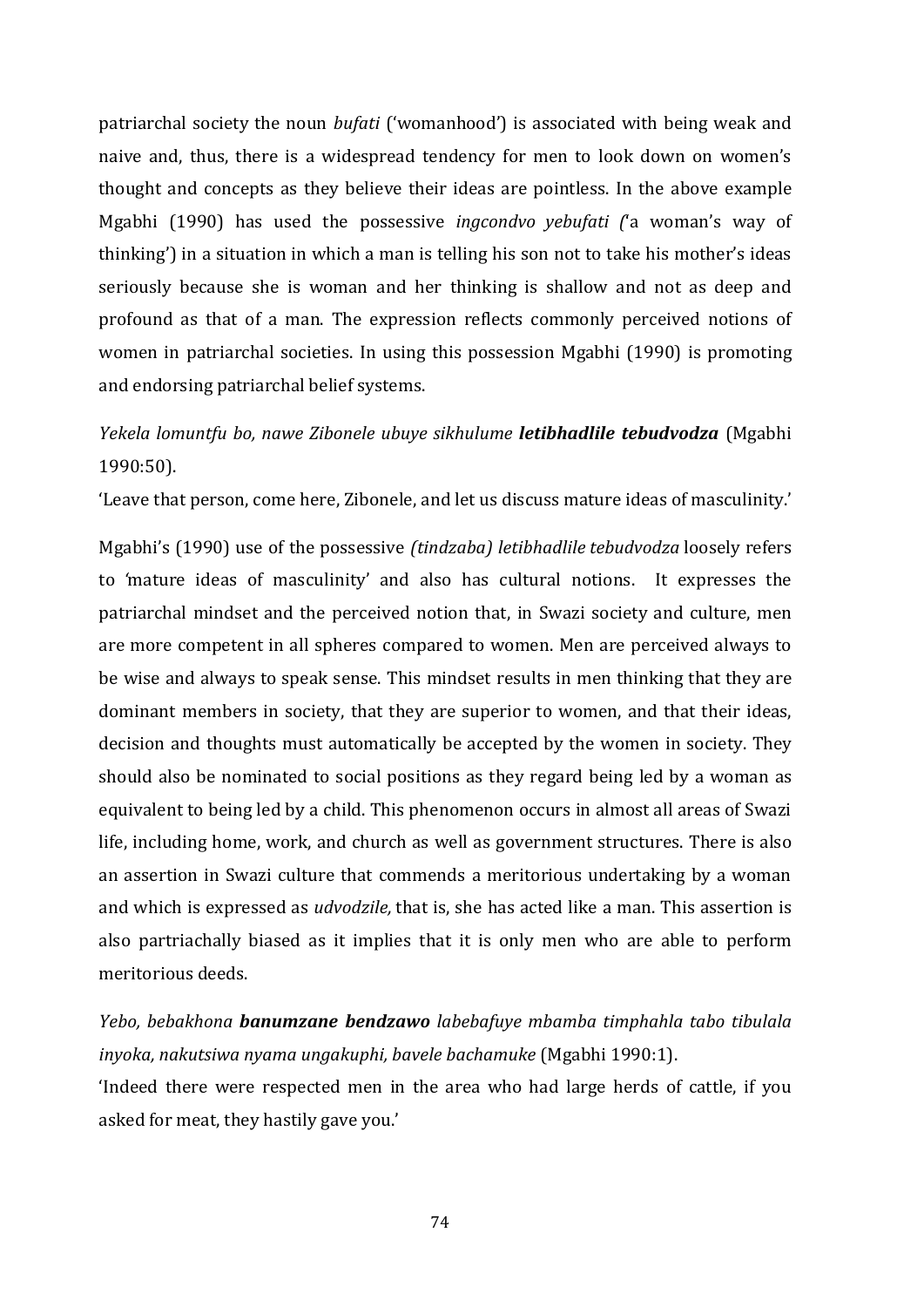patriarchal society the noun *bufati* ('womanhood') is associated with being weak and naive and, thus, there is a widespread tendency for men to look down on women's thought and concepts as they believe their ideas are pointless. In the above example Mgabhi (1990) has used the possessive *ingcondvo yebufati (*'a woman's way of thinking') in a situation in which a man is telling his son not to take his mother's ideas seriously because she is woman and her thinking is shallow and not as deep and profound as that of a man. The expression reflects commonly perceived notions of women in patriarchal societies. In using this possession Mgabhi (1990) is promoting and endorsing patriarchal belief systems.

*Yekela lomuntfu bo, nawe Zibonele ubuye sikhulume* ***letibhadlile tebudvodza*** (Mgabhi 1990:50).

'Leave that person, come here, Zibonele, and let us discuss mature ideas of masculinity.'

Mgabhi's (1990) use of the possessive *(tindzaba) letibhadlile tebudvodza* loosely refers to 'mature ideas of masculinity' and also has cultural notions. It expresses the patriarchal mindset and the perceived notion that, in Swazi society and culture, men are more competent in all spheres compared to women. Men are perceived always to be wise and always to speak sense. This mindset results in men thinking that they are dominant members in society, that they are superior to women, and that their ideas, decision and thoughts must automatically be accepted by the women in society. They should also be nominated to social positions as they regard being led by a woman as equivalent to being led by a child. This phenomenon occurs in almost all areas of Swazi life, including home, work, and church as well as government structures. There is also an assertion in Swazi culture that commends a meritorious undertaking by a woman and which is expressed as *udvodzile,* that is, she has acted like a man. This assertion is also partriachally biased as it implies that it is only men who are able to perform meritorious deeds.

*Yebo, bebakhona* ***banumzane bendzawo*** *labebafuye mbamba timphahla tabo tibulala inyoka, nakutsiwa nyama ungakuphi, bavele bachamuke* (Mgabhi 1990:1).

'Indeed there were respected men in the area who had large herds of cattle, if you asked for meat, they hastily gave you.'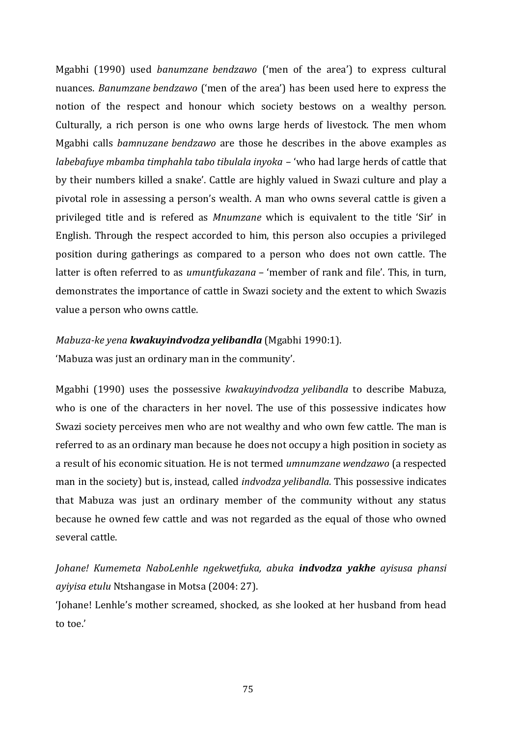Mgabhi (1990) used *banumzane bendzawo* ('men of the area') to express cultural nuances. *Banumzane bendzawo* ('men of the area') has been used here to express the notion of the respect and honour which society bestows on a wealthy person. Culturally, a rich person is one who owns large herds of livestock. The men whom Mgabhi calls *bamnuzane bendzawo* are those he describes in the above examples as *labebafuye mbamba timphahla tabo tibulala inyoka* – 'who had large herds of cattle that by their numbers killed a snake'. Cattle are highly valued in Swazi culture and play a pivotal role in assessing a person's wealth. A man who owns several cattle is given a privileged title and is refered as *Mnumzane* which is equivalent to the title 'Sir' in English. Through the respect accorded to him, this person also occupies a privileged position during gatherings as compared to a person who does not own cattle. The latter is often referred to as *umuntfukazana* – 'member of rank and file'. This, in turn, demonstrates the importance of cattle in Swazi society and the extent to which Swazis value a person who owns cattle.

*Mabuza-ke yena* ***kwakuyindvodza yelibandla*** (Mgabhi 1990:1).
'Mabuza was just an ordinary man in the community'.

Mgabhi (1990) uses the possessive *kwakuyindvodza yelibandla* to describe Mabuza, who is one of the characters in her novel. The use of this possessive indicates how Swazi society perceives men who are not wealthy and who own few cattle. The man is referred to as an ordinary man because he does not occupy a high position in society as a result of his economic situation. He is not termed *umnumzane wendzawo* (a respected man in the society) but is, instead, called *indvodza yelibandla.* This possessive indicates that Mabuza was just an ordinary member of the community without any status because he owned few cattle and was not regarded as the equal of those who owned several cattle.

*Johane! Kumemeta NaboLenhle ngekwetfuka, abuka* ***indvodza yakhe*** *ayisusa phansi ayiyisa etulu* Ntshangase in Motsa (2004: 27).
'Johane! Lenhle's mother screamed, shocked, as she looked at her husband from head to toe.'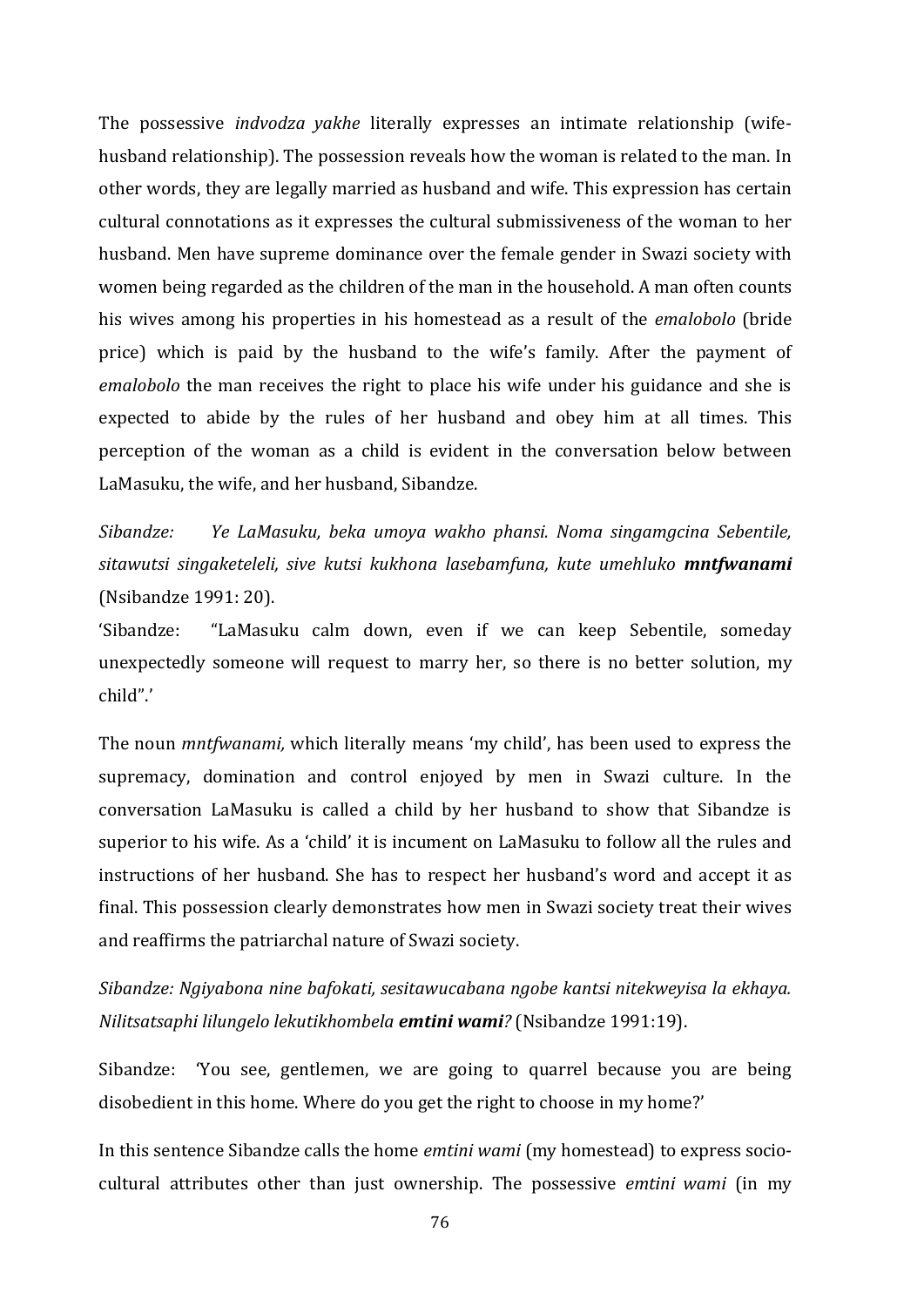The possessive *indvodza yakhe* literally expresses an intimate relationship (wife-husband relationship). The possession reveals how the woman is related to the man. In other words, they are legally married as husband and wife. This expression has certain cultural connotations as it expresses the cultural submissiveness of the woman to her husband. Men have supreme dominance over the female gender in Swazi society with women being regarded as the children of the man in the household. A man often counts his wives among his properties in his homestead as a result of the *emalobolo* (bride price) which is paid by the husband to the wife's family. After the payment of *emalobolo* the man receives the right to place his wife under his guidance and she is expected to abide by the rules of her husband and obey him at all times. This perception of the woman as a child is evident in the conversation below between LaMasuku, the wife, and her husband, Sibandze.

*Sibandze: Ye LaMasuku, beka umoya wakho phansi. Noma singamgcina Sebentile, sitawutsi singaketeleli, sive kutsi kukhona lasebamfuna, kute umehluko* ***mntfwanami*** (Nsibandze 1991: 20).

'Sibandze: "LaMasuku calm down, even if we can keep Sebentile, someday unexpectedly someone will request to marry her, so there is no better solution, my child".'

The noun *mntfwanami,* which literally means 'my child', has been used to express the supremacy, domination and control enjoyed by men in Swazi culture. In the conversation LaMasuku is called a child by her husband to show that Sibandze is superior to his wife. As a 'child' it is incument on LaMasuku to follow all the rules and instructions of her husband. She has to respect her husband's word and accept it as final. This possession clearly demonstrates how men in Swazi society treat their wives and reaffirms the patriarchal nature of Swazi society.

*Sibandze: Ngiyabona nine bafokati, sesitawucabana ngobe kantsi nitekweyisa la ekhaya. Nilitsatsaphi lilungelo lekutikhombela* ***emtini wami****?* (Nsibandze 1991:19).

Sibandze: 'You see, gentlemen, we are going to quarrel because you are being disobedient in this home. Where do you get the right to choose in my home?'

In this sentence Sibandze calls the home *emtini wami* (my homestead) to express socio-cultural attributes other than just ownership. The possessive *emtini wami* (in my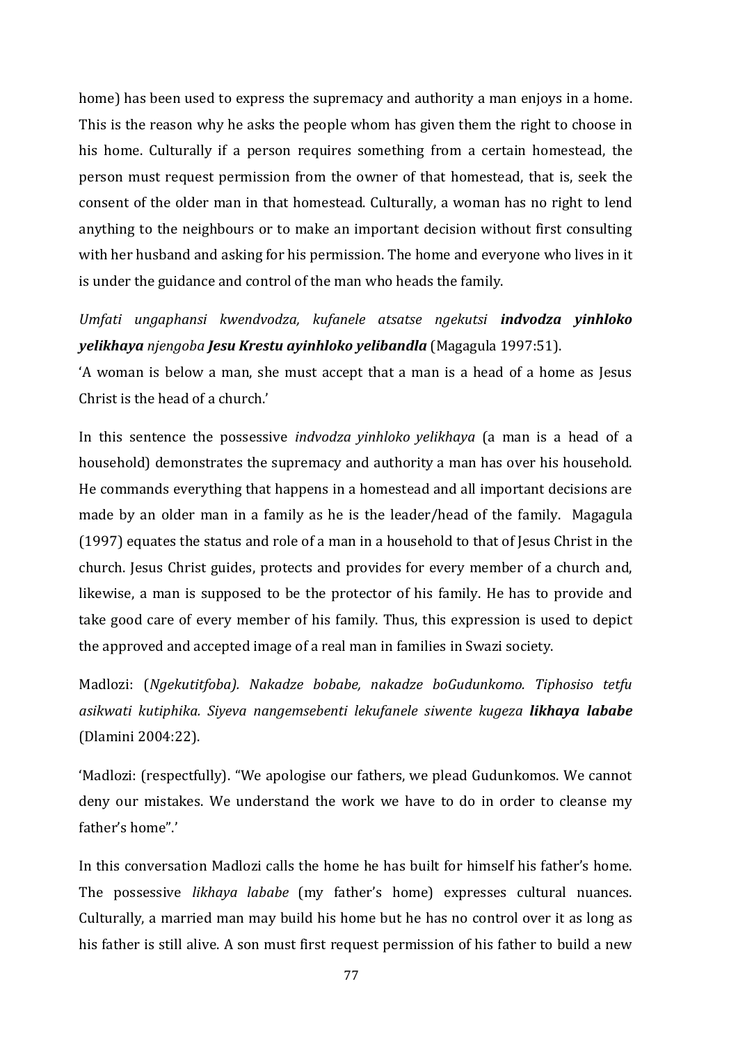home) has been used to express the supremacy and authority a man enjoys in a home. This is the reason why he asks the people whom has given them the right to choose in his home. Culturally if a person requires something from a certain homestead, the person must request permission from the owner of that homestead, that is, seek the consent of the older man in that homestead. Culturally, a woman has no right to lend anything to the neighbours or to make an important decision without first consulting with her husband and asking for his permission. The home and everyone who lives in it is under the guidance and control of the man who heads the family.

*Umfati ungaphansi kwendvodza, kufanele atsatse ngekutsi* ***indvodza yinhloko yelikhaya*** *njengoba* ***Jesu Krestu ayinhloko yelibandla*** (Magagula 1997:51).

'A woman is below a man, she must accept that a man is a head of a home as Jesus Christ is the head of a church.'

In this sentence the possessive *indvodza yinhloko yelikhaya* (a man is a head of a household) demonstrates the supremacy and authority a man has over his household. He commands everything that happens in a homestead and all important decisions are made by an older man in a family as he is the leader/head of the family. Magagula (1997) equates the status and role of a man in a household to that of Jesus Christ in the church. Jesus Christ guides, protects and provides for every member of a church and, likewise, a man is supposed to be the protector of his family. He has to provide and take good care of every member of his family. Thus, this expression is used to depict the approved and accepted image of a real man in families in Swazi society.

Madlozi: (*Ngekutitfoba). Nakadze bobabe, nakadze boGudunkomo. Tiphosiso tetfu asikwati kutiphika. Siyeva nangemsebenti lekufanele siwente kugeza* ***likhaya lababe*** (Dlamini 2004:22).

'Madlozi: (respectfully). "We apologise our fathers, we plead Gudunkomos. We cannot deny our mistakes. We understand the work we have to do in order to cleanse my father's home".'

In this conversation Madlozi calls the home he has built for himself his father's home. The possessive *likhaya lababe* (my father's home) expresses cultural nuances. Culturally, a married man may build his home but he has no control over it as long as his father is still alive. A son must first request permission of his father to build a new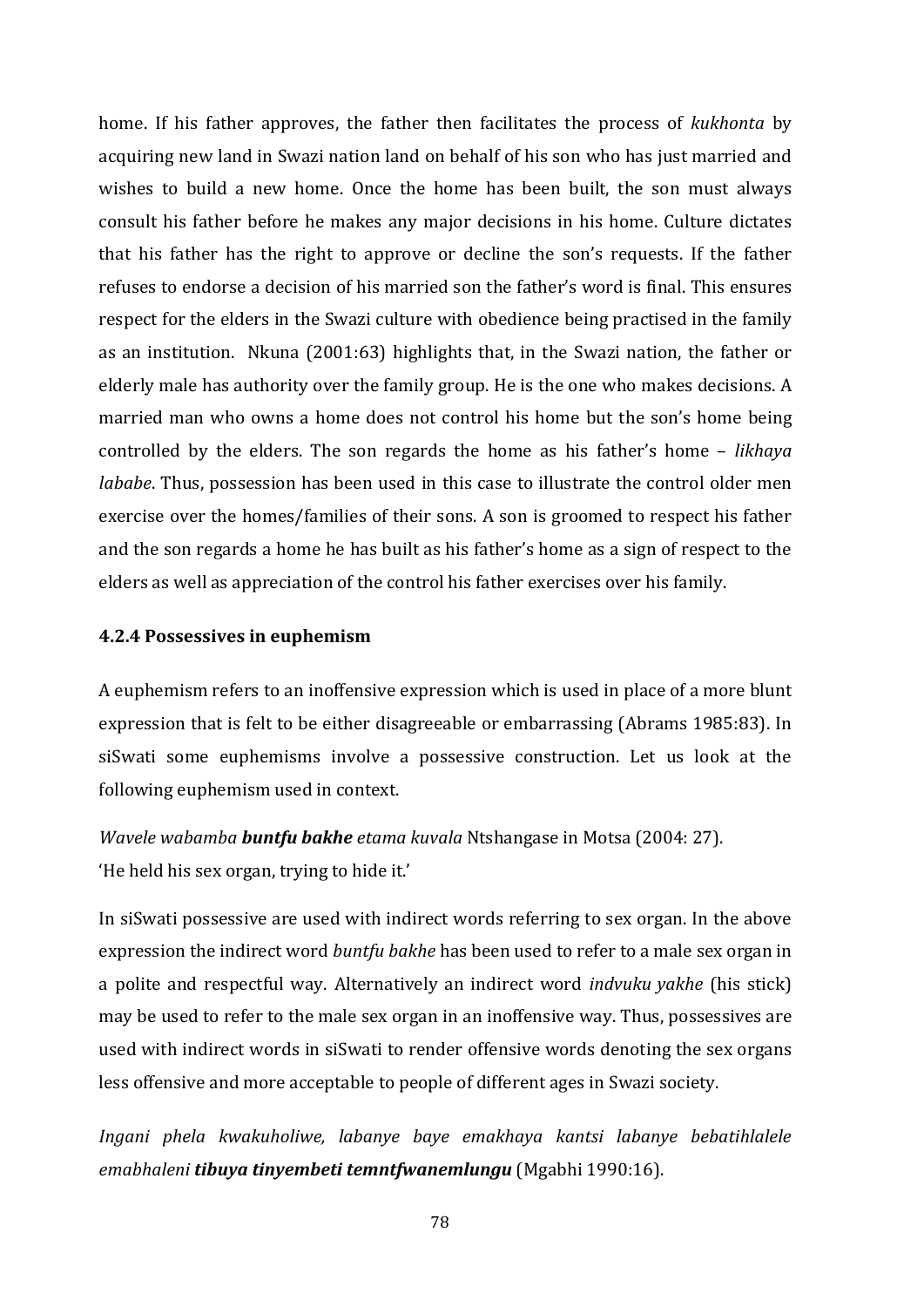home. If his father approves, the father then facilitates the process of *kukhonta* by acquiring new land in Swazi nation land on behalf of his son who has just married and wishes to build a new home. Once the home has been built, the son must always consult his father before he makes any major decisions in his home. Culture dictates that his father has the right to approve or decline the son's requests. If the father refuses to endorse a decision of his married son the father's word is final. This ensures respect for the elders in the Swazi culture with obedience being practised in the family as an institution. Nkuna (2001:63) highlights that, in the Swazi nation, the father or elderly male has authority over the family group. He is the one who makes decisions. A married man who owns a home does not control his home but the son's home being controlled by the elders. The son regards the home as his father's home – *likhaya lababe*. Thus, possession has been used in this case to illustrate the control older men exercise over the homes/families of their sons. A son is groomed to respect his father and the son regards a home he has built as his father's home as a sign of respect to the elders as well as appreciation of the control his father exercises over his family.

### 4.2.4 Possessives in euphemism

A euphemism refers to an inoffensive expression which is used in place of a more blunt expression that is felt to be either disagreeable or embarrassing (Abrams 1985:83). In siSwati some euphemisms involve a possessive construction. Let us look at the following euphemism used in context.

*Wavele wabamba* ***buntfu bakhe*** *etama kuvala* Ntshangase in Motsa (2004: 27).
'He held his sex organ, trying to hide it.'

In siSwati possessive are used with indirect words referring to sex organ. In the above expression the indirect word *buntfu bakhe* has been used to refer to a male sex organ in a polite and respectful way. Alternatively an indirect word *indvuku yakhe* (his stick) may be used to refer to the male sex organ in an inoffensive way. Thus, possessives are used with indirect words in siSwati to render offensive words denoting the sex organs less offensive and more acceptable to people of different ages in Swazi society.

*Ingani phela kwakuholiwe, labanye baye emakhaya kantsi labanye bebatihlalele emabhaleni* ***tibuya tinyembeti temntfwanemlungu*** (Mgabhi 1990:16).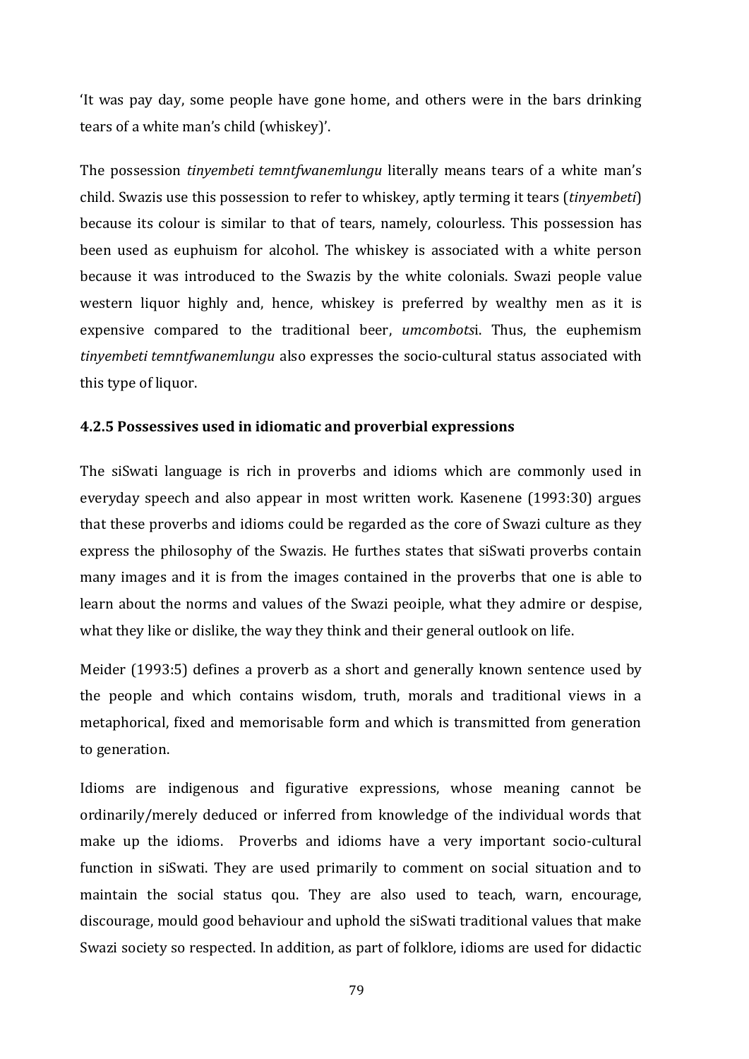'It was pay day, some people have gone home, and others were in the bars drinking tears of a white man's child (whiskey)'.

The possession *tinyembeti temntfwanemlungu* literally means tears of a white man's child. Swazis use this possession to refer to whiskey, aptly terming it tears (*tinyembeti*) because its colour is similar to that of tears, namely, colourless. This possession has been used as euphuism for alcohol. The whiskey is associated with a white person because it was introduced to the Swazis by the white colonials. Swazi people value western liquor highly and, hence, whiskey is preferred by wealthy men as it is expensive compared to the traditional beer, *umcombots*i. Thus, the euphemism *tinyembeti temntfwanemlungu* also expresses the socio-cultural status associated with this type of liquor.

### 4.2.5 Possessives used in idiomatic and proverbial expressions

The siSwati language is rich in proverbs and idioms which are commonly used in everyday speech and also appear in most written work. Kasenene (1993:30) argues that these proverbs and idioms could be regarded as the core of Swazi culture as they express the philosophy of the Swazis. He furthes states that siSwati proverbs contain many images and it is from the images contained in the proverbs that one is able to learn about the norms and values of the Swazi peoiple, what they admire or despise, what they like or dislike, the way they think and their general outlook on life.

Meider (1993:5) defines a proverb as a short and generally known sentence used by the people and which contains wisdom, truth, morals and traditional views in a metaphorical, fixed and memorisable form and which is transmitted from generation to generation.

Idioms are indigenous and figurative expressions, whose meaning cannot be ordinarily/merely deduced or inferred from knowledge of the individual words that make up the idioms. Proverbs and idioms have a very important socio-cultural function in siSwati. They are used primarily to comment on social situation and to maintain the social status qou. They are also used to teach, warn, encourage, discourage, mould good behaviour and uphold the siSwati traditional values that make Swazi society so respected. In addition, as part of folklore, idioms are used for didactic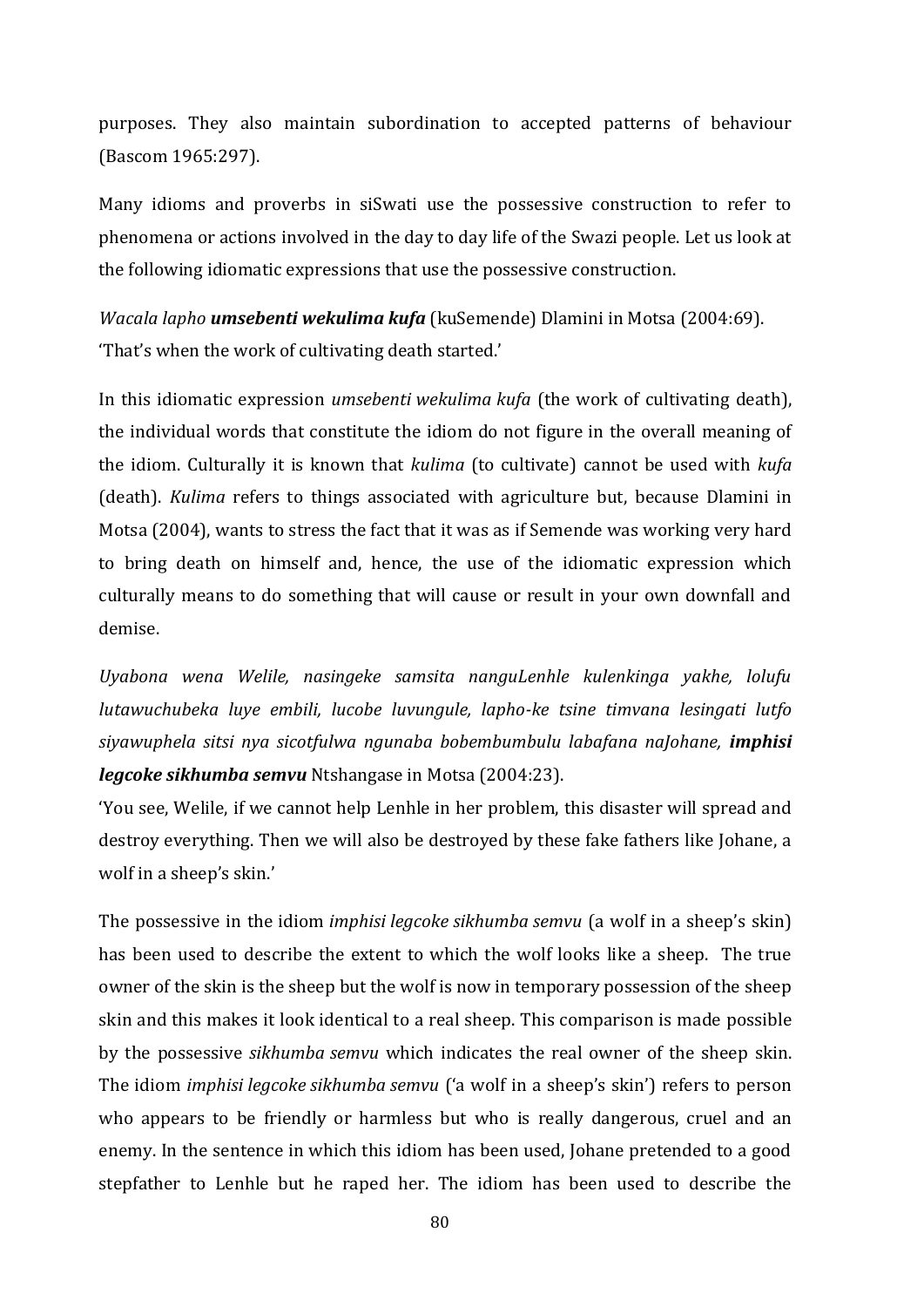purposes. They also maintain subordination to accepted patterns of behaviour (Bascom 1965:297).

Many idioms and proverbs in siSwati use the possessive construction to refer to phenomena or actions involved in the day to day life of the Swazi people. Let us look at the following idiomatic expressions that use the possessive construction.

*Wacala lapho* ***umsebenti wekulima kufa*** (kuSemende) Dlamini in Motsa (2004:69).
'That's when the work of cultivating death started.'

In this idiomatic expression *umsebenti wekulima kufa* (the work of cultivating death), the individual words that constitute the idiom do not figure in the overall meaning of the idiom. Culturally it is known that *kulima* (to cultivate) cannot be used with *kufa* (death). *Kulima* refers to things associated with agriculture but, because Dlamini in Motsa (2004), wants to stress the fact that it was as if Semende was working very hard to bring death on himself and, hence, the use of the idiomatic expression which culturally means to do something that will cause or result in your own downfall and demise.

*Uyabona wena Welile, nasingeke samsita nanguLenhle kulenkinga yakhe, lolufu lutawuchubeka luye embili, lucobe luvungule, lapho-ke tsine timvana lesingati lutfo siyawuphela sitsi nya sicotfulwa ngunaba bobembumbulu labafana naJohane,* ***imphisi legcoke sikhumba semvu*** Ntshangase in Motsa (2004:23).
'You see, Welile, if we cannot help Lenhle in her problem, this disaster will spread and destroy everything. Then we will also be destroyed by these fake fathers like Johane, a wolf in a sheep's skin.'

The possessive in the idiom *imphisi legcoke sikhumba semvu* (a wolf in a sheep's skin) has been used to describe the extent to which the wolf looks like a sheep. The true owner of the skin is the sheep but the wolf is now in temporary possession of the sheep skin and this makes it look identical to a real sheep. This comparison is made possible by the possessive *sikhumba semvu* which indicates the real owner of the sheep skin. The idiom *imphisi legcoke sikhumba semvu* ('a wolf in a sheep's skin') refers to person who appears to be friendly or harmless but who is really dangerous, cruel and an enemy. In the sentence in which this idiom has been used, Johane pretended to a good stepfather to Lenhle but he raped her. The idiom has been used to describe the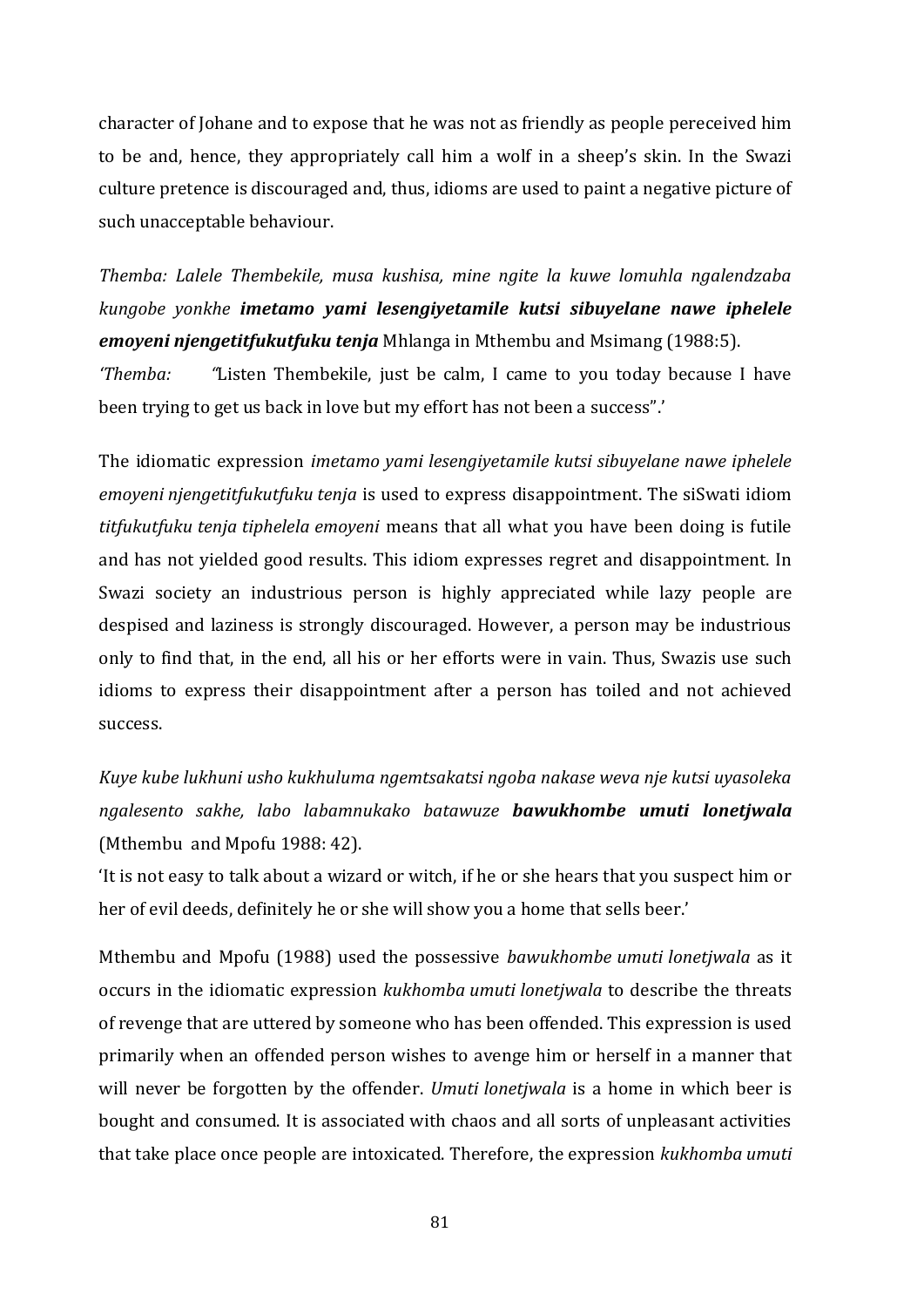character of Johane and to expose that he was not as friendly as people pereceived him to be and, hence, they appropriately call him a wolf in a sheep's skin. In the Swazi culture pretence is discouraged and, thus, idioms are used to paint a negative picture of such unacceptable behaviour.

*Themba: Lalele Thembekile, musa kushisa, mine ngite la kuwe lomuhla ngalendzaba kungobe yonkhe* ***imetamo yami lesengiyetamile kutsi sibuyelane nawe iphelele emoyeni njengetitfukutfuku tenja*** Mhlanga in Mthembu and Msimang (1988:5).

*'Themba:* "Listen Thembekile, just be calm, I came to you today because I have been trying to get us back in love but my effort has not been a success".'

The idiomatic expression *imetamo yami lesengiyetamile kutsi sibuyelane nawe iphelele emoyeni njengetitfukutfuku tenja* is used to express disappointment. The siSwati idiom *titfukutfuku tenja tiphelela emoyeni* means that all what you have been doing is futile and has not yielded good results. This idiom expresses regret and disappointment. In Swazi society an industrious person is highly appreciated while lazy people are despised and laziness is strongly discouraged. However, a person may be industrious only to find that, in the end, all his or her efforts were in vain. Thus, Swazis use such idioms to express their disappointment after a person has toiled and not achieved success.

*Kuye kube lukhuni usho kukhuluma ngemtsakatsi ngoba nakase weva nje kutsi uyasoleka ngalesento sakhe, labo labamnukako batawuze* ***bawukhombe umuti lonetjwala*** (Mthembu and Mpofu 1988: 42).

'It is not easy to talk about a wizard or witch, if he or she hears that you suspect him or her of evil deeds, definitely he or she will show you a home that sells beer.'

Mthembu and Mpofu (1988) used the possessive *bawukhombe umuti lonetjwala* as it occurs in the idiomatic expression *kukhomba umuti lonetjwala* to describe the threats of revenge that are uttered by someone who has been offended. This expression is used primarily when an offended person wishes to avenge him or herself in a manner that will never be forgotten by the offender. *Umuti lonetjwala* is a home in which beer is bought and consumed. It is associated with chaos and all sorts of unpleasant activities that take place once people are intoxicated. Therefore, the expression *kukhomba umuti*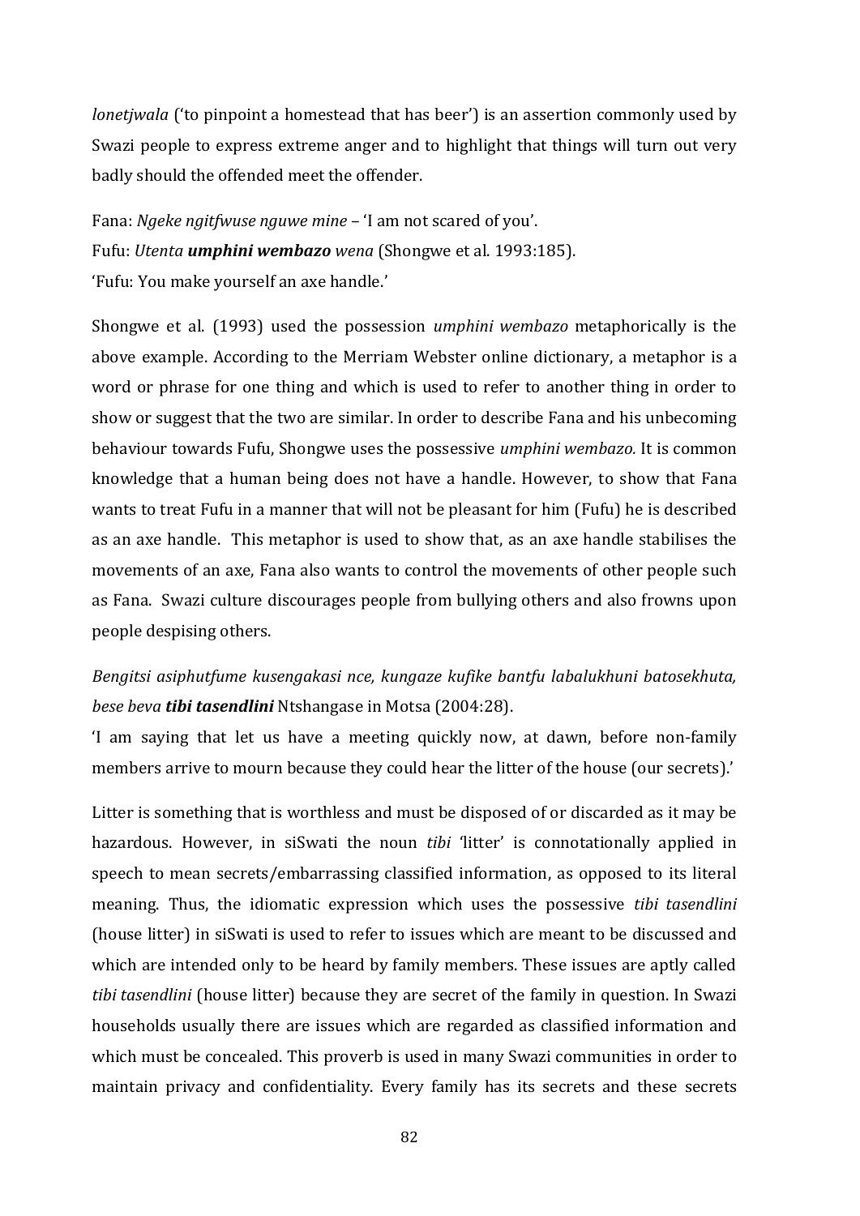*lonetjwala* ('to pinpoint a homestead that has beer') is an assertion commonly used by Swazi people to express extreme anger and to highlight that things will turn out very badly should the offended meet the offender.

Fana: *Ngeke ngitfwuse nguwe mine* – 'I am not scared of you'.
Fufu: *Utenta* ***umphini wembazo*** *wena* (Shongwe et al. 1993:185).
'Fufu: You make yourself an axe handle.'

Shongwe et al. (1993) used the possession *umphini wembazo* metaphorically is the above example. According to the Merriam Webster online dictionary, a metaphor is a word or phrase for one thing and which is used to refer to another thing in order to show or suggest that the two are similar. In order to describe Fana and his unbecoming behaviour towards Fufu, Shongwe uses the possessive *umphini wembazo.* It is common knowledge that a human being does not have a handle. However, to show that Fana wants to treat Fufu in a manner that will not be pleasant for him (Fufu) he is described as an axe handle. This metaphor is used to show that, as an axe handle stabilises the movements of an axe, Fana also wants to control the movements of other people such as Fana. Swazi culture discourages people from bullying others and also frowns upon people despising others.

*Bengitsi asiphutfume kusengakasi nce, kungaze kufike bantfu labalukhuni batosekhuta, bese beva* ***tibi tasendlini*** Ntshangase in Motsa (2004:28).

'I am saying that let us have a meeting quickly now, at dawn, before non-family members arrive to mourn because they could hear the litter of the house (our secrets).'

Litter is something that is worthless and must be disposed of or discarded as it may be hazardous. However, in siSwati the noun *tibi* 'litter' is connotationally applied in speech to mean secrets/embarrassing classified information, as opposed to its literal meaning. Thus, the idiomatic expression which uses the possessive *tibi tasendlini* (house litter) in siSwati is used to refer to issues which are meant to be discussed and which are intended only to be heard by family members. These issues are aptly called *tibi tasendlini* (house litter) because they are secret of the family in question. In Swazi households usually there are issues which are regarded as classified information and which must be concealed. This proverb is used in many Swazi communities in order to maintain privacy and confidentiality. Every family has its secrets and these secrets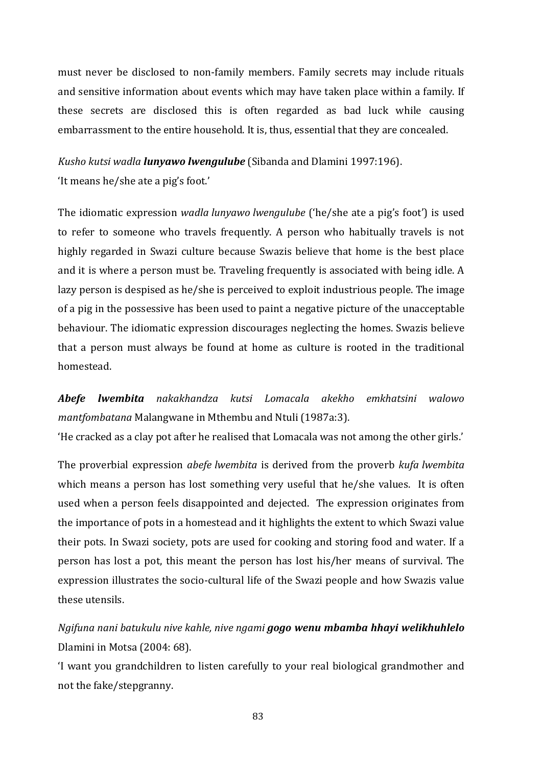must never be disclosed to non-family members. Family secrets may include rituals and sensitive information about events which may have taken place within a family. If these secrets are disclosed this is often regarded as bad luck while causing embarrassment to the entire household. It is, thus, essential that they are concealed.

*Kusho kutsi wadla* ***lunyawo lwengulube*** (Sibanda and Dlamini 1997:196).
'It means he/she ate a pig's foot.'

The idiomatic expression *wadla lunyawo lwengulube* ('he/she ate a pig's foot') is used to refer to someone who travels frequently. A person who habitually travels is not highly regarded in Swazi culture because Swazis believe that home is the best place and it is where a person must be. Traveling frequently is associated with being idle. A lazy person is despised as he/she is perceived to exploit industrious people. The image of a pig in the possessive has been used to paint a negative picture of the unacceptable behaviour. The idiomatic expression discourages neglecting the homes. Swazis believe that a person must always be found at home as culture is rooted in the traditional homestead.

***Abefe lwembita*** *nakakhandza kutsi Lomacala akekho emkhatsini walowo mantfombatana* Malangwane in Mthembu and Ntuli (1987a:3).
'He cracked as a clay pot after he realised that Lomacala was not among the other girls.'

The proverbial expression *abefe lwembita* is derived from the proverb *kufa lwembita* which means a person has lost something very useful that he/she values. It is often used when a person feels disappointed and dejected. The expression originates from the importance of pots in a homestead and it highlights the extent to which Swazi value their pots. In Swazi society, pots are used for cooking and storing food and water. If a person has lost a pot, this meant the person has lost his/her means of survival. The expression illustrates the socio-cultural life of the Swazi people and how Swazis value these utensils.

*Ngifuna nani batukulu nive kahle, nive ngami* ***gogo wenu mbamba hhayi welikhuhlelo*** Dlamini in Motsa (2004: 68).
'I want you grandchildren to listen carefully to your real biological grandmother and not the fake/stepgranny.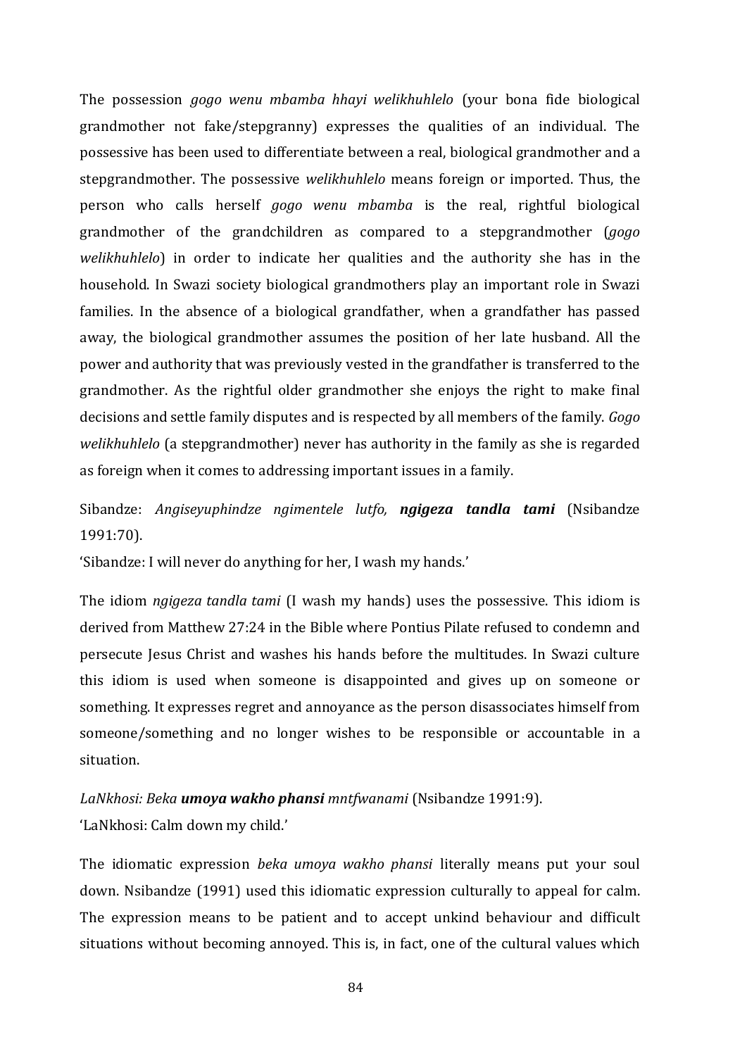The possession *gogo wenu mbamba hhayi welikhuhlelo* (your bona fide biological grandmother not fake/stepgranny) expresses the qualities of an individual. The possessive has been used to differentiate between a real, biological grandmother and a stepgrandmother. The possessive *welikhuhlelo* means foreign or imported. Thus, the person who calls herself *gogo wenu mbamba* is the real, rightful biological grandmother of the grandchildren as compared to a stepgrandmother (*gogo welikhuhlelo*) in order to indicate her qualities and the authority she has in the household. In Swazi society biological grandmothers play an important role in Swazi families. In the absence of a biological grandfather, when a grandfather has passed away, the biological grandmother assumes the position of her late husband. All the power and authority that was previously vested in the grandfather is transferred to the grandmother. As the rightful older grandmother she enjoys the right to make final decisions and settle family disputes and is respected by all members of the family. *Gogo welikhuhlelo* (a stepgrandmother) never has authority in the family as she is regarded as foreign when it comes to addressing important issues in a family.

Sibandze: *Angiseyuphindze ngimentele lutfo,* ***ngigeza tandla tami*** (Nsibandze 1991:70).

'Sibandze: I will never do anything for her, I wash my hands.'

The idiom *ngigeza tandla tami* (I wash my hands) uses the possessive. This idiom is derived from Matthew 27:24 in the Bible where Pontius Pilate refused to condemn and persecute Jesus Christ and washes his hands before the multitudes. In Swazi culture this idiom is used when someone is disappointed and gives up on someone or something. It expresses regret and annoyance as the person disassociates himself from someone/something and no longer wishes to be responsible or accountable in a situation.

*LaNkhosi: Beka* ***umoya wakho phansi*** *mntfwanami* (Nsibandze 1991:9).

'LaNkhosi: Calm down my child.'

The idiomatic expression *beka umoya wakho phansi* literally means put your soul down. Nsibandze (1991) used this idiomatic expression culturally to appeal for calm. The expression means to be patient and to accept unkind behaviour and difficult situations without becoming annoyed. This is, in fact, one of the cultural values which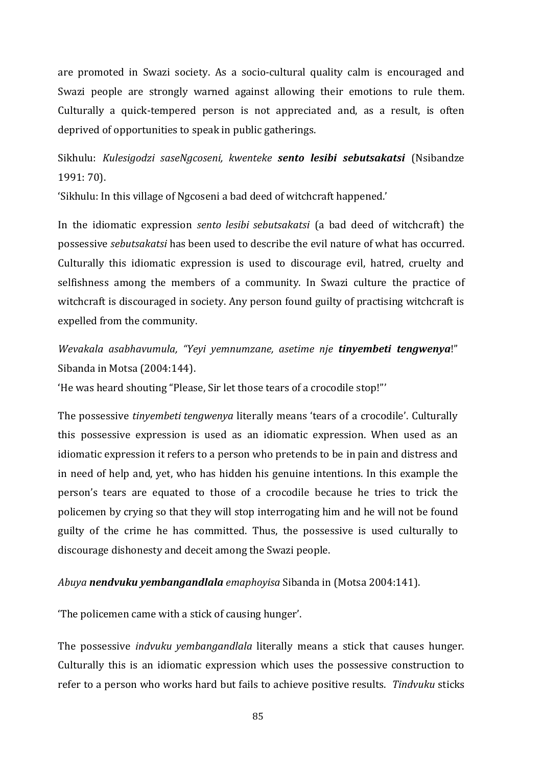are promoted in Swazi society. As a socio-cultural quality calm is encouraged and Swazi people are strongly warned against allowing their emotions to rule them. Culturally a quick-tempered person is not appreciated and, as a result, is often deprived of opportunities to speak in public gatherings.

Sikhulu: *Kulesigodzi saseNgcoseni, kwenteke* ***sento lesibi sebutsakatsi*** (Nsibandze 1991: 70).
'Sikhulu: In this village of Ngcoseni a bad deed of witchcraft happened.'

In the idiomatic expression *sento lesibi sebutsakatsi* (a bad deed of witchcraft) the possessive *sebutsakatsi* has been used to describe the evil nature of what has occurred. Culturally this idiomatic expression is used to discourage evil, hatred, cruelty and selfishness among the members of a community. In Swazi culture the practice of witchcraft is discouraged in society. Any person found guilty of practising witchcraft is expelled from the community.

*Wevakala asabhavumula, "Yeyi yemnumzane, asetime nje* ***tinyembeti tengwenya***!" Sibanda in Motsa (2004:144).
'He was heard shouting "Please, Sir let those tears of a crocodile stop!"'

The possessive *tinyembeti tengwenya* literally means 'tears of a crocodile'. Culturally this possessive expression is used as an idiomatic expression. When used as an idiomatic expression it refers to a person who pretends to be in pain and distress and in need of help and, yet, who has hidden his genuine intentions. In this example the person's tears are equated to those of a crocodile because he tries to trick the policemen by crying so that they will stop interrogating him and he will not be found guilty of the crime he has committed. Thus, the possessive is used culturally to discourage dishonesty and deceit among the Swazi people.

*Abuya* ***nendvuku yembangandlala*** *emaphoyisa* Sibanda in (Motsa 2004:141).

'The policemen came with a stick of causing hunger'.

The possessive *indvuku yembangandlala* literally means a stick that causes hunger. Culturally this is an idiomatic expression which uses the possessive construction to refer to a person who works hard but fails to achieve positive results. *Tindvuku* sticks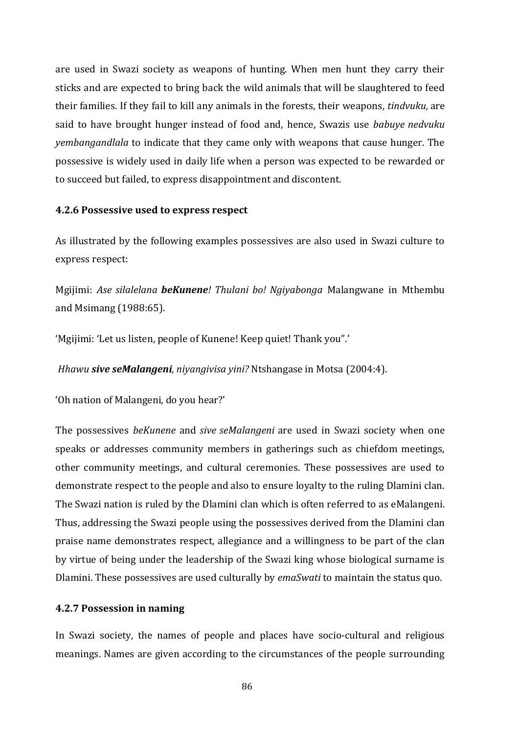are used in Swazi society as weapons of hunting. When men hunt they carry their sticks and are expected to bring back the wild animals that will be slaughtered to feed their families. If they fail to kill any animals in the forests, their weapons, *tindvuku,* are said to have brought hunger instead of food and, hence, Swazis use *babuye nedvuku yembangandlala* to indicate that they came only with weapons that cause hunger. The possessive is widely used in daily life when a person was expected to be rewarded or to succeed but failed, to express disappointment and discontent.

### 4.2.6 Possessive used to express respect

As illustrated by the following examples possessives are also used in Swazi culture to express respect:

Mgijimi: *Ase silalelana* ***beKunene****! Thulani bo! Ngiyabonga* Malangwane in Mthembu and Msimang (1988:65).

'Mgijimi: 'Let us listen, people of Kunene! Keep quiet! Thank you".'

*Hhawu* ***sive seMalangeni****, niyangivisa yini?* Ntshangase in Motsa (2004:4).

'Oh nation of Malangeni, do you hear?'

The possessives *beKunene* and *sive seMalangeni* are used in Swazi society when one speaks or addresses community members in gatherings such as chiefdom meetings, other community meetings, and cultural ceremonies. These possessives are used to demonstrate respect to the people and also to ensure loyalty to the ruling Dlamini clan. The Swazi nation is ruled by the Dlamini clan which is often referred to as eMalangeni. Thus, addressing the Swazi people using the possessives derived from the Dlamini clan praise name demonstrates respect, allegiance and a willingness to be part of the clan by virtue of being under the leadership of the Swazi king whose biological surname is Dlamini. These possessives are used culturally by *emaSwati* to maintain the status quo.

### 4.2.7 Possession in naming

In Swazi society, the names of people and places have socio-cultural and religious meanings. Names are given according to the circumstances of the people surrounding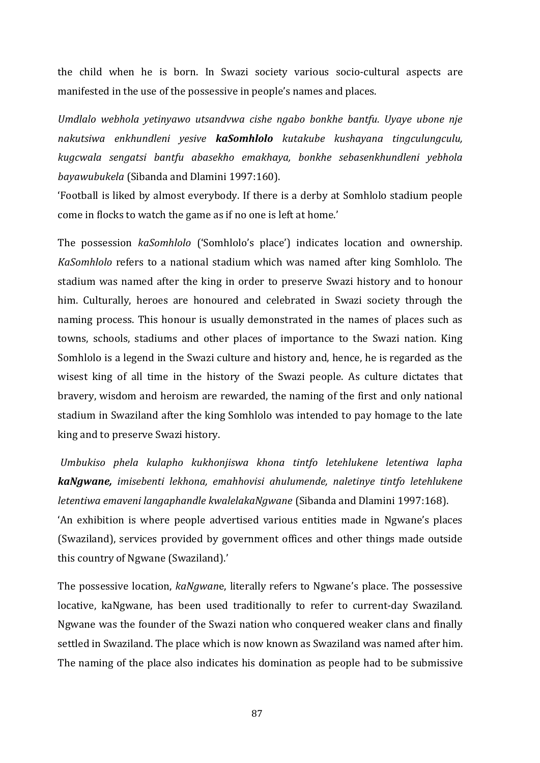the child when he is born. In Swazi society various socio-cultural aspects are manifested in the use of the possessive in people's names and places.

*Umdlalo webhola yetinyawo utsandvwa cishe ngabo bonkhe bantfu. Uyaye ubone nje nakutsiwa enkhundleni yesive* ***kaSomhlolo*** *kutakube kushayana tingculungculu, kugcwala sengatsi bantfu abasekho emakhaya, bonkhe sebasenkhundleni yebhola bayawubukela* (Sibanda and Dlamini 1997:160).

'Football is liked by almost everybody. If there is a derby at Somhlolo stadium people come in flocks to watch the game as if no one is left at home.'

The possession *kaSomhlolo* ('Somhlolo's place') indicates location and ownership. *KaSomhlolo* refers to a national stadium which was named after king Somhlolo. The stadium was named after the king in order to preserve Swazi history and to honour him. Culturally, heroes are honoured and celebrated in Swazi society through the naming process. This honour is usually demonstrated in the names of places such as towns, schools, stadiums and other places of importance to the Swazi nation. King Somhlolo is a legend in the Swazi culture and history and, hence, he is regarded as the wisest king of all time in the history of the Swazi people. As culture dictates that bravery, wisdom and heroism are rewarded, the naming of the first and only national stadium in Swaziland after the king Somhlolo was intended to pay homage to the late king and to preserve Swazi history.

*Umbukiso phela kulapho kukhonjiswa khona tintfo letehlukene letentiwa lapha* ***kaNgwane,*** *imisebenti lekhona, emahhovisi ahulumende, naletinye tintfo letehlukene letentiwa emaveni langaphandle kwalelakaNgwane* (Sibanda and Dlamini 1997:168).

'An exhibition is where people advertised various entities made in Ngwane's places (Swaziland), services provided by government offices and other things made outside this country of Ngwane (Swaziland).'

The possessive location, *kaNgwan*e, literally refers to Ngwane's place. The possessive locative, kaNgwane, has been used traditionally to refer to current-day Swaziland. Ngwane was the founder of the Swazi nation who conquered weaker clans and finally settled in Swaziland. The place which is now known as Swaziland was named after him. The naming of the place also indicates his domination as people had to be submissive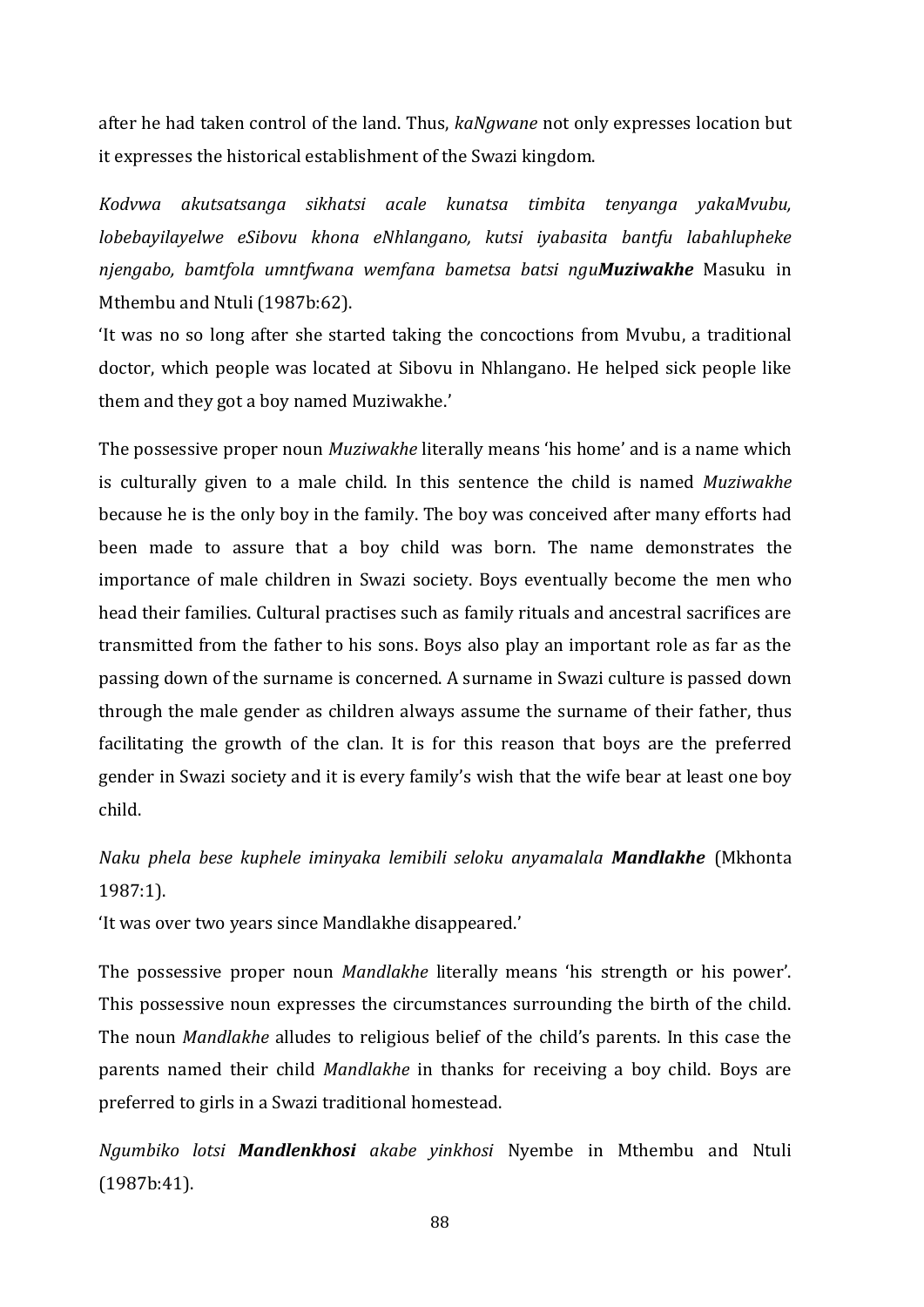after he had taken control of the land. Thus, *kaNgwane* not only expresses location but it expresses the historical establishment of the Swazi kingdom.

*Kodvwa akutsatsanga sikhatsi acale kunatsa timbita tenyanga yakaMvubu, lobebayilayelwe eSibovu khona eNhlangano, kutsi iyabasita bantfu labahlupheke njengabo, bamtfola umntfwana wemfana bametsa batsi ngu**Muziwakhe*** Masuku in Mthembu and Ntuli (1987b:62).

'It was no so long after she started taking the concoctions from Mvubu, a traditional doctor, which people was located at Sibovu in Nhlangano. He helped sick people like them and they got a boy named Muziwakhe.'

The possessive proper noun *Muziwakhe* literally means 'his home' and is a name which is culturally given to a male child. In this sentence the child is named *Muziwakhe* because he is the only boy in the family. The boy was conceived after many efforts had been made to assure that a boy child was born. The name demonstrates the importance of male children in Swazi society. Boys eventually become the men who head their families. Cultural practises such as family rituals and ancestral sacrifices are transmitted from the father to his sons. Boys also play an important role as far as the passing down of the surname is concerned. A surname in Swazi culture is passed down through the male gender as children always assume the surname of their father, thus facilitating the growth of the clan. It is for this reason that boys are the preferred gender in Swazi society and it is every family's wish that the wife bear at least one boy child.

*Naku phela bese kuphele iminyaka lemibili seloku anyamalala **Mandlakhe*** (Mkhonta 1987:1).

'It was over two years since Mandlakhe disappeared.'

The possessive proper noun *Mandlakhe* literally means 'his strength or his power'. This possessive noun expresses the circumstances surrounding the birth of the child. The noun *Mandlakhe* alludes to religious belief of the child's parents. In this case the parents named their child *Mandlakhe* in thanks for receiving a boy child. Boys are preferred to girls in a Swazi traditional homestead.

*Ngumbiko lotsi **Mandlenkhosi** akabe yinkhosi* Nyembe in Mthembu and Ntuli (1987b:41).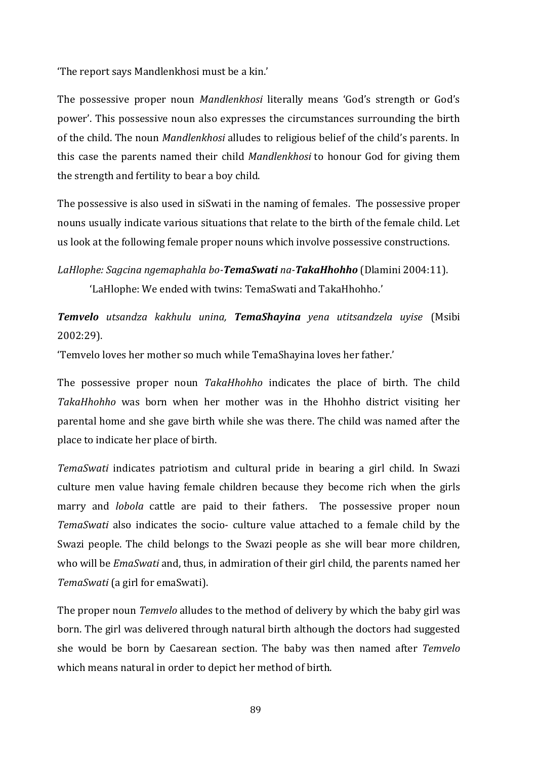'The report says Mandlenkhosi must be a kin.'

The possessive proper noun *Mandlenkhosi* literally means 'God's strength or God's power'. This possessive noun also expresses the circumstances surrounding the birth of the child. The noun *Mandlenkhosi* alludes to religious belief of the child's parents. In this case the parents named their child *Mandlenkhosi* to honour God for giving them the strength and fertility to bear a boy child.

The possessive is also used in siSwati in the naming of females. The possessive proper nouns usually indicate various situations that relate to the birth of the female child. Let us look at the following female proper nouns which involve possessive constructions.

*LaHlophe: Sagcina ngemaphahla bo-**TemaSwati** na-**TakaHhohho*** (Dlamini 2004:11).

'LaHlophe: We ended with twins: TemaSwati and TakaHhohho.'

***Temvelo** utsandza kakhulu unina, **TemaShayina** yena utitsandzela uyise* (Msibi 2002:29).

'Temvelo loves her mother so much while TemaShayina loves her father.'

The possessive proper noun *TakaHhohho* indicates the place of birth. The child *TakaHhohho* was born when her mother was in the Hhohho district visiting her parental home and she gave birth while she was there. The child was named after the place to indicate her place of birth.

*TemaSwati* indicates patriotism and cultural pride in bearing a girl child. In Swazi culture men value having female children because they become rich when the girls marry and *lobola* cattle are paid to their fathers. The possessive proper noun *TemaSwati* also indicates the socio- culture value attached to a female child by the Swazi people. The child belongs to the Swazi people as she will bear more children, who will be *EmaSwati* and, thus, in admiration of their girl child, the parents named her *TemaSwati* (a girl for emaSwati).

The proper noun *Temvelo* alludes to the method of delivery by which the baby girl was born. The girl was delivered through natural birth although the doctors had suggested she would be born by Caesarean section. The baby was then named after *Temvelo* which means natural in order to depict her method of birth.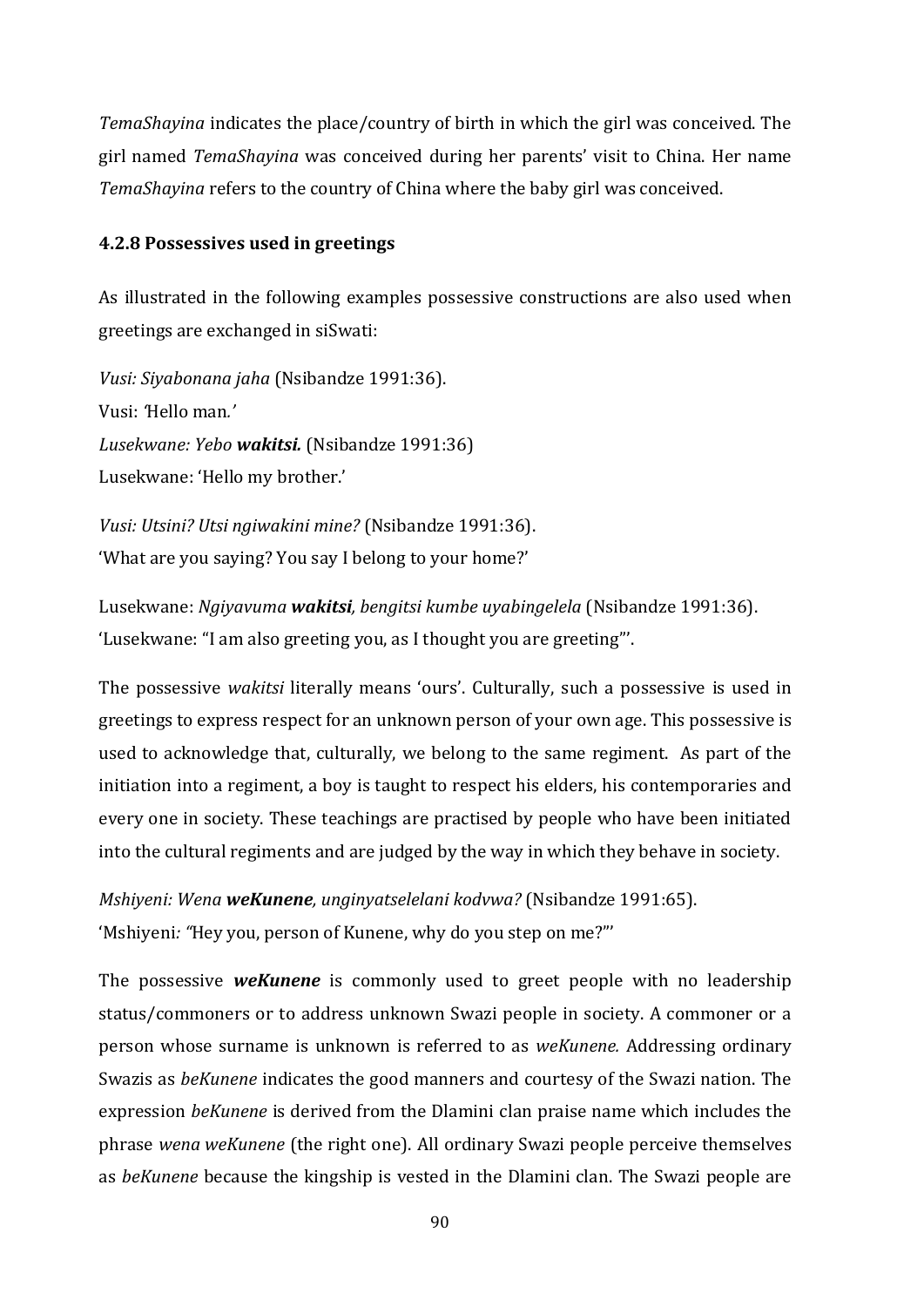*TemaShayina* indicates the place/country of birth in which the girl was conceived. The girl named *TemaShayina* was conceived during her parents' visit to China. Her name *TemaShayina* refers to the country of China where the baby girl was conceived.

### 4.2.8 Possessives used in greetings

As illustrated in the following examples possessive constructions are also used when greetings are exchanged in siSwati:

*Vusi: Siyabonana jaha* (Nsibandze 1991:36).
Vusi: *'*Hello man*.'*
*Lusekwane: Yebo **wakitsi.*** (Nsibandze 1991:36)
Lusekwane: 'Hello my brother.'

*Vusi: Utsini? Utsi ngiwakini mine?* (Nsibandze 1991:36).
'What are you saying? You say I belong to your home?'

Lusekwane: *Ngiyavuma **wakitsi**, bengitsi kumbe uyabingelela* (Nsibandze 1991:36).
'Lusekwane: "I am also greeting you, as I thought you are greeting"'.

The possessive *wakitsi* literally means 'ours'. Culturally, such a possessive is used in greetings to express respect for an unknown person of your own age. This possessive is used to acknowledge that, culturally, we belong to the same regiment. As part of the initiation into a regiment, a boy is taught to respect his elders, his contemporaries and every one in society. These teachings are practised by people who have been initiated into the cultural regiments and are judged by the way in which they behave in society.

*Mshiyeni: Wena **weKunene**, unginyatselelani kodvwa?* (Nsibandze 1991:65).
'Mshiyeni*: "*Hey you, person of Kunene, why do you step on me?"'

The possessive ***weKunene*** is commonly used to greet people with no leadership status/commoners or to address unknown Swazi people in society. A commoner or a person whose surname is unknown is referred to as *weKunene.* Addressing ordinary Swazis as *beKunene* indicates the good manners and courtesy of the Swazi nation. The expression *beKunene* is derived from the Dlamini clan praise name which includes the phrase *wena weKunene* (the right one). All ordinary Swazi people perceive themselves as *beKunene* because the kingship is vested in the Dlamini clan. The Swazi people are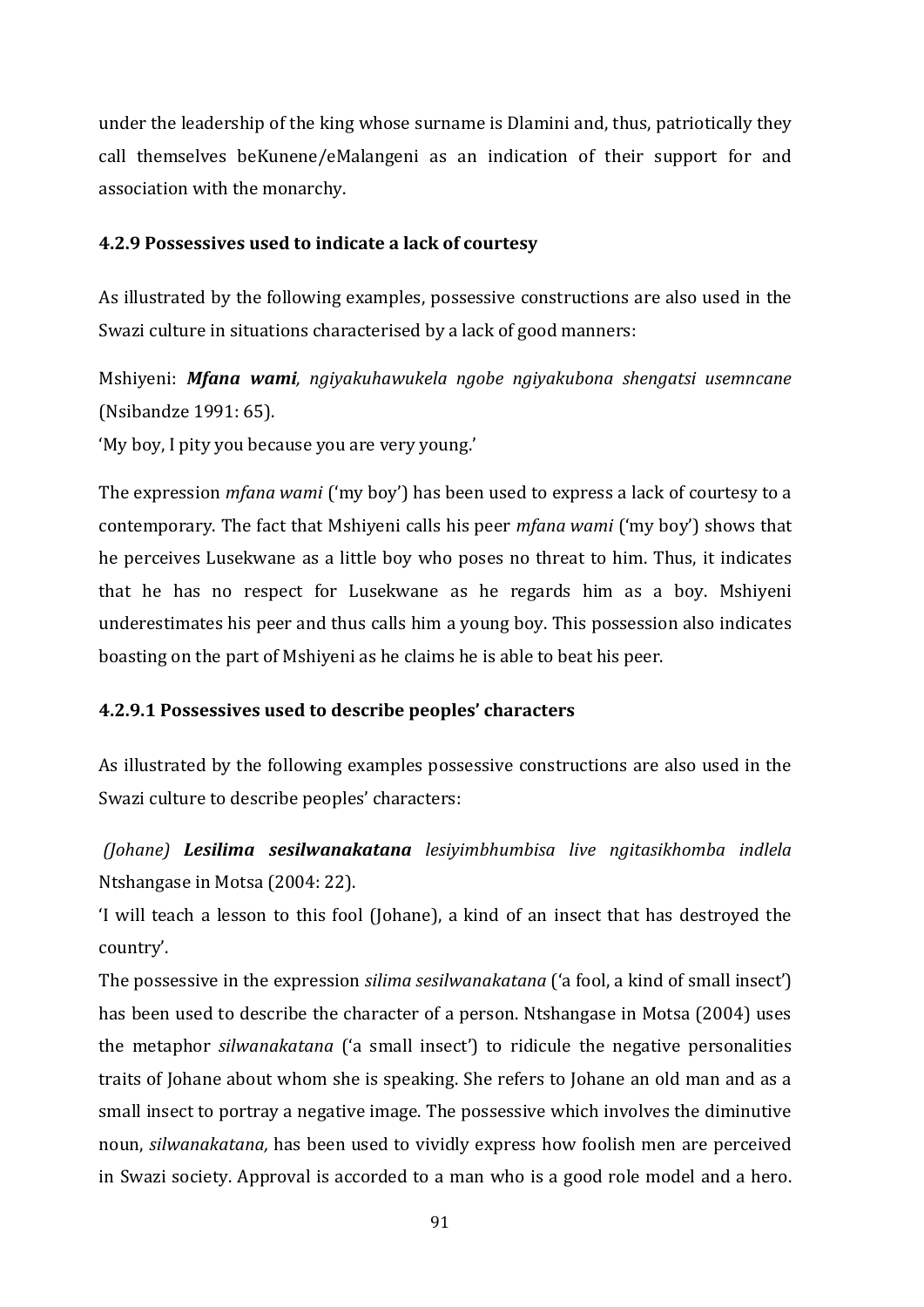under the leadership of the king whose surname is Dlamini and, thus, patriotically they call themselves beKunene/eMalangeni as an indication of their support for and association with the monarchy.

#### 4.2.9 Possessives used to indicate a lack of courtesy

As illustrated by the following examples, possessive constructions are also used in the Swazi culture in situations characterised by a lack of good manners:

Mshiyeni: ***Mfana wami**, ngiyakuhawukela ngobe ngiyakubona shengatsi usemncane* (Nsibandze 1991: 65).
'My boy, I pity you because you are very young.'

The expression *mfana wami* ('my boy') has been used to express a lack of courtesy to a contemporary. The fact that Mshiyeni calls his peer *mfana wami* ('my boy') shows that he perceives Lusekwane as a little boy who poses no threat to him. Thus, it indicates that he has no respect for Lusekwane as he regards him as a boy. Mshiyeni underestimates his peer and thus calls him a young boy. This possession also indicates boasting on the part of Mshiyeni as he claims he is able to beat his peer.

#### 4.2.9.1 Possessives used to describe peoples' characters

As illustrated by the following examples possessive constructions are also used in the Swazi culture to describe peoples' characters:

*(Johane)* ***Lesilima sesilwanakatana*** *lesiyimbhumbisa live ngitasikhomba indlela* Ntshangase in Motsa (2004: 22).
'I will teach a lesson to this fool (Johane), a kind of an insect that has destroyed the country'.
The possessive in the expression *silima sesilwanakatana* ('a fool, a kind of small insect') has been used to describe the character of a person. Ntshangase in Motsa (2004) uses the metaphor *silwanakatana* ('a small insect') to ridicule the negative personalities traits of Johane about whom she is speaking. She refers to Johane an old man and as a small insect to portray a negative image. The possessive which involves the diminutive noun, *silwanakatana,* has been used to vividly express how foolish men are perceived in Swazi society. Approval is accorded to a man who is a good role model and a hero.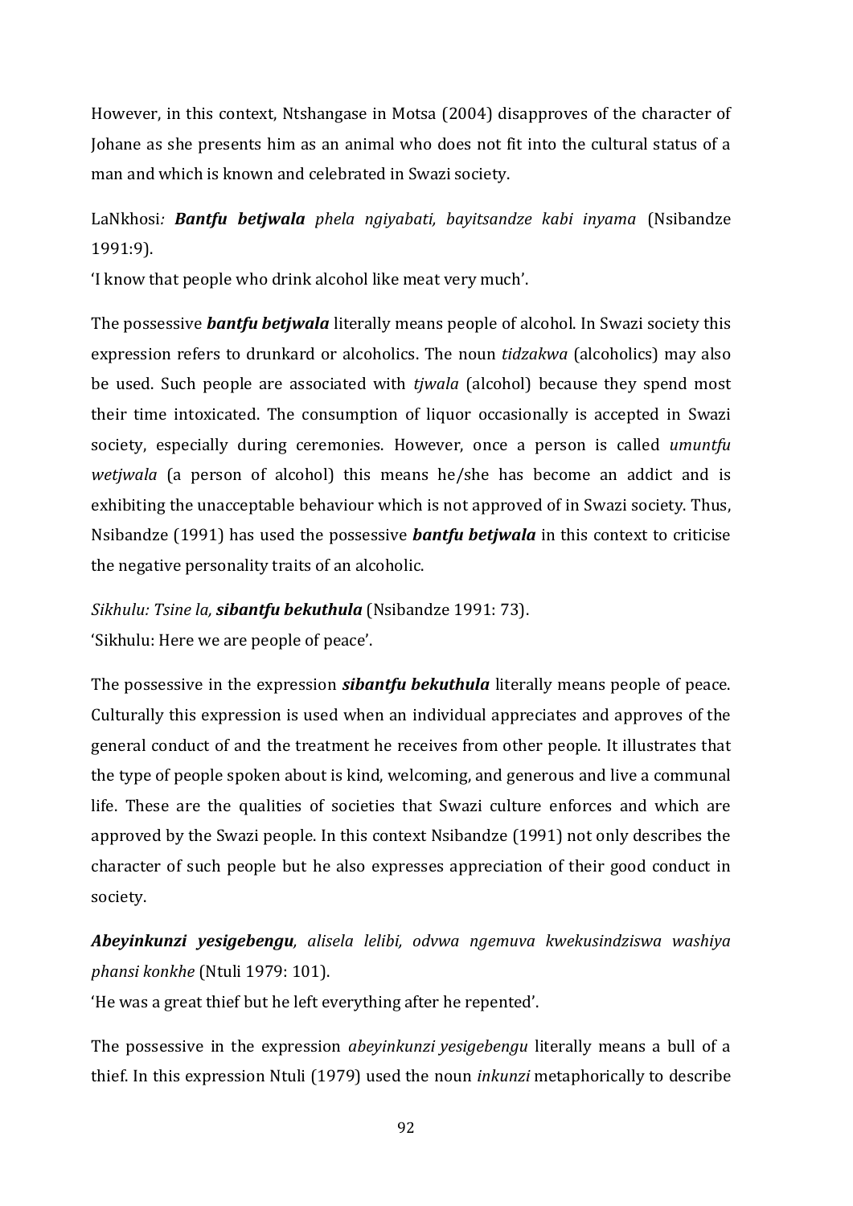However, in this context, Ntshangase in Motsa (2004) disapproves of the character of Johane as she presents him as an animal who does not fit into the cultural status of a man and which is known and celebrated in Swazi society.

LaNkhosi*: **Bantfu betjwala** phela ngiyabati, bayitsandze kabi inyama* (Nsibandze 1991:9).
'I know that people who drink alcohol like meat very much'.

The possessive ***bantfu betjwala*** literally means people of alcohol. In Swazi society this expression refers to drunkard or alcoholics. The noun *tidzakwa* (alcoholics) may also be used. Such people are associated with *tjwala* (alcohol) because they spend most their time intoxicated. The consumption of liquor occasionally is accepted in Swazi society, especially during ceremonies. However, once a person is called *umuntfu wetjwala* (a person of alcohol) this means he/she has become an addict and is exhibiting the unacceptable behaviour which is not approved of in Swazi society. Thus, Nsibandze (1991) has used the possessive ***bantfu betjwala*** in this context to criticise the negative personality traits of an alcoholic.

*Sikhulu: Tsine la, **sibantfu bekuthula*** (Nsibandze 1991: 73).
'Sikhulu: Here we are people of peace'.

The possessive in the expression ***sibantfu bekuthula*** literally means people of peace. Culturally this expression is used when an individual appreciates and approves of the general conduct of and the treatment he receives from other people. It illustrates that the type of people spoken about is kind, welcoming, and generous and live a communal life. These are the qualities of societies that Swazi culture enforces and which are approved by the Swazi people. In this context Nsibandze (1991) not only describes the character of such people but he also expresses appreciation of their good conduct in society.

***Abeyinkunzi yesigebengu**, alisela lelibi, odvwa ngemuva kwekusindziswa washiya phansi konkhe* (Ntuli 1979: 101).
'He was a great thief but he left everything after he repented'.

The possessive in the expression *abeyinkunzi yesigebengu* literally means a bull of a thief. In this expression Ntuli (1979) used the noun *inkunzi* metaphorically to describe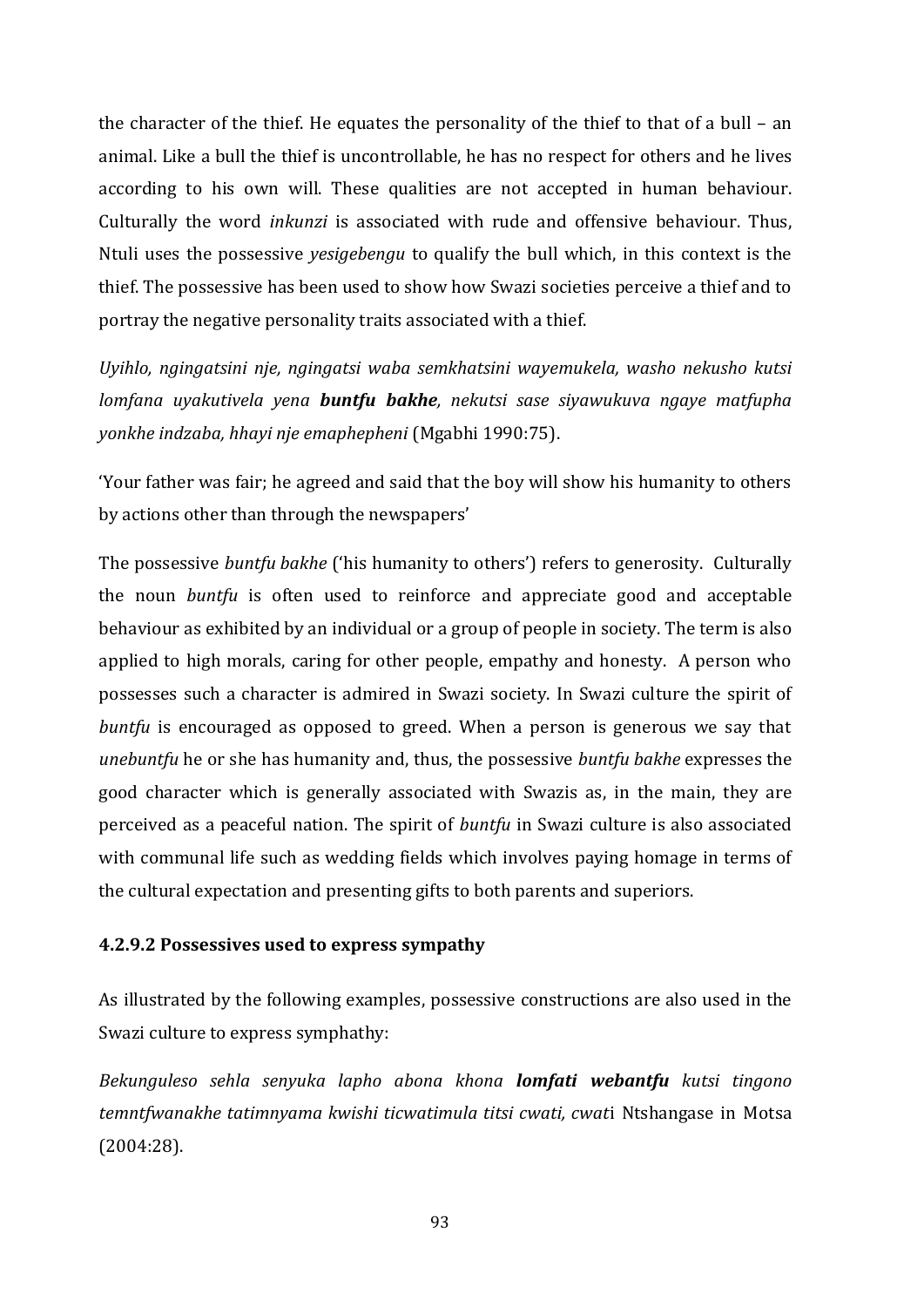the character of the thief. He equates the personality of the thief to that of a bull – an animal. Like a bull the thief is uncontrollable, he has no respect for others and he lives according to his own will. These qualities are not accepted in human behaviour. Culturally the word *inkunzi* is associated with rude and offensive behaviour. Thus, Ntuli uses the possessive *yesigebengu* to qualify the bull which, in this context is the thief. The possessive has been used to show how Swazi societies perceive a thief and to portray the negative personality traits associated with a thief.

*Uyihlo, ngingatsini nje, ngingatsi waba semkhatsini wayemukela, washo nekusho kutsi lomfana uyakutivela yena* ***buntfu bakhe****, nekutsi sase siyawukuva ngaye matfupha yonkhe indzaba, hhayi nje emaphepheni* (Mgabhi 1990:75).

'Your father was fair; he agreed and said that the boy will show his humanity to others by actions other than through the newspapers'

The possessive *buntfu bakhe* ('his humanity to others') refers to generosity. Culturally the noun *buntfu* is often used to reinforce and appreciate good and acceptable behaviour as exhibited by an individual or a group of people in society. The term is also applied to high morals, caring for other people, empathy and honesty. A person who possesses such a character is admired in Swazi society. In Swazi culture the spirit of *buntfu* is encouraged as opposed to greed. When a person is generous we say that *unebuntfu* he or she has humanity and, thus, the possessive *buntfu bakhe* expresses the good character which is generally associated with Swazis as, in the main, they are perceived as a peaceful nation. The spirit of *buntfu* in Swazi culture is also associated with communal life such as wedding fields which involves paying homage in terms of the cultural expectation and presenting gifts to both parents and superiors.

#### 4.2.9.2 Possessives used to express sympathy

As illustrated by the following examples, possessive constructions are also used in the Swazi culture to express symphathy:

*Bekunguleso sehla senyuka lapho abona khona* ***lomfati webantfu*** *kutsi tingono temntfwanakhe tatimnyama kwishi ticwatimula titsi cwati, cwat*i Ntshangase in Motsa (2004:28).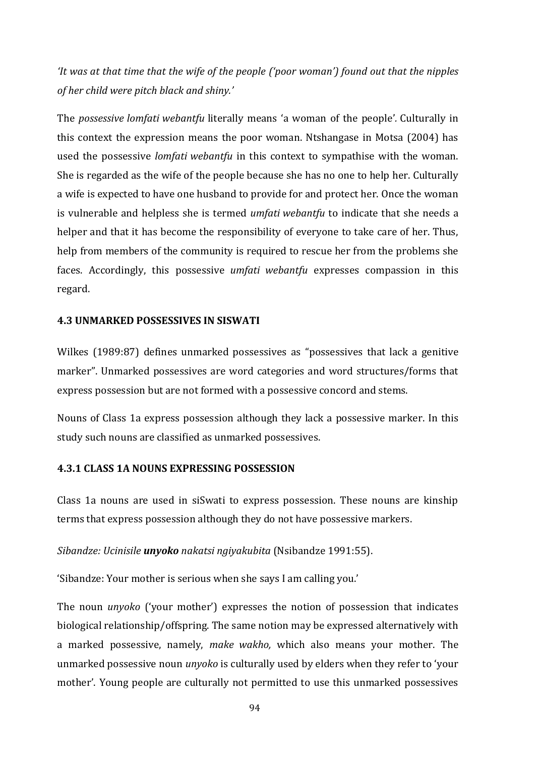*'It was at that time that the wife of the people ('poor woman') found out that the nipples of her child were pitch black and shiny.'*

The *possessive lomfati webantfu* literally means 'a woman of the people'. Culturally in this context the expression means the poor woman. Ntshangase in Motsa (2004) has used the possessive *lomfati webantfu* in this context to sympathise with the woman. She is regarded as the wife of the people because she has no one to help her. Culturally a wife is expected to have one husband to provide for and protect her. Once the woman is vulnerable and helpless she is termed *umfati webantfu* to indicate that she needs a helper and that it has become the responsibility of everyone to take care of her. Thus, help from members of the community is required to rescue her from the problems she faces. Accordingly, this possessive *umfati webantfu* expresses compassion in this regard.

### 4.3 UNMARKED POSSESSIVES IN SISWATI

Wilkes (1989:87) defines unmarked possessives as "possessives that lack a genitive marker". Unmarked possessives are word categories and word structures/forms that express possession but are not formed with a possessive concord and stems.

Nouns of Class 1a express possession although they lack a possessive marker. In this study such nouns are classified as unmarked possessives.

#### 4.3.1 CLASS 1A NOUNS EXPRESSING POSSESSION

Class 1a nouns are used in siSwati to express possession. These nouns are kinship terms that express possession although they do not have possessive markers.

*Sibandze: Ucinisile **unyoko** nakatsi ngiyakubita* (Nsibandze 1991:55).

'Sibandze: Your mother is serious when she says I am calling you.'

The noun *unyoko* ('your mother') expresses the notion of possession that indicates biological relationship/offspring. The same notion may be expressed alternatively with a marked possessive, namely, *make wakho,* which also means your mother. The unmarked possessive noun *unyoko* is culturally used by elders when they refer to 'your mother'. Young people are culturally not permitted to use this unmarked possessives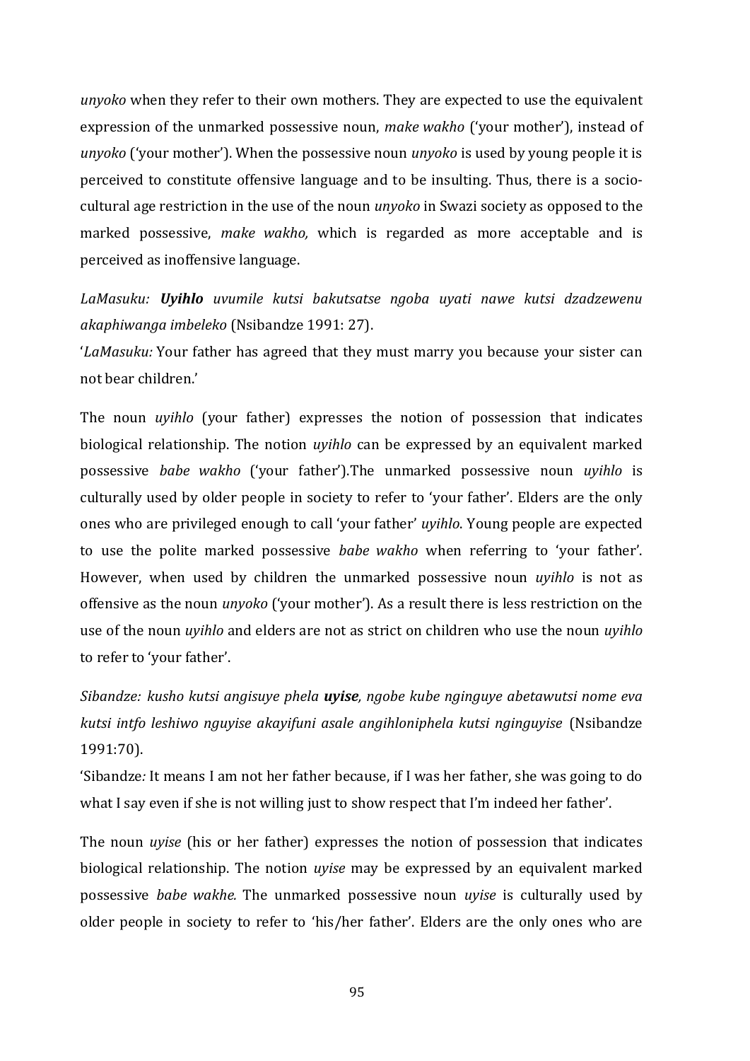*unyoko* when they refer to their own mothers. They are expected to use the equivalent expression of the unmarked possessive noun, *make wakho* ('your mother'), instead of *unyoko* ('your mother'). When the possessive noun *unyoko* is used by young people it is perceived to constitute offensive language and to be insulting. Thus, there is a socio-cultural age restriction in the use of the noun *unyoko* in Swazi society as opposed to the marked possessive, *make wakho,* which is regarded as more acceptable and is perceived as inoffensive language.

*LaMasuku: **Uyihlo** uvumile kutsi bakutsatse ngoba uyati nawe kutsi dzadzewenu akaphiwanga imbeleko* (Nsibandze 1991: 27).
'*LaMasuku:* Your father has agreed that they must marry you because your sister can not bear children.'

The noun *uyihlo* (your father) expresses the notion of possession that indicates biological relationship. The notion *uyihlo* can be expressed by an equivalent marked possessive *babe wakho* ('your father').The unmarked possessive noun *uyihlo* is culturally used by older people in society to refer to 'your father'. Elders are the only ones who are privileged enough to call 'your father' *uyihlo*. Young people are expected to use the polite marked possessive *babe wakho* when referring to 'your father'. However, when used by children the unmarked possessive noun *uyihlo* is not as offensive as the noun *unyoko* ('your mother'). As a result there is less restriction on the use of the noun *uyihlo* and elders are not as strict on children who use the noun *uyihlo* to refer to 'your father'.

*Sibandze: kusho kutsi angisuye phela **uyise**, ngobe kube nginguye abetawutsi nome eva kutsi intfo leshiwo nguyise akayifuni asale angihloniphela kutsi nginguyise* (Nsibandze 1991:70).
'Sibandze*:* It means I am not her father because, if I was her father, she was going to do what I say even if she is not willing just to show respect that I'm indeed her father'.

The noun *uyise* (his or her father) expresses the notion of possession that indicates biological relationship. The notion *uyise* may be expressed by an equivalent marked possessive *babe wakhe.* The unmarked possessive noun *uyise* is culturally used by older people in society to refer to 'his/her father'. Elders are the only ones who are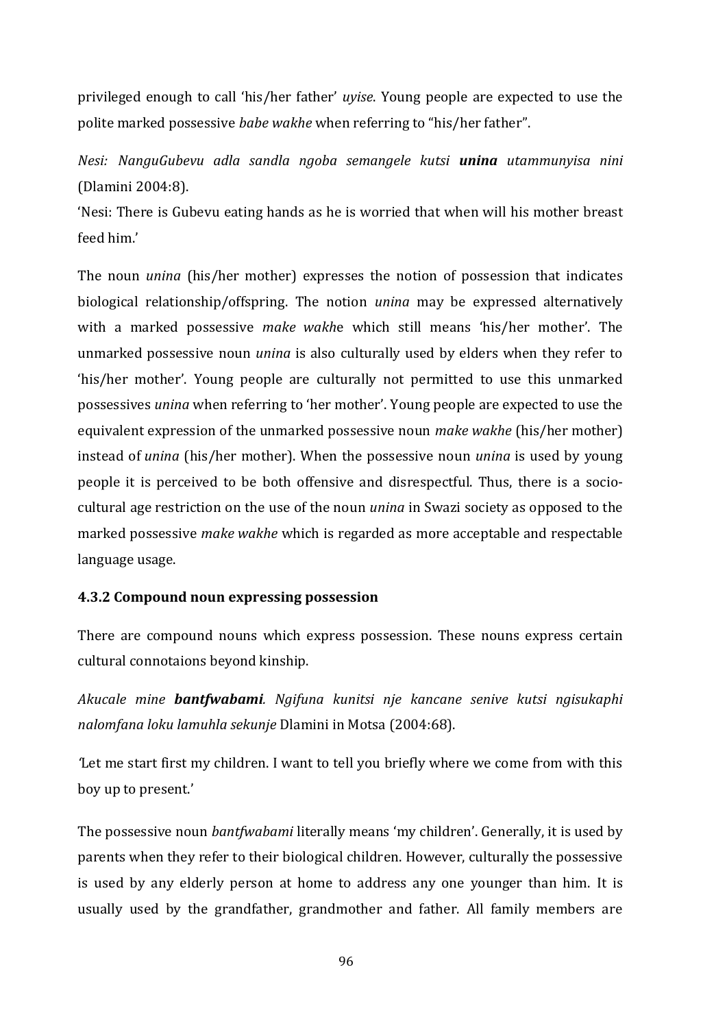privileged enough to call 'his/her father' *uyise*. Young people are expected to use the polite marked possessive *babe wakhe* when referring to "his/her father".

*Nesi: NanguGubevu adla sandla ngoba semangele kutsi* ***unina*** *utammunyisa nini* (Dlamini 2004:8).

'Nesi: There is Gubevu eating hands as he is worried that when will his mother breast feed him.'

The noun *unina* (his/her mother) expresses the notion of possession that indicates biological relationship/offspring. The notion *unina* may be expressed alternatively with a marked possessive *make wakh*e which still means 'his/her mother'. The unmarked possessive noun *unina* is also culturally used by elders when they refer to 'his/her mother'. Young people are culturally not permitted to use this unmarked possessives *unina* when referring to 'her mother'. Young people are expected to use the equivalent expression of the unmarked possessive noun *make wakhe* (his/her mother) instead of *unina* (his/her mother). When the possessive noun *unina* is used by young people it is perceived to be both offensive and disrespectful. Thus, there is a socio-cultural age restriction on the use of the noun *unina* in Swazi society as opposed to the marked possessive *make wakhe* which is regarded as more acceptable and respectable language usage.

### 4.3.2 Compound noun expressing possession

There are compound nouns which express possession. These nouns express certain cultural connotaions beyond kinship.

*Akucale mine* ***bantfwabami****. Ngifuna kunitsi nje kancane senive kutsi ngisukaphi nalomfana loku lamuhla sekunje* Dlamini in Motsa (2004:68).

'Let me start first my children. I want to tell you briefly where we come from with this boy up to present.'

The possessive noun *bantfwabami* literally means 'my children'. Generally, it is used by parents when they refer to their biological children. However, culturally the possessive is used by any elderly person at home to address any one younger than him. It is usually used by the grandfather, grandmother and father. All family members are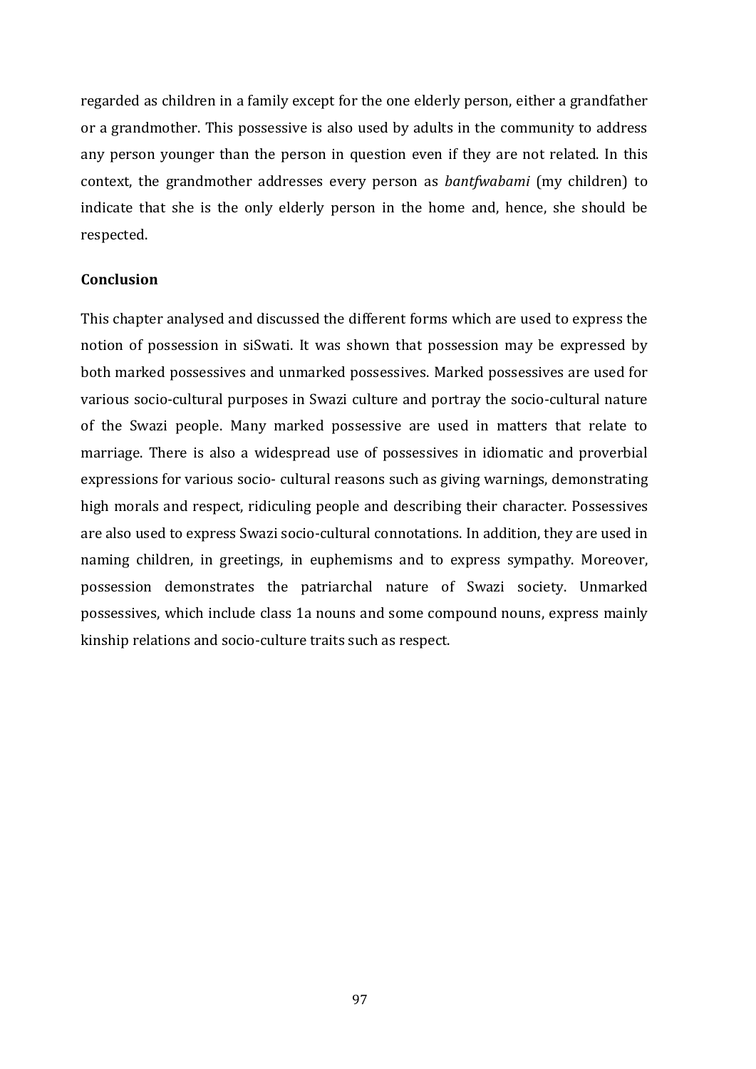regarded as children in a family except for the one elderly person, either a grandfather or a grandmother. This possessive is also used by adults in the community to address any person younger than the person in question even if they are not related. In this context, the grandmother addresses every person as *bantfwabami* (my children) to indicate that she is the only elderly person in the home and, hence, she should be respected.

## Conclusion

This chapter analysed and discussed the different forms which are used to express the notion of possession in siSwati. It was shown that possession may be expressed by both marked possessives and unmarked possessives. Marked possessives are used for various socio-cultural purposes in Swazi culture and portray the socio-cultural nature of the Swazi people. Many marked possessive are used in matters that relate to marriage. There is also a widespread use of possessives in idiomatic and proverbial expressions for various socio- cultural reasons such as giving warnings, demonstrating high morals and respect, ridiculing people and describing their character. Possessives are also used to express Swazi socio-cultural connotations. In addition, they are used in naming children, in greetings, in euphemisms and to express sympathy. Moreover, possession demonstrates the patriarchal nature of Swazi society. Unmarked possessives, which include class 1a nouns and some compound nouns, express mainly kinship relations and socio-culture traits such as respect.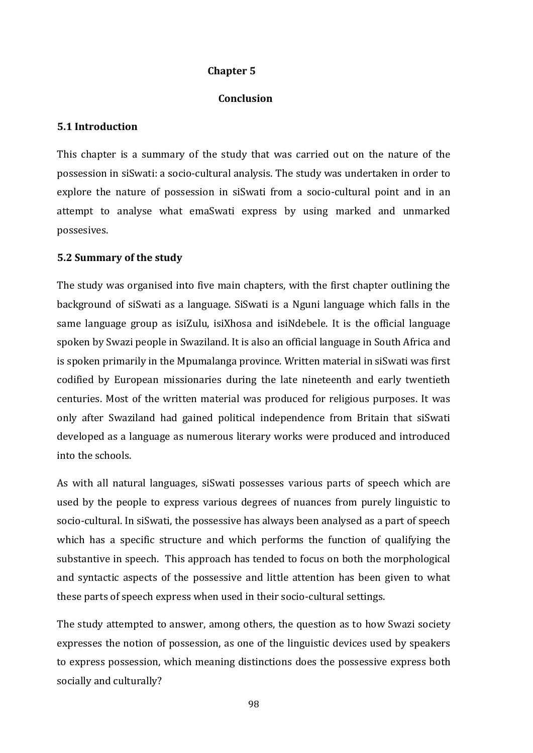# Chapter 5

## Conclusion

### 5.1 Introduction

This chapter is a summary of the study that was carried out on the nature of the possession in siSwati: a socio-cultural analysis. The study was undertaken in order to explore the nature of possession in siSwati from a socio-cultural point and in an attempt to analyse what emaSwati express by using marked and unmarked possesives.

### 5.2 Summary of the study

The study was organised into five main chapters, with the first chapter outlining the background of siSwati as a language. SiSwati is a Nguni language which falls in the same language group as isiZulu, isiXhosa and isiNdebele. It is the official language spoken by Swazi people in Swaziland. It is also an official language in South Africa and is spoken primarily in the Mpumalanga province. Written material in siSwati was first codified by European missionaries during the late nineteenth and early twentieth centuries. Most of the written material was produced for religious purposes. It was only after Swaziland had gained political independence from Britain that siSwati developed as a language as numerous literary works were produced and introduced into the schools.

As with all natural languages, siSwati possesses various parts of speech which are used by the people to express various degrees of nuances from purely linguistic to socio-cultural. In siSwati, the possessive has always been analysed as a part of speech which has a specific structure and which performs the function of qualifying the substantive in speech. This approach has tended to focus on both the morphological and syntactic aspects of the possessive and little attention has been given to what these parts of speech express when used in their socio-cultural settings.

The study attempted to answer, among others, the question as to how Swazi society expresses the notion of possession, as one of the linguistic devices used by speakers to express possession, which meaning distinctions does the possessive express both socially and culturally?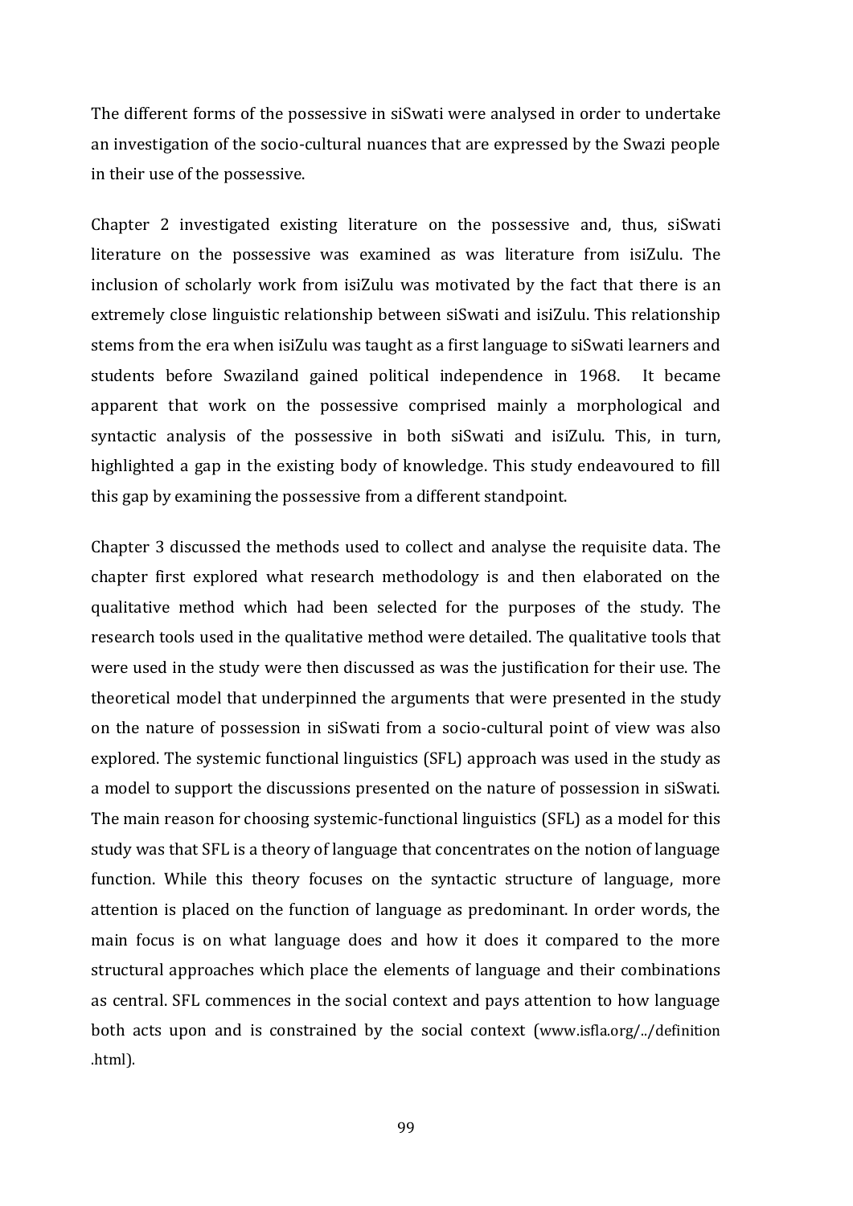The different forms of the possessive in siSwati were analysed in order to undertake an investigation of the socio-cultural nuances that are expressed by the Swazi people in their use of the possessive.

Chapter 2 investigated existing literature on the possessive and, thus, siSwati literature on the possessive was examined as was literature from isiZulu. The inclusion of scholarly work from isiZulu was motivated by the fact that there is an extremely close linguistic relationship between siSwati and isiZulu. This relationship stems from the era when isiZulu was taught as a first language to siSwati learners and students before Swaziland gained political independence in 1968. It became apparent that work on the possessive comprised mainly a morphological and syntactic analysis of the possessive in both siSwati and isiZulu. This, in turn, highlighted a gap in the existing body of knowledge. This study endeavoured to fill this gap by examining the possessive from a different standpoint.

Chapter 3 discussed the methods used to collect and analyse the requisite data. The chapter first explored what research methodology is and then elaborated on the qualitative method which had been selected for the purposes of the study. The research tools used in the qualitative method were detailed. The qualitative tools that were used in the study were then discussed as was the justification for their use. The theoretical model that underpinned the arguments that were presented in the study on the nature of possession in siSwati from a socio-cultural point of view was also explored. The systemic functional linguistics (SFL) approach was used in the study as a model to support the discussions presented on the nature of possession in siSwati. The main reason for choosing systemic-functional linguistics (SFL) as a model for this study was that SFL is a theory of language that concentrates on the notion of language function. While this theory focuses on the syntactic structure of language, more attention is placed on the function of language as predominant. In order words, the main focus is on what language does and how it does it compared to the more structural approaches which place the elements of language and their combinations as central. SFL commences in the social context and pays attention to how language both acts upon and is constrained by the social context (www.isfla.org/../definition .html).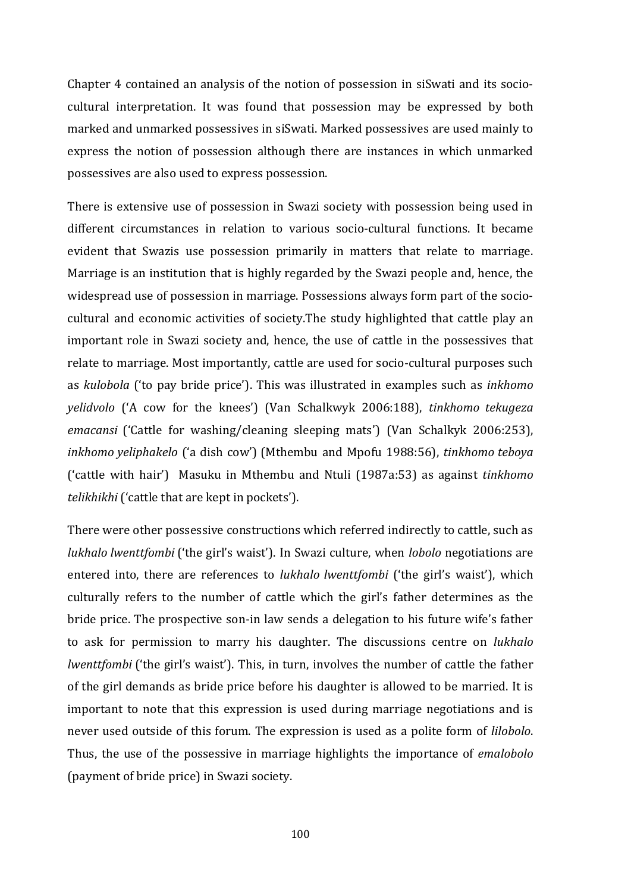Chapter 4 contained an analysis of the notion of possession in siSwati and its socio-cultural interpretation. It was found that possession may be expressed by both marked and unmarked possessives in siSwati. Marked possessives are used mainly to express the notion of possession although there are instances in which unmarked possessives are also used to express possession.

There is extensive use of possession in Swazi society with possession being used in different circumstances in relation to various socio-cultural functions. It became evident that Swazis use possession primarily in matters that relate to marriage. Marriage is an institution that is highly regarded by the Swazi people and, hence, the widespread use of possession in marriage. Possessions always form part of the socio-cultural and economic activities of society.The study highlighted that cattle play an important role in Swazi society and, hence, the use of cattle in the possessives that relate to marriage. Most importantly, cattle are used for socio-cultural purposes such as *kulobola* ('to pay bride price'). This was illustrated in examples such as *inkhomo yelidvolo* ('A cow for the knees') (Van Schalkwyk 2006:188), *tinkhomo tekugeza emacansi* ('Cattle for washing/cleaning sleeping mats') (Van Schalkyk 2006:253), *inkhomo yeliphakelo* ('a dish cow') (Mthembu and Mpofu 1988:56), *tinkhomo teboya* ('cattle with hair') Masuku in Mthembu and Ntuli (1987a:53) as against *tinkhomo telikhikhi* ('cattle that are kept in pockets').

There were other possessive constructions which referred indirectly to cattle, such as *lukhalo lwenttfombi* ('the girl's waist'). In Swazi culture, when *lobolo* negotiations are entered into, there are references to *lukhalo lwenttfombi* ('the girl's waist'), which culturally refers to the number of cattle which the girl's father determines as the bride price. The prospective son-in law sends a delegation to his future wife's father to ask for permission to marry his daughter. The discussions centre on *lukhalo lwenttfombi* ('the girl's waist'). This, in turn, involves the number of cattle the father of the girl demands as bride price before his daughter is allowed to be married. It is important to note that this expression is used during marriage negotiations and is never used outside of this forum. The expression is used as a polite form of *lilobolo*. Thus, the use of the possessive in marriage highlights the importance of *emalobolo* (payment of bride price) in Swazi society.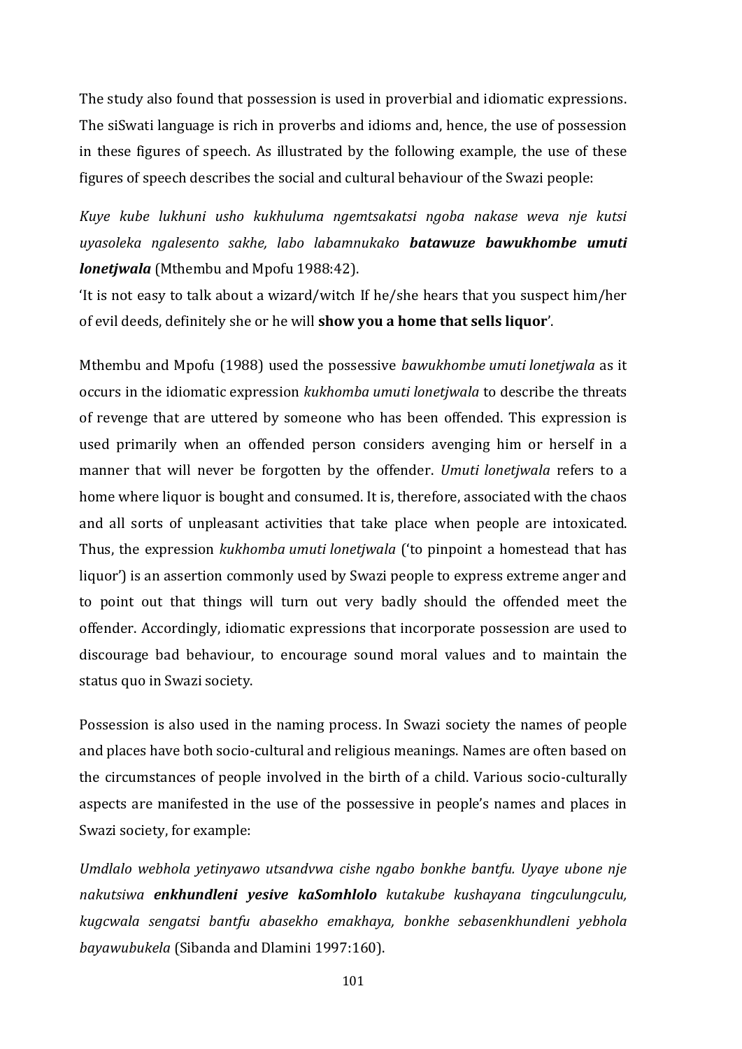The study also found that possession is used in proverbial and idiomatic expressions. The siSwati language is rich in proverbs and idioms and, hence, the use of possession in these figures of speech. As illustrated by the following example, the use of these figures of speech describes the social and cultural behaviour of the Swazi people:

*Kuye kube lukhuni usho kukhuluma ngemtsakatsi ngoba nakase weva nje kutsi uyasoleka ngalesento sakhe, labo labamnukako* ***batawuze bawukhombe umuti lonetjwala*** (Mthembu and Mpofu 1988:42).

'It is not easy to talk about a wizard/witch If he/she hears that you suspect him/her of evil deeds, definitely she or he will **show you a home that sells liquor**'.

Mthembu and Mpofu (1988) used the possessive *bawukhombe umuti lonetjwala* as it occurs in the idiomatic expression *kukhomba umuti lonetjwala* to describe the threats of revenge that are uttered by someone who has been offended. This expression is used primarily when an offended person considers avenging him or herself in a manner that will never be forgotten by the offender. *Umuti lonetjwala* refers to a home where liquor is bought and consumed. It is, therefore, associated with the chaos and all sorts of unpleasant activities that take place when people are intoxicated. Thus, the expression *kukhomba umuti lonetjwala* ('to pinpoint a homestead that has liquor') is an assertion commonly used by Swazi people to express extreme anger and to point out that things will turn out very badly should the offended meet the offender. Accordingly, idiomatic expressions that incorporate possession are used to discourage bad behaviour, to encourage sound moral values and to maintain the status quo in Swazi society.

Possession is also used in the naming process. In Swazi society the names of people and places have both socio-cultural and religious meanings. Names are often based on the circumstances of people involved in the birth of a child. Various socio-culturally aspects are manifested in the use of the possessive in people's names and places in Swazi society, for example:

*Umdlalo webhola yetinyawo utsandvwa cishe ngabo bonkhe bantfu. Uyaye ubone nje nakutsiwa* ***enkhundleni yesive kaSomhlolo*** *kutakube kushayana tingculungculu, kugcwala sengatsi bantfu abasekho emakhaya, bonkhe sebasenkhundleni yebhola bayawubukela* (Sibanda and Dlamini 1997:160).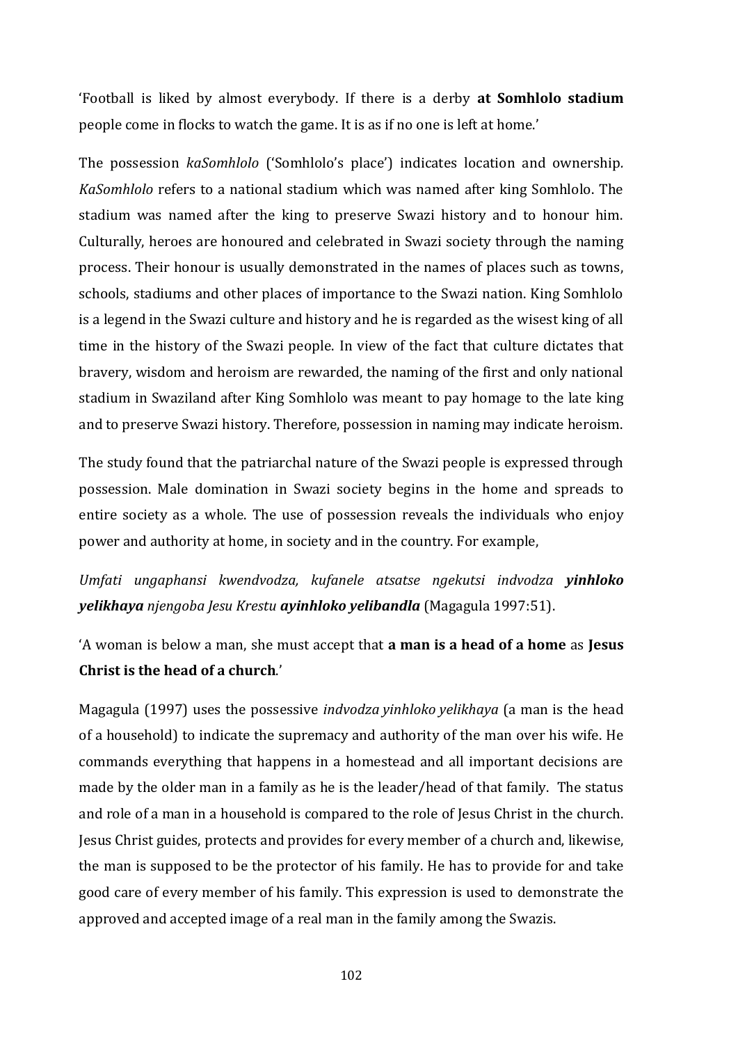'Football is liked by almost everybody. If there is a derby **at Somhlolo stadium** people come in flocks to watch the game. It is as if no one is left at home.'

The possession *kaSomhlolo* ('Somhlolo's place') indicates location and ownership. *KaSomhlolo* refers to a national stadium which was named after king Somhlolo. The stadium was named after the king to preserve Swazi history and to honour him. Culturally, heroes are honoured and celebrated in Swazi society through the naming process. Their honour is usually demonstrated in the names of places such as towns, schools, stadiums and other places of importance to the Swazi nation. King Somhlolo is a legend in the Swazi culture and history and he is regarded as the wisest king of all time in the history of the Swazi people. In view of the fact that culture dictates that bravery, wisdom and heroism are rewarded, the naming of the first and only national stadium in Swaziland after King Somhlolo was meant to pay homage to the late king and to preserve Swazi history. Therefore, possession in naming may indicate heroism.

The study found that the patriarchal nature of the Swazi people is expressed through possession. Male domination in Swazi society begins in the home and spreads to entire society as a whole. The use of possession reveals the individuals who enjoy power and authority at home, in society and in the country. For example,

*Umfati ungaphansi kwendvodza, kufanele atsatse ngekutsi indvodza* ***yinhloko yelikhaya*** *njengoba Jesu Krestu* ***ayinhloko yelibandla*** (Magagula 1997:51).

'A woman is below a man, she must accept that **a man is a head of a home** as **Jesus Christ is the head of a church**.'

Magagula (1997) uses the possessive *indvodza yinhloko yelikhaya* (a man is the head of a household) to indicate the supremacy and authority of the man over his wife. He commands everything that happens in a homestead and all important decisions are made by the older man in a family as he is the leader/head of that family. The status and role of a man in a household is compared to the role of Jesus Christ in the church. Jesus Christ guides, protects and provides for every member of a church and, likewise, the man is supposed to be the protector of his family. He has to provide for and take good care of every member of his family. This expression is used to demonstrate the approved and accepted image of a real man in the family among the Swazis.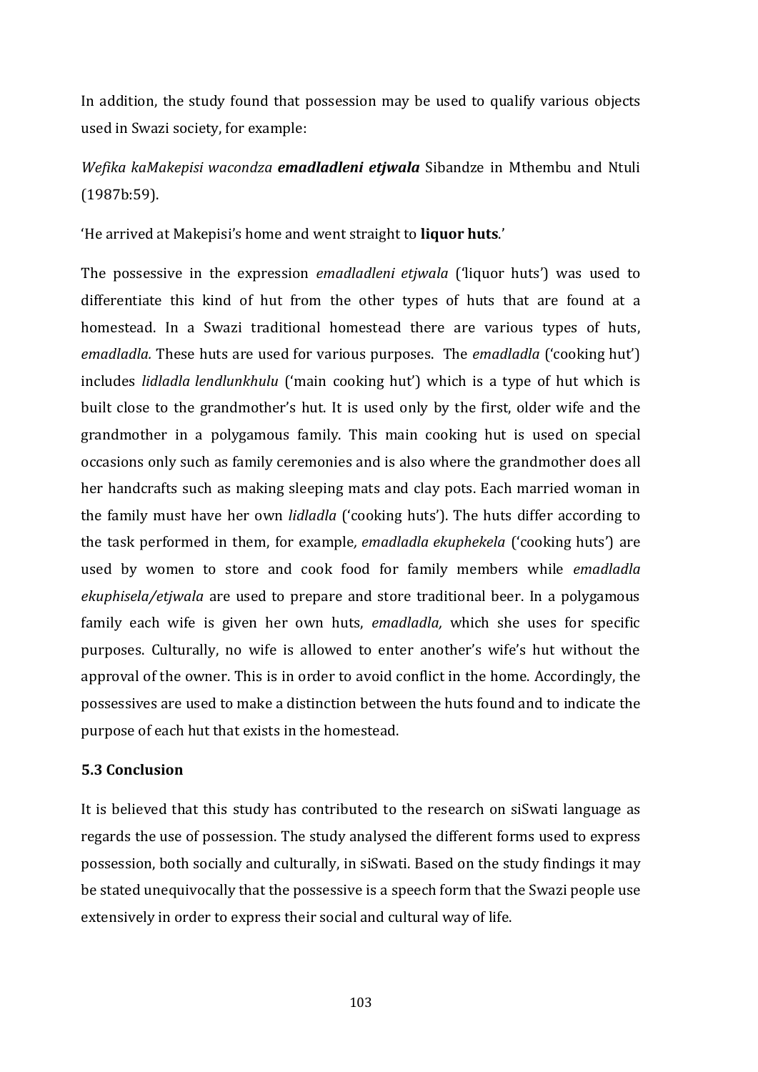In addition, the study found that possession may be used to qualify various objects used in Swazi society, for example:

*Wefika kaMakepisi wacondza* ***emadladleni etjwala*** Sibandze in Mthembu and Ntuli (1987b:59).

'He arrived at Makepisi's home and went straight to **liquor huts**.'

The possessive in the expression *emadladleni etjwala* ('liquor huts') was used to differentiate this kind of hut from the other types of huts that are found at a homestead. In a Swazi traditional homestead there are various types of huts, *emadladla.* These huts are used for various purposes. The *emadladla* ('cooking hut') includes *lidladla lendlunkhulu* ('main cooking hut') which is a type of hut which is built close to the grandmother's hut. It is used only by the first, older wife and the grandmother in a polygamous family. This main cooking hut is used on special occasions only such as family ceremonies and is also where the grandmother does all her handcrafts such as making sleeping mats and clay pots. Each married woman in the family must have her own *lidladla* ('cooking huts'). The huts differ according to the task performed in them, for example*, emadladla ekuphekela* ('cooking huts') are used by women to store and cook food for family members while *emadladla ekuphisela/etjwala* are used to prepare and store traditional beer. In a polygamous family each wife is given her own huts, *emadladla,* which she uses for specific purposes. Culturally, no wife is allowed to enter another's wife's hut without the approval of the owner. This is in order to avoid conflict in the home. Accordingly, the possessives are used to make a distinction between the huts found and to indicate the purpose of each hut that exists in the homestead.

### 5.3 Conclusion

It is believed that this study has contributed to the research on siSwati language as regards the use of possession. The study analysed the different forms used to express possession, both socially and culturally, in siSwati. Based on the study findings it may be stated unequivocally that the possessive is a speech form that the Swazi people use extensively in order to express their social and cultural way of life.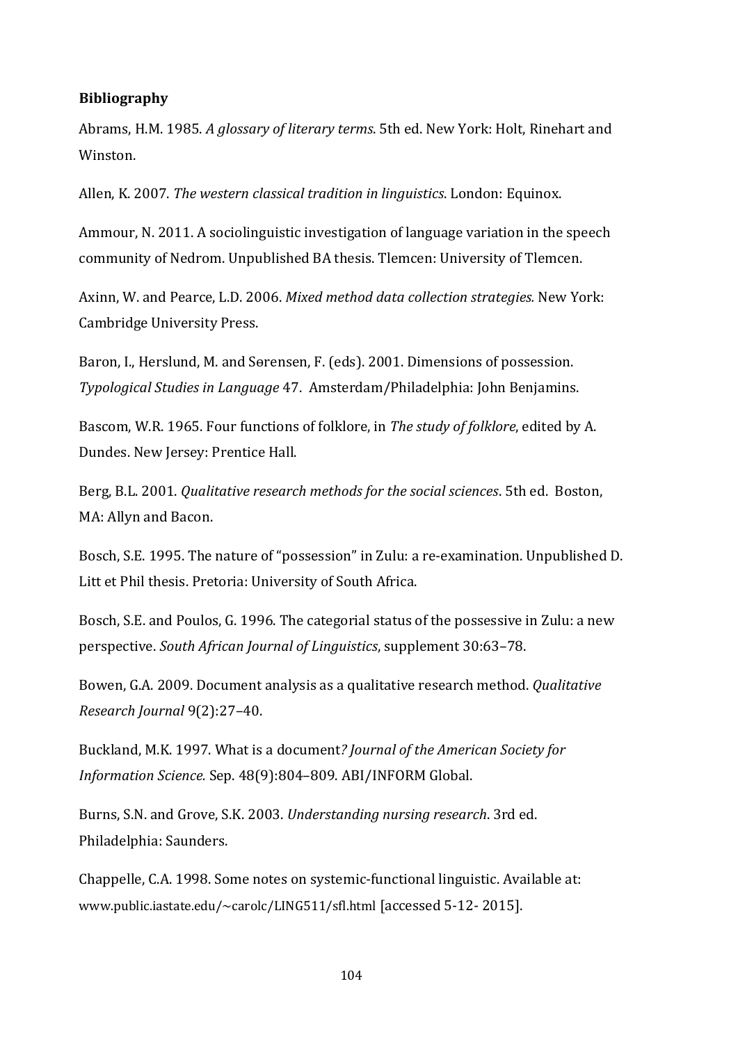**Bibliography**

Abrams, H.M. 1985. *A glossary of literary terms*. 5th ed. New York: Holt, Rinehart and Winston.

Allen, K. 2007. *The western classical tradition in linguistics*. London: Equinox.

Ammour, N. 2011. A sociolinguistic investigation of language variation in the speech community of Nedrom. Unpublished BA thesis. Tlemcen: University of Tlemcen.

Axinn, W. and Pearce, L.D. 2006. *Mixed method data collection strategies.* New York: Cambridge University Press.

Baron, I., Herslund, M. and Sørensen, F. (eds). 2001. Dimensions of possession. *Typological Studies in Language* 47. Amsterdam/Philadelphia: John Benjamins.

Bascom, W.R. 1965. Four functions of folklore, in *The study of folklore*, edited by A. Dundes. New Jersey: Prentice Hall.

Berg, B.L. 2001. *Qualitative research methods for the social sciences*. 5th ed. Boston, MA: Allyn and Bacon.

Bosch, S.E. 1995. The nature of "possession" in Zulu: a re-examination. Unpublished D. Litt et Phil thesis. Pretoria: University of South Africa.

Bosch, S.E. and Poulos, G. 1996. The categorial status of the possessive in Zulu: a new perspective. *South African Journal of Linguistics*, supplement 30:63–78.

Bowen, G.A. 2009. Document analysis as a qualitative research method. *Qualitative Research Journal* 9(2):27–40.

Buckland, M.K. 1997. What is a document*? Journal of the American Society for Information Science.* Sep. 48(9):804–809. ABI/INFORM Global.

Burns, S.N. and Grove, S.K. 2003. *Understanding nursing research*. 3rd ed. Philadelphia: Saunders.

Chappelle, C.A. 1998. Some notes on systemic-functional linguistic. Available at: www.public.iastate.edu/~carolc/LING511/sfl.html [accessed 5-12- 2015].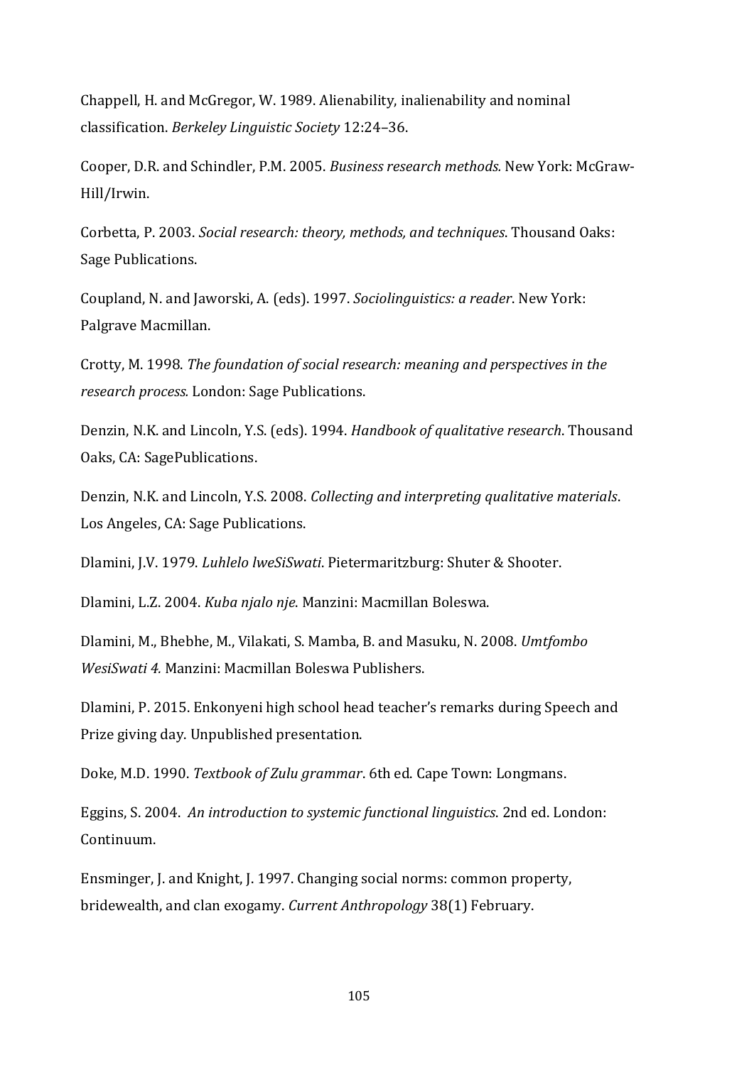Chappell, H. and McGregor, W. 1989. Alienability, inalienability and nominal classification. *Berkeley Linguistic Society* 12:24–36.

Cooper, D.R. and Schindler, P.M. 2005. *Business research methods.* New York: McGraw-Hill/Irwin.

Corbetta, P. 2003. *Social research: theory, methods, and techniques*. Thousand Oaks: Sage Publications.

Coupland, N. and Jaworski, A. (eds). 1997. *Sociolinguistics: a reader*. New York: Palgrave Macmillan.

Crotty, M. 1998. *The foundation of social research: meaning and perspectives in the research process.* London: Sage Publications.

Denzin, N.K. and Lincoln, Y.S. (eds). 1994. *Handbook of qualitative research*. Thousand Oaks, CA: SagePublications.

Denzin, N.K. and Lincoln, Y.S. 2008. *Collecting and interpreting qualitative materials*. Los Angeles, CA: Sage Publications.

Dlamini, J.V. 1979. *Luhlelo lweSiSwati*. Pietermaritzburg: Shuter & Shooter.

Dlamini, L.Z. 2004. *Kuba njalo nje*. Manzini: Macmillan Boleswa.

Dlamini, M., Bhebhe, M., Vilakati, S. Mamba, B. and Masuku, N. 2008. *Umtfombo WesiSwati 4.* Manzini: Macmillan Boleswa Publishers.

Dlamini, P. 2015. Enkonyeni high school head teacher's remarks during Speech and Prize giving day. Unpublished presentation.

Doke, M.D. 1990. *Textbook of Zulu grammar*. 6th ed. Cape Town: Longmans.

Eggins, S. 2004. *An introduction to systemic functional linguistics.* 2nd ed. London: Continuum.

Ensminger, J. and Knight, J. 1997. Changing social norms: common property, bridewealth, and clan exogamy. *Current Anthropology* 38(1) February.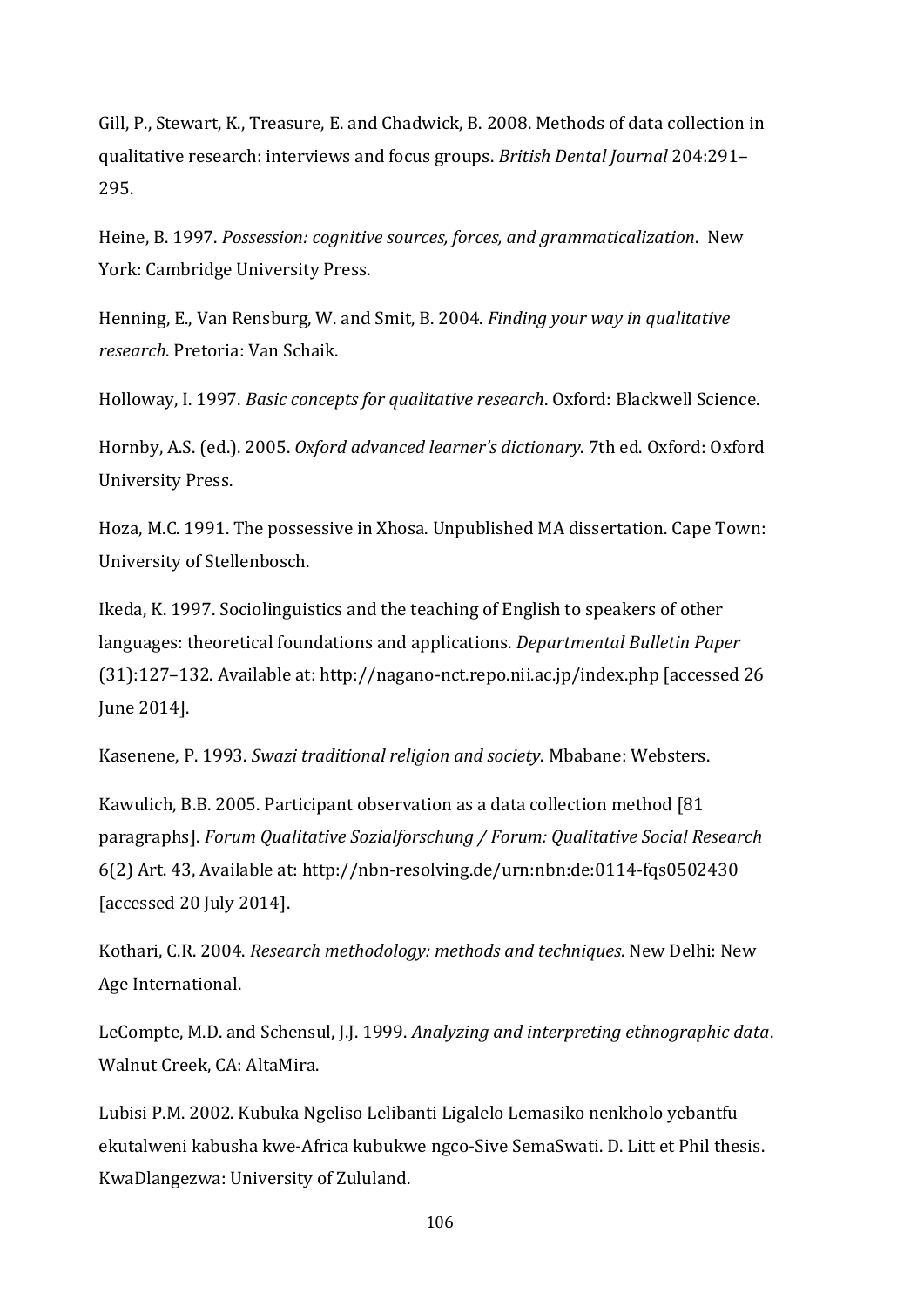Gill, P., Stewart, K., Treasure, E. and Chadwick, B. 2008. Methods of data collection in qualitative research: interviews and focus groups. *British Dental Journal* 204:291–295.

Heine, B. 1997. *Possession: cognitive sources, forces, and grammaticalization*. New York: Cambridge University Press.

Henning, E., Van Rensburg, W. and Smit, B. 2004. *Finding your way in qualitative research*. Pretoria: Van Schaik.

Holloway, I. 1997. *Basic concepts for qualitative research*. Oxford: Blackwell Science.

Hornby, A.S. (ed.). 2005. *Oxford advanced learner's dictionary*. 7th ed. Oxford: Oxford University Press.

Hoza, M.C. 1991. The possessive in Xhosa. Unpublished MA dissertation. Cape Town: University of Stellenbosch.

Ikeda, K. 1997. Sociolinguistics and the teaching of English to speakers of other languages: theoretical foundations and applications. *Departmental Bulletin Paper* (31):127–132. Available at: http://nagano-nct.repo.nii.ac.jp/index.php [accessed 26 June 2014].

Kasenene, P. 1993. *Swazi traditional religion and society*. Mbabane: Websters.

Kawulich, B.B. 2005. Participant observation as a data collection method [81 paragraphs]. *Forum Qualitative Sozialforschung / Forum: Qualitative Social Research* 6(2) Art. 43, Available at: http://nbn-resolving.de/urn:nbn:de:0114-fqs0502430 [accessed 20 July 2014].

Kothari, C.R. 2004. *Research methodology: methods and techniques*. New Delhi: New Age International.

LeCompte, M.D. and Schensul, J.J. 1999. *Analyzing and interpreting ethnographic data*. Walnut Creek, CA: AltaMira.

Lubisi P.M. 2002. Kubuka Ngeliso Lelibanti Ligalelo Lemasiko nenkholo yebantfu ekutalweni kabusha kwe-Africa kubukwe ngco-Sive SemaSwati. D. Litt et Phil thesis. KwaDlangezwa: University of Zululand.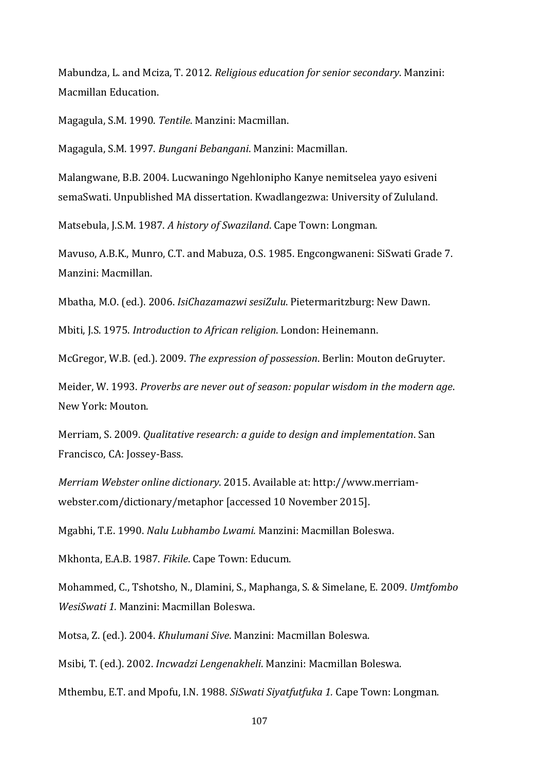Mabundza, L. and Mciza, T. 2012. *Religious education for senior secondary*. Manzini: Macmillan Education.

Magagula, S.M. 1990. *Tentile*. Manzini: Macmillan.

Magagula, S.M. 1997. *Bungani Bebangani*. Manzini: Macmillan.

Malangwane, B.B. 2004. Lucwaningo Ngehlonipho Kanye nemitselea yayo esiveni semaSwati. Unpublished MA dissertation. Kwadlangezwa: University of Zululand.

Matsebula, J.S.M. 1987. *A history of Swaziland*. Cape Town: Longman.

Mavuso, A.B.K., Munro, C.T. and Mabuza, O.S. 1985. Engcongwaneni: SiSwati Grade 7. Manzini: Macmillan.

Mbatha, M.O. (ed.). 2006. *IsiChazamazwi sesiZulu*. Pietermaritzburg: New Dawn.

Mbiti, J.S. 1975. *Introduction to African religion*. London: Heinemann.

McGregor, W.B. (ed.). 2009. *The expression of possession*. Berlin: Mouton deGruyter.

Meider, W. 1993. *Proverbs are never out of season: popular wisdom in the modern age*. New York: Mouton.

Merriam, S. 2009. *Qualitative research: a guide to design and implementation*. San Francisco, CA: Jossey-Bass.

*Merriam Webster online dictionary*. 2015. Available at: http://www.merriam-webster.com/dictionary/metaphor [accessed 10 November 2015].

Mgabhi, T.E. 1990. *Nalu Lubhambo Lwami.* Manzini: Macmillan Boleswa.

Mkhonta, E.A.B. 1987. *Fikile*. Cape Town: Educum.

Mohammed, C., Tshotsho, N., Dlamini, S., Maphanga, S. & Simelane, E. 2009. *Umtfombo WesiSwati 1.* Manzini: Macmillan Boleswa.

Motsa, Z. (ed.). 2004. *Khulumani Sive*. Manzini: Macmillan Boleswa.

Msibi, T. (ed.). 2002. *Incwadzi Lengenakheli*. Manzini: Macmillan Boleswa.

Mthembu, E.T. and Mpofu, I.N. 1988. *SiSwati Siyatfutfuka 1.* Cape Town: Longman.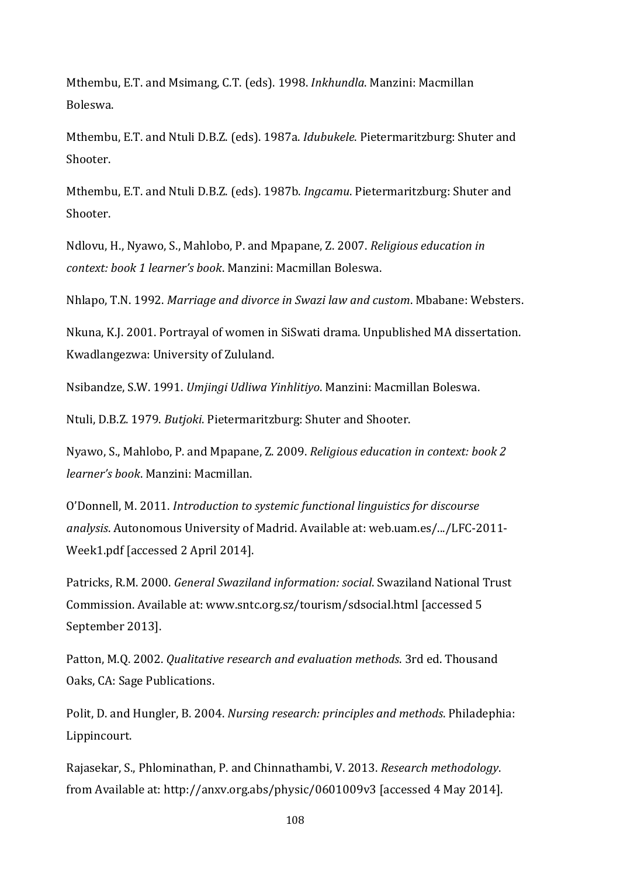Mthembu, E.T. and Msimang, C.T. (eds). 1998. *Inkhundla*. Manzini: Macmillan Boleswa.

Mthembu, E.T. and Ntuli D.B.Z. (eds). 1987a. *Idubukele*. Pietermaritzburg: Shuter and Shooter.

Mthembu, E.T. and Ntuli D.B.Z. (eds). 1987b. *Ingcamu*. Pietermaritzburg: Shuter and Shooter.

Ndlovu, H., Nyawo, S., Mahlobo, P. and Mpapane, Z. 2007. *Religious education in context: book 1 learner's book*. Manzini: Macmillan Boleswa.

Nhlapo, T.N. 1992. *Marriage and divorce in Swazi law and custom*. Mbabane: Websters.

Nkuna, K.J. 2001. Portrayal of women in SiSwati drama. Unpublished MA dissertation. Kwadlangezwa: University of Zululand.

Nsibandze, S.W. 1991. *Umjingi Udliwa Yinhlitiyo*. Manzini: Macmillan Boleswa.

Ntuli, D.B.Z. 1979. *Butjoki*. Pietermaritzburg: Shuter and Shooter.

Nyawo, S., Mahlobo, P. and Mpapane, Z. 2009. *Religious education in context: book 2 learner's book*. Manzini: Macmillan.

O'Donnell, M. 2011. *Introduction to systemic functional linguistics for discourse analysis*. Autonomous University of Madrid. Available at: web.uam.es/.../LFC-2011-Week1.pdf [accessed 2 April 2014].

Patricks, R.M. 2000. *General Swaziland information: social*. Swaziland National Trust Commission. Available at: www.sntc.org.sz/tourism/sdsocial.html [accessed 5 September 2013].

Patton, M.Q. 2002. *Qualitative research and evaluation methods.* 3rd ed. Thousand Oaks, CA: Sage Publications.

Polit, D. and Hungler, B. 2004. *Nursing research: principles and methods*. Philadephia: Lippincourt.

Rajasekar, S., Phlominathan, P. and Chinnathambi, V. 2013. *Research methodology*. from Available at: http://anxv.org.abs/physic/0601009v3 [accessed 4 May 2014].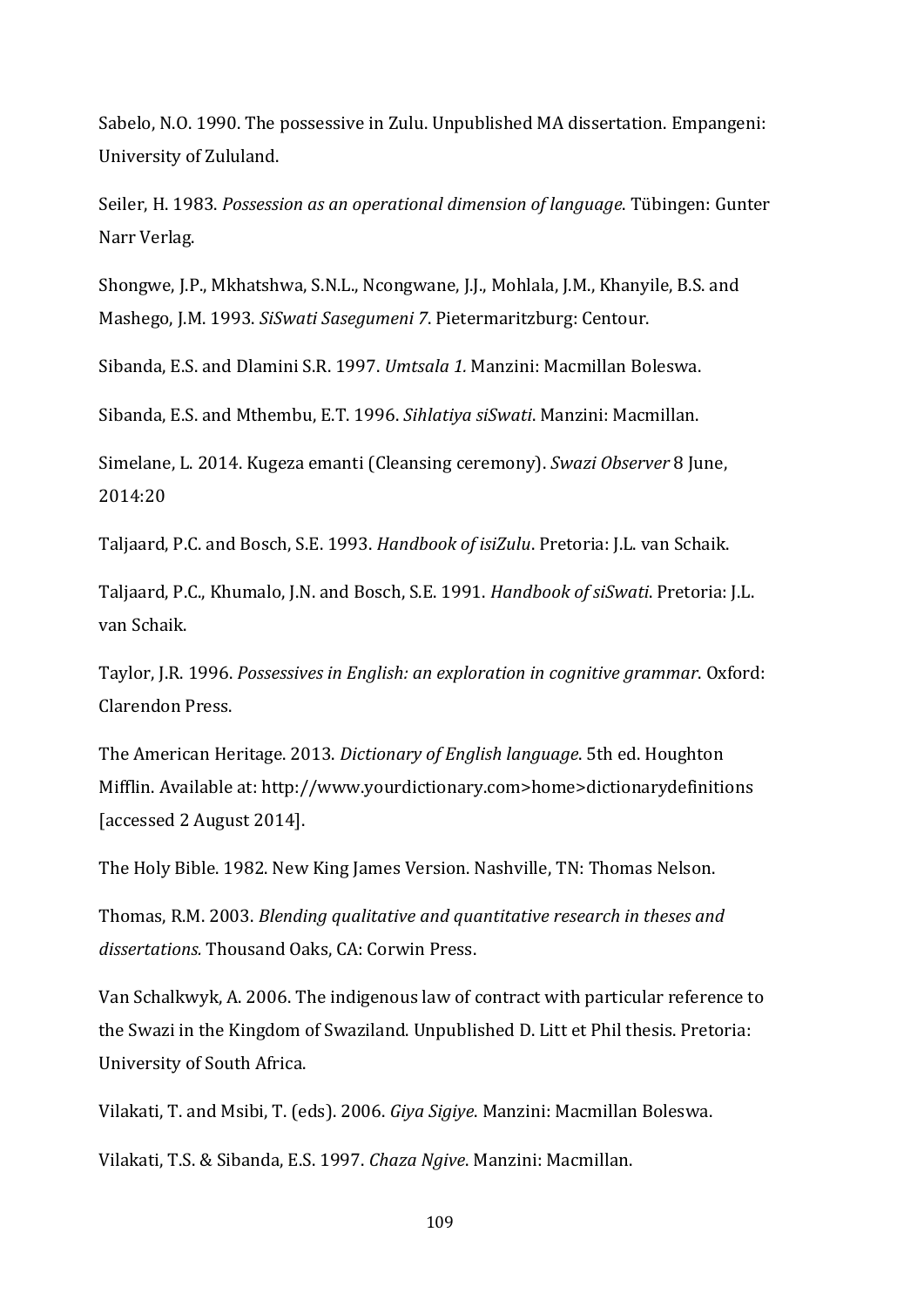Sabelo, N.O. 1990. The possessive in Zulu. Unpublished MA dissertation. Empangeni: University of Zululand.

Seiler, H. 1983. *Possession as an operational dimension of language*. Tübingen: Gunter Narr Verlag.

Shongwe, J.P., Mkhatshwa, S.N.L., Ncongwane, J.J., Mohlala, J.M., Khanyile, B.S. and Mashego, J.M. 1993. *SiSwati Sasegumeni 7*. Pietermaritzburg: Centour.

Sibanda, E.S. and Dlamini S.R. 1997. *Umtsala 1.* Manzini: Macmillan Boleswa.

Sibanda, E.S. and Mthembu, E.T. 1996. *Sihlatiya siSwati*. Manzini: Macmillan.

Simelane, L. 2014. Kugeza emanti (Cleansing ceremony). *Swazi Observer* 8 June, 2014:20

Taljaard, P.C. and Bosch, S.E. 1993. *Handbook of isiZulu*. Pretoria: J.L. van Schaik.

Taljaard, P.C., Khumalo, J.N. and Bosch, S.E. 1991. *Handbook of siSwati*. Pretoria: J.L. van Schaik.

Taylor, J.R. 1996. *Possessives in English: an exploration in cognitive grammar*. Oxford: Clarendon Press.

The American Heritage. 2013. *Dictionary of English language*. 5th ed. Houghton Mifflin. Available at: http://www.yourdictionary.com>home>dictionarydefinitions [accessed 2 August 2014].

The Holy Bible. 1982. New King James Version. Nashville, TN: Thomas Nelson.

Thomas, R.M. 2003. *Blending qualitative and quantitative research in theses and dissertations.* Thousand Oaks, CA: Corwin Press.

Van Schalkwyk, A. 2006. The indigenous law of contract with particular reference to the Swazi in the Kingdom of Swaziland. Unpublished D. Litt et Phil thesis. Pretoria: University of South Africa.

Vilakati, T. and Msibi, T. (eds). 2006. *Giya Sigiye.* Manzini: Macmillan Boleswa.

Vilakati, T.S. & Sibanda, E.S. 1997. *Chaza Ngive*. Manzini: Macmillan.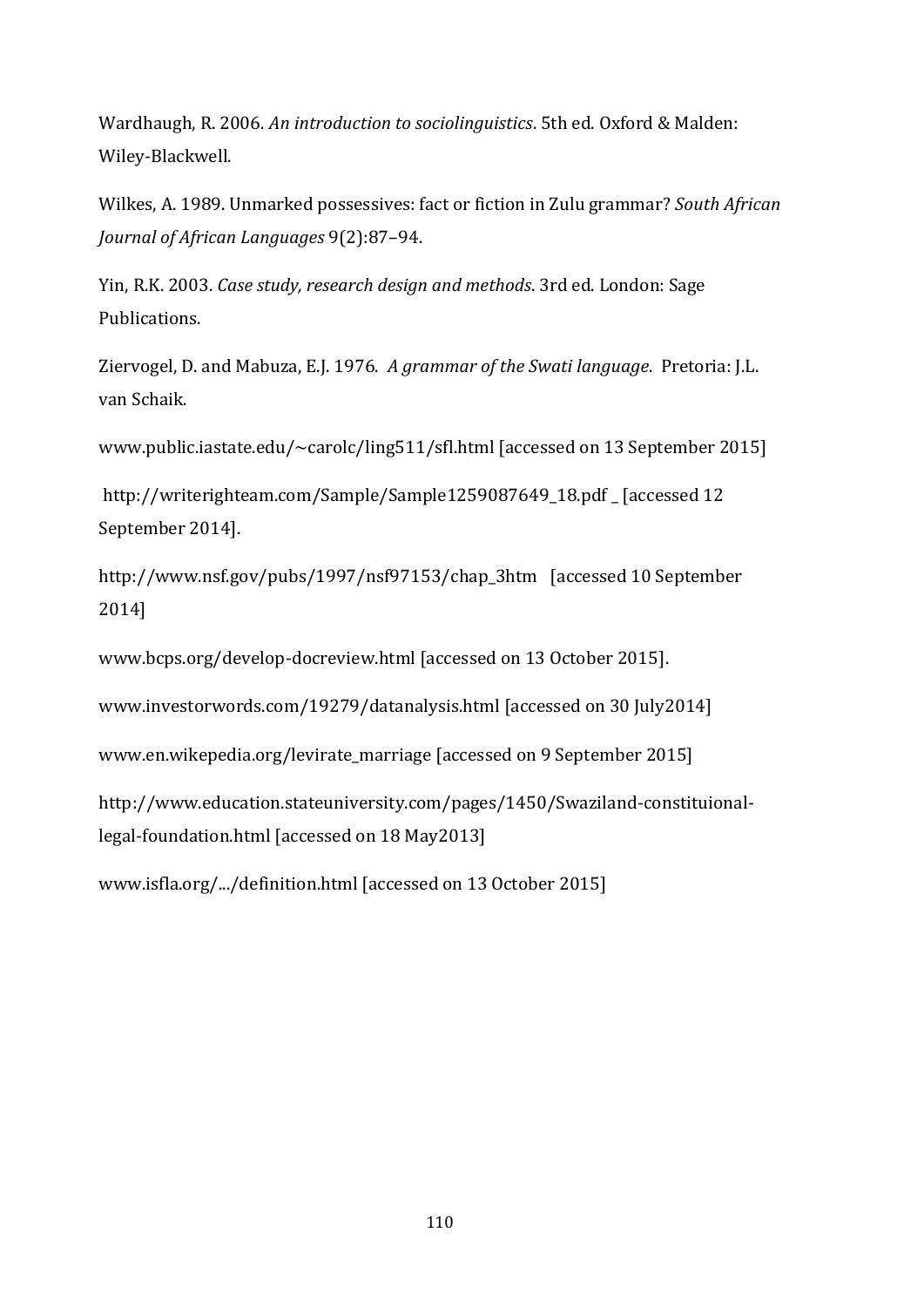Wardhaugh, R. 2006. *An introduction to sociolinguistics*. 5th ed. Oxford & Malden: Wiley-Blackwell.

Wilkes, A. 1989. Unmarked possessives: fact or fiction in Zulu grammar? *South African Journal of African Languages* 9(2):87–94.

Yin, R.K. 2003. *Case study, research design and methods*. 3rd ed. London: Sage Publications.

Ziervogel, D. and Mabuza, E.J. 1976. *A grammar of the Swati language*. Pretoria: J.L. van Schaik.

www.public.iastate.edu/~carolc/ling511/sfl.html [accessed on 13 September 2015]

http://writerighteam.com/Sample/Sample1259087649_18.pdf _ [accessed 12 September 2014].

http://www.nsf.gov/pubs/1997/nsf97153/chap_3htm [accessed 10 September 2014]

www.bcps.org/develop-docreview.html [accessed on 13 October 2015].

www.investorwords.com/19279/datanalysis.html [accessed on 30 July2014]

www.en.wikepedia.org/levirate_marriage [accessed on 9 September 2015]

http://www.education.stateuniversity.com/pages/1450/Swaziland-constituional-legal-foundation.html [accessed on 18 May2013]

www.isfla.org/.../definition.html [accessed on 13 October 2015]